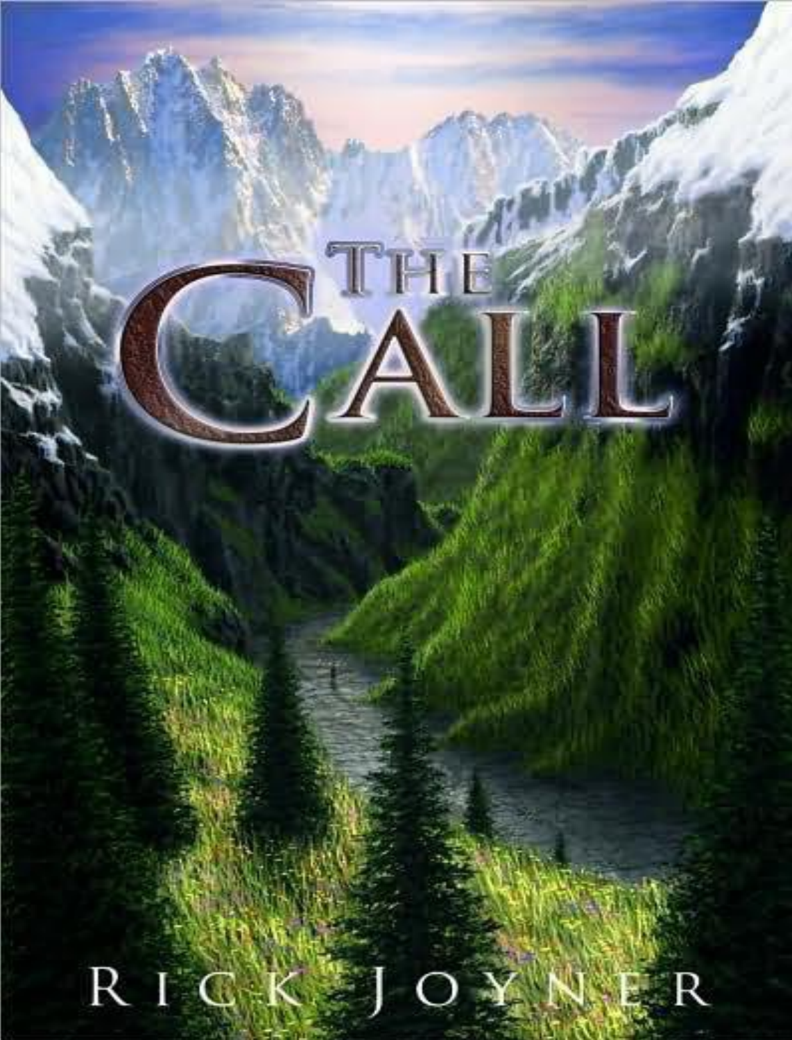# THE CALL

RICK JOYNER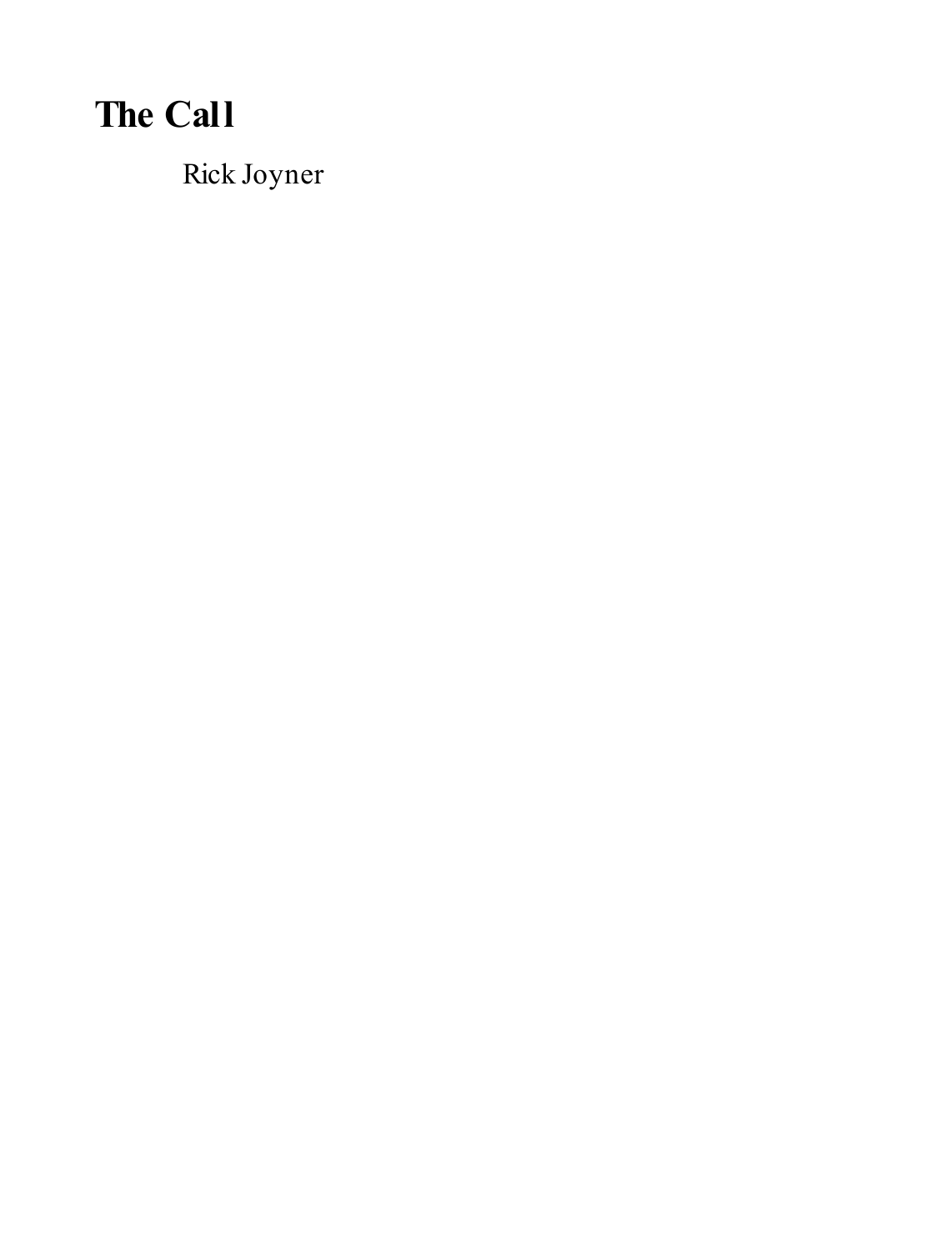# The Call

Rick Joyner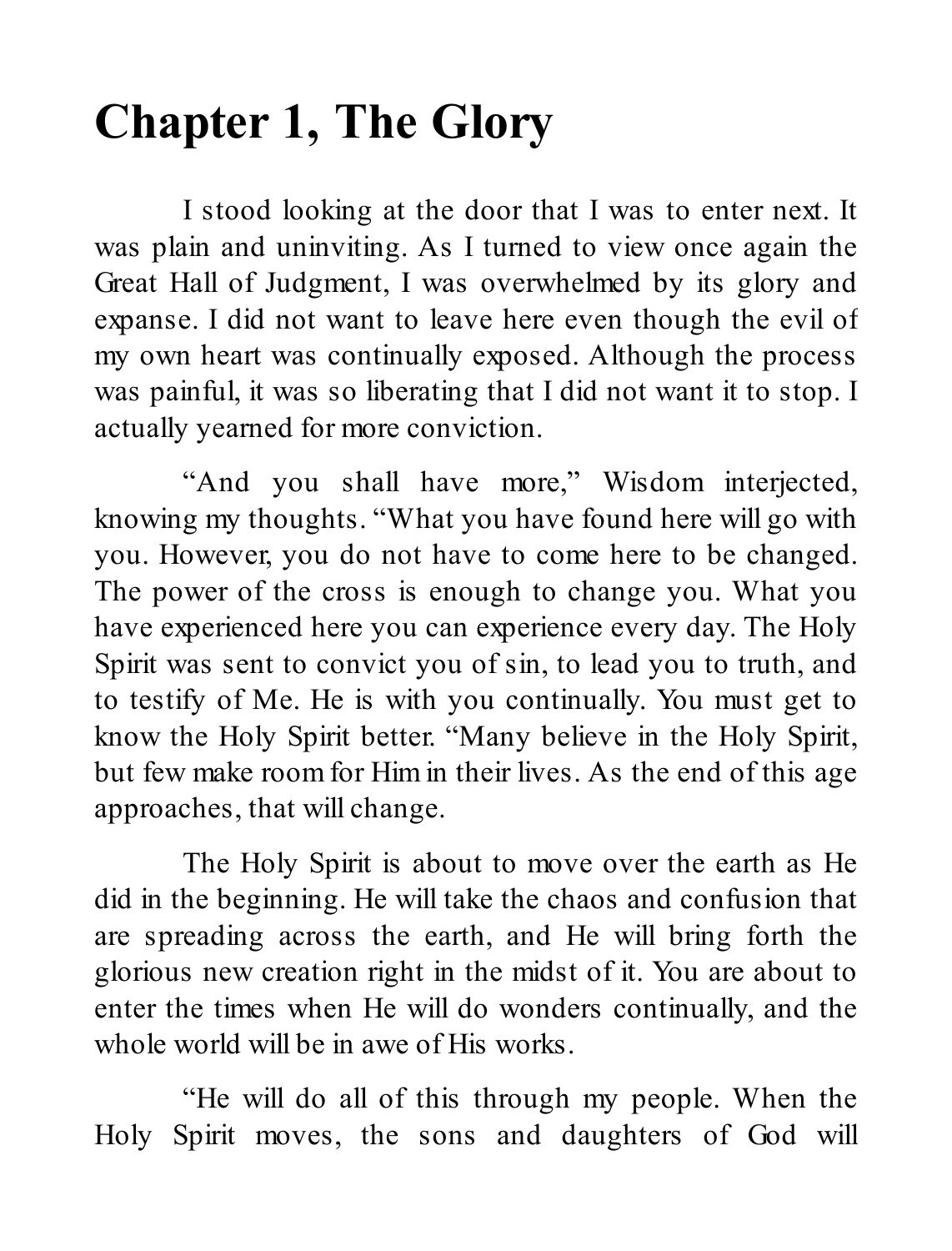# Chapter 1, The Glory

I stood looking at the door that I was to enter next. It was plain and uninviting. As I turned to view once again the Great Hall of Judgment, I was overwhelmed by its glory and expanse. I did not want to leave here even though the evil of my own heart was continually exposed. Although the process was painful, it was so liberating that I did not want it to stop. I actually yearned for more conviction.

"And you shall have more," Wisdom interjected, knowing my thoughts. "What you have found here will go with you. However, you do not have to come here to be changed. The power of the cross is enough to change you. What you have experienced here you can experience every day. The Holy Spirit was sent to convict you of sin, to lead you to truth, and to testify of Me. He is with you continually. You must get to know the Holy Spirit better. "Many believe in the Holy Spirit, but few make room for Him in their lives. As the end of this age approaches, that will change.

The Holy Spirit is about to move over the earth as He did in the beginning. He will take the chaos and confusion that are spreading across the earth, and He will bring forth the glorious new creation right in the midst of it. You are about to enter the times when He will do wonders continually, and the whole world will be in awe of His works.

"He will do all of this through my people. When the Holy Spirit moves, the sons and daughters of God will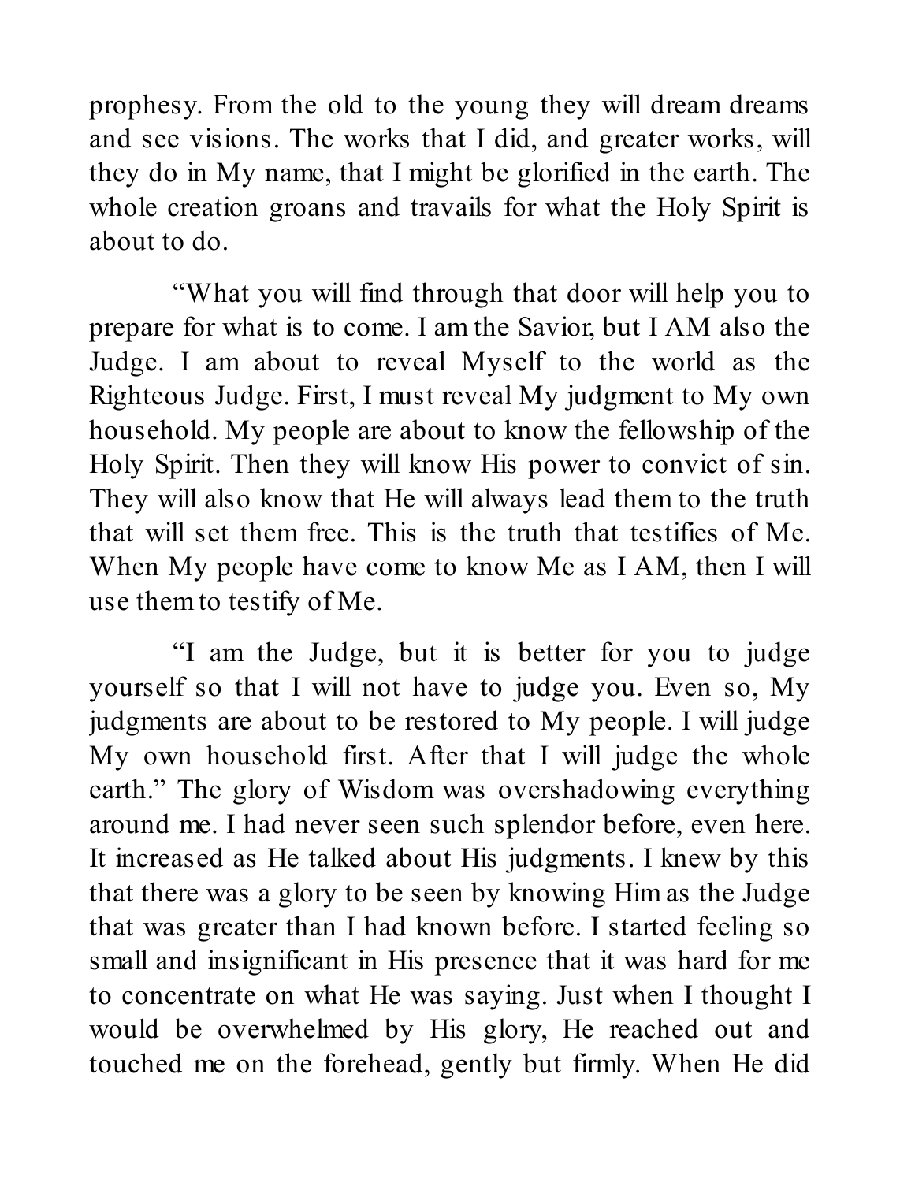prophesy. From the old to the young they will dream dreams and see visions. The works that I did, and greater works, will they do in My name, that I might be glorified in the earth. The whole creation groans and travails for what the Holy Spirit is about to do.

"What you will find through that door will help you to prepare for what is to come. I am the Savior, but I AM also the Judge. I am about to reveal Myself to the world as the Righteous Judge. First, I must reveal My judgment to My own household. My people are about to know the fellowship of the Holy Spirit. Then they will know His power to convict of sin. They will also know that He will always lead them to the truth that will set them free. This is the truth that testifies of Me. When My people have come to know Me as I AM, then I will use them to testify of Me.

"I am the Judge, but it is better for you to judge yourself so that I will not have to judge you. Even so, My judgments are about to be restored to My people. I will judge My own household first. After that I will judge the whole earth." The glory of Wisdom was overshadowing everything around me. I had never seen such splendor before, even here. It increased as He talked about His judgments. I knew by this that there was a glory to be seen by knowing Him as the Judge that was greater than I had known before. I started feeling so small and insignificant in His presence that it was hard for me to concentrate on what He was saying. Just when I thought I would be overwhelmed by His glory, He reached out and touched me on the forehead, gently but firmly. When He did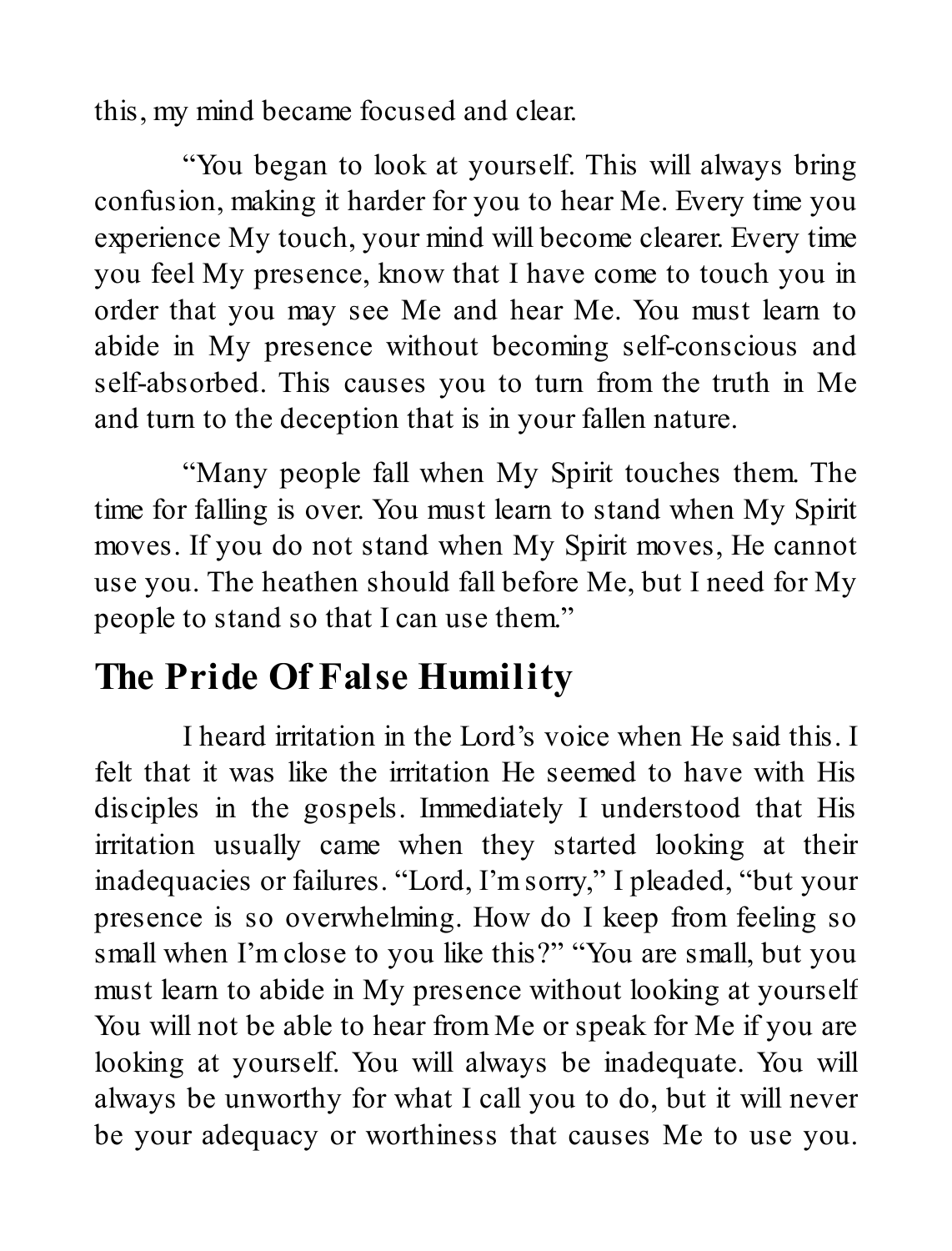this, my mind became focused and clear.

"You began to look at yourself. This will always bring confusion, making it harder for you to hear Me. Every time you experience My touch, your mind will become clearer. Every time you feel My presence, know that I have come to touch you in order that you may see Me and hear Me. You must learn to abide in My presence without becoming self-conscious and self-absorbed. This causes you to turn from the truth in Me and turn to the deception that is in your fallen nature.

"Many people fall when My Spirit touches them. The time for falling is over. You must learn to stand when My Spirit moves. If you do not stand when My Spirit moves, He cannot use you. The heathen should fall before Me, but I need for My people to stand so that I can use them."

## The Pride Of False Humility

I heard irritation in the Lord's voice when He said this. I felt that it was like the irritation He seemed to have with His disciples in the gospels. Immediately I understood that His irritation usually came when they started looking at their inadequacies or failures. "Lord, I'm sorry," I pleaded, "but your presence is so overwhelming. How do I keep from feeling so small when I'm close to you like this?" "You are small, but you must learn to abide in My presence without looking at yourself You will not be able to hear from Me or speak for Me if you are looking at yourself. You will always be inadequate. You will always be unworthy for what I call you to do, but it will never be your adequacy or worthiness that causes Me to use you.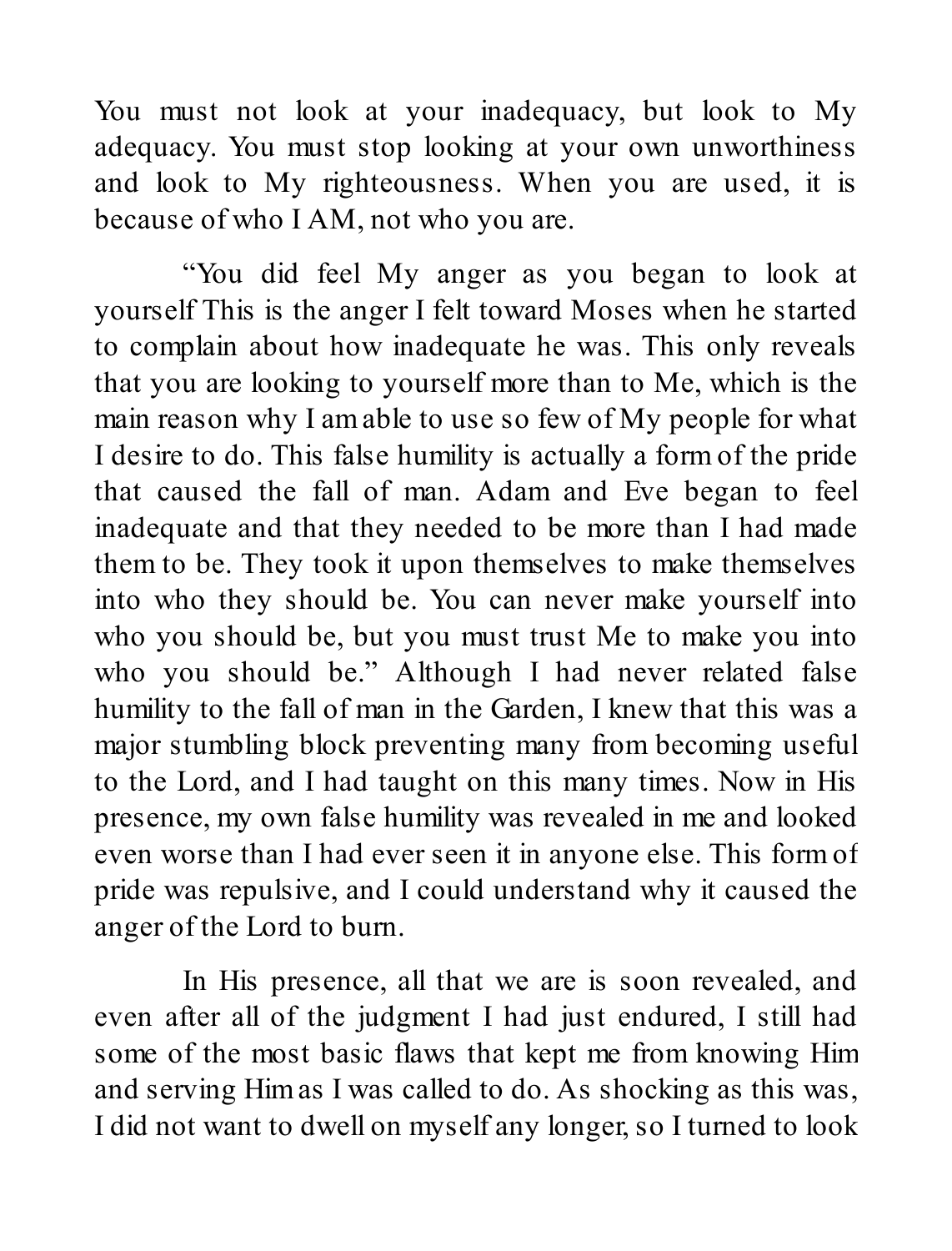You must not look at your inadequacy, but look to My adequacy. You must stop looking at your own unworthiness and look to My righteousness. When you are used, it is because of who I AM, not who you are.

“You did feel My anger as you began to look at yourself This is the anger I felt toward Moses when he started to complain about how inadequate he was. This only reveals that you are looking to yourself more than to Me, which is the main reason why I am able to use so few of My people for what I desire to do. This false humility is actually a form of the pride that caused the fall of man. Adam and Eve began to feel inadequate and that they needed to be more than I had made them to be. They took it upon themselves to make themselves into who they should be. You can never make yourself into who you should be, but you must trust Me to make you into who you should be.” Although I had never related false humility to the fall of man in the Garden, I knew that this was a major stumbling block preventing many from becoming useful to the Lord, and I had taught on this many times. Now in His presence, my own false humility was revealed in me and looked even worse than I had ever seen it in anyone else. This form of pride was repulsive, and I could understand why it caused the anger of the Lord to burn.

In His presence, all that we are is soon revealed, and even after all of the judgment I had just endured, I still had some of the most basic flaws that kept me from knowing Him and serving Him as I was called to do. As shocking as this was, I did not want to dwell on myself any longer, so I turned to look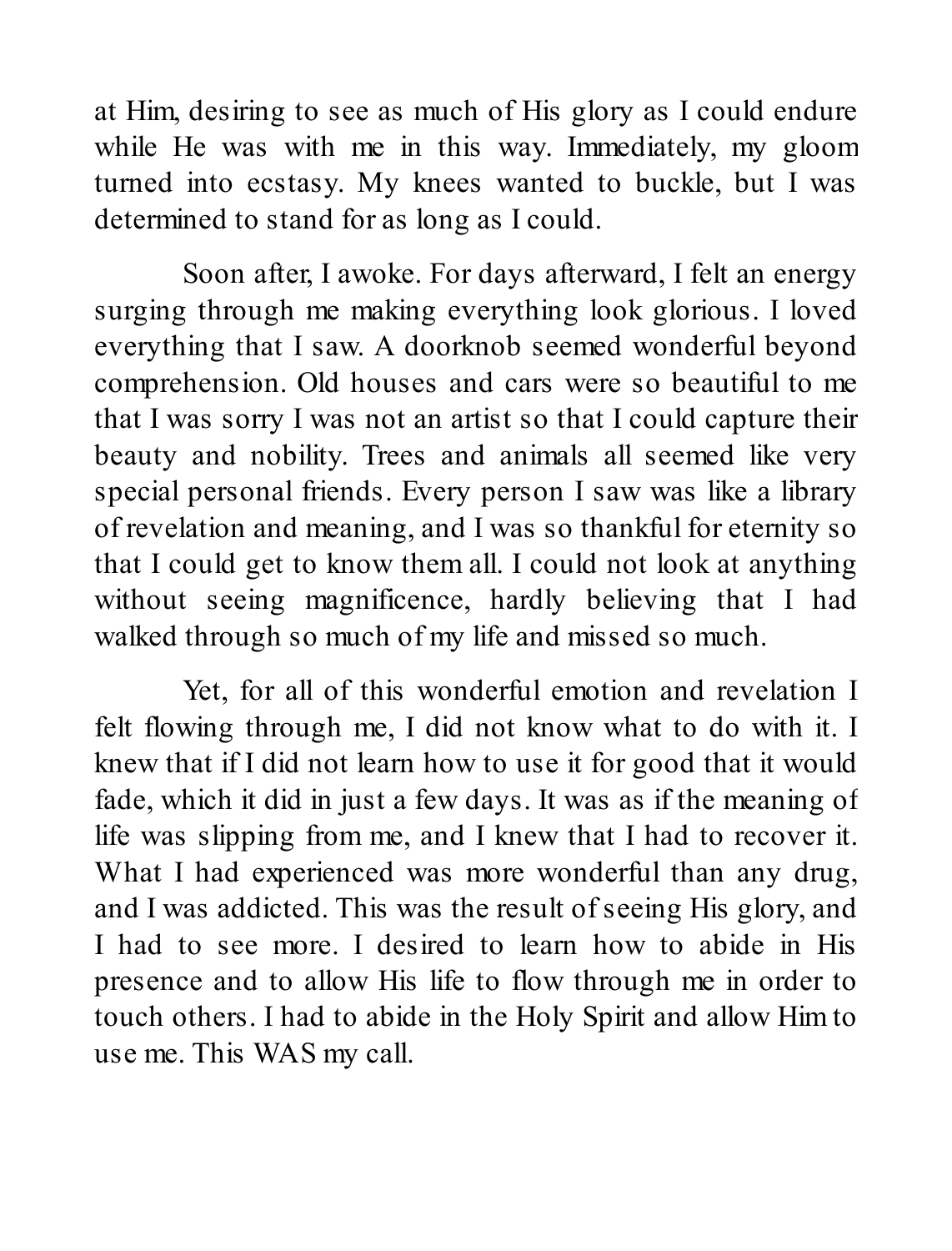at Him, desiring to see as much of His glory as I could endure while He was with me in this way. Immediately, my gloom turned into ecstasy. My knees wanted to buckle, but I was determined to stand for as long as I could.

Soon after, I awoke. For days afterward, I felt an energy surging through me making everything look glorious. I loved everything that I saw. A doorknob seemed wonderful beyond comprehension. Old houses and cars were so beautiful to me that I was sorry I was not an artist so that I could capture their beauty and nobility. Trees and animals all seemed like very special personal friends. Every person I saw was like a library of revelation and meaning, and I was so thankful for eternity so that I could get to know them all. I could not look at anything without seeing magnificence, hardly believing that I had walked through so much of my life and missed so much.

Yet, for all of this wonderful emotion and revelation I felt flowing through me, I did not know what to do with it. I knew that if I did not learn how to use it for good that it would fade, which it did in just a few days. It was as if the meaning of life was slipping from me, and I knew that I had to recover it. What I had experienced was more wonderful than any drug, and I was addicted. This was the result of seeing His glory, and I had to see more. I desired to learn how to abide in His presence and to allow His life to flow through me in order to touch others. I had to abide in the Holy Spirit and allow Him to use me. This WAS my call.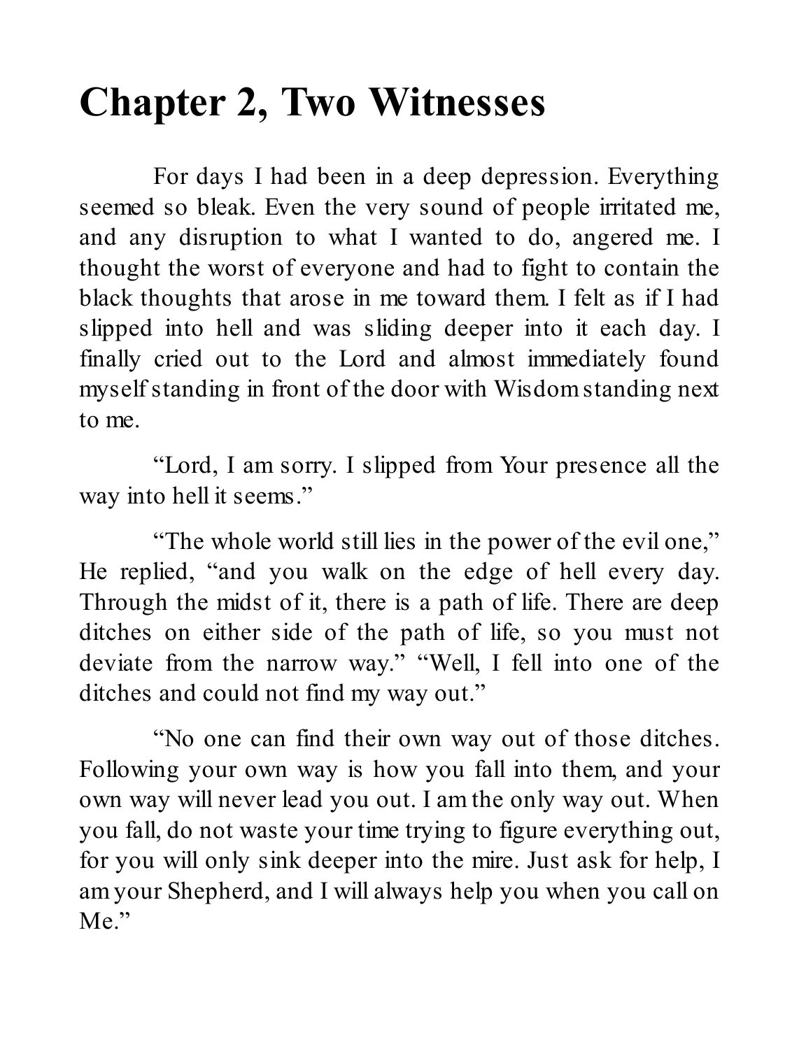# Chapter 2, Two Witnesses

For days I had been in a deep depression. Everything seemed so bleak. Even the very sound of people irritated me, and any disruption to what I wanted to do, angered me. I thought the worst of everyone and had to fight to contain the black thoughts that arose in me toward them. I felt as if I had slipped into hell and was sliding deeper into it each day. I finally cried out to the Lord and almost immediately found myself standing in front of the door with Wisdom standing next to me.

"Lord, I am sorry. I slipped from Your presence all the way into hell it seems."

"The whole world still lies in the power of the evil one," He replied, "and you walk on the edge of hell every day. Through the midst of it, there is a path of life. There are deep ditches on either side of the path of life, so you must not deviate from the narrow way." "Well, I fell into one of the ditches and could not find my way out."

"No one can find their own way out of those ditches. Following your own way is how you fall into them, and your own way will never lead you out. I am the only way out. When you fall, do not waste your time trying to figure everything out, for you will only sink deeper into the mire. Just ask for help, I am your Shepherd, and I will always help you when you call on Me."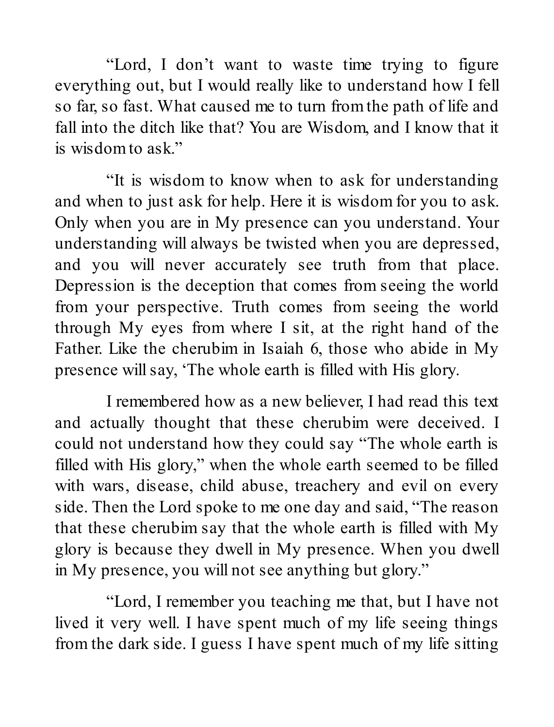"Lord, I don't want to waste time trying to figure everything out, but I would really like to understand how I fell so far, so fast. What caused me to turn from the path of life and fall into the ditch like that? You are Wisdom, and I know that it is wisdom to ask."

"It is wisdom to know when to ask for understanding and when to just ask for help. Here it is wisdom for you to ask. Only when you are in My presence can you understand. Your understanding will always be twisted when you are depressed, and you will never accurately see truth from that place. Depression is the deception that comes from seeing the world from your perspective. Truth comes from seeing the world through My eyes from where I sit, at the right hand of the Father. Like the cherubim in Isaiah 6, those who abide in My presence will say, 'The whole earth is filled with His glory.

I remembered how as a new believer, I had read this text and actually thought that these cherubim were deceived. I could not understand how they could say "The whole earth is filled with His glory," when the whole earth seemed to be filled with wars, disease, child abuse, treachery and evil on every side. Then the Lord spoke to me one day and said, "The reason that these cherubim say that the whole earth is filled with My glory is because they dwell in My presence. When you dwell in My presence, you will not see anything but glory."

"Lord, I remember you teaching me that, but I have not lived it very well. I have spent much of my life seeing things from the dark side. I guess I have spent much of my life sitting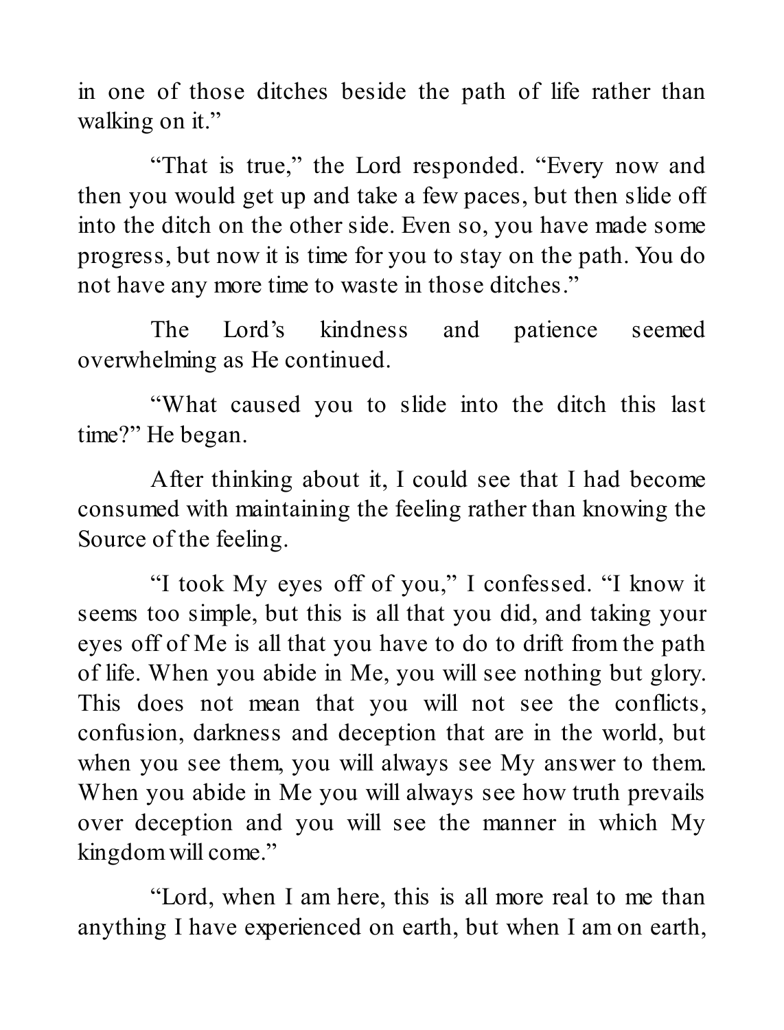in one of those ditches beside the path of life rather than walking on it."

"That is true," the Lord responded. "Every now and then you would get up and take a few paces, but then slide off into the ditch on the other side. Even so, you have made some progress, but now it is time for you to stay on the path. You do not have any more time to waste in those ditches."

The Lord's kindness and patience seemed overwhelming as He continued.

"What caused you to slide into the ditch this last time?" He began.

After thinking about it, I could see that I had become consumed with maintaining the feeling rather than knowing the Source of the feeling.

"I took My eyes off of you," I confessed. "I know it seems too simple, but this is all that you did, and taking your eyes off of Me is all that you have to do to drift from the path of life. When you abide in Me, you will see nothing but glory. This does not mean that you will not see the conflicts, confusion, darkness and deception that are in the world, but when you see them, you will always see My answer to them. When you abide in Me you will always see how truth prevails over deception and you will see the manner in which My kingdom will come."

"Lord, when I am here, this is all more real to me than anything I have experienced on earth, but when I am on earth,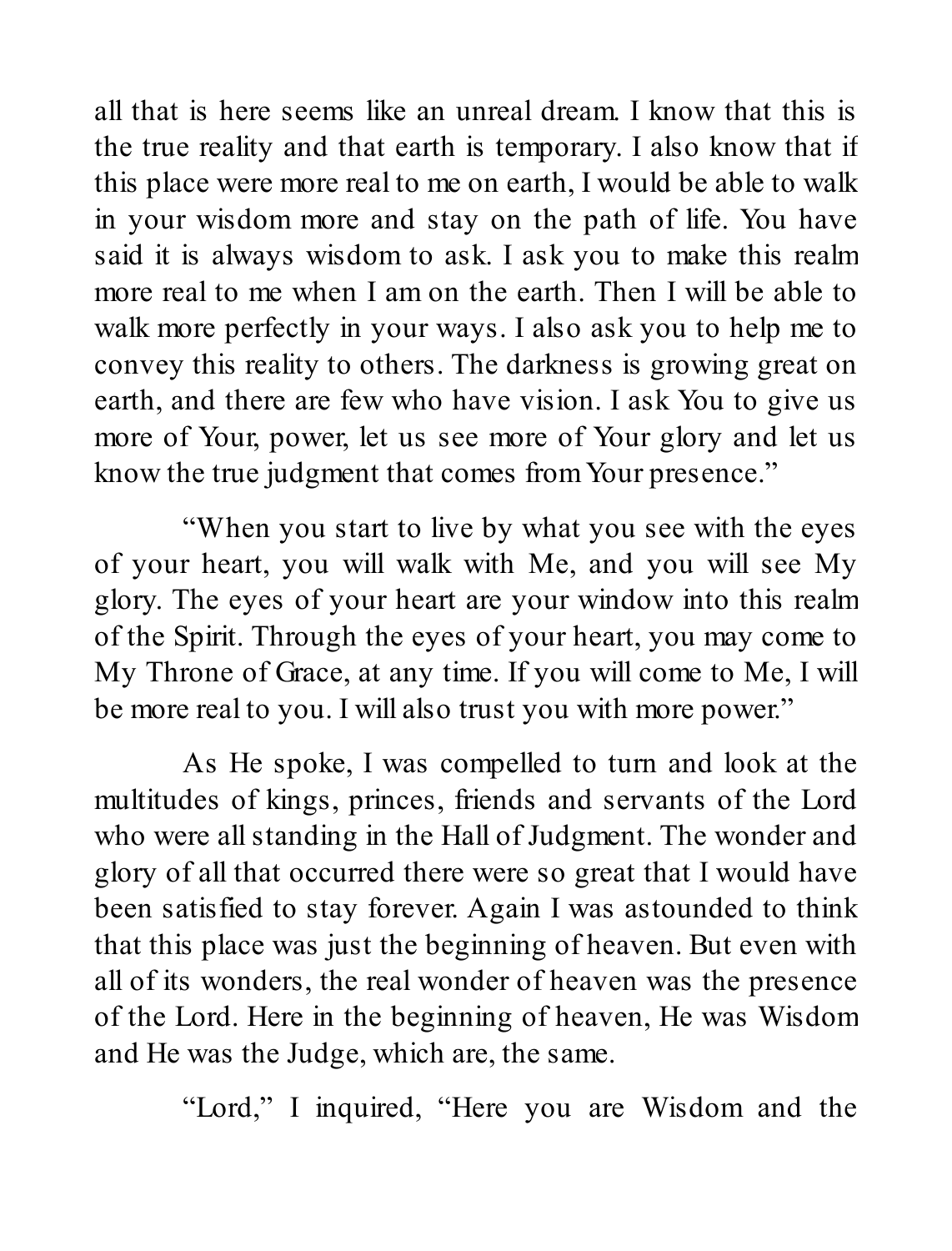all that is here seems like an unreal dream. I know that this is the true reality and that earth is temporary. I also know that if this place were more real to me on earth, I would be able to walk in your wisdom more and stay on the path of life. You have said it is always wisdom to ask. I ask you to make this realm more real to me when I am on the earth. Then I will be able to walk more perfectly in your ways. I also ask you to help me to convey this reality to others. The darkness is growing great on earth, and there are few who have vision. I ask You to give us more of Your, power, let us see more of Your glory and let us know the true judgment that comes from Your presence."

"When you start to live by what you see with the eyes of your heart, you will walk with Me, and you will see My glory. The eyes of your heart are your window into this realm of the Spirit. Through the eyes of your heart, you may come to My Throne of Grace, at any time. If you will come to Me, I will be more real to you. I will also trust you with more power."

As He spoke, I was compelled to turn and look at the multitudes of kings, princes, friends and servants of the Lord who were all standing in the Hall of Judgment. The wonder and glory of all that occurred there were so great that I would have been satisfied to stay forever. Again I was astounded to think that this place was just the beginning of heaven. But even with all of its wonders, the real wonder of heaven was the presence of the Lord. Here in the beginning of heaven, He was Wisdom and He was the Judge, which are, the same.

"Lord," I inquired, "Here you are Wisdom and the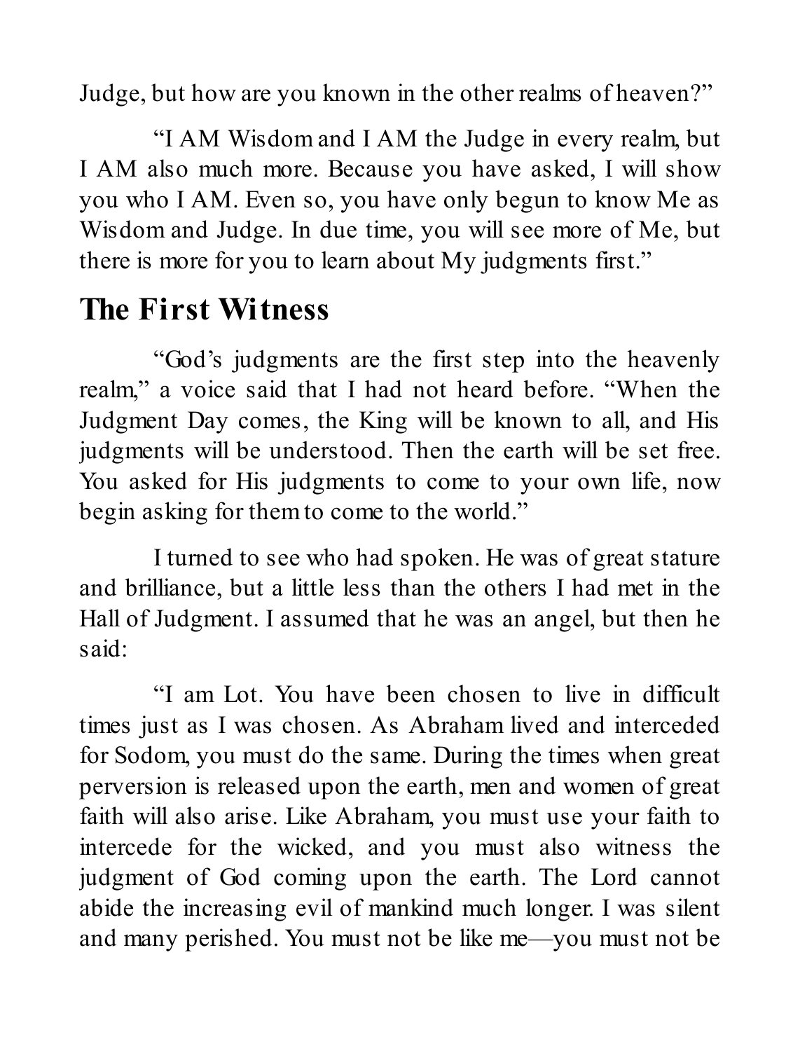Judge, but how are you known in the other realms of heaven?"

"I AM Wisdom and I AM the Judge in every realm, but I AM also much more. Because you have asked, I will show you who I AM. Even so, you have only begun to know Me as Wisdom and Judge. In due time, you will see more of Me, but there is more for you to learn about My judgments first."

## The First Witness

"God's judgments are the first step into the heavenly realm," a voice said that I had not heard before. "When the Judgment Day comes, the King will be known to all, and His judgments will be understood. Then the earth will be set free. You asked for His judgments to come to your own life, now begin asking for them to come to the world."

I turned to see who had spoken. He was of great stature and brilliance, but a little less than the others I had met in the Hall of Judgment. I assumed that he was an angel, but then he said:

"I am Lot. You have been chosen to live in difficult times just as I was chosen. As Abraham lived and interceded for Sodom, you must do the same. During the times when great perversion is released upon the earth, men and women of great faith will also arise. Like Abraham, you must use your faith to intercede for the wicked, and you must also witness the judgment of God coming upon the earth. The Lord cannot abide the increasing evil of mankind much longer. I was silent and many perished. You must not be like me—you must not be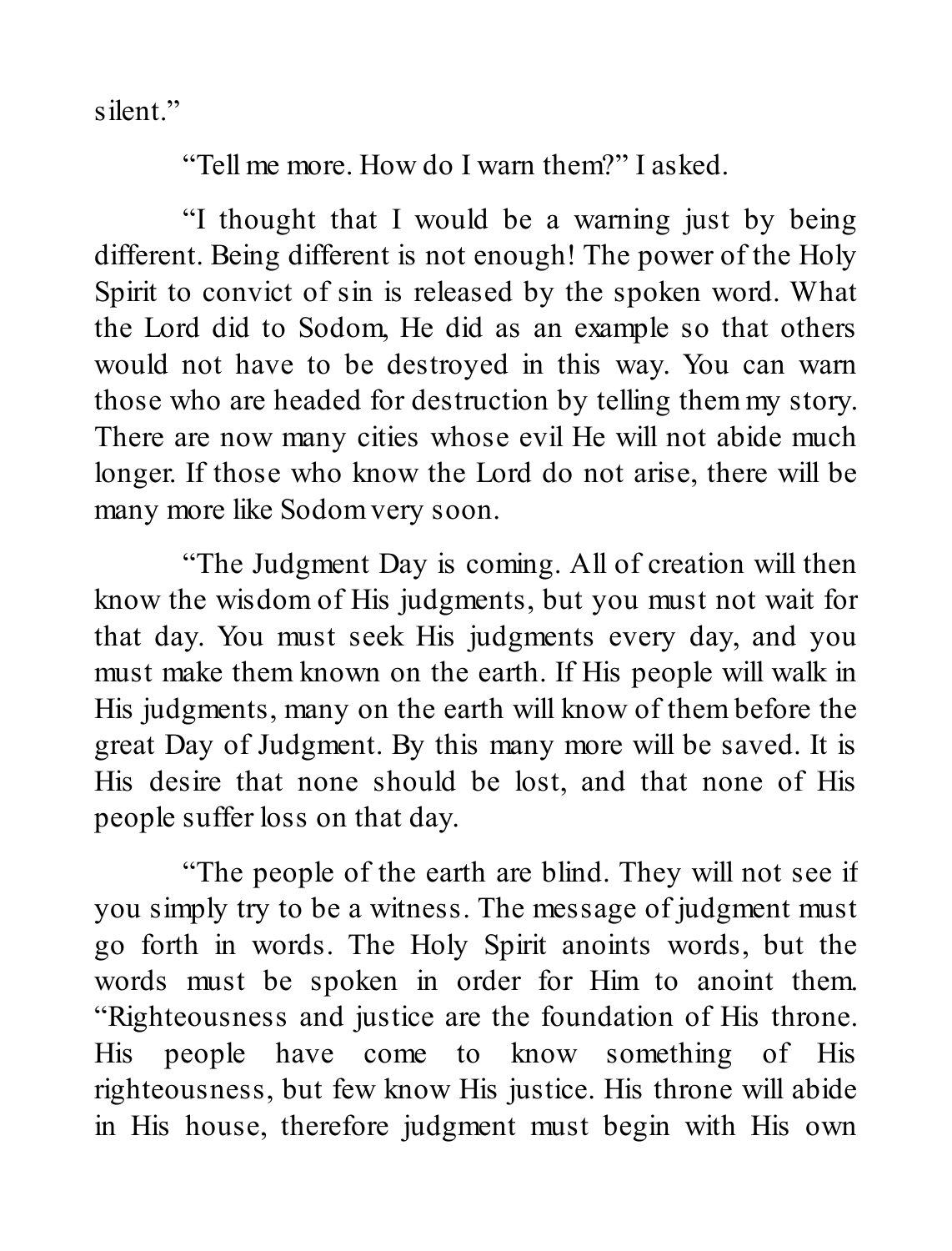silent."

"Tell me more. How do I warn them?" I asked.

"I thought that I would be a warning just by being different. Being different is not enough! The power of the Holy Spirit to convict of sin is released by the spoken word. What the Lord did to Sodom, He did as an example so that others would not have to be destroyed in this way. You can warn those who are headed for destruction by telling them my story. There are now many cities whose evil He will not abide much longer. If those who know the Lord do not arise, there will be many more like Sodom very soon.

"The Judgment Day is coming. All of creation will then know the wisdom of His judgments, but you must not wait for that day. You must seek His judgments every day, and you must make them known on the earth. If His people will walk in His judgments, many on the earth will know of them before the great Day of Judgment. By this many more will be saved. It is His desire that none should be lost, and that none of His people suffer loss on that day.

"The people of the earth are blind. They will not see if you simply try to be a witness. The message of judgment must go forth in words. The Holy Spirit anoints words, but the words must be spoken in order for Him to anoint them. "Righteousness and justice are the foundation of His throne. His people have come to know something of His righteousness, but few know His justice. His throne will abide in His house, therefore judgment must begin with His own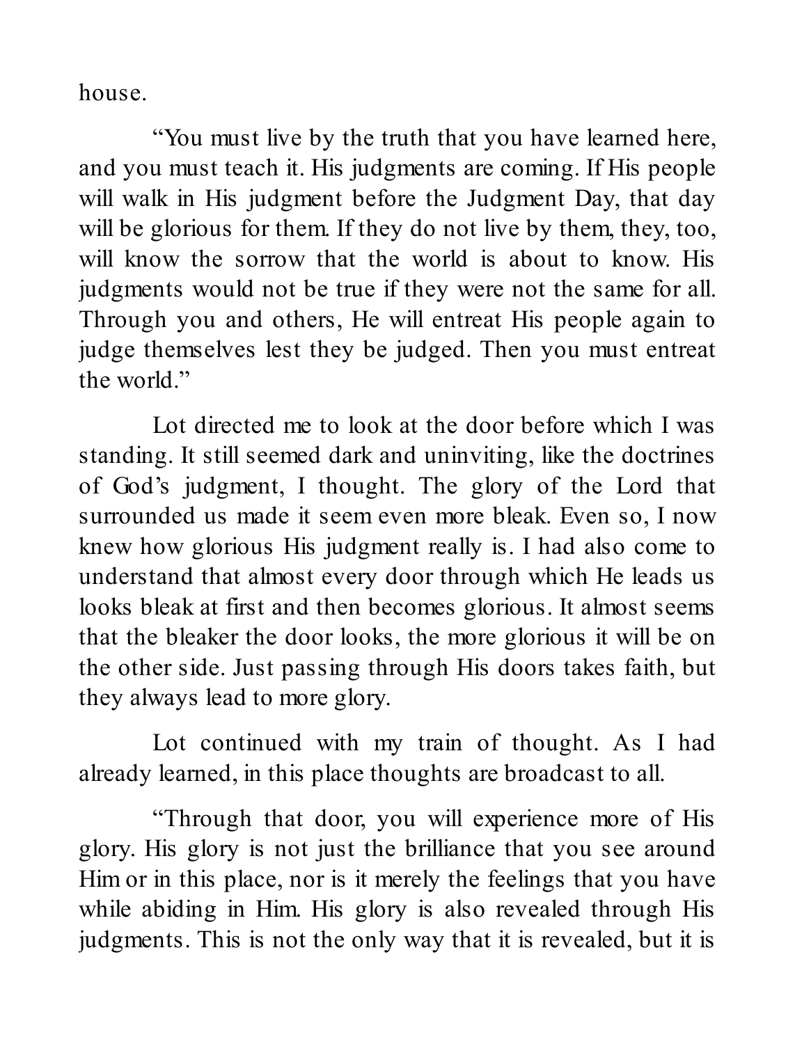house.

"You must live by the truth that you have learned here, and you must teach it. His judgments are coming. If His people will walk in His judgment before the Judgment Day, that day will be glorious for them. If they do not live by them, they, too, will know the sorrow that the world is about to know. His judgments would not be true if they were not the same for all. Through you and others, He will entreat His people again to judge themselves lest they be judged. Then you must entreat the world."

Lot directed me to look at the door before which I was standing. It still seemed dark and uninviting, like the doctrines of God's judgment, I thought. The glory of the Lord that surrounded us made it seem even more bleak. Even so, I now knew how glorious His judgment really is. I had also come to understand that almost every door through which He leads us looks bleak at first and then becomes glorious. It almost seems that the bleaker the door looks, the more glorious it will be on the other side. Just passing through His doors takes faith, but they always lead to more glory.

Lot continued with my train of thought. As I had already learned, in this place thoughts are broadcast to all.

"Through that door, you will experience more of His glory. His glory is not just the brilliance that you see around Him or in this place, nor is it merely the feelings that you have while abiding in Him. His glory is also revealed through His judgments. This is not the only way that it is revealed, but it is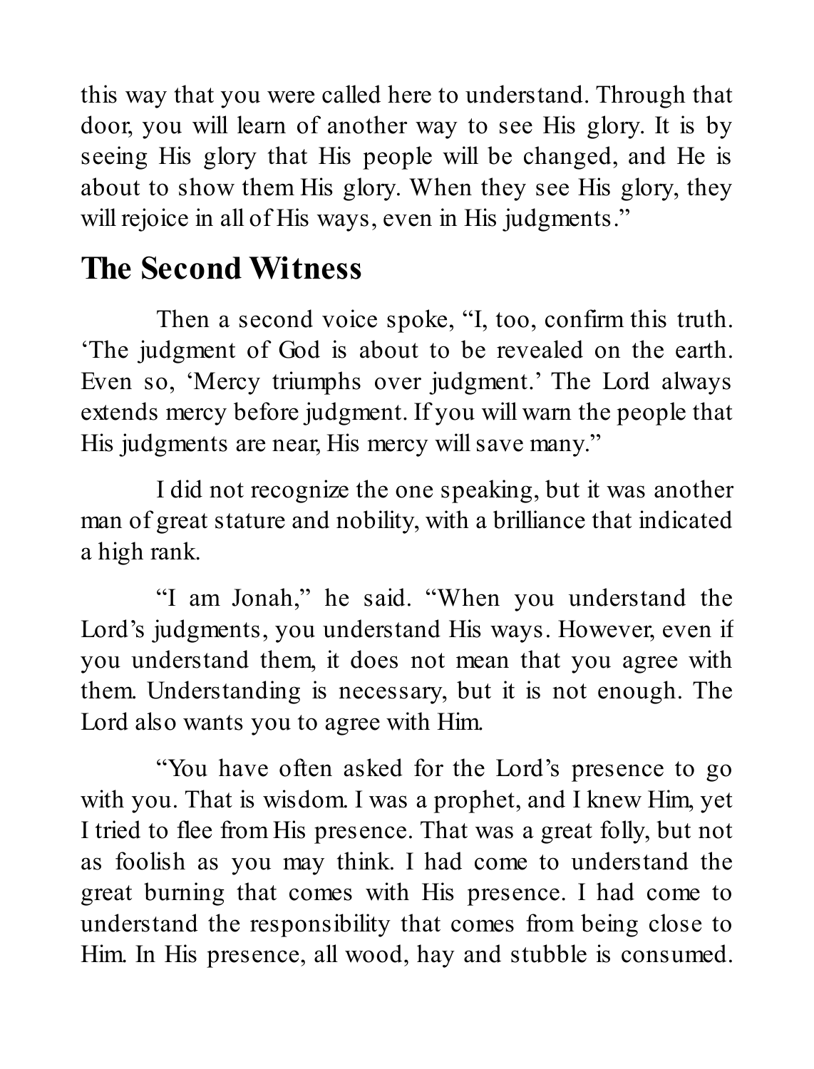this way that you were called here to understand. Through that door, you will learn of another way to see His glory. It is by seeing His glory that His people will be changed, and He is about to show them His glory. When they see His glory, they will rejoice in all of His ways, even in His judgments."

## The Second Witness

Then a second voice spoke, "I, too, confirm this truth. 'The judgment of God is about to be revealed on the earth. Even so, 'Mercy triumphs over judgment.' The Lord always extends mercy before judgment. If you will warn the people that His judgments are near, His mercy will save many."

I did not recognize the one speaking, but it was another man of great stature and nobility, with a brilliance that indicated a high rank.

"I am Jonah," he said. "When you understand the Lord's judgments, you understand His ways. However, even if you understand them, it does not mean that you agree with them. Understanding is necessary, but it is not enough. The Lord also wants you to agree with Him.

"You have often asked for the Lord's presence to go with you. That is wisdom. I was a prophet, and I knew Him, yet I tried to flee from His presence. That was a great folly, but not as foolish as you may think. I had come to understand the great burning that comes with His presence. I had come to understand the responsibility that comes from being close to Him. In His presence, all wood, hay and stubble is consumed.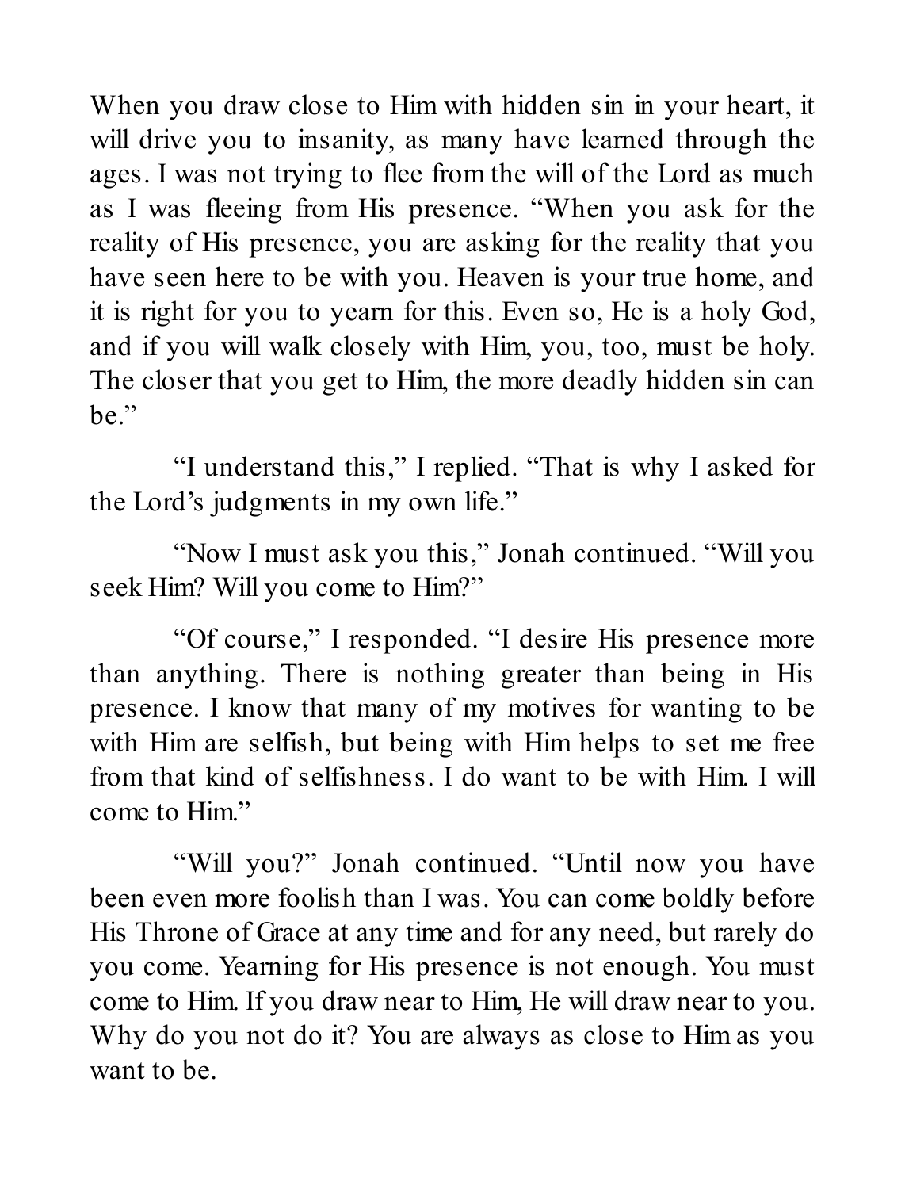When you draw close to Him with hidden sin in your heart, it will drive you to insanity, as many have learned through the ages. I was not trying to flee from the will of the Lord as much as I was fleeing from His presence. "When you ask for the reality of His presence, you are asking for the reality that you have seen here to be with you. Heaven is your true home, and it is right for you to yearn for this. Even so, He is a holy God, and if you will walk closely with Him, you, too, must be holy. The closer that you get to Him, the more deadly hidden sin can be."

"I understand this," I replied. "That is why I asked for the Lord's judgments in my own life."

"Now I must ask you this," Jonah continued. "Will you seek Him? Will you come to Him?"

"Of course," I responded. "I desire His presence more than anything. There is nothing greater than being in His presence. I know that many of my motives for wanting to be with Him are selfish, but being with Him helps to set me free from that kind of selfishness. I do want to be with Him. I will come to Him."

"Will you?" Jonah continued. "Until now you have been even more foolish than I was. You can come boldly before His Throne of Grace at any time and for any need, but rarely do you come. Yearning for His presence is not enough. You must come to Him. If you draw near to Him, He will draw near to you. Why do you not do it? You are always as close to Him as you want to be.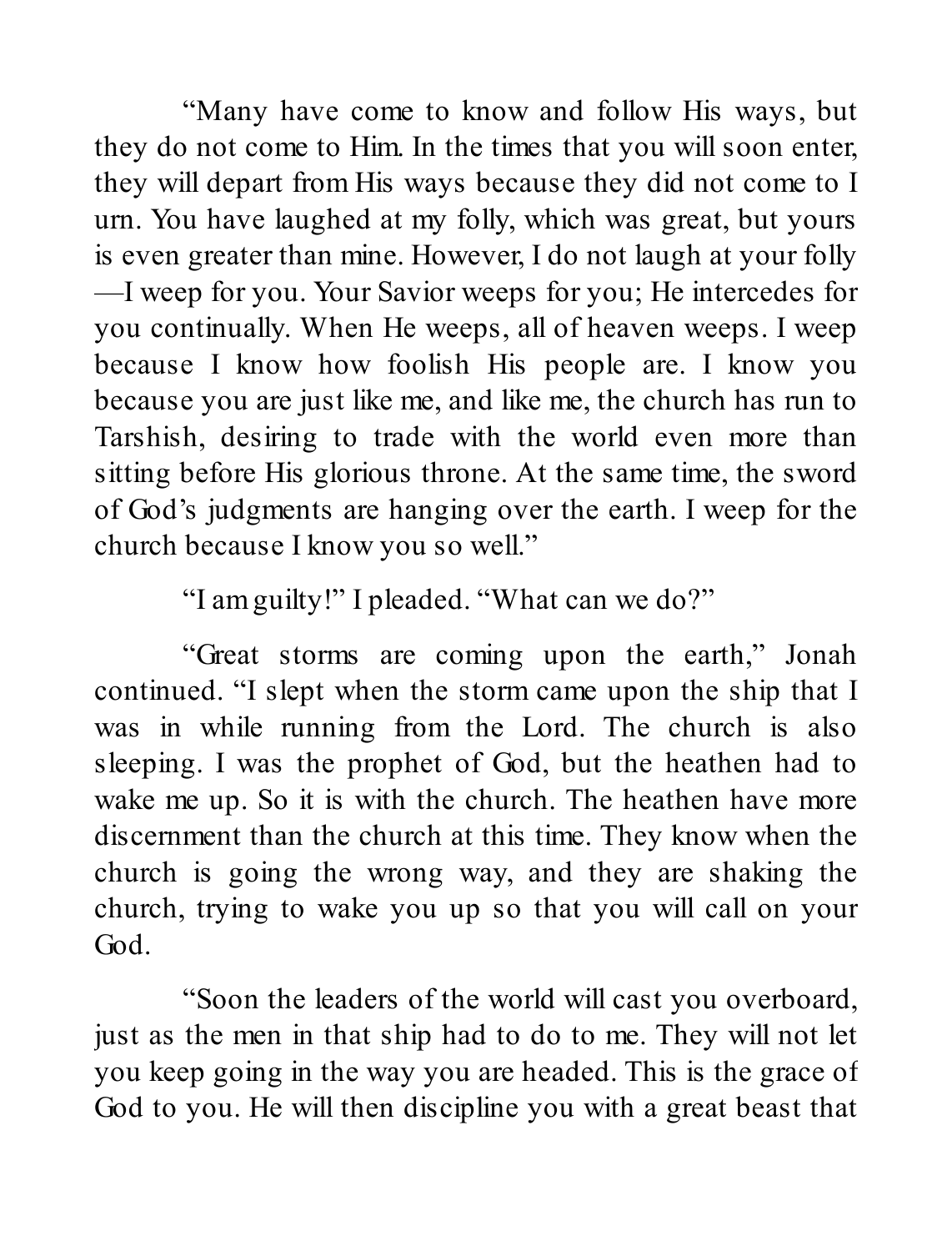"Many have come to know and follow His ways, but they do not come to Him. In the times that you will soon enter, they will depart from His ways because they did not come to I urn. You have laughed at my folly, which was great, but yours is even greater than mine. However, I do not laugh at your folly—I weep for you. Your Savior weeps for you; He intercedes for you continually. When He weeps, all of heaven weeps. I weep because I know how foolish His people are. I know you because you are just like me, and like me, the church has run to Tarshish, desiring to trade with the world even more than sitting before His glorious throne. At the same time, the sword of God's judgments are hanging over the earth. I weep for the church because I know you so well."

"I am guilty!" I pleaded. "What can we do?"

"Great storms are coming upon the earth," Jonah continued. "I slept when the storm came upon the ship that I was in while running from the Lord. The church is also sleeping. I was the prophet of God, but the heathen had to wake me up. So it is with the church. The heathen have more discernment than the church at this time. They know when the church is going the wrong way, and they are shaking the church, trying to wake you up so that you will call on your God.

"Soon the leaders of the world will cast you overboard, just as the men in that ship had to do to me. They will not let you keep going in the way you are headed. This is the grace of God to you. He will then discipline you with a great beast that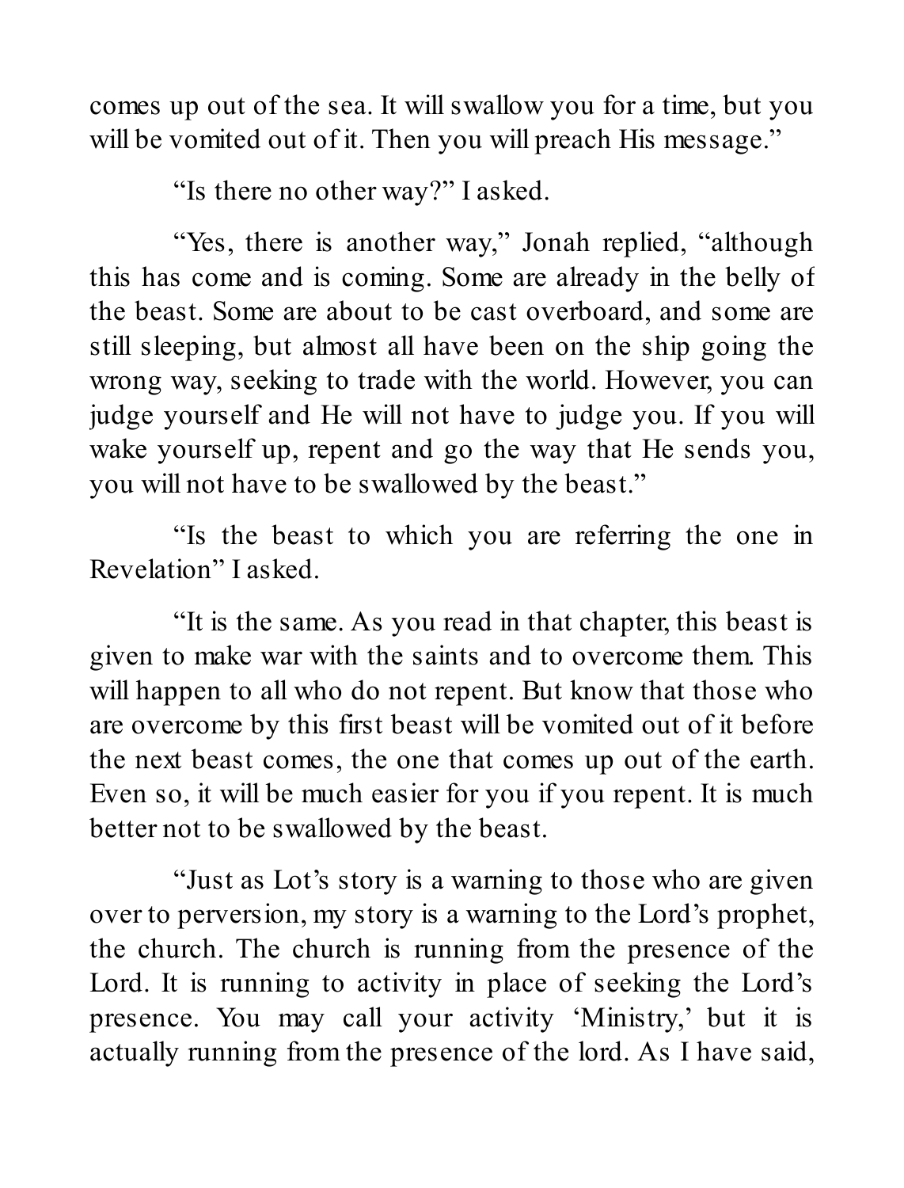comes up out of the sea. It will swallow you for a time, but you will be vomited out of it. Then you will preach His message."

"Is there no other way?" I asked.

"Yes, there is another way," Jonah replied, "although this has come and is coming. Some are already in the belly of the beast. Some are about to be cast overboard, and some are still sleeping, but almost all have been on the ship going the wrong way, seeking to trade with the world. However, you can judge yourself and He will not have to judge you. If you will wake yourself up, repent and go the way that He sends you, you will not have to be swallowed by the beast."

"Is the beast to which you are referring the one in Revelation" I asked.

"It is the same. As you read in that chapter, this beast is given to make war with the saints and to overcome them. This will happen to all who do not repent. But know that those who are overcome by this first beast will be vomited out of it before the next beast comes, the one that comes up out of the earth. Even so, it will be much easier for you if you repent. It is much better not to be swallowed by the beast.

"Just as Lot's story is a warning to those who are given over to perversion, my story is a warning to the Lord's prophet, the church. The church is running from the presence of the Lord. It is running to activity in place of seeking the Lord's presence. You may call your activity 'Ministry,' but it is actually running from the presence of the lord. As I have said,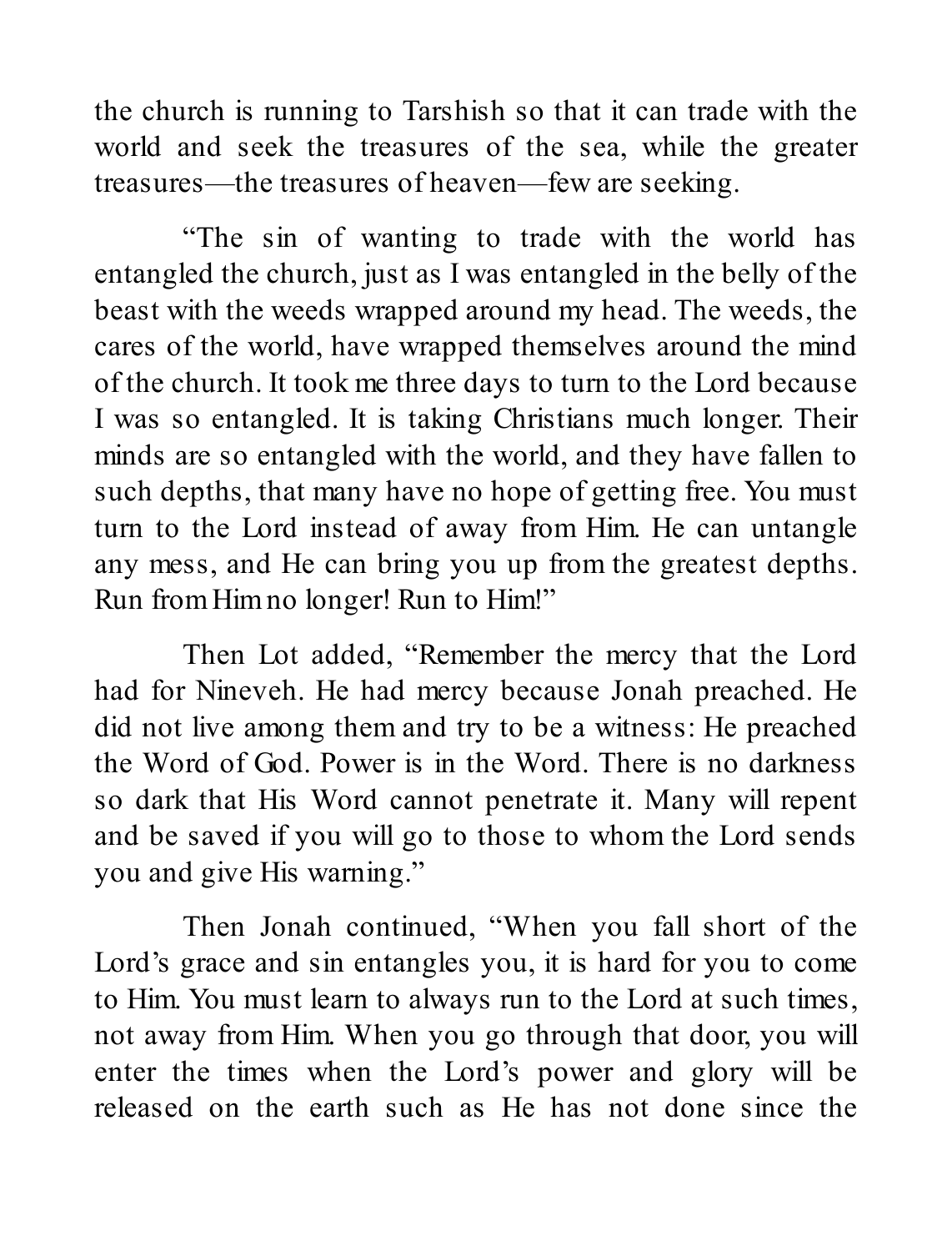the church is running to Tarshish so that it can trade with the world and seek the treasures of the sea, while the greater treasures—the treasures of heaven—few are seeking.

"The sin of wanting to trade with the world has entangled the church, just as I was entangled in the belly of the beast with the weeds wrapped around my head. The weeds, the cares of the world, have wrapped themselves around the mind of the church. It took me three days to turn to the Lord because I was so entangled. It is taking Christians much longer. Their minds are so entangled with the world, and they have fallen to such depths, that many have no hope of getting free. You must turn to the Lord instead of away from Him. He can untangle any mess, and He can bring you up from the greatest depths. Run from Him no longer! Run to Him!"

Then Lot added, "Remember the mercy that the Lord had for Nineveh. He had mercy because Jonah preached. He did not live among them and try to be a witness: He preached the Word of God. Power is in the Word. There is no darkness so dark that His Word cannot penetrate it. Many will repent and be saved if you will go to those to whom the Lord sends you and give His warning."

Then Jonah continued, "When you fall short of the Lord's grace and sin entangles you, it is hard for you to come to Him. You must learn to always run to the Lord at such times, not away from Him. When you go through that door, you will enter the times when the Lord's power and glory will be released on the earth such as He has not done since the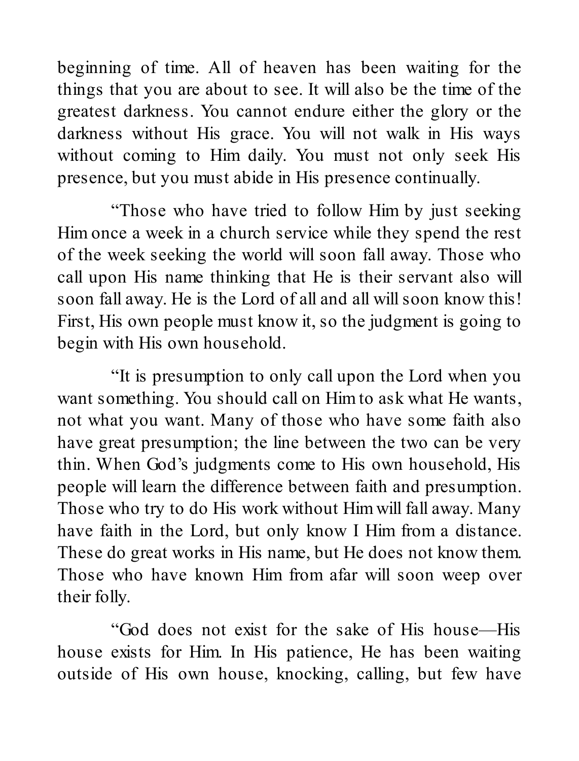beginning of time. All of heaven has been waiting for the things that you are about to see. It will also be the time of the greatest darkness. You cannot endure either the glory or the darkness without His grace. You will not walk in His ways without coming to Him daily. You must not only seek His presence, but you must abide in His presence continually.

"Those who have tried to follow Him by just seeking Him once a week in a church service while they spend the rest of the week seeking the world will soon fall away. Those who call upon His name thinking that He is their servant also will soon fall away. He is the Lord of all and all will soon know this! First, His own people must know it, so the judgment is going to begin with His own household.

"It is presumption to only call upon the Lord when you want something. You should call on Him to ask what He wants, not what you want. Many of those who have some faith also have great presumption; the line between the two can be very thin. When God's judgments come to His own household, His people will learn the difference between faith and presumption. Those who try to do His work without Him will fall away. Many have faith in the Lord, but only know I Him from a distance. These do great works in His name, but He does not know them. Those who have known Him from afar will soon weep over their folly.

"God does not exist for the sake of His house—His house exists for Him. In His patience, He has been waiting outside of His own house, knocking, calling, but few have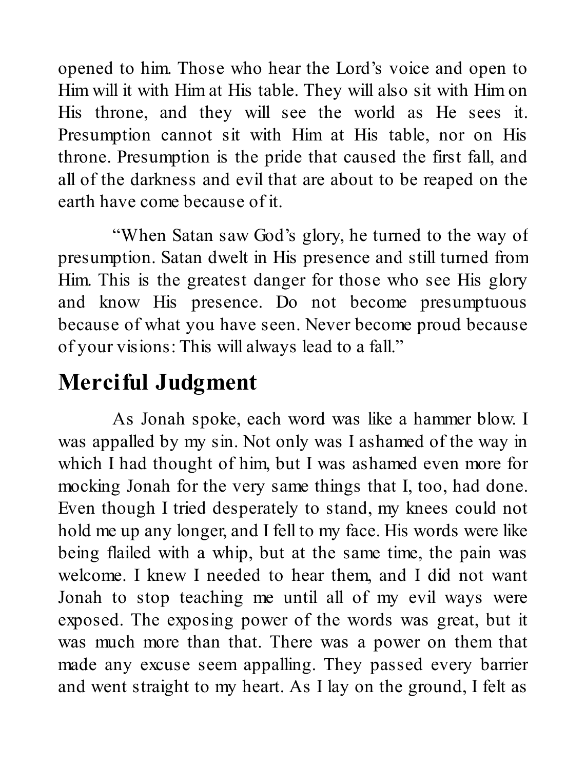opened to him. Those who hear the Lord's voice and open to Him will it with Him at His table. They will also sit with Him on His throne, and they will see the world as He sees it. Presumption cannot sit with Him at His table, nor on His throne. Presumption is the pride that caused the first fall, and all of the darkness and evil that are about to be reaped on the earth have come because of it.

"When Satan saw God's glory, he turned to the way of presumption. Satan dwelt in His presence and still turned from Him. This is the greatest danger for those who see His glory and know His presence. Do not become presumptuous because of what you have seen. Never become proud because of your visions: This will always lead to a fall."

## Merciful Judgment

As Jonah spoke, each word was like a hammer blow. I was appalled by my sin. Not only was I ashamed of the way in which I had thought of him, but I was ashamed even more for mocking Jonah for the very same things that I, too, had done. Even though I tried desperately to stand, my knees could not hold me up any longer, and I fell to my face. His words were like being flailed with a whip, but at the same time, the pain was welcome. I knew I needed to hear them, and I did not want Jonah to stop teaching me until all of my evil ways were exposed. The exposing power of the words was great, but it was much more than that. There was a power on them that made any excuse seem appalling. They passed every barrier and went straight to my heart. As I lay on the ground, I felt as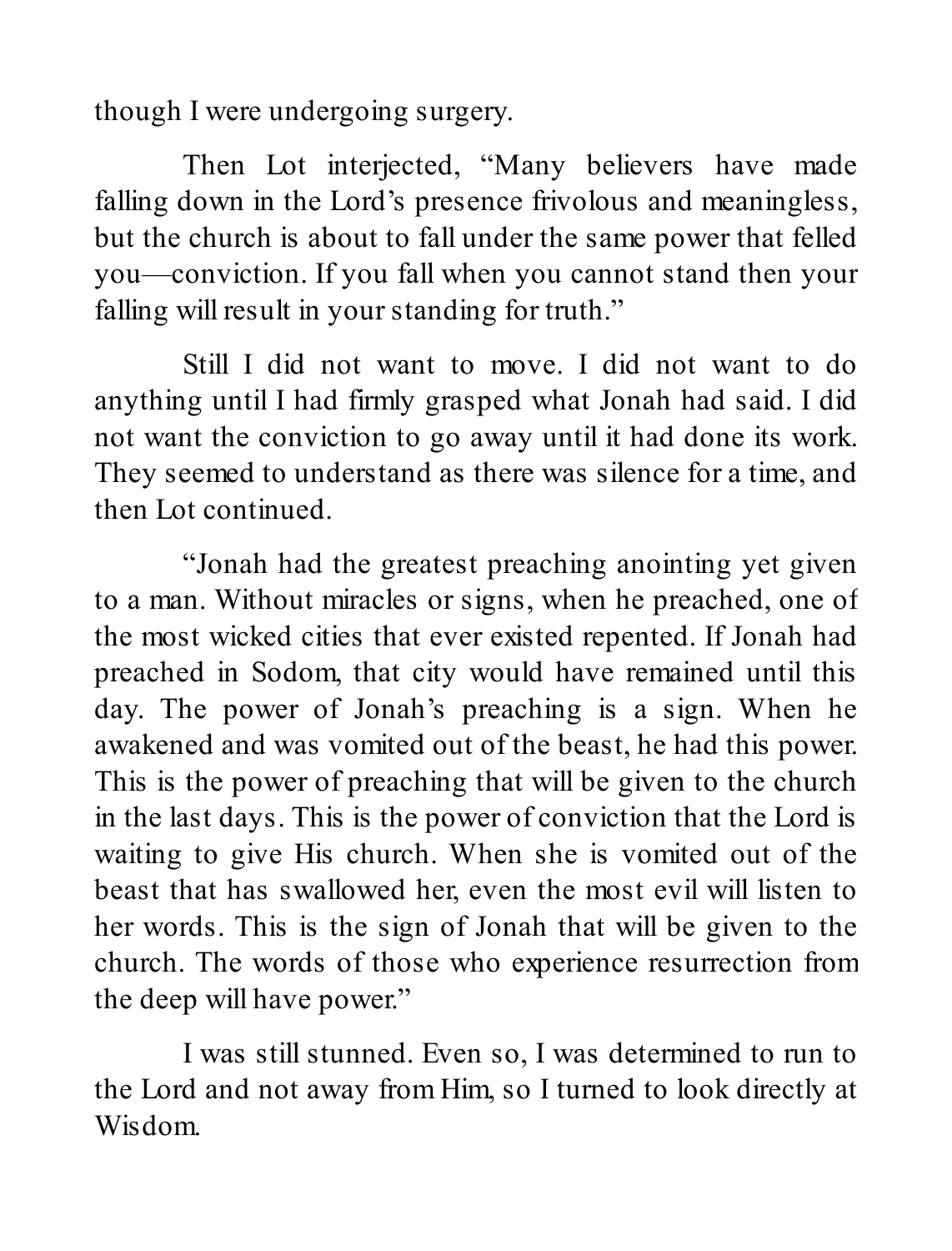though I were undergoing surgery.

Then Lot interjected, “Many believers have made falling down in the Lord’s presence frivolous and meaningless, but the church is about to fall under the same power that felled you—conviction. If you fall when you cannot stand then your falling will result in your standing for truth.”

Still I did not want to move. I did not want to do anything until I had firmly grasped what Jonah had said. I did not want the conviction to go away until it had done its work. They seemed to understand as there was silence for a time, and then Lot continued.

“Jonah had the greatest preaching anointing yet given to a man. Without miracles or signs, when he preached, one of the most wicked cities that ever existed repented. If Jonah had preached in Sodom, that city would have remained until this day. The power of Jonah’s preaching is a sign. When he awakened and was vomited out of the beast, he had this power. This is the power of preaching that will be given to the church in the last days. This is the power of conviction that the Lord is waiting to give His church. When she is vomited out of the beast that has swallowed her, even the most evil will listen to her words. This is the sign of Jonah that will be given to the church. The words of those who experience resurrection from the deep will have power.”

I was still stunned. Even so, I was determined to run to the Lord and not away from Him, so I turned to look directly at Wisdom.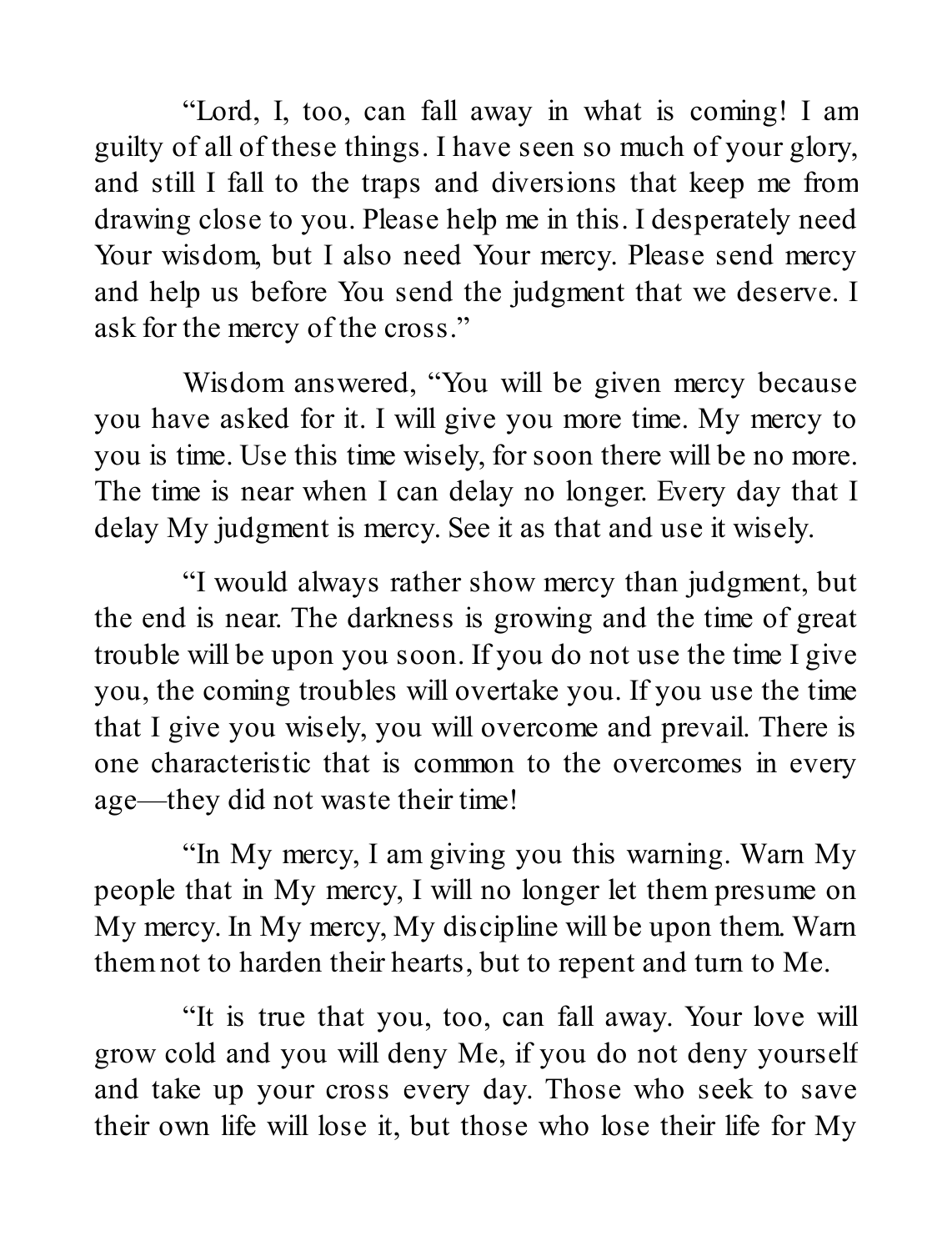"Lord, I, too, can fall away in what is coming! I am guilty of all of these things. I have seen so much of your glory, and still I fall to the traps and diversions that keep me from drawing close to you. Please help me in this. I desperately need Your wisdom, but I also need Your mercy. Please send mercy and help us before You send the judgment that we deserve. I ask for the mercy of the cross."

Wisdom answered, "You will be given mercy because you have asked for it. I will give you more time. My mercy to you is time. Use this time wisely, for soon there will be no more. The time is near when I can delay no longer. Every day that I delay My judgment is mercy. See it as that and use it wisely.

"I would always rather show mercy than judgment, but the end is near. The darkness is growing and the time of great trouble will be upon you soon. If you do not use the time I give you, the coming troubles will overtake you. If you use the time that I give you wisely, you will overcome and prevail. There is one characteristic that is common to the overcomes in every age—they did not waste their time!

"In My mercy, I am giving you this warning. Warn My people that in My mercy, I will no longer let them presume on My mercy. In My mercy, My discipline will be upon them. Warn them not to harden their hearts, but to repent and turn to Me.

"It is true that you, too, can fall away. Your love will grow cold and you will deny Me, if you do not deny yourself and take up your cross every day. Those who seek to save their own life will lose it, but those who lose their life for My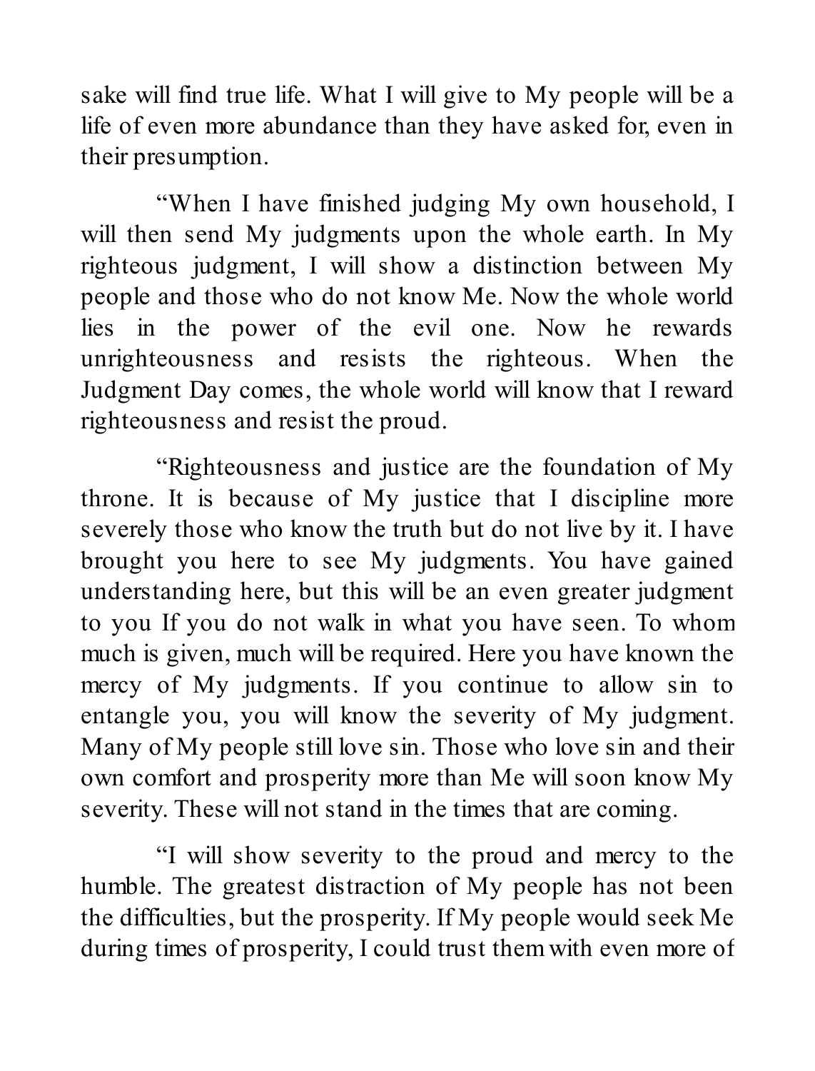sake will find true life. What I will give to My people will be a life of even more abundance than they have asked for, even in their presumption.

"When I have finished judging My own household, I will then send My judgments upon the whole earth. In My righteous judgment, I will show a distinction between My people and those who do not know Me. Now the whole world lies in the power of the evil one. Now he rewards unrighteousness and resists the righteous. When the Judgment Day comes, the whole world will know that I reward righteousness and resist the proud.

"Righteousness and justice are the foundation of My throne. It is because of My justice that I discipline more severely those who know the truth but do not live by it. I have brought you here to see My judgments. You have gained understanding here, but this will be an even greater judgment to you If you do not walk in what you have seen. To whom much is given, much will be required. Here you have known the mercy of My judgments. If you continue to allow sin to entangle you, you will know the severity of My judgment. Many of My people still love sin. Those who love sin and their own comfort and prosperity more than Me will soon know My severity. These will not stand in the times that are coming.

"I will show severity to the proud and mercy to the humble. The greatest distraction of My people has not been the difficulties, but the prosperity. If My people would seek Me during times of prosperity, I could trust them with even more of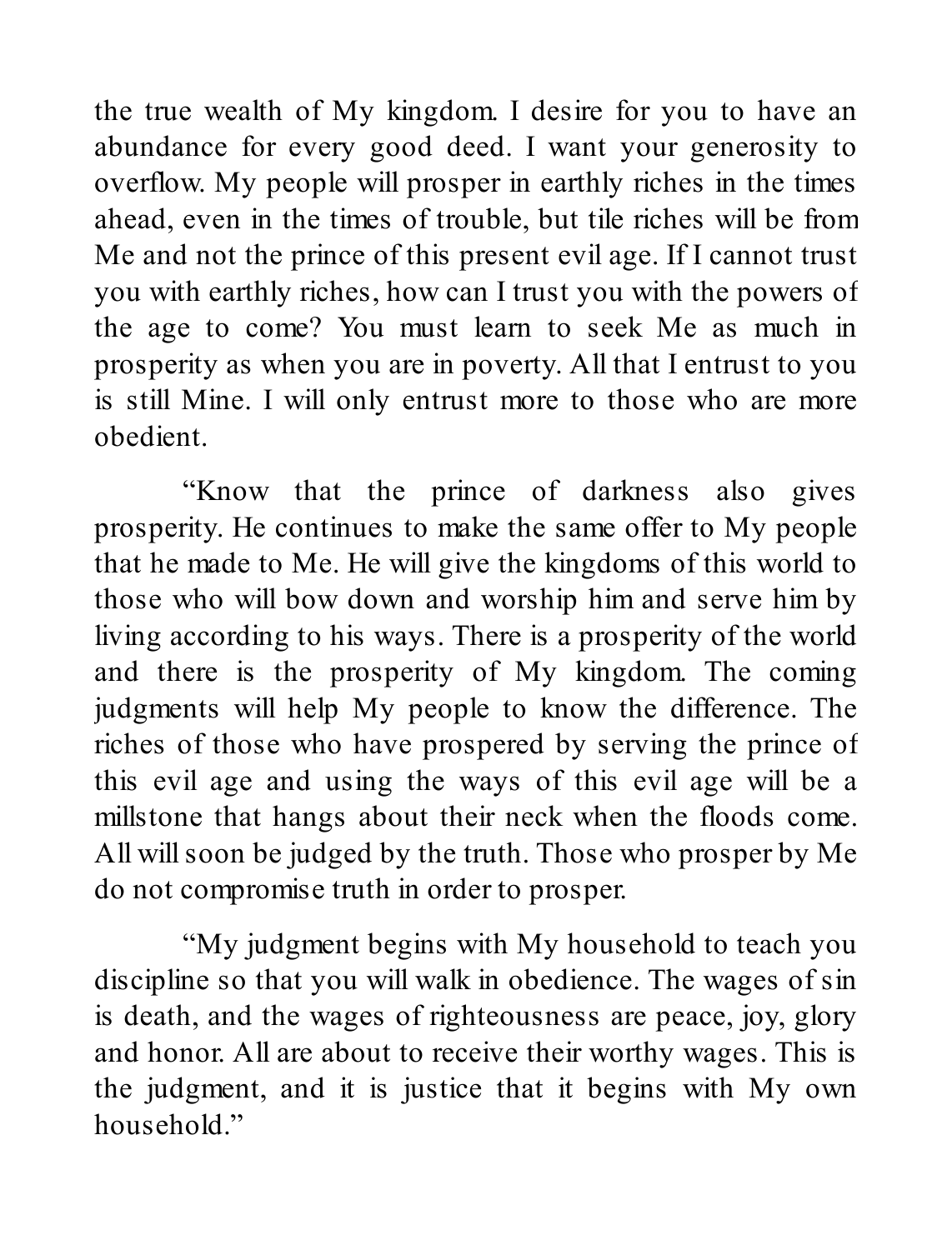the true wealth of My kingdom. I desire for you to have an abundance for every good deed. I want your generosity to overflow. My people will prosper in earthly riches in the times ahead, even in the times of trouble, but tile riches will be from Me and not the prince of this present evil age. If I cannot trust you with earthly riches, how can I trust you with the powers of the age to come? You must learn to seek Me as much in prosperity as when you are in poverty. All that I entrust to you is still Mine. I will only entrust more to those who are more obedient.

"Know that the prince of darkness also gives prosperity. He continues to make the same offer to My people that he made to Me. He will give the kingdoms of this world to those who will bow down and worship him and serve him by living according to his ways. There is a prosperity of the world and there is the prosperity of My kingdom. The coming judgments will help My people to know the difference. The riches of those who have prospered by serving the prince of this evil age and using the ways of this evil age will be a millstone that hangs about their neck when the floods come. All will soon be judged by the truth. Those who prosper by Me do not compromise truth in order to prosper.

"My judgment begins with My household to teach you discipline so that you will walk in obedience. The wages of sin is death, and the wages of righteousness are peace, joy, glory and honor. All are about to receive their worthy wages. This is the judgment, and it is justice that it begins with My own household."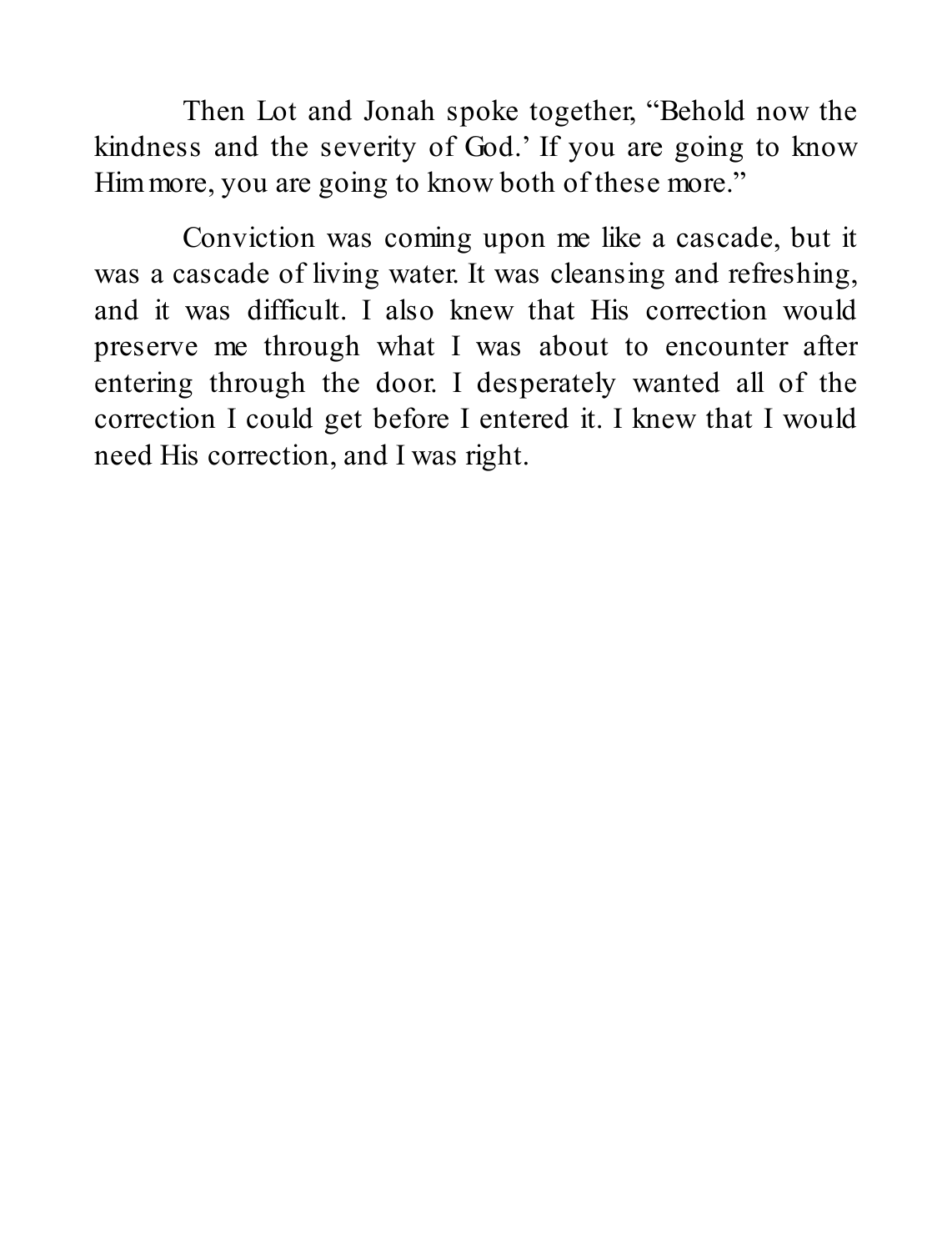Then Lot and Jonah spoke together, "Behold now the kindness and the severity of God.' If you are going to know Him more, you are going to know both of these more."

Conviction was coming upon me like a cascade, but it was a cascade of living water. It was cleansing and refreshing, and it was difficult. I also knew that His correction would preserve me through what I was about to encounter after entering through the door. I desperately wanted all of the correction I could get before I entered it. I knew that I would need His correction, and I was right.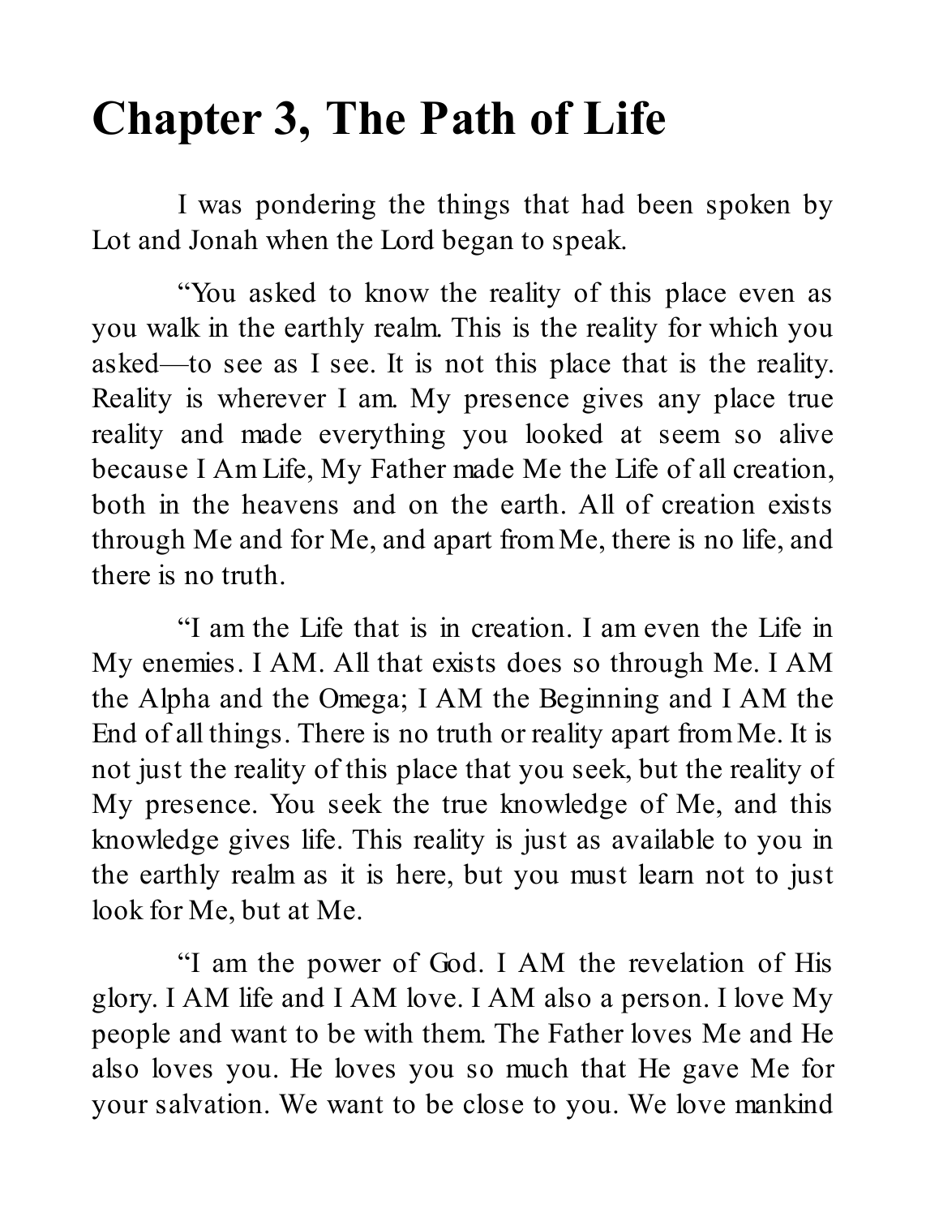# Chapter 3, The Path of Life

I was pondering the things that had been spoken by Lot and Jonah when the Lord began to speak.

"You asked to know the reality of this place even as you walk in the earthly realm. This is the reality for which you asked—to see as I see. It is not this place that is the reality. Reality is wherever I am. My presence gives any place true reality and made everything you looked at seem so alive because I Am Life, My Father made Me the Life of all creation, both in the heavens and on the earth. All of creation exists through Me and for Me, and apart from Me, there is no life, and there is no truth.

"I am the Life that is in creation. I am even the Life in My enemies. I AM. All that exists does so through Me. I AM the Alpha and the Omega; I AM the Beginning and I AM the End of all things. There is no truth or reality apart from Me. It is not just the reality of this place that you seek, but the reality of My presence. You seek the true knowledge of Me, and this knowledge gives life. This reality is just as available to you in the earthly realm as it is here, but you must learn not to just look for Me, but at Me.

"I am the power of God. I AM the revelation of His glory. I AM life and I AM love. I AM also a person. I love My people and want to be with them. The Father loves Me and He also loves you. He loves you so much that He gave Me for your salvation. We want to be close to you. We love mankind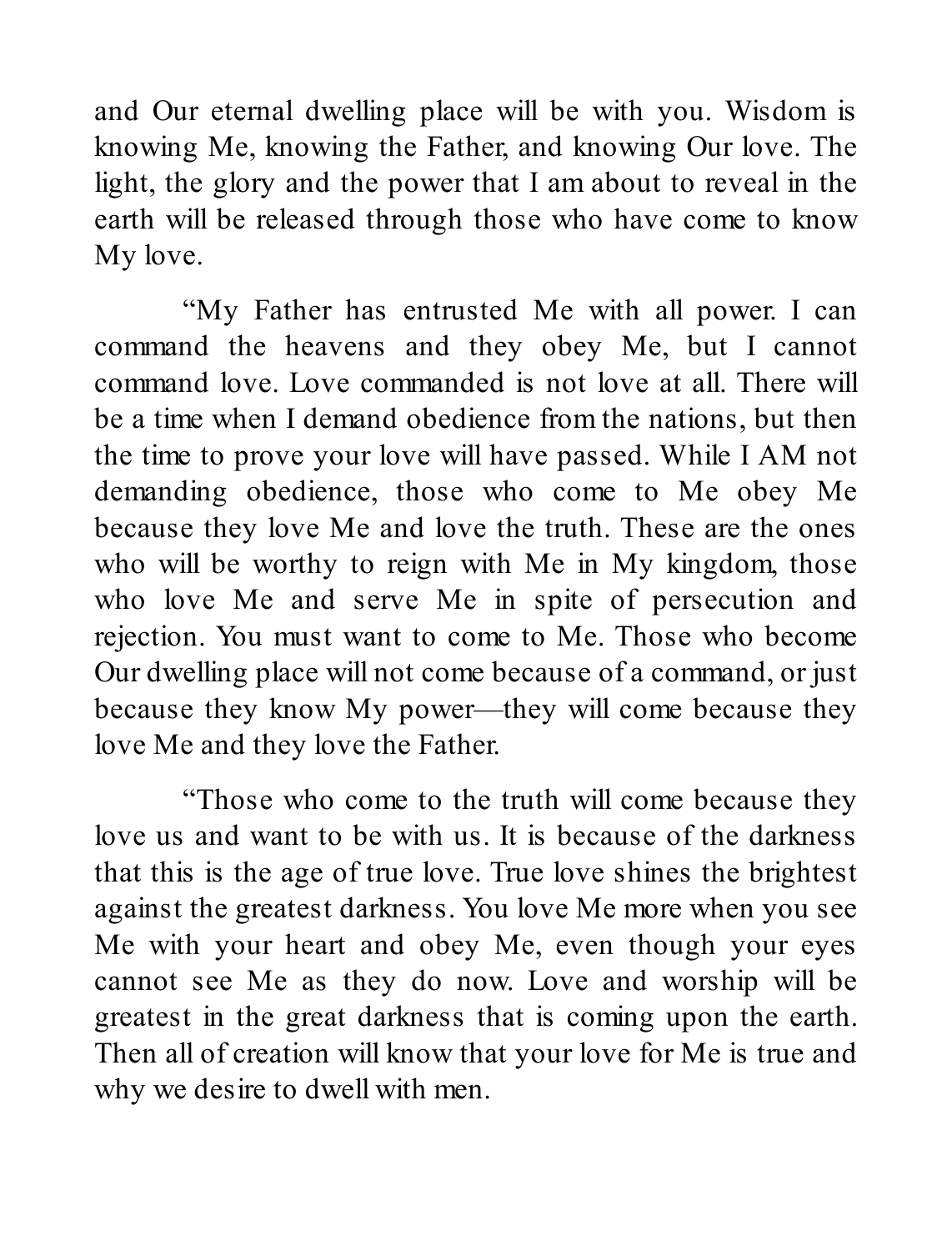and Our eternal dwelling place will be with you. Wisdom is knowing Me, knowing the Father, and knowing Our love. The light, the glory and the power that I am about to reveal in the earth will be released through those who have come to know My love.

"My Father has entrusted Me with all power. I can command the heavens and they obey Me, but I cannot command love. Love commanded is not love at all. There will be a time when I demand obedience from the nations, but then the time to prove your love will have passed. While I AM not demanding obedience, those who come to Me obey Me because they love Me and love the truth. These are the ones who will be worthy to reign with Me in My kingdom, those who love Me and serve Me in spite of persecution and rejection. You must want to come to Me. Those who become Our dwelling place will not come because of a command, or just because they know My power—they will come because they love Me and they love the Father.

"Those who come to the truth will come because they love us and want to be with us. It is because of the darkness that this is the age of true love. True love shines the brightest against the greatest darkness. You love Me more when you see Me with your heart and obey Me, even though your eyes cannot see Me as they do now. Love and worship will be greatest in the great darkness that is coming upon the earth. Then all of creation will know that your love for Me is true and why we desire to dwell with men.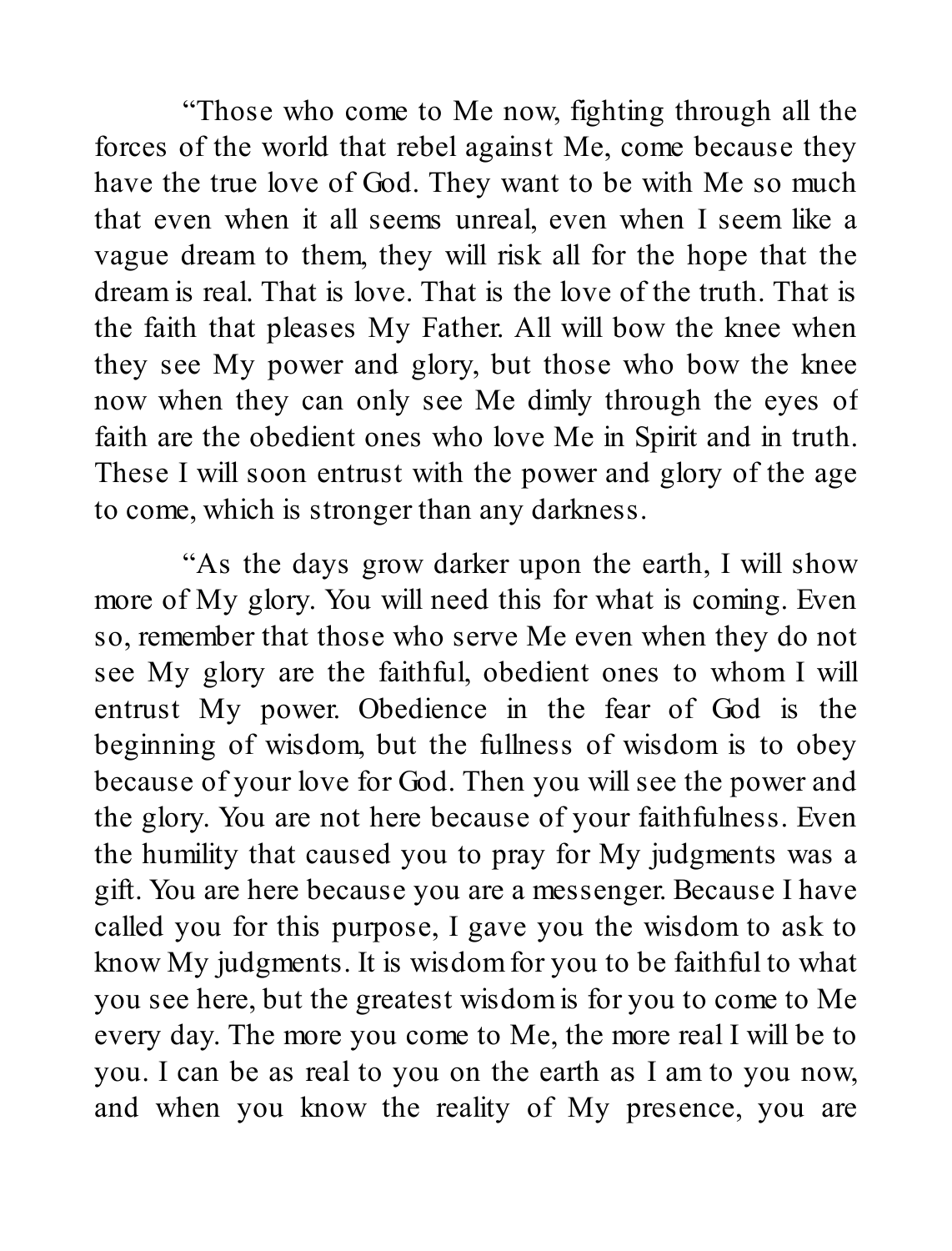"Those who come to Me now, fighting through all the forces of the world that rebel against Me, come because they have the true love of God. They want to be with Me so much that even when it all seems unreal, even when I seem like a vague dream to them, they will risk all for the hope that the dream is real. That is love. That is the love of the truth. That is the faith that pleases My Father. All will bow the knee when they see My power and glory, but those who bow the knee now when they can only see Me dimly through the eyes of faith are the obedient ones who love Me in Spirit and in truth. These I will soon entrust with the power and glory of the age to come, which is stronger than any darkness.

"As the days grow darker upon the earth, I will show more of My glory. You will need this for what is coming. Even so, remember that those who serve Me even when they do not see My glory are the faithful, obedient ones to whom I will entrust My power. Obedience in the fear of God is the beginning of wisdom, but the fullness of wisdom is to obey because of your love for God. Then you will see the power and the glory. You are not here because of your faithfulness. Even the humility that caused you to pray for My judgments was a gift. You are here because you are a messenger. Because I have called you for this purpose, I gave you the wisdom to ask to know My judgments. It is wisdom for you to be faithful to what you see here, but the greatest wisdom is for you to come to Me every day. The more you come to Me, the more real I will be to you. I can be as real to you on the earth as I am to you now, and when you know the reality of My presence, you are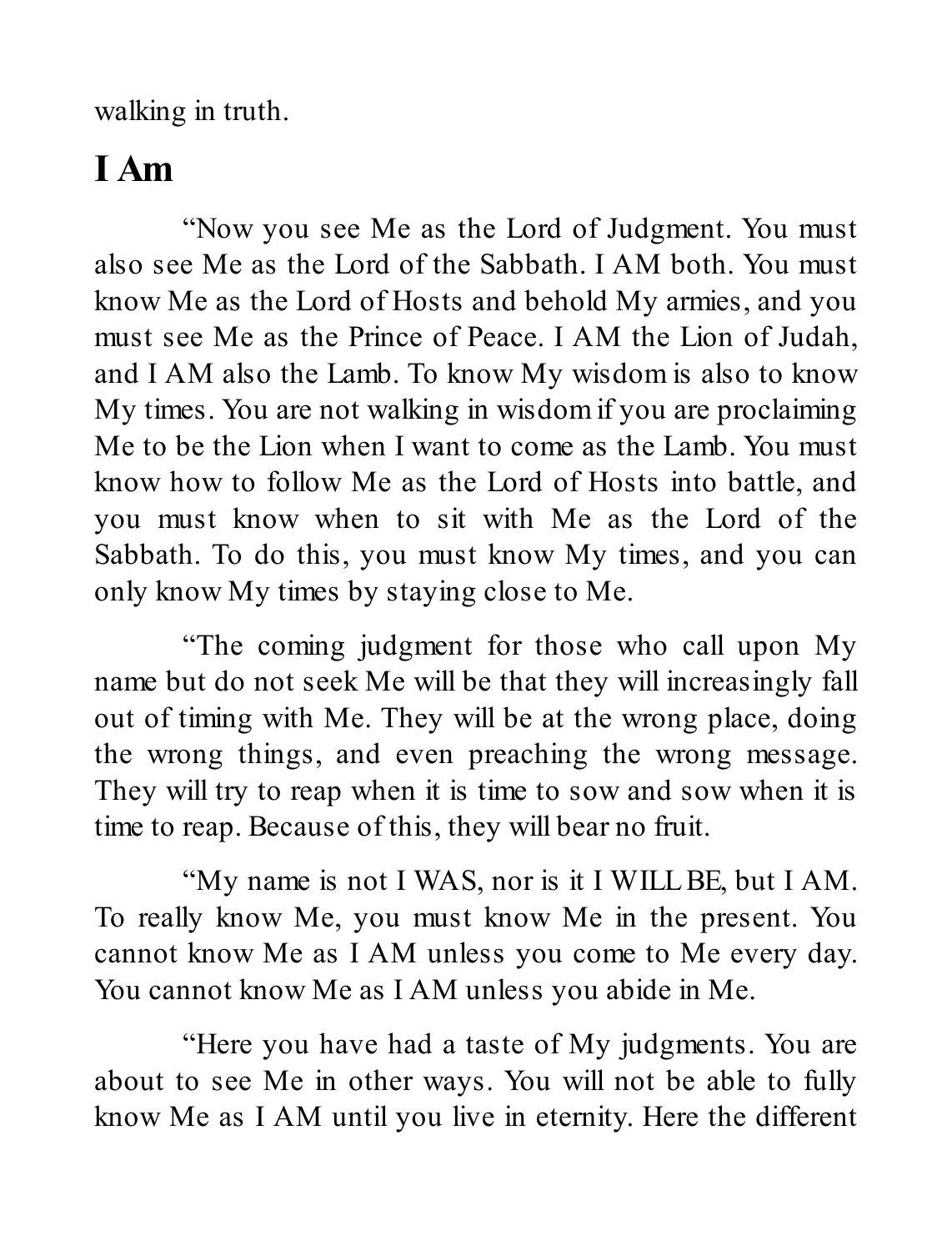walking in truth.

## I Am

“Now you see Me as the Lord of Judgment. You must also see Me as the Lord of the Sabbath. I AM both. You must know Me as the Lord of Hosts and behold My armies, and you must see Me as the Prince of Peace. I AM the Lion of Judah, and I AM also the Lamb. To know My wisdom is also to know My times. You are not walking in wisdom if you are proclaiming Me to be the Lion when I want to come as the Lamb. You must know how to follow Me as the Lord of Hosts into battle, and you must know when to sit with Me as the Lord of the Sabbath. To do this, you must know My times, and you can only know My times by staying close to Me.

“The coming judgment for those who call upon My name but do not seek Me will be that they will increasingly fall out of timing with Me. They will be at the wrong place, doing the wrong things, and even preaching the wrong message. They will try to reap when it is time to sow and sow when it is time to reap. Because of this, they will bear no fruit.

“My name is not I WAS, nor is it I WILL BE, but I AM. To really know Me, you must know Me in the present. You cannot know Me as I AM unless you come to Me every day. You cannot know Me as I AM unless you abide in Me.

“Here you have had a taste of My judgments. You are about to see Me in other ways. You will not be able to fully know Me as I AM until you live in eternity. Here the different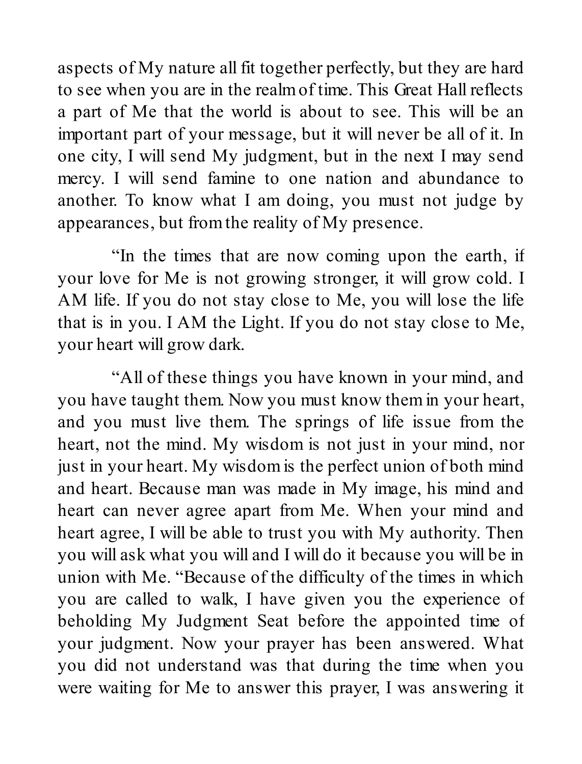aspects of My nature all fit together perfectly, but they are hard to see when you are in the realm of time. This Great Hall reflects a part of Me that the world is about to see. This will be an important part of your message, but it will never be all of it. In one city, I will send My judgment, but in the next I may send mercy. I will send famine to one nation and abundance to another. To know what I am doing, you must not judge by appearances, but from the reality of My presence.

"In the times that are now coming upon the earth, if your love for Me is not growing stronger, it will grow cold. I AM life. If you do not stay close to Me, you will lose the life that is in you. I AM the Light. If you do not stay close to Me, your heart will grow dark.

"All of these things you have known in your mind, and you have taught them. Now you must know them in your heart, and you must live them. The springs of life issue from the heart, not the mind. My wisdom is not just in your mind, nor just in your heart. My wisdom is the perfect union of both mind and heart. Because man was made in My image, his mind and heart can never agree apart from Me. When your mind and heart agree, I will be able to trust you with My authority. Then you will ask what you will and I will do it because you will be in union with Me. "Because of the difficulty of the times in which you are called to walk, I have given you the experience of beholding My Judgment Seat before the appointed time of your judgment. Now your prayer has been answered. What you did not understand was that during the time when you were waiting for Me to answer this prayer, I was answering it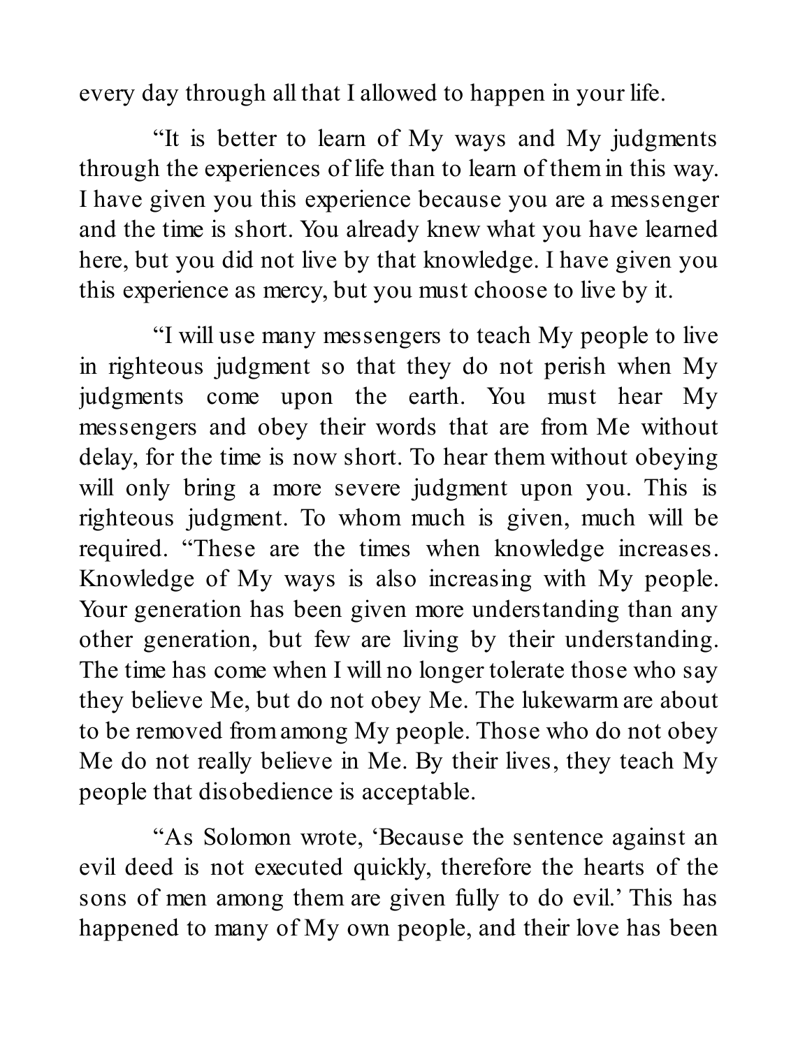every day through all that I allowed to happen in your life.

“It is better to learn of My ways and My judgments through the experiences of life than to learn of them in this way. I have given you this experience because you are a messenger and the time is short. You already knew what you have learned here, but you did not live by that knowledge. I have given you this experience as mercy, but you must choose to live by it.

“I will use many messengers to teach My people to live in righteous judgment so that they do not perish when My judgments come upon the earth. You must hear My messengers and obey their words that are from Me without delay, for the time is now short. To hear them without obeying will only bring a more severe judgment upon you. This is righteous judgment. To whom much is given, much will be required. “These are the times when knowledge increases. Knowledge of My ways is also increasing with My people. Your generation has been given more understanding than any other generation, but few are living by their understanding. The time has come when I will no longer tolerate those who say they believe Me, but do not obey Me. The lukewarm are about to be removed from among My people. Those who do not obey Me do not really believe in Me. By their lives, they teach My people that disobedience is acceptable.

“As Solomon wrote, ‘Because the sentence against an evil deed is not executed quickly, therefore the hearts of the sons of men among them are given fully to do evil.’ This has happened to many of My own people, and their love has been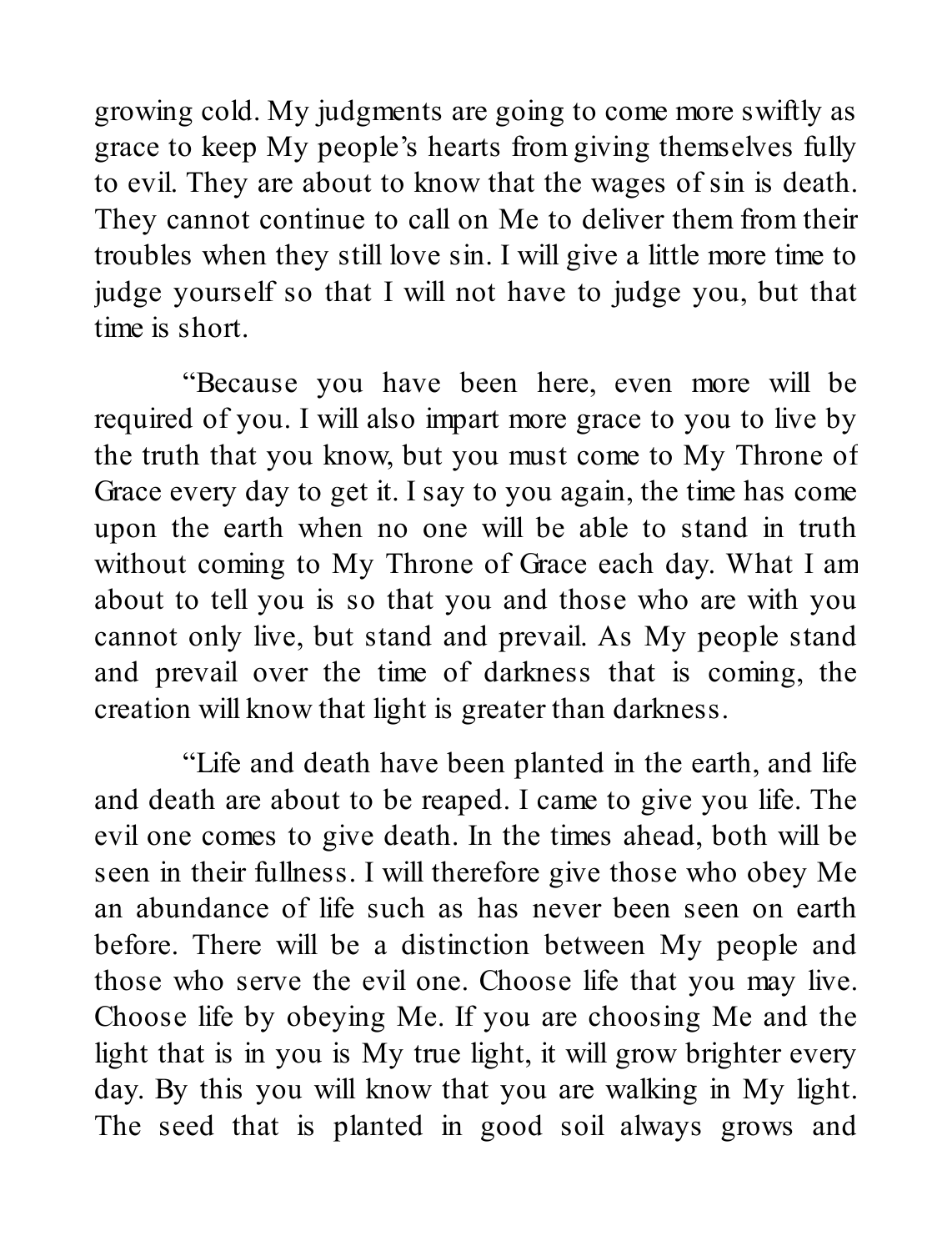growing cold. My judgments are going to come more swiftly as grace to keep My people's hearts from giving themselves fully to evil. They are about to know that the wages of sin is death. They cannot continue to call on Me to deliver them from their troubles when they still love sin. I will give a little more time to judge yourself so that I will not have to judge you, but that time is short.

"Because you have been here, even more will be required of you. I will also impart more grace to you to live by the truth that you know, but you must come to My Throne of Grace every day to get it. I say to you again, the time has come upon the earth when no one will be able to stand in truth without coming to My Throne of Grace each day. What I am about to tell you is so that you and those who are with you cannot only live, but stand and prevail. As My people stand and prevail over the time of darkness that is coming, the creation will know that light is greater than darkness.

"Life and death have been planted in the earth, and life and death are about to be reaped. I came to give you life. The evil one comes to give death. In the times ahead, both will be seen in their fullness. I will therefore give those who obey Me an abundance of life such as has never been seen on earth before. There will be a distinction between My people and those who serve the evil one. Choose life that you may live. Choose life by obeying Me. If you are choosing Me and the light that is in you is My true light, it will grow brighter every day. By this you will know that you are walking in My light. The seed that is planted in good soil always grows and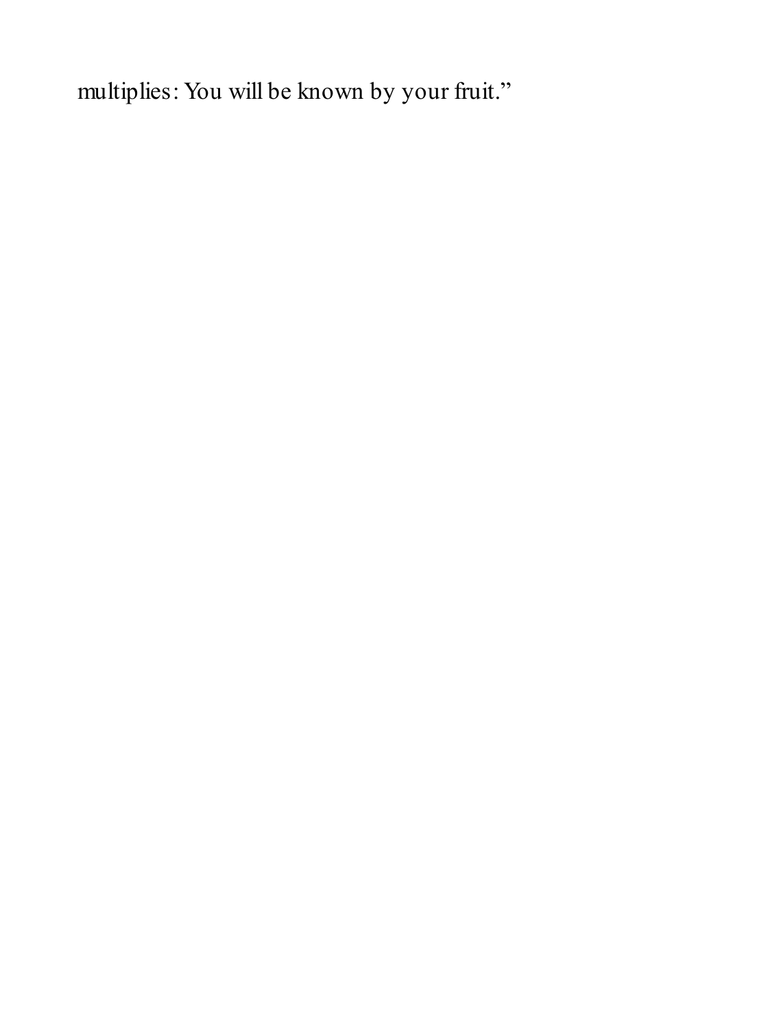multiplies: You will be known by your fruit.”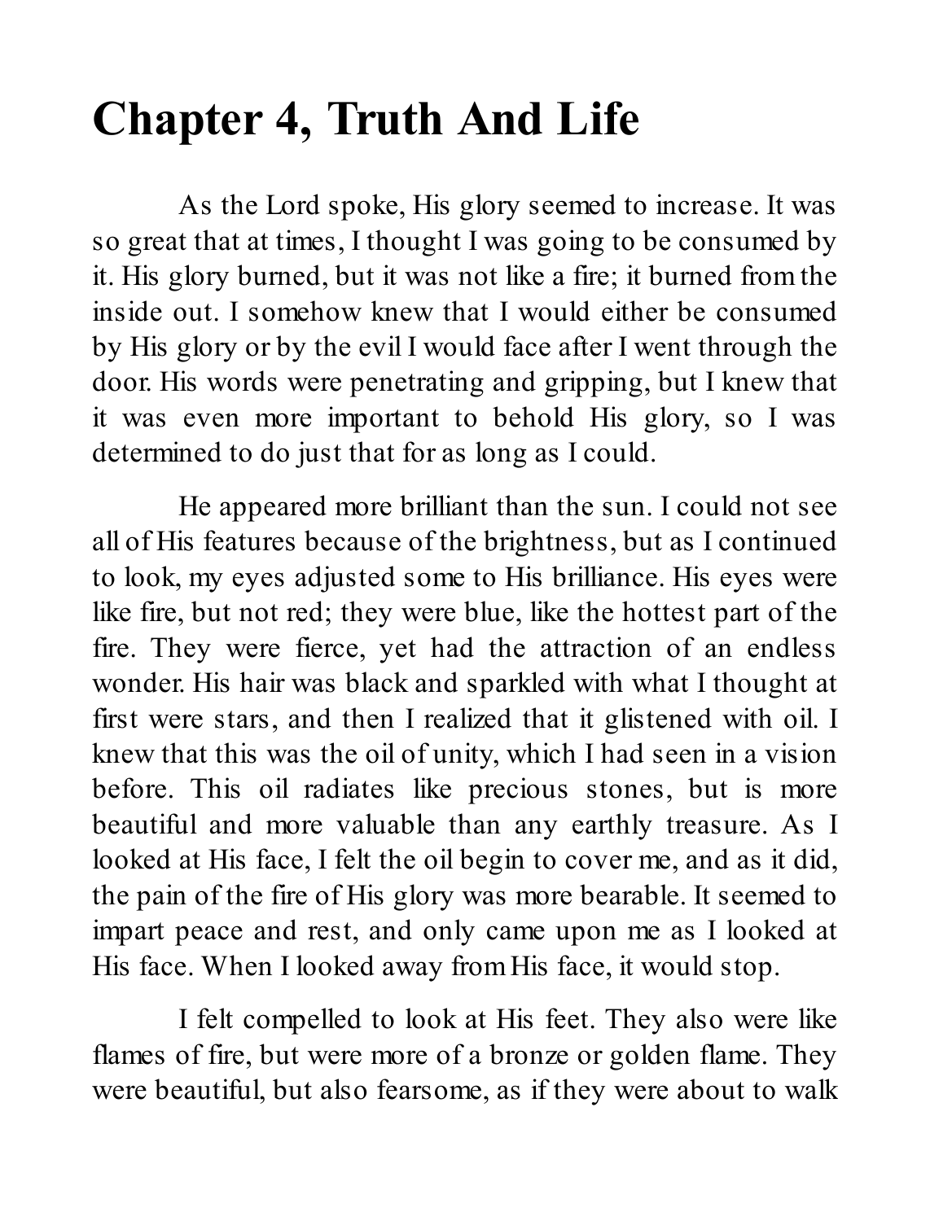# Chapter 4, Truth And Life

As the Lord spoke, His glory seemed to increase. It was so great that at times, I thought I was going to be consumed by it. His glory burned, but it was not like a fire; it burned from the inside out. I somehow knew that I would either be consumed by His glory or by the evil I would face after I went through the door. His words were penetrating and gripping, but I knew that it was even more important to behold His glory, so I was determined to do just that for as long as I could.

He appeared more brilliant than the sun. I could not see all of His features because of the brightness, but as I continued to look, my eyes adjusted some to His brilliance. His eyes were like fire, but not red; they were blue, like the hottest part of the fire. They were fierce, yet had the attraction of an endless wonder. His hair was black and sparkled with what I thought at first were stars, and then I realized that it glistened with oil. I knew that this was the oil of unity, which I had seen in a vision before. This oil radiates like precious stones, but is more beautiful and more valuable than any earthly treasure. As I looked at His face, I felt the oil begin to cover me, and as it did, the pain of the fire of His glory was more bearable. It seemed to impart peace and rest, and only came upon me as I looked at His face. When I looked away from His face, it would stop.

I felt compelled to look at His feet. They also were like flames of fire, but were more of a bronze or golden flame. They were beautiful, but also fearsome, as if they were about to walk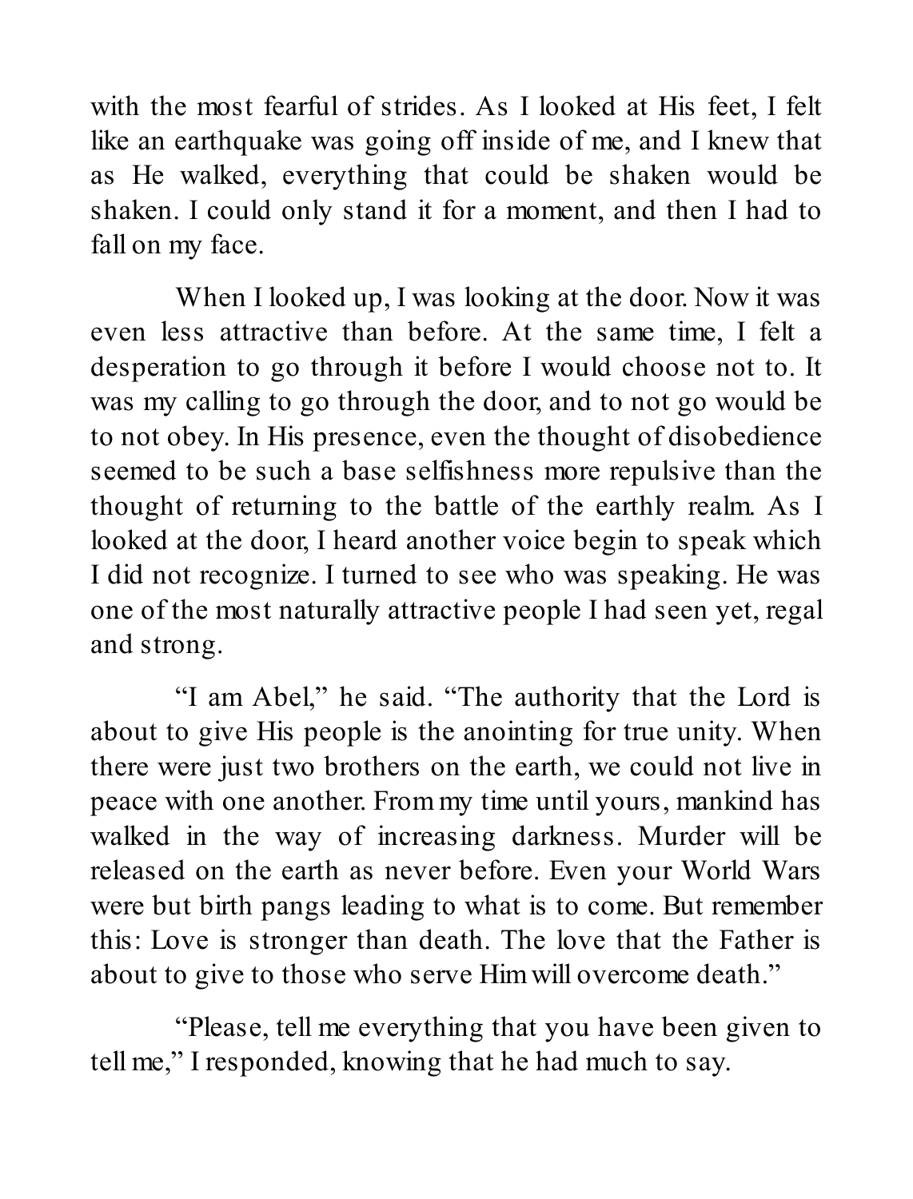with the most fearful of strides. As I looked at His feet, I felt like an earthquake was going off inside of me, and I knew that as He walked, everything that could be shaken would be shaken. I could only stand it for a moment, and then I had to fall on my face.

When I looked up, I was looking at the door. Now it was even less attractive than before. At the same time, I felt a desperation to go through it before I would choose not to. It was my calling to go through the door, and to not go would be to not obey. In His presence, even the thought of disobedience seemed to be such a base selfishness more repulsive than the thought of returning to the battle of the earthly realm. As I looked at the door, I heard another voice begin to speak which I did not recognize. I turned to see who was speaking. He was one of the most naturally attractive people I had seen yet, regal and strong.

"I am Abel," he said. "The authority that the Lord is about to give His people is the anointing for true unity. When there were just two brothers on the earth, we could not live in peace with one another. From my time until yours, mankind has walked in the way of increasing darkness. Murder will be released on the earth as never before. Even your World Wars were but birth pangs leading to what is to come. But remember this: Love is stronger than death. The love that the Father is about to give to those who serve Him will overcome death."

"Please, tell me everything that you have been given to tell me," I responded, knowing that he had much to say.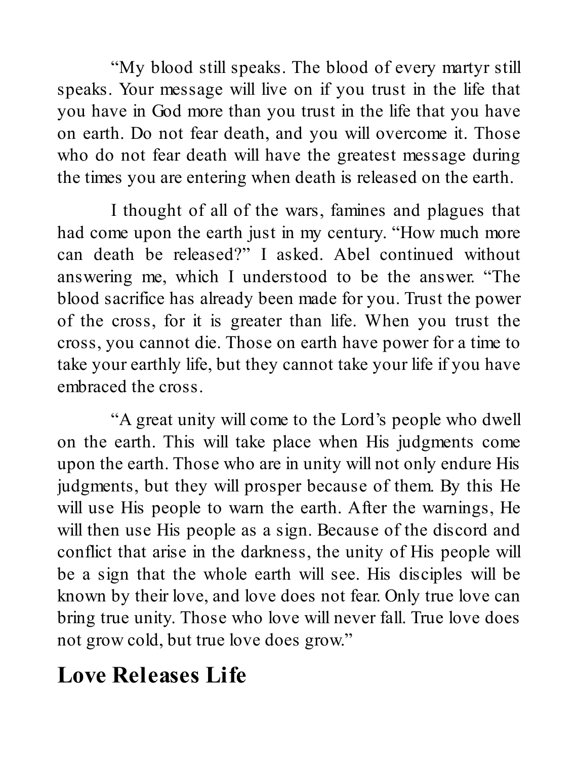"My blood still speaks. The blood of every martyr still speaks. Your message will live on if you trust in the life that you have in God more than you trust in the life that you have on earth. Do not fear death, and you will overcome it. Those who do not fear death will have the greatest message during the times you are entering when death is released on the earth.

I thought of all of the wars, famines and plagues that had come upon the earth just in my century. "How much more can death be released?" I asked. Abel continued without answering me, which I understood to be the answer. "The blood sacrifice has already been made for you. Trust the power of the cross, for it is greater than life. When you trust the cross, you cannot die. Those on earth have power for a time to take your earthly life, but they cannot take your life if you have embraced the cross.

"A great unity will come to the Lord's people who dwell on the earth. This will take place when His judgments come upon the earth. Those who are in unity will not only endure His judgments, but they will prosper because of them. By this He will use His people to warn the earth. After the warnings, He will then use His people as a sign. Because of the discord and conflict that arise in the darkness, the unity of His people will be a sign that the whole earth will see. His disciples will be known by their love, and love does not fear. Only true love can bring true unity. Those who love will never fall. True love does not grow cold, but true love does grow."

## Love Releases Life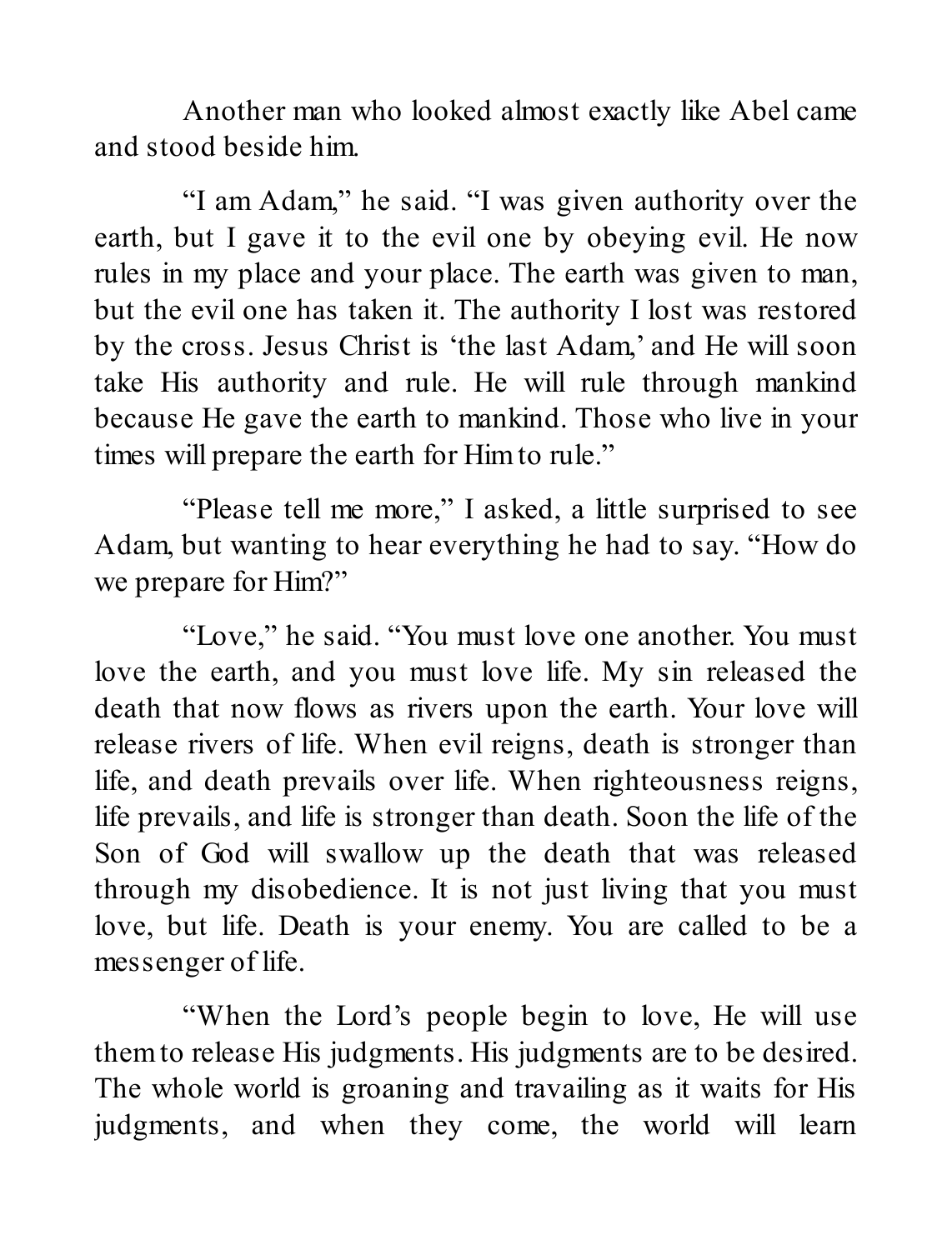Another man who looked almost exactly like Abel came and stood beside him.

"I am Adam," he said. "I was given authority over the earth, but I gave it to the evil one by obeying evil. He now rules in my place and your place. The earth was given to man, but the evil one has taken it. The authority I lost was restored by the cross. Jesus Christ is 'the last Adam,' and He will soon take His authority and rule. He will rule through mankind because He gave the earth to mankind. Those who live in your times will prepare the earth for Him to rule."

"Please tell me more," I asked, a little surprised to see Adam, but wanting to hear everything he had to say. "How do we prepare for Him?"

"Love," he said. "You must love one another. You must love the earth, and you must love life. My sin released the death that now flows as rivers upon the earth. Your love will release rivers of life. When evil reigns, death is stronger than life, and death prevails over life. When righteousness reigns, life prevails, and life is stronger than death. Soon the life of the Son of God will swallow up the death that was released through my disobedience. It is not just living that you must love, but life. Death is your enemy. You are called to be a messenger of life.

"When the Lord's people begin to love, He will use them to release His judgments. His judgments are to be desired. The whole world is groaning and travailing as it waits for His judgments, and when they come, the world will learn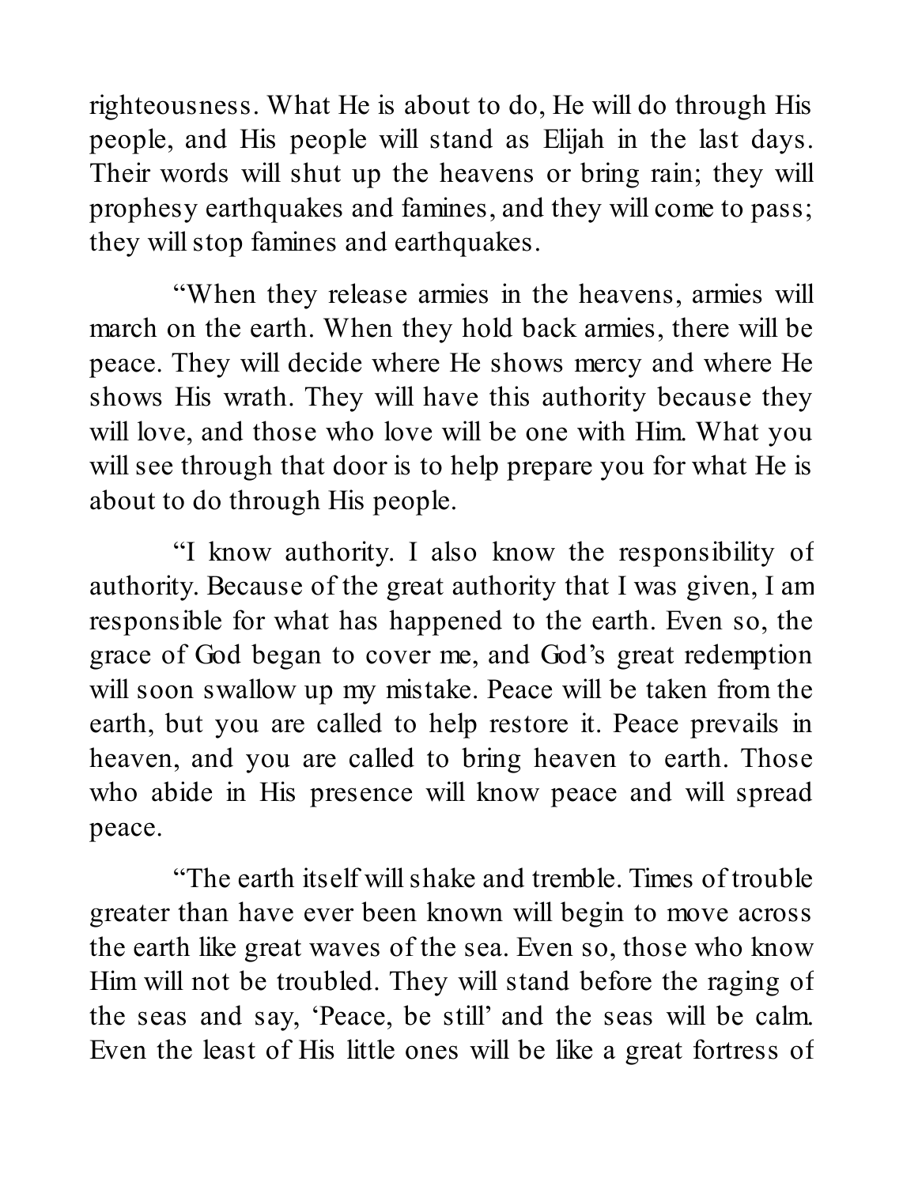righteousness. What He is about to do, He will do through His people, and His people will stand as Elijah in the last days. Their words will shut up the heavens or bring rain; they will prophesy earthquakes and famines, and they will come to pass; they will stop famines and earthquakes.

"When they release armies in the heavens, armies will march on the earth. When they hold back armies, there will be peace. They will decide where He shows mercy and where He shows His wrath. They will have this authority because they will love, and those who love will be one with Him. What you will see through that door is to help prepare you for what He is about to do through His people.

"I know authority. I also know the responsibility of authority. Because of the great authority that I was given, I am responsible for what has happened to the earth. Even so, the grace of God began to cover me, and God's great redemption will soon swallow up my mistake. Peace will be taken from the earth, but you are called to help restore it. Peace prevails in heaven, and you are called to bring heaven to earth. Those who abide in His presence will know peace and will spread peace.

"The earth itself will shake and tremble. Times of trouble greater than have ever been known will begin to move across the earth like great waves of the sea. Even so, those who know Him will not be troubled. They will stand before the raging of the seas and say, 'Peace, be still' and the seas will be calm. Even the least of His little ones will be like a great fortress of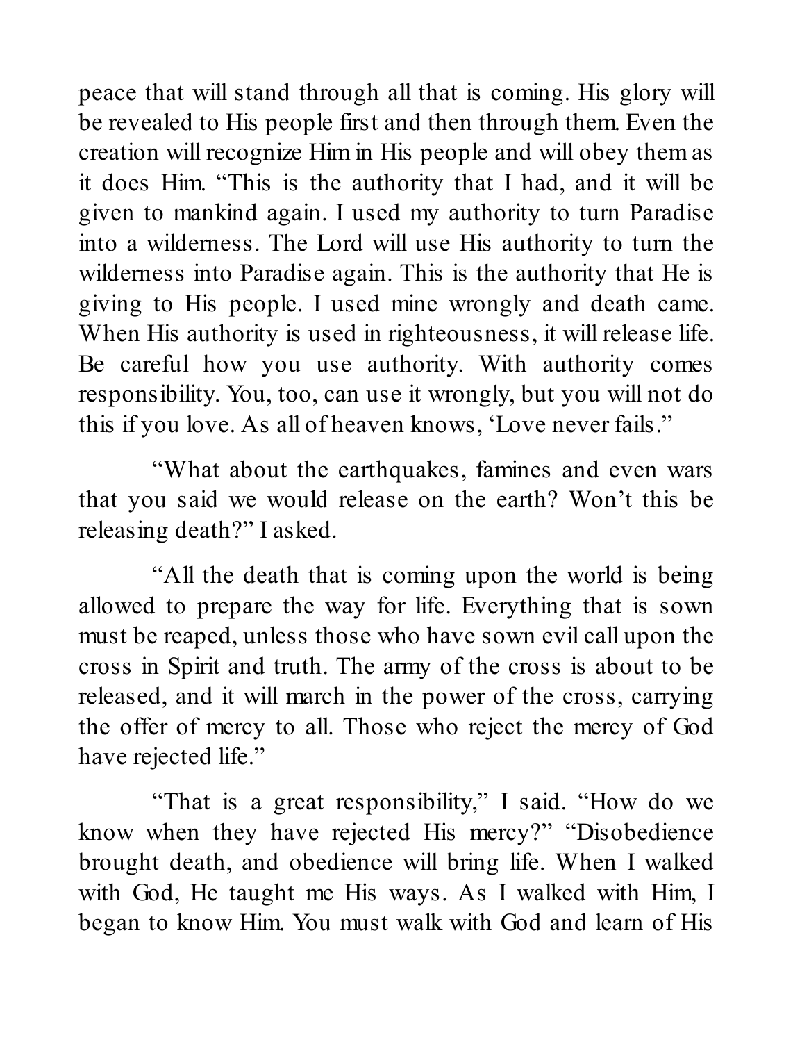peace that will stand through all that is coming. His glory will be revealed to His people first and then through them. Even the creation will recognize Him in His people and will obey them as it does Him. "This is the authority that I had, and it will be given to mankind again. I used my authority to turn Paradise into a wilderness. The Lord will use His authority to turn the wilderness into Paradise again. This is the authority that He is giving to His people. I used mine wrongly and death came. When His authority is used in righteousness, it will release life. Be careful how you use authority. With authority comes responsibility. You, too, can use it wrongly, but you will not do this if you love. As all of heaven knows, 'Love never fails."

"What about the earthquakes, famines and even wars that you said we would release on the earth? Won't this be releasing death?" I asked.

"All the death that is coming upon the world is being allowed to prepare the way for life. Everything that is sown must be reaped, unless those who have sown evil call upon the cross in Spirit and truth. The army of the cross is about to be released, and it will march in the power of the cross, carrying the offer of mercy to all. Those who reject the mercy of God have rejected life."

"That is a great responsibility," I said. "How do we know when they have rejected His mercy?" "Disobedience brought death, and obedience will bring life. When I walked with God, He taught me His ways. As I walked with Him, I began to know Him. You must walk with God and learn of His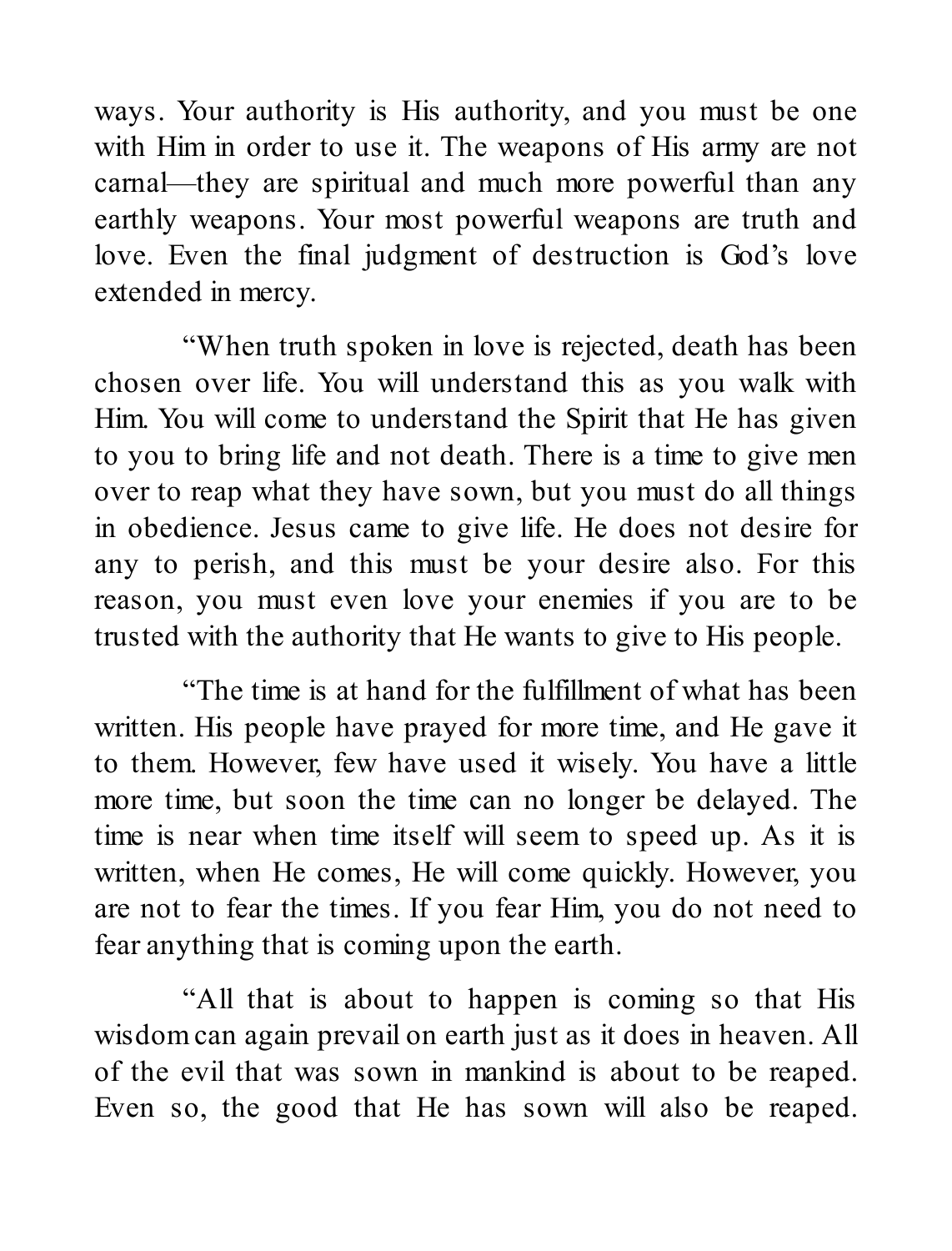ways. Your authority is His authority, and you must be one with Him in order to use it. The weapons of His army are not carnal—they are spiritual and much more powerful than any earthly weapons. Your most powerful weapons are truth and love. Even the final judgment of destruction is God's love extended in mercy.

"When truth spoken in love is rejected, death has been chosen over life. You will understand this as you walk with Him. You will come to understand the Spirit that He has given to you to bring life and not death. There is a time to give men over to reap what they have sown, but you must do all things in obedience. Jesus came to give life. He does not desire for any to perish, and this must be your desire also. For this reason, you must even love your enemies if you are to be trusted with the authority that He wants to give to His people.

"The time is at hand for the fulfillment of what has been written. His people have prayed for more time, and He gave it to them. However, few have used it wisely. You have a little more time, but soon the time can no longer be delayed. The time is near when time itself will seem to speed up. As it is written, when He comes, He will come quickly. However, you are not to fear the times. If you fear Him, you do not need to fear anything that is coming upon the earth.

"All that is about to happen is coming so that His wisdom can again prevail on earth just as it does in heaven. All of the evil that was sown in mankind is about to be reaped. Even so, the good that He has sown will also be reaped.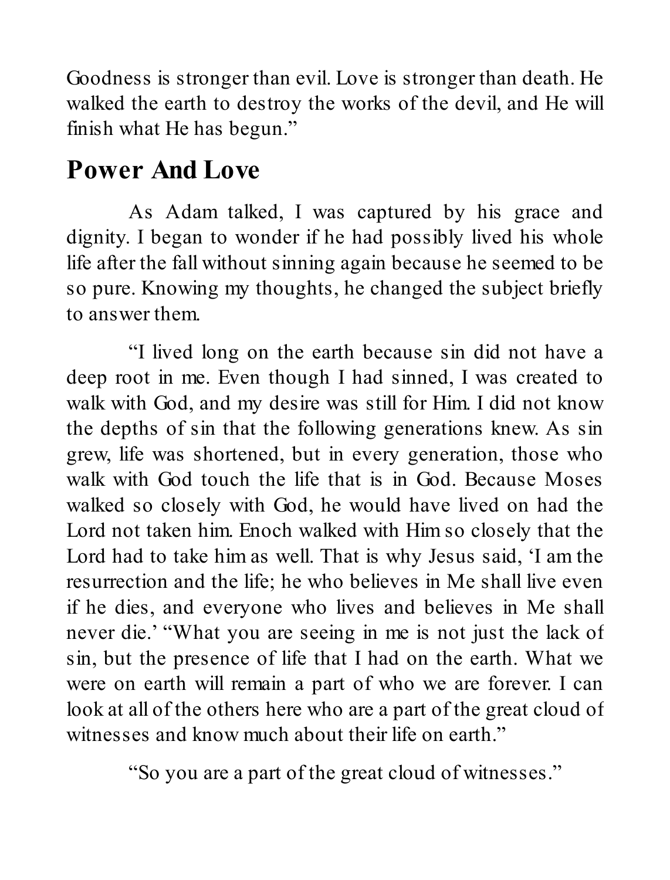Goodness is stronger than evil. Love is stronger than death. He walked the earth to destroy the works of the devil, and He will finish what He has begun."

## Power And Love

As Adam talked, I was captured by his grace and dignity. I began to wonder if he had possibly lived his whole life after the fall without sinning again because he seemed to be so pure. Knowing my thoughts, he changed the subject briefly to answer them.

"I lived long on the earth because sin did not have a deep root in me. Even though I had sinned, I was created to walk with God, and my desire was still for Him. I did not know the depths of sin that the following generations knew. As sin grew, life was shortened, but in every generation, those who walk with God touch the life that is in God. Because Moses walked so closely with God, he would have lived on had the Lord not taken him. Enoch walked with Him so closely that the Lord had to take him as well. That is why Jesus said, 'I am the resurrection and the life; he who believes in Me shall live even if he dies, and everyone who lives and believes in Me shall never die.' "What you are seeing in me is not just the lack of sin, but the presence of life that I had on the earth. What we were on earth will remain a part of who we are forever. I can look at all of the others here who are a part of the great cloud of witnesses and know much about their life on earth."

"So you are a part of the great cloud of witnesses."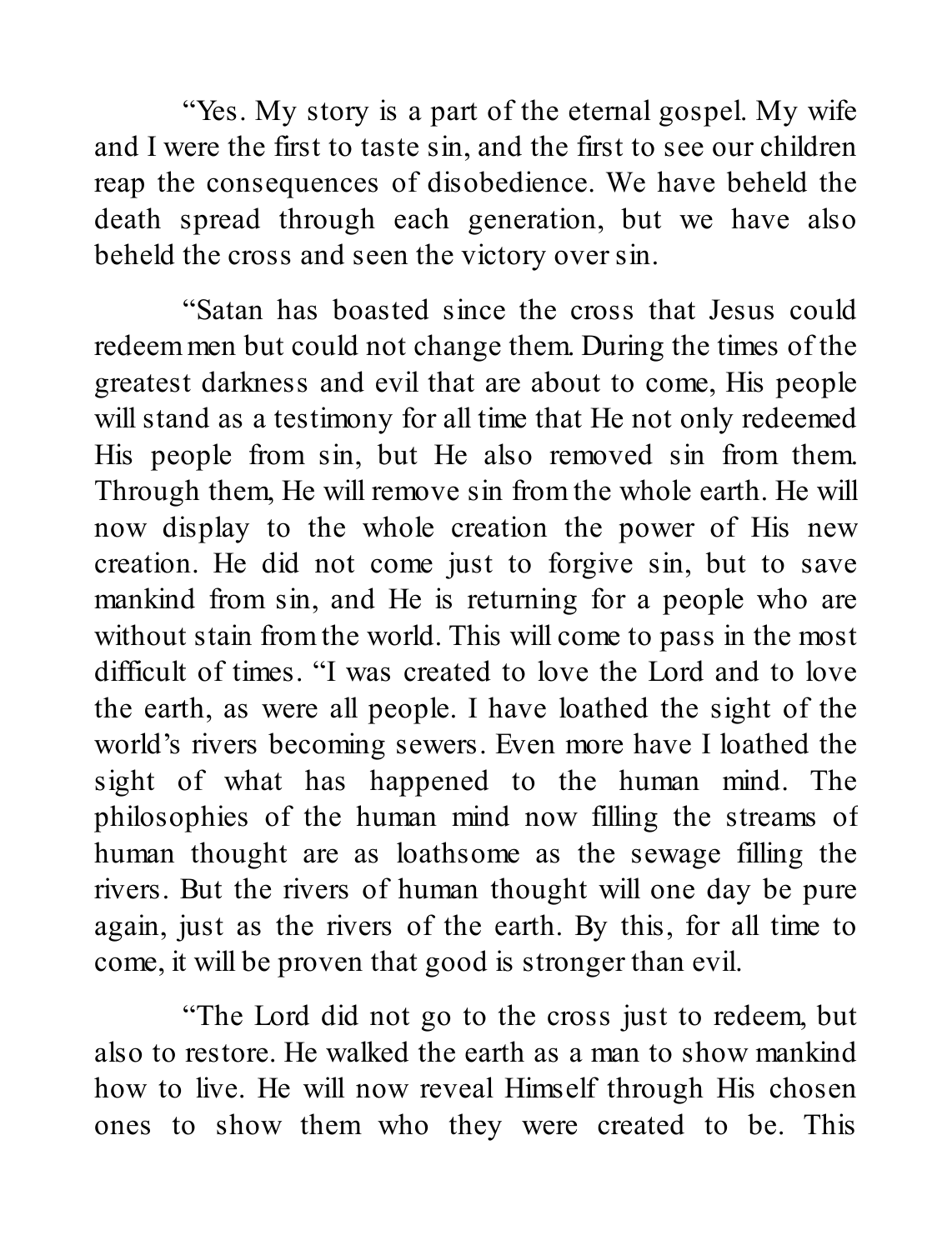"Yes. My story is a part of the eternal gospel. My wife and I were the first to taste sin, and the first to see our children reap the consequences of disobedience. We have beheld the death spread through each generation, but we have also beheld the cross and seen the victory over sin.

"Satan has boasted since the cross that Jesus could redeem men but could not change them. During the times of the greatest darkness and evil that are about to come, His people will stand as a testimony for all time that He not only redeemed His people from sin, but He also removed sin from them. Through them, He will remove sin from the whole earth. He will now display to the whole creation the power of His new creation. He did not come just to forgive sin, but to save mankind from sin, and He is returning for a people who are without stain from the world. This will come to pass in the most difficult of times. "I was created to love the Lord and to love the earth, as were all people. I have loathed the sight of the world's rivers becoming sewers. Even more have I loathed the sight of what has happened to the human mind. The philosophies of the human mind now filling the streams of human thought are as loathsome as the sewage filling the rivers. But the rivers of human thought will one day be pure again, just as the rivers of the earth. By this, for all time to come, it will be proven that good is stronger than evil.

"The Lord did not go to the cross just to redeem, but also to restore. He walked the earth as a man to show mankind how to live. He will now reveal Himself through His chosen ones to show them who they were created to be. This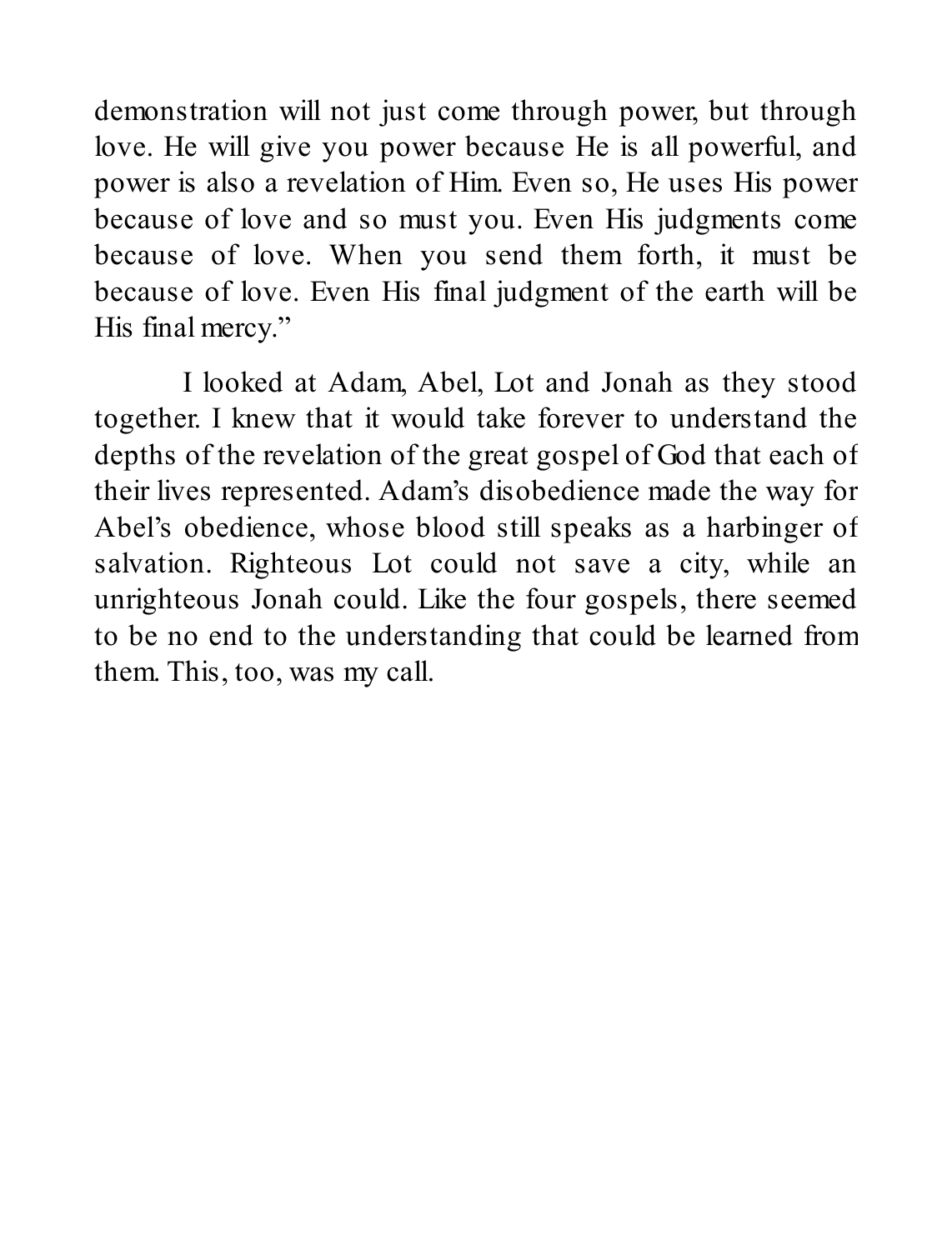demonstration will not just come through power, but through love. He will give you power because He is all powerful, and power is also a revelation of Him. Even so, He uses His power because of love and so must you. Even His judgments come because of love. When you send them forth, it must be because of love. Even His final judgment of the earth will be His final mercy."

I looked at Adam, Abel, Lot and Jonah as they stood together. I knew that it would take forever to understand the depths of the revelation of the great gospel of God that each of their lives represented. Adam's disobedience made the way for Abel's obedience, whose blood still speaks as a harbinger of salvation. Righteous Lot could not save a city, while an unrighteous Jonah could. Like the four gospels, there seemed to be no end to the understanding that could be learned from them. This, too, was my call.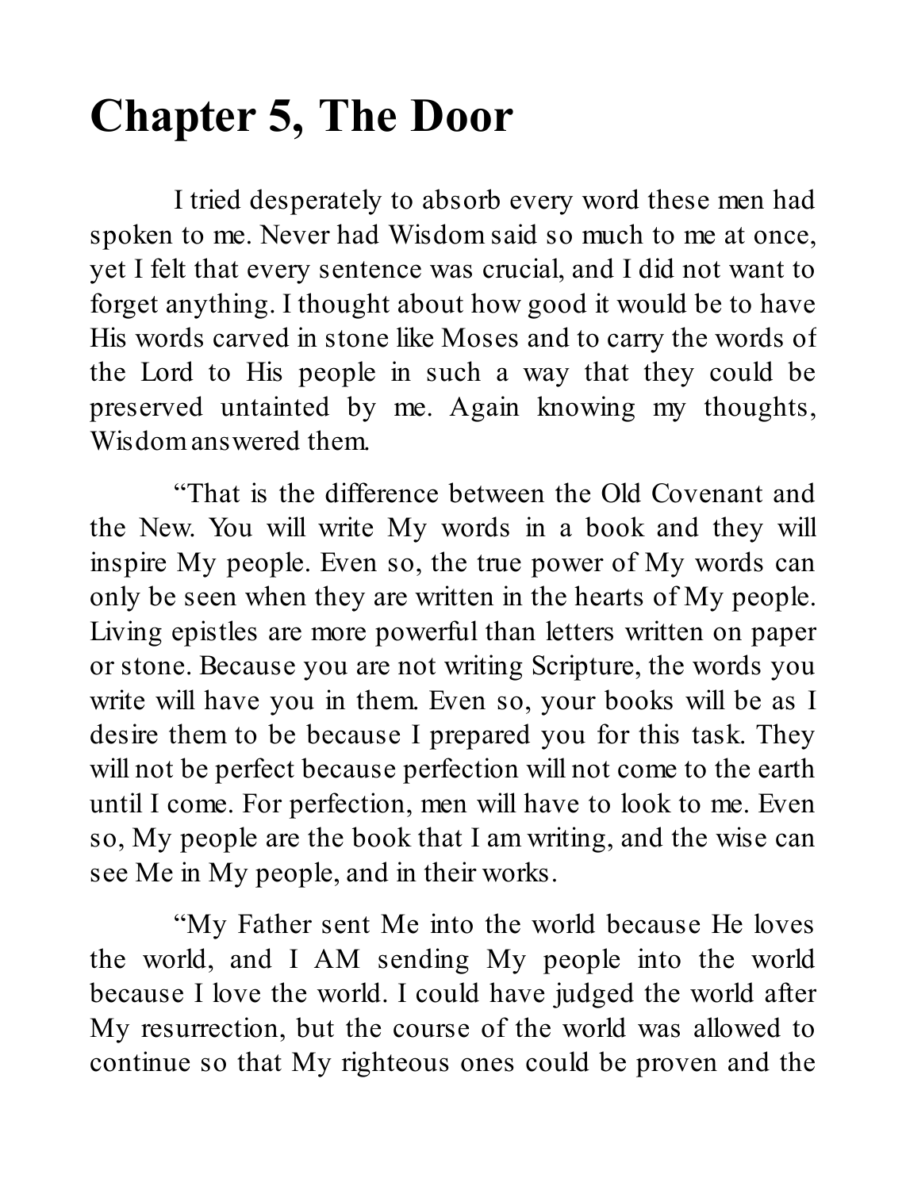# Chapter 5, The Door

I tried desperately to absorb every word these men had spoken to me. Never had Wisdom said so much to me at once, yet I felt that every sentence was crucial, and I did not want to forget anything. I thought about how good it would be to have His words carved in stone like Moses and to carry the words of the Lord to His people in such a way that they could be preserved untainted by me. Again knowing my thoughts, Wisdom answered them.

"That is the difference between the Old Covenant and the New. You will write My words in a book and they will inspire My people. Even so, the true power of My words can only be seen when they are written in the hearts of My people. Living epistles are more powerful than letters written on paper or stone. Because you are not writing Scripture, the words you write will have you in them. Even so, your books will be as I desire them to be because I prepared you for this task. They will not be perfect because perfection will not come to the earth until I come. For perfection, men will have to look to me. Even so, My people are the book that I am writing, and the wise can see Me in My people, and in their works.

"My Father sent Me into the world because He loves the world, and I AM sending My people into the world because I love the world. I could have judged the world after My resurrection, but the course of the world was allowed to continue so that My righteous ones could be proven and the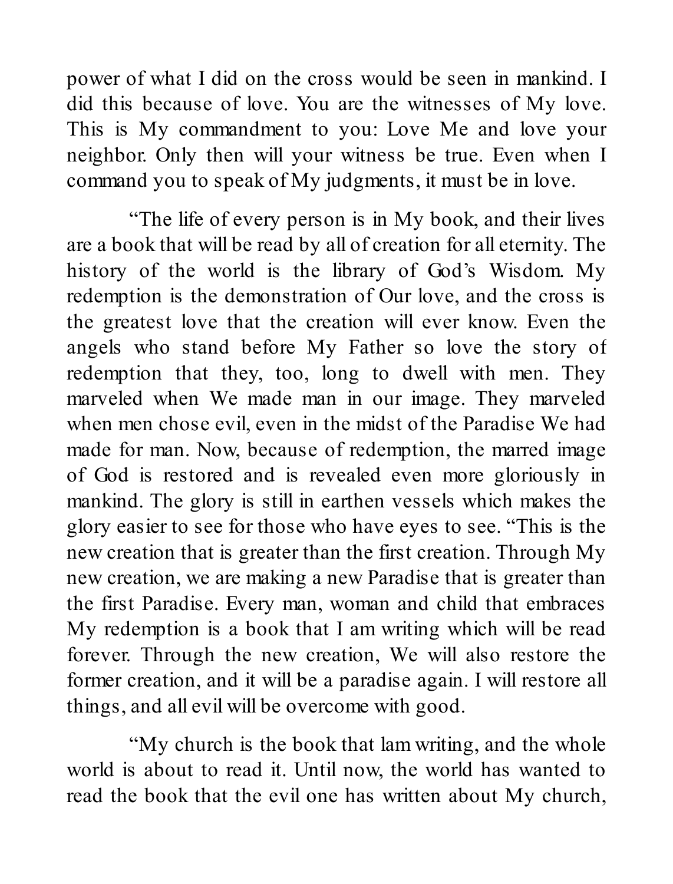power of what I did on the cross would be seen in mankind. I did this because of love. You are the witnesses of My love. This is My commandment to you: Love Me and love your neighbor. Only then will your witness be true. Even when I command you to speak of My judgments, it must be in love.

"The life of every person is in My book, and their lives are a book that will be read by all of creation for all eternity. The history of the world is the library of God's Wisdom. My redemption is the demonstration of Our love, and the cross is the greatest love that the creation will ever know. Even the angels who stand before My Father so love the story of redemption that they, too, long to dwell with men. They marveled when We made man in our image. They marveled when men chose evil, even in the midst of the Paradise We had made for man. Now, because of redemption, the marred image of God is restored and is revealed even more gloriously in mankind. The glory is still in earthen vessels which makes the glory easier to see for those who have eyes to see. "This is the new creation that is greater than the first creation. Through My new creation, we are making a new Paradise that is greater than the first Paradise. Every man, woman and child that embraces My redemption is a book that I am writing which will be read forever. Through the new creation, We will also restore the former creation, and it will be a paradise again. I will restore all things, and all evil will be overcome with good.

"My church is the book that lam writing, and the whole world is about to read it. Until now, the world has wanted to read the book that the evil one has written about My church,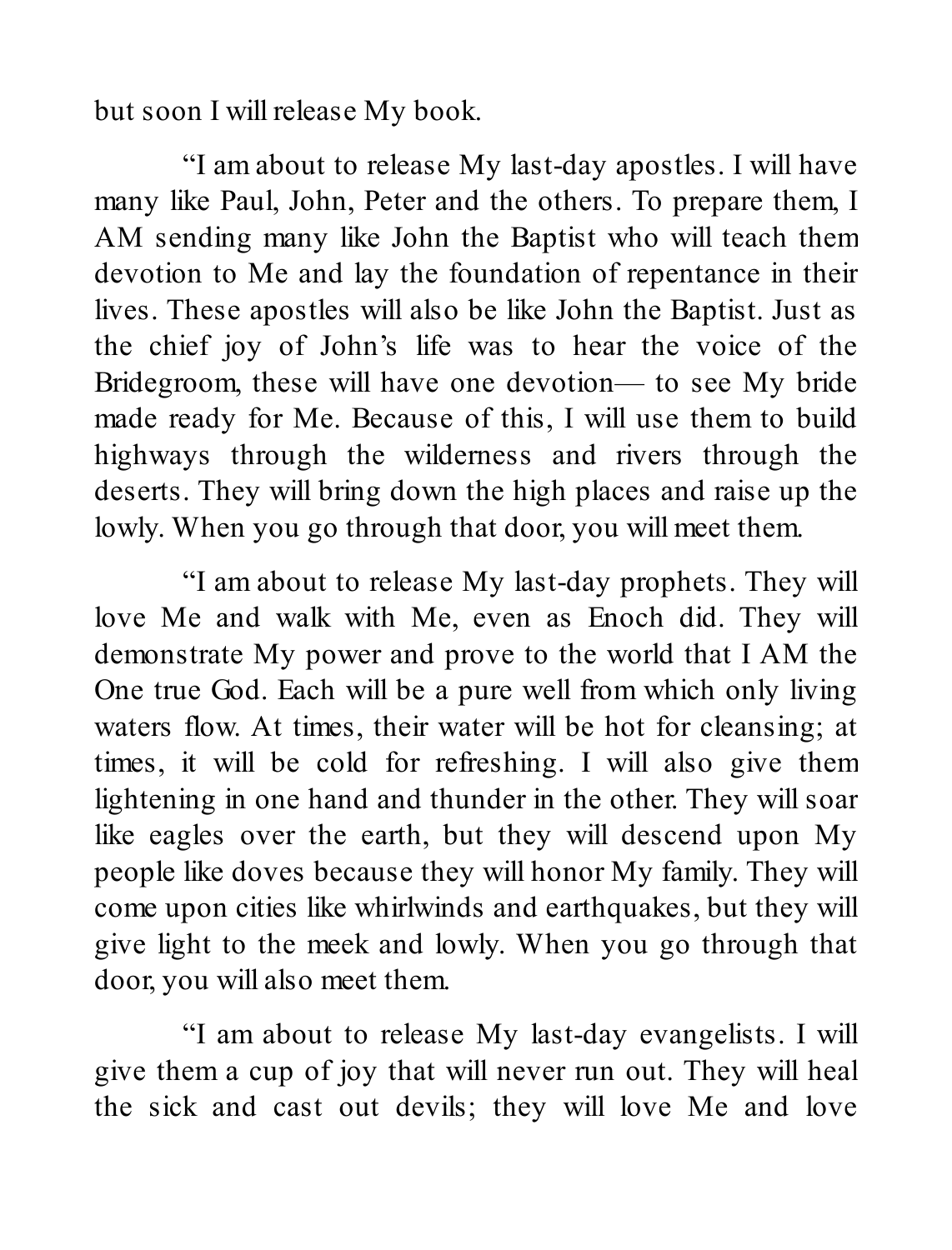but soon I will release My book.

“I am about to release My last-day apostles. I will have many like Paul, John, Peter and the others. To prepare them, I AM sending many like John the Baptist who will teach them devotion to Me and lay the foundation of repentance in their lives. These apostles will also be like John the Baptist. Just as the chief joy of John’s life was to hear the voice of the Bridegroom, these will have one devotion— to see My bride made ready for Me. Because of this, I will use them to build highways through the wilderness and rivers through the deserts. They will bring down the high places and raise up the lowly. When you go through that door, you will meet them.

“I am about to release My last-day prophets. They will love Me and walk with Me, even as Enoch did. They will demonstrate My power and prove to the world that I AM the One true God. Each will be a pure well from which only living waters flow. At times, their water will be hot for cleansing; at times, it will be cold for refreshing. I will also give them lightening in one hand and thunder in the other. They will soar like eagles over the earth, but they will descend upon My people like doves because they will honor My family. They will come upon cities like whirlwinds and earthquakes, but they will give light to the meek and lowly. When you go through that door, you will also meet them.

“I am about to release My last-day evangelists. I will give them a cup of joy that will never run out. They will heal the sick and cast out devils; they will love Me and love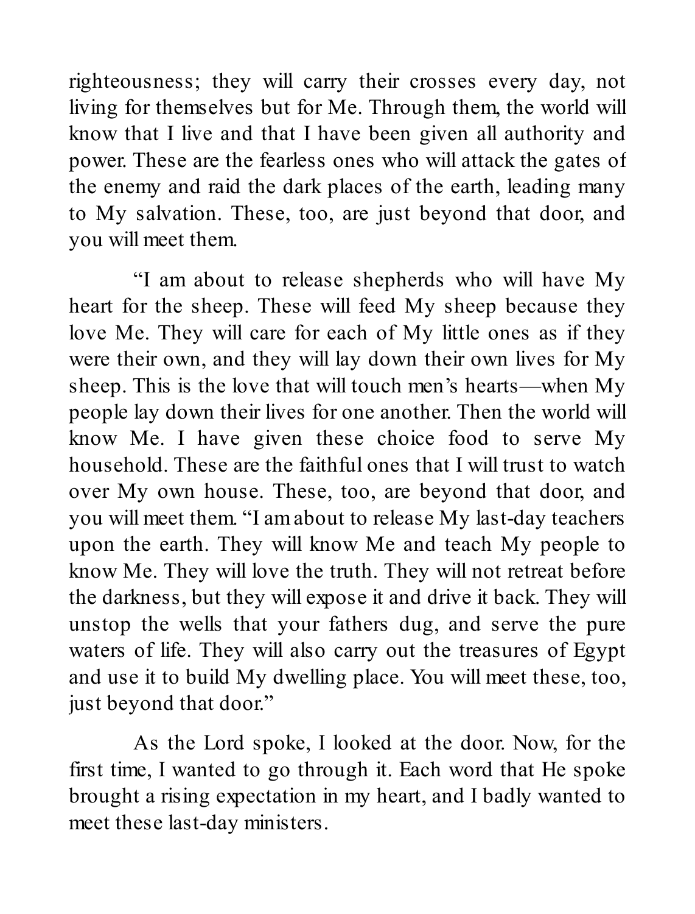righteousness; they will carry their crosses every day, not living for themselves but for Me. Through them, the world will know that I live and that I have been given all authority and power. These are the fearless ones who will attack the gates of the enemy and raid the dark places of the earth, leading many to My salvation. These, too, are just beyond that door, and you will meet them.

"I am about to release shepherds who will have My heart for the sheep. These will feed My sheep because they love Me. They will care for each of My little ones as if they were their own, and they will lay down their own lives for My sheep. This is the love that will touch men's hearts—when My people lay down their lives for one another. Then the world will know Me. I have given these choice food to serve My household. These are the faithful ones that I will trust to watch over My own house. These, too, are beyond that door, and you will meet them. "I am about to release My last-day teachers upon the earth. They will know Me and teach My people to know Me. They will love the truth. They will not retreat before the darkness, but they will expose it and drive it back. They will unstop the wells that your fathers dug, and serve the pure waters of life. They will also carry out the treasures of Egypt and use it to build My dwelling place. You will meet these, too, just beyond that door."

As the Lord spoke, I looked at the door. Now, for the first time, I wanted to go through it. Each word that He spoke brought a rising expectation in my heart, and I badly wanted to meet these last-day ministers.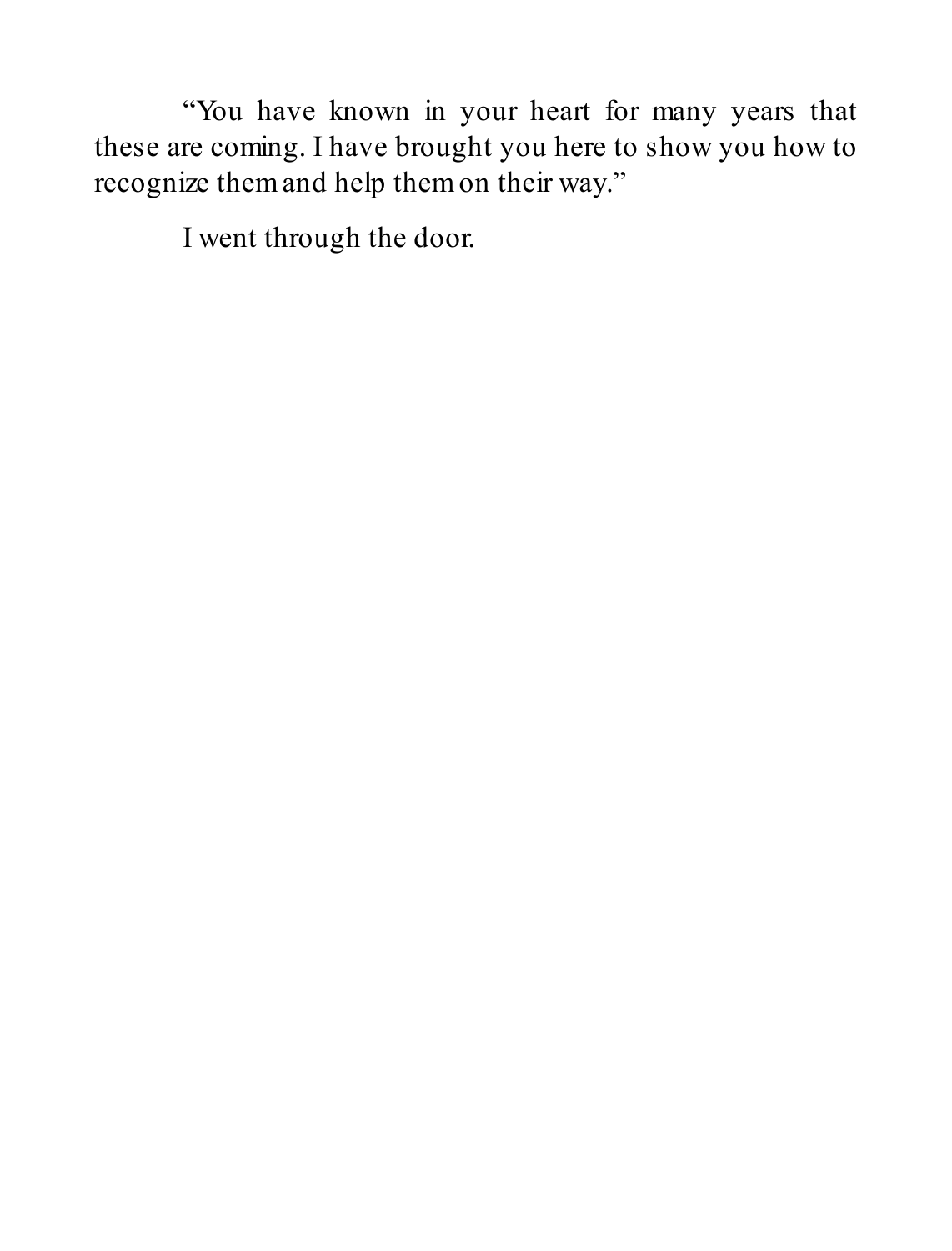"You have known in your heart for many years that these are coming. I have brought you here to show you how to recognize them and help them on their way."

I went through the door.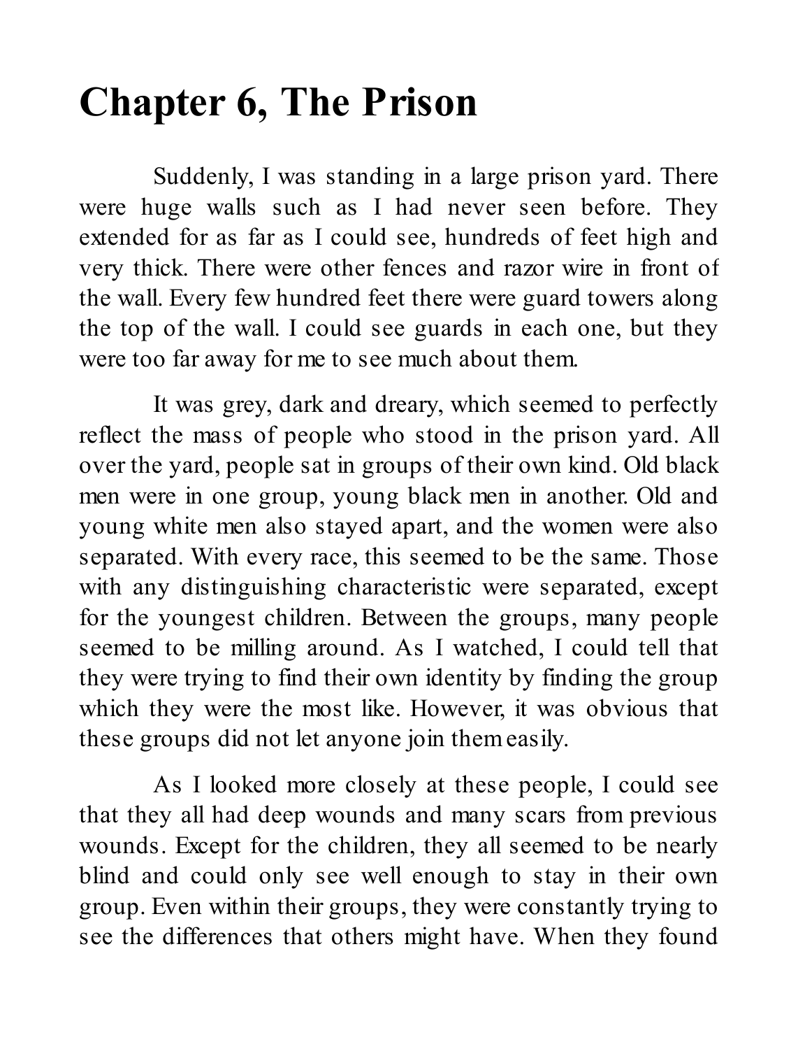# Chapter 6, The Prison

Suddenly, I was standing in a large prison yard. There were huge walls such as I had never seen before. They extended for as far as I could see, hundreds of feet high and very thick. There were other fences and razor wire in front of the wall. Every few hundred feet there were guard towers along the top of the wall. I could see guards in each one, but they were too far away for me to see much about them.

It was grey, dark and dreary, which seemed to perfectly reflect the mass of people who stood in the prison yard. All over the yard, people sat in groups of their own kind. Old black men were in one group, young black men in another. Old and young white men also stayed apart, and the women were also separated. With every race, this seemed to be the same. Those with any distinguishing characteristic were separated, except for the youngest children. Between the groups, many people seemed to be milling around. As I watched, I could tell that they were trying to find their own identity by finding the group which they were the most like. However, it was obvious that these groups did not let anyone join them easily.

As I looked more closely at these people, I could see that they all had deep wounds and many scars from previous wounds. Except for the children, they all seemed to be nearly blind and could only see well enough to stay in their own group. Even within their groups, they were constantly trying to see the differences that others might have. When they found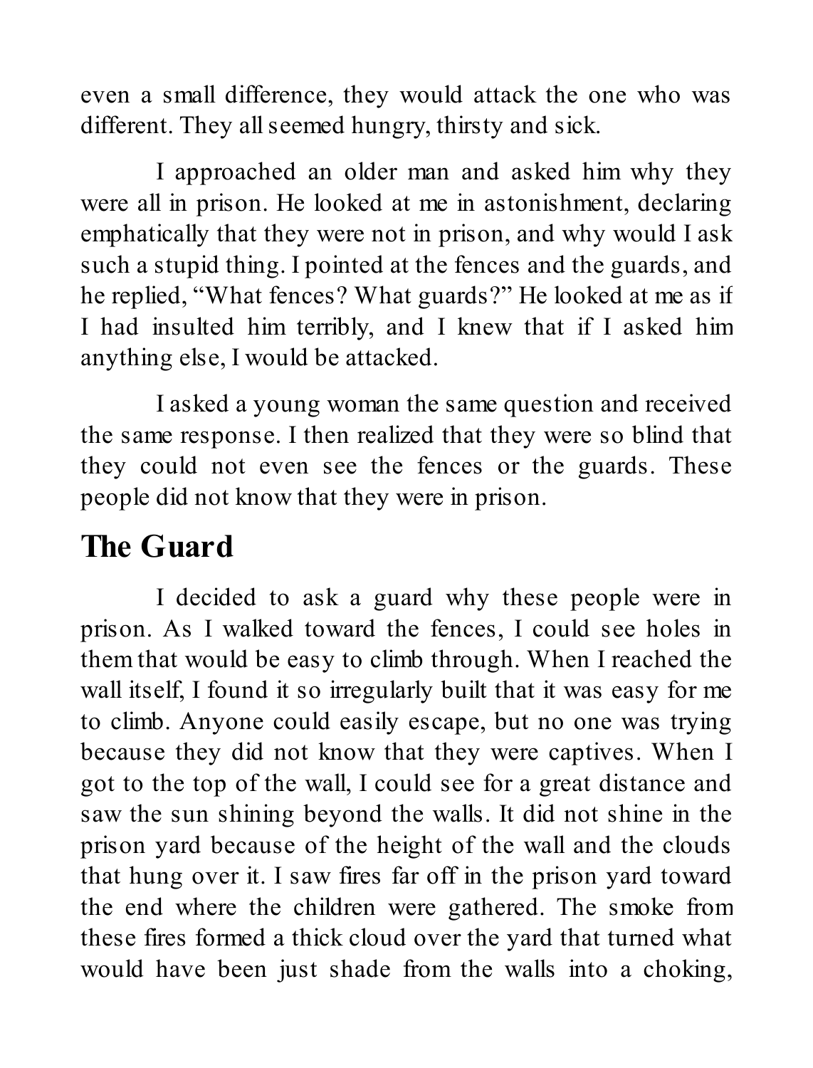even a small difference, they would attack the one who was different. They all seemed hungry, thirsty and sick.

I approached an older man and asked him why they were all in prison. He looked at me in astonishment, declaring emphatically that they were not in prison, and why would I ask such a stupid thing. I pointed at the fences and the guards, and he replied, "What fences? What guards?" He looked at me as if I had insulted him terribly, and I knew that if I asked him anything else, I would be attacked.

I asked a young woman the same question and received the same response. I then realized that they were so blind that they could not even see the fences or the guards. These people did not know that they were in prison.

## The Guard

I decided to ask a guard why these people were in prison. As I walked toward the fences, I could see holes in them that would be easy to climb through. When I reached the wall itself, I found it so irregularly built that it was easy for me to climb. Anyone could easily escape, but no one was trying because they did not know that they were captives. When I got to the top of the wall, I could see for a great distance and saw the sun shining beyond the walls. It did not shine in the prison yard because of the height of the wall and the clouds that hung over it. I saw fires far off in the prison yard toward the end where the children were gathered. The smoke from these fires formed a thick cloud over the yard that turned what would have been just shade from the walls into a choking,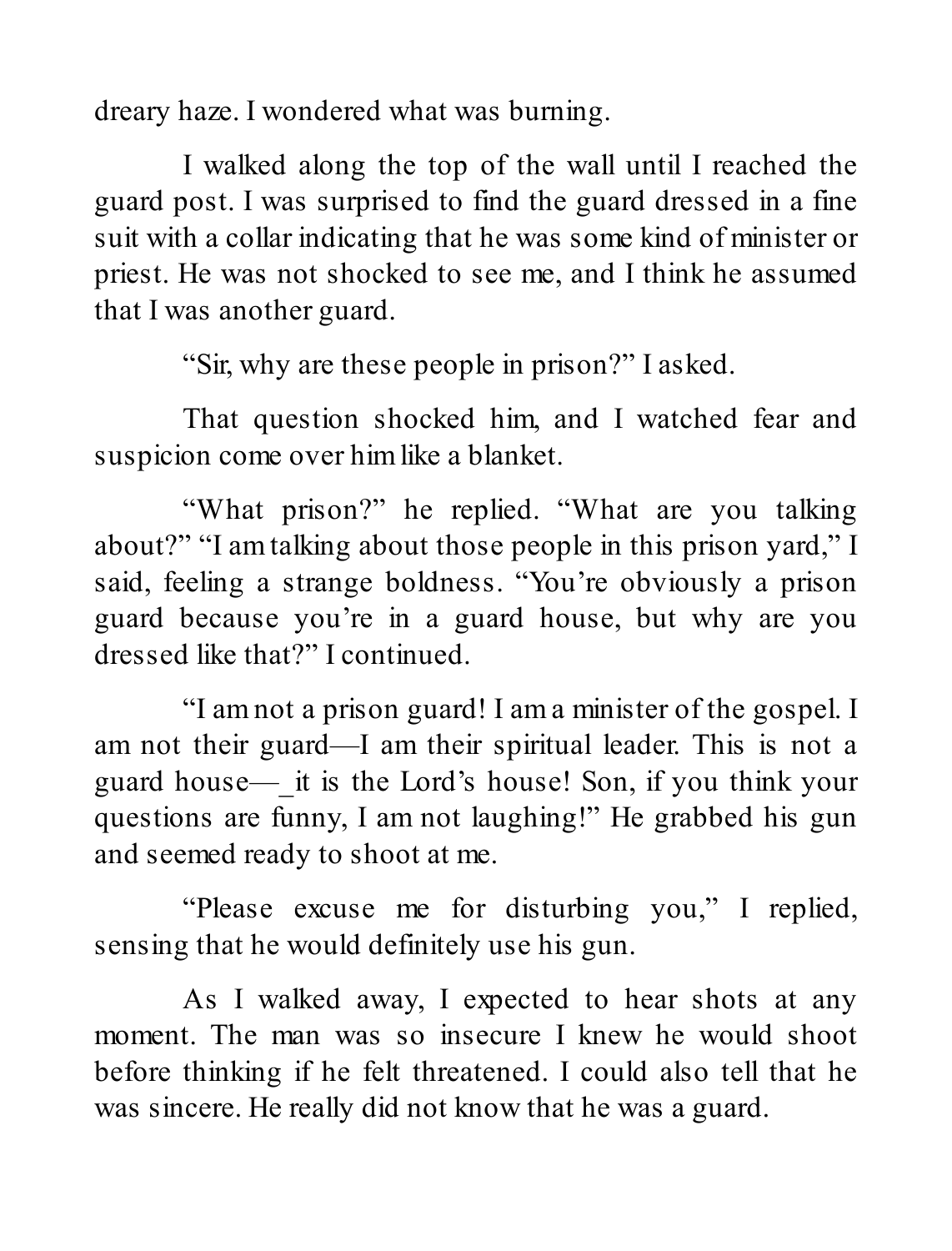dreary haze. I wondered what was burning.

I walked along the top of the wall until I reached the guard post. I was surprised to find the guard dressed in a fine suit with a collar indicating that he was some kind of minister or priest. He was not shocked to see me, and I think he assumed that I was another guard.

"Sir, why are these people in prison?" I asked.

That question shocked him, and I watched fear and suspicion come over him like a blanket.

"What prison?" he replied. "What are you talking about?" "I am talking about those people in this prison yard," I said, feeling a strange boldness. "You're obviously a prison guard because you're in a guard house, but why are you dressed like that?" I continued.

"I am not a prison guard! I am a minister of the gospel. I am not their guard—I am their spiritual leader. This is not a guard house—_it is the Lord's house! Son, if you think your questions are funny, I am not laughing!" He grabbed his gun and seemed ready to shoot at me.

"Please excuse me for disturbing you," I replied, sensing that he would definitely use his gun.

As I walked away, I expected to hear shots at any moment. The man was so insecure I knew he would shoot before thinking if he felt threatened. I could also tell that he was sincere. He really did not know that he was a guard.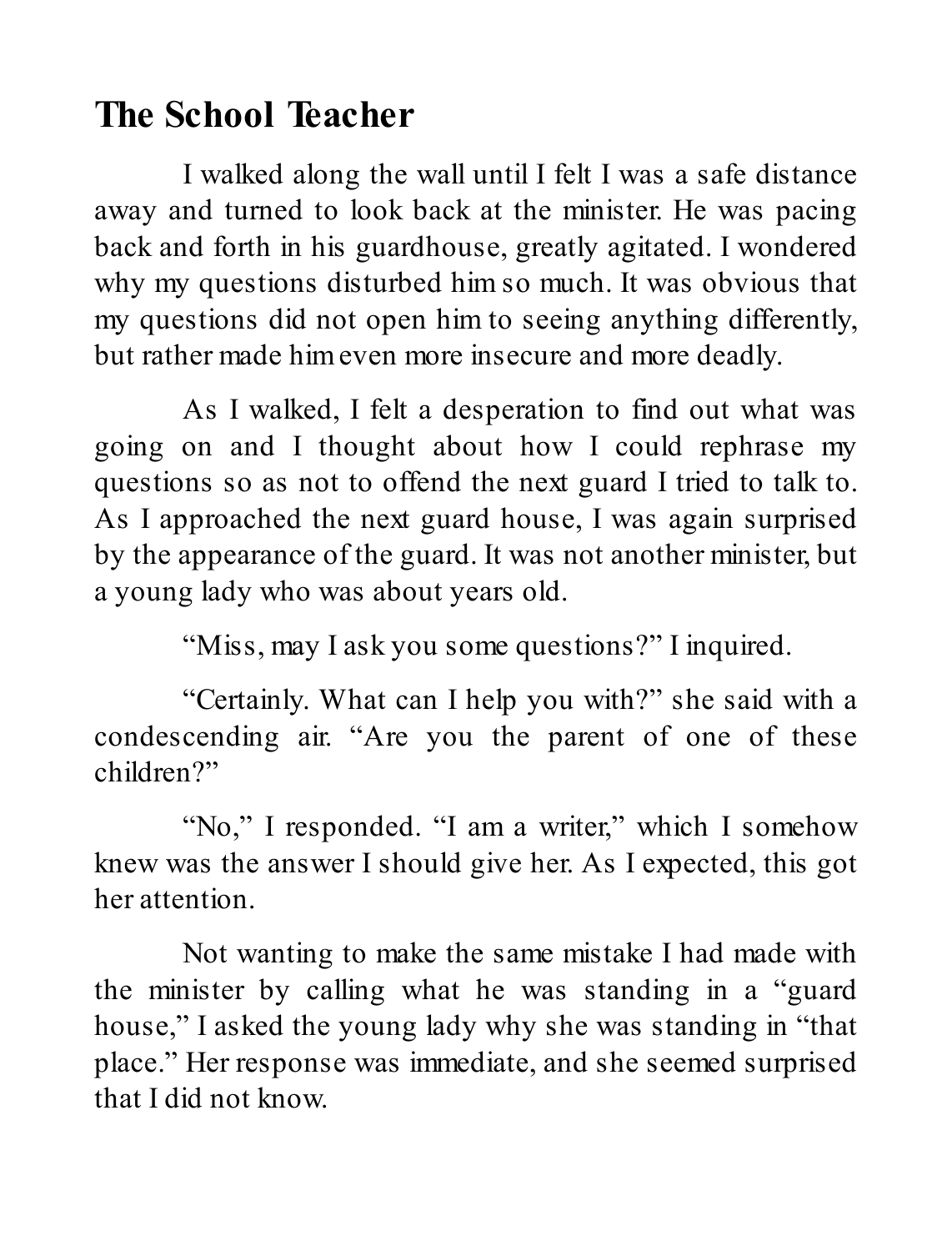## The School Teacher

I walked along the wall until I felt I was a safe distance away and turned to look back at the minister. He was pacing back and forth in his guardhouse, greatly agitated. I wondered why my questions disturbed him so much. It was obvious that my questions did not open him to seeing anything differently, but rather made him even more insecure and more deadly.

As I walked, I felt a desperation to find out what was going on and I thought about how I could rephrase my questions so as not to offend the next guard I tried to talk to. As I approached the next guard house, I was again surprised by the appearance of the guard. It was not another minister, but a young lady who was about years old.

“Miss, may I ask you some questions?” I inquired.

“Certainly. What can I help you with?” she said with a condescending air. “Are you the parent of one of these children?”

“No,” I responded. “I am a writer,” which I somehow knew was the answer I should give her. As I expected, this got her attention.

Not wanting to make the same mistake I had made with the minister by calling what he was standing in a “guard house,” I asked the young lady why she was standing in “that place.” Her response was immediate, and she seemed surprised that I did not know.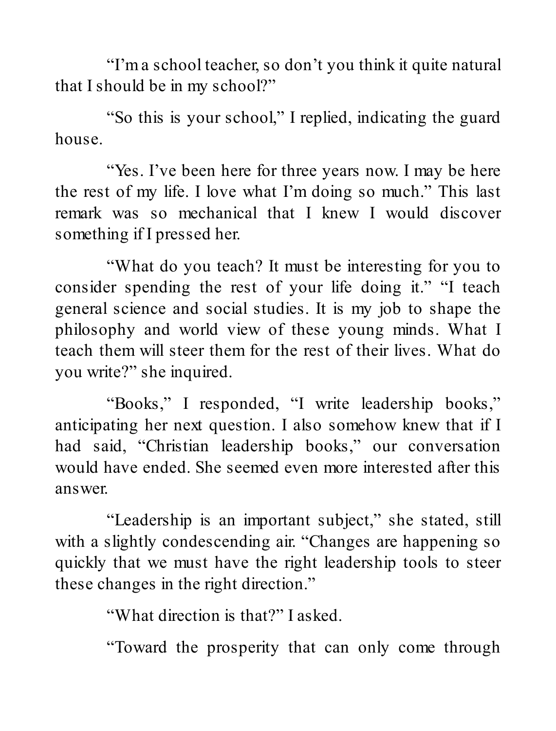“I’m a school teacher, so don’t you think it quite natural that I should be in my school?”

“So this is your school,” I replied, indicating the guard house.

“Yes. I’ve been here for three years now. I may be here the rest of my life. I love what I’m doing so much.” This last remark was so mechanical that I knew I would discover something if I pressed her.

“What do you teach? It must be interesting for you to consider spending the rest of your life doing it.” “I teach general science and social studies. It is my job to shape the philosophy and world view of these young minds. What I teach them will steer them for the rest of their lives. What do you write?” she inquired.

“Books,” I responded, “I write leadership books,” anticipating her next question. I also somehow knew that if I had said, “Christian leadership books,” our conversation would have ended. She seemed even more interested after this answer.

“Leadership is an important subject,” she stated, still with a slightly condescending air. “Changes are happening so quickly that we must have the right leadership tools to steer these changes in the right direction.”

“What direction is that?” I asked.

“Toward the prosperity that can only come through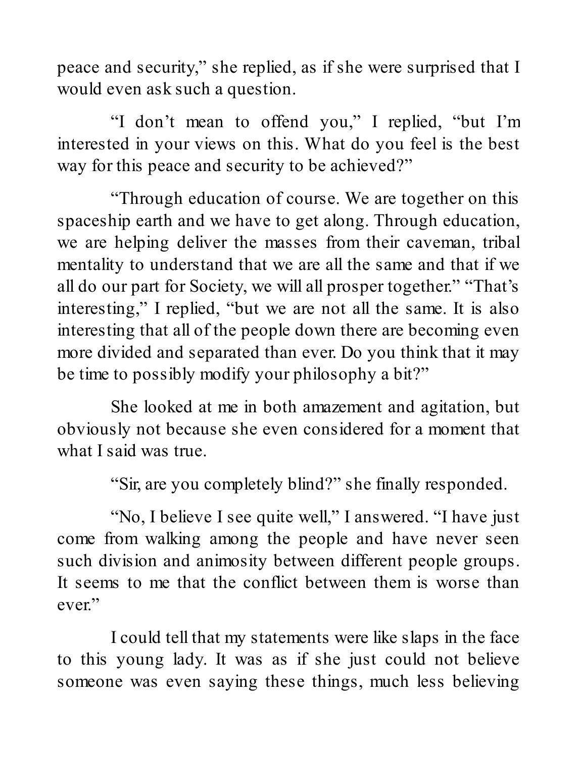peace and security," she replied, as if she were surprised that I would even ask such a question.

"I don't mean to offend you," I replied, "but I'm interested in your views on this. What do you feel is the best way for this peace and security to be achieved?"

"Through education of course. We are together on this spaceship earth and we have to get along. Through education, we are helping deliver the masses from their caveman, tribal mentality to understand that we are all the same and that if we all do our part for Society, we will all prosper together." "That's interesting," I replied, "but we are not all the same. It is also interesting that all of the people down there are becoming even more divided and separated than ever. Do you think that it may be time to possibly modify your philosophy a bit?"

She looked at me in both amazement and agitation, but obviously not because she even considered for a moment that what I said was true.

"Sir, are you completely blind?" she finally responded.

"No, I believe I see quite well," I answered. "I have just come from walking among the people and have never seen such division and animosity between different people groups. It seems to me that the conflict between them is worse than ever."

I could tell that my statements were like slaps in the face to this young lady. It was as if she just could not believe someone was even saying these things, much less believing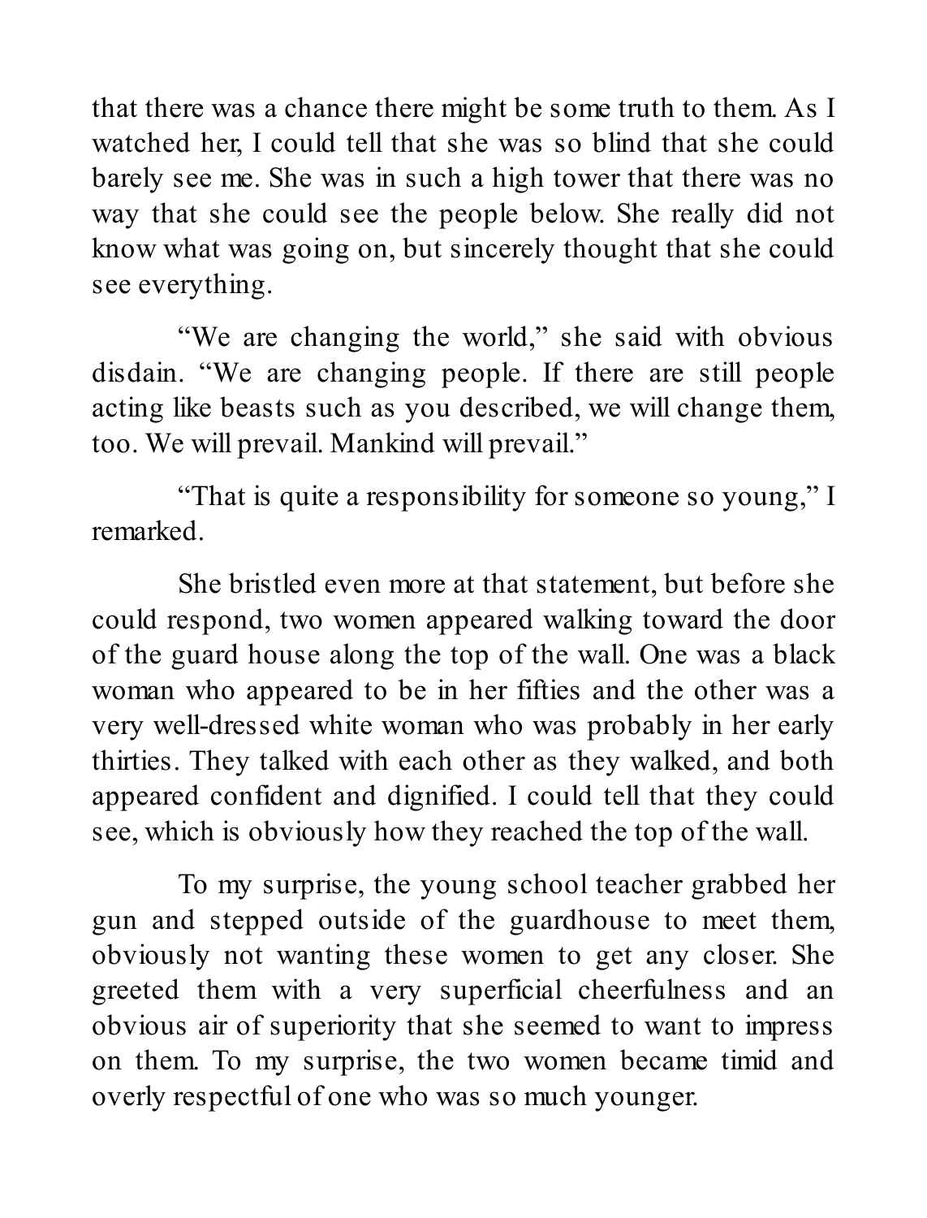that there was a chance there might be some truth to them. As I watched her, I could tell that she was so blind that she could barely see me. She was in such a high tower that there was no way that she could see the people below. She really did not know what was going on, but sincerely thought that she could see everything.

"We are changing the world," she said with obvious disdain. "We are changing people. If there are still people acting like beasts such as you described, we will change them, too. We will prevail. Mankind will prevail."

"That is quite a responsibility for someone so young," I remarked.

She bristled even more at that statement, but before she could respond, two women appeared walking toward the door of the guard house along the top of the wall. One was a black woman who appeared to be in her fifties and the other was a very well-dressed white woman who was probably in her early thirties. They talked with each other as they walked, and both appeared confident and dignified. I could tell that they could see, which is obviously how they reached the top of the wall.

To my surprise, the young school teacher grabbed her gun and stepped outside of the guardhouse to meet them, obviously not wanting these women to get any closer. She greeted them with a very superficial cheerfulness and an obvious air of superiority that she seemed to want to impress on them. To my surprise, the two women became timid and overly respectful of one who was so much younger.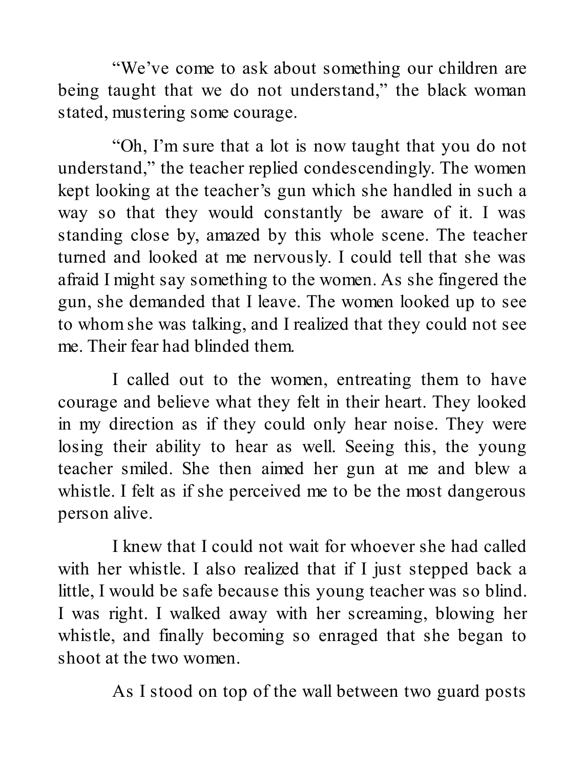"We've come to ask about something our children are being taught that we do not understand," the black woman stated, mustering some courage.

"Oh, I'm sure that a lot is now taught that you do not understand," the teacher replied condescendingly. The women kept looking at the teacher's gun which she handled in such a way so that they would constantly be aware of it. I was standing close by, amazed by this whole scene. The teacher turned and looked at me nervously. I could tell that she was afraid I might say something to the women. As she fingered the gun, she demanded that I leave. The women looked up to see to whom she was talking, and I realized that they could not see me. Their fear had blinded them.

I called out to the women, entreating them to have courage and believe what they felt in their heart. They looked in my direction as if they could only hear noise. They were losing their ability to hear as well. Seeing this, the young teacher smiled. She then aimed her gun at me and blew a whistle. I felt as if she perceived me to be the most dangerous person alive.

I knew that I could not wait for whoever she had called with her whistle. I also realized that if I just stepped back a little, I would be safe because this young teacher was so blind. I was right. I walked away with her screaming, blowing her whistle, and finally becoming so enraged that she began to shoot at the two women.

As I stood on top of the wall between two guard posts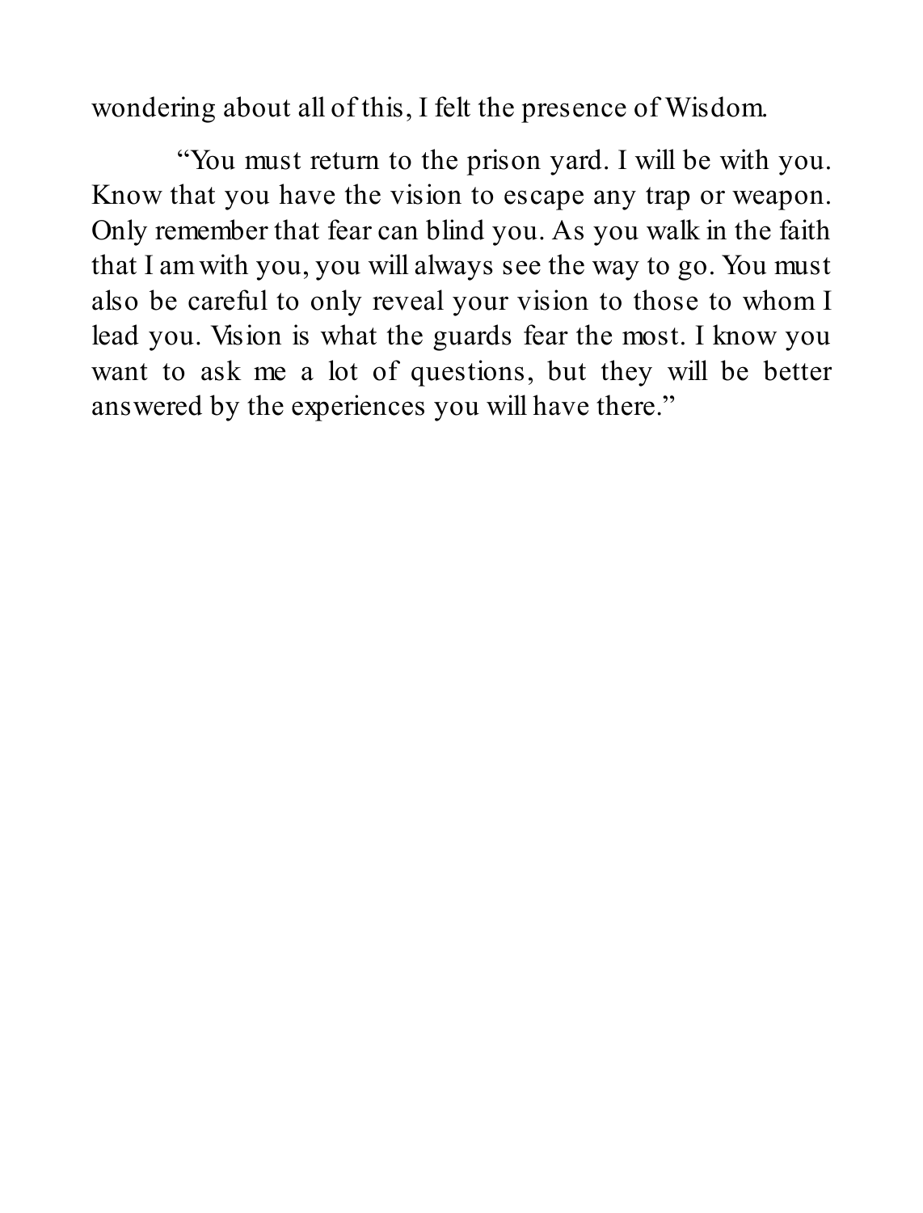wondering about all of this, I felt the presence of Wisdom.

"You must return to the prison yard. I will be with you. Know that you have the vision to escape any trap or weapon. Only remember that fear can blind you. As you walk in the faith that I am with you, you will always see the way to go. You must also be careful to only reveal your vision to those to whom I lead you. Vision is what the guards fear the most. I know you want to ask me a lot of questions, but they will be better answered by the experiences you will have there."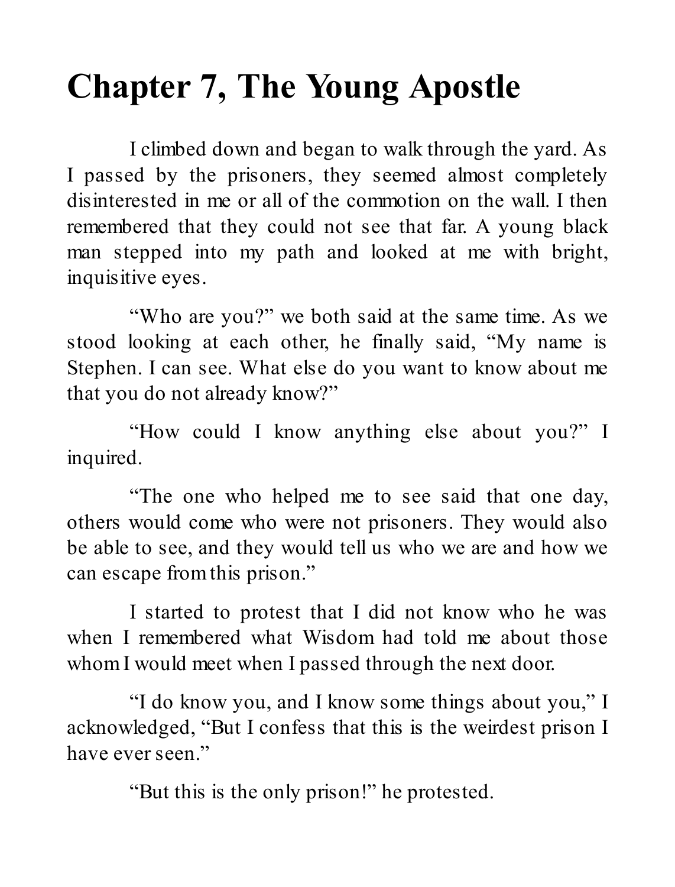# Chapter 7, The Young Apostle

I climbed down and began to walk through the yard. As I passed by the prisoners, they seemed almost completely disinterested in me or all of the commotion on the wall. I then remembered that they could not see that far. A young black man stepped into my path and looked at me with bright, inquisitive eyes.

“Who are you?” we both said at the same time. As we stood looking at each other, he finally said, “My name is Stephen. I can see. What else do you want to know about me that you do not already know?”

“How could I know anything else about you?” I inquired.

“The one who helped me to see said that one day, others would come who were not prisoners. They would also be able to see, and they would tell us who we are and how we can escape from this prison.”

I started to protest that I did not know who he was when I remembered what Wisdom had told me about those whom I would meet when I passed through the next door.

“I do know you, and I know some things about you,” I acknowledged, “But I confess that this is the weirdest prison I have ever seen.”

“But this is the only prison!” he protested.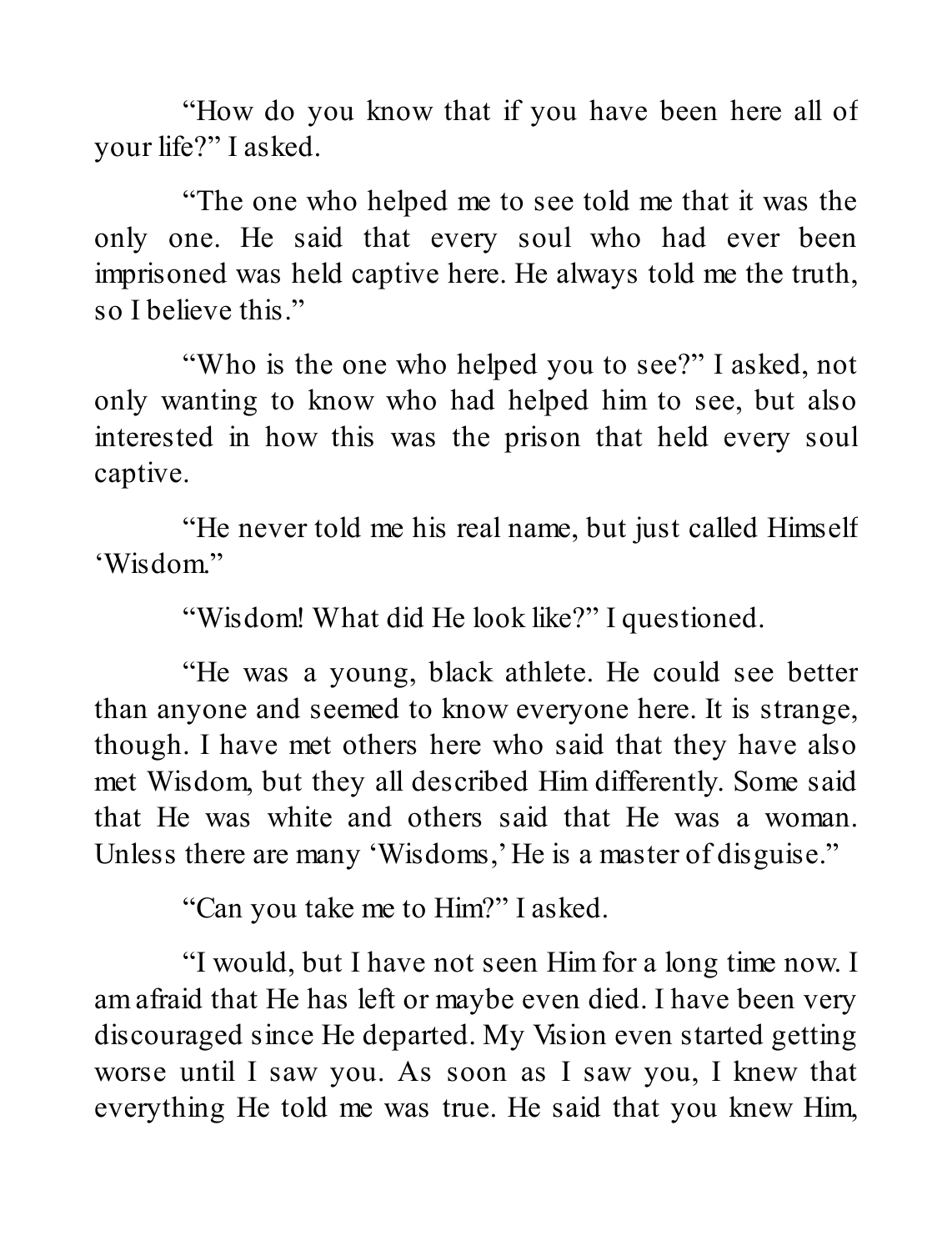"How do you know that if you have been here all of your life?" I asked.

"The one who helped me to see told me that it was the only one. He said that every soul who had ever been imprisoned was held captive here. He always told me the truth, so I believe this."

"Who is the one who helped you to see?" I asked, not only wanting to know who had helped him to see, but also interested in how this was the prison that held every soul captive.

"He never told me his real name, but just called Himself 'Wisdom."

"Wisdom! What did He look like?" I questioned.

"He was a young, black athlete. He could see better than anyone and seemed to know everyone here. It is strange, though. I have met others here who said that they have also met Wisdom, but they all described Him differently. Some said that He was white and others said that He was a woman. Unless there are many 'Wisdoms,' He is a master of disguise."

"Can you take me to Him?" I asked.

"I would, but I have not seen Him for a long time now. I am afraid that He has left or maybe even died. I have been very discouraged since He departed. My Vision even started getting worse until I saw you. As soon as I saw you, I knew that everything He told me was true. He said that you knew Him,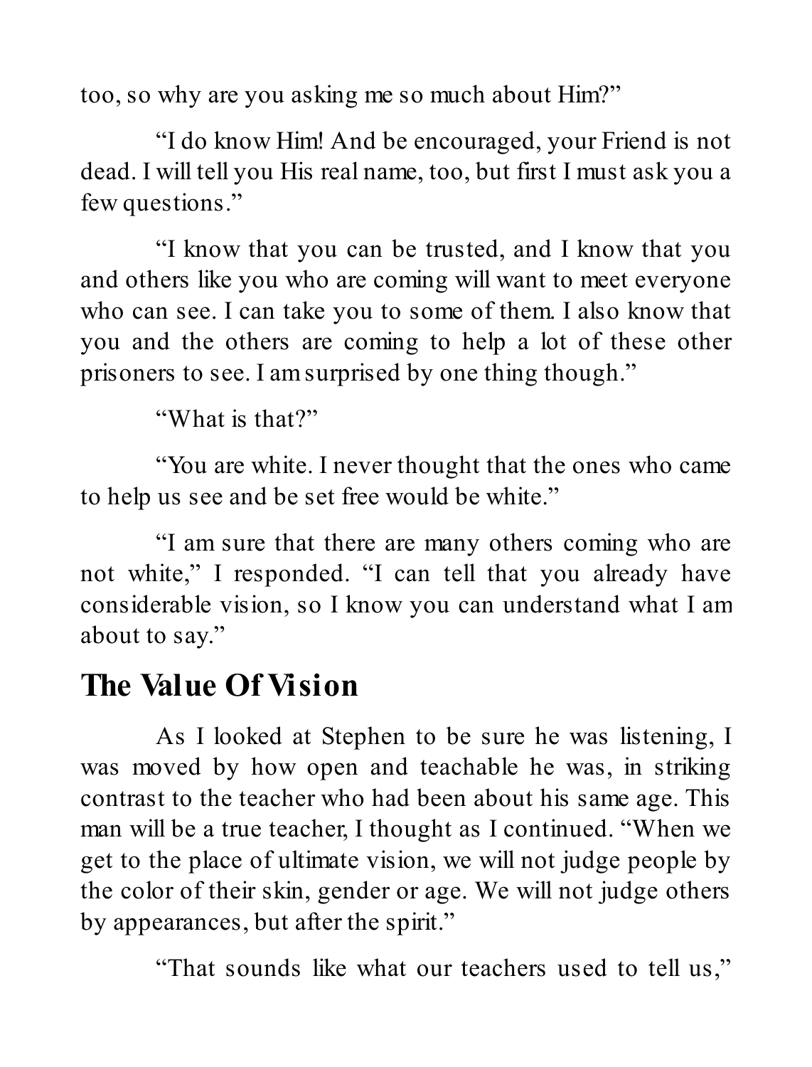too, so why are you asking me so much about Him?"

"I do know Him! And be encouraged, your Friend is not dead. I will tell you His real name, too, but first I must ask you a few questions."

"I know that you can be trusted, and I know that you and others like you who are coming will want to meet everyone who can see. I can take you to some of them. I also know that you and the others are coming to help a lot of these other prisoners to see. I am surprised by one thing though."

"What is that?"

"You are white. I never thought that the ones who came to help us see and be set free would be white."

"I am sure that there are many others coming who are not white," I responded. "I can tell that you already have considerable vision, so I know you can understand what I am about to say."

## The Value Of Vision

As I looked at Stephen to be sure he was listening, I was moved by how open and teachable he was, in striking contrast to the teacher who had been about his same age. This man will be a true teacher, I thought as I continued. "When we get to the place of ultimate vision, we will not judge people by the color of their skin, gender or age. We will not judge others by appearances, but after the spirit."

"That sounds like what our teachers used to tell us,"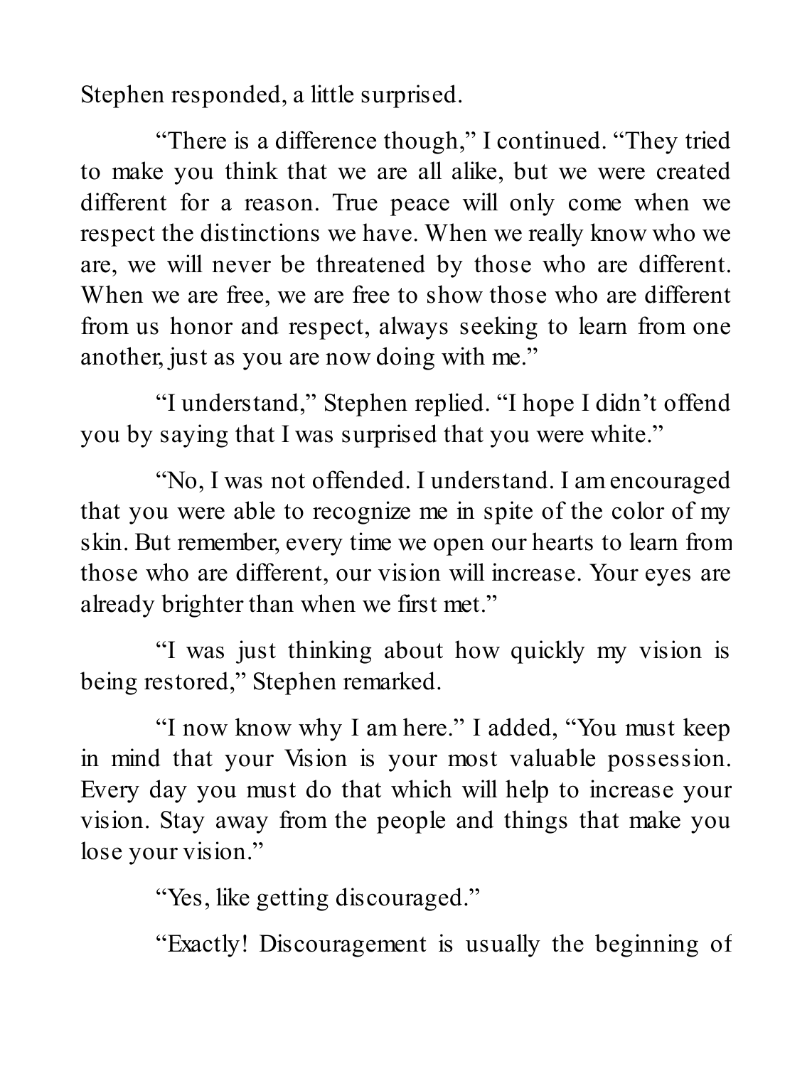Stephen responded, a little surprised.

"There is a difference though," I continued. "They tried to make you think that we are all alike, but we were created different for a reason. True peace will only come when we respect the distinctions we have. When we really know who we are, we will never be threatened by those who are different. When we are free, we are free to show those who are different from us honor and respect, always seeking to learn from one another, just as you are now doing with me."

"I understand," Stephen replied. "I hope I didn't offend you by saying that I was surprised that you were white."

"No, I was not offended. I understand. I am encouraged that you were able to recognize me in spite of the color of my skin. But remember, every time we open our hearts to learn from those who are different, our vision will increase. Your eyes are already brighter than when we first met."

"I was just thinking about how quickly my vision is being restored," Stephen remarked.

"I now know why I am here." I added, "You must keep in mind that your Vision is your most valuable possession. Every day you must do that which will help to increase your vision. Stay away from the people and things that make you lose your vision."

"Yes, like getting discouraged."

"Exactly! Discouragement is usually the beginning of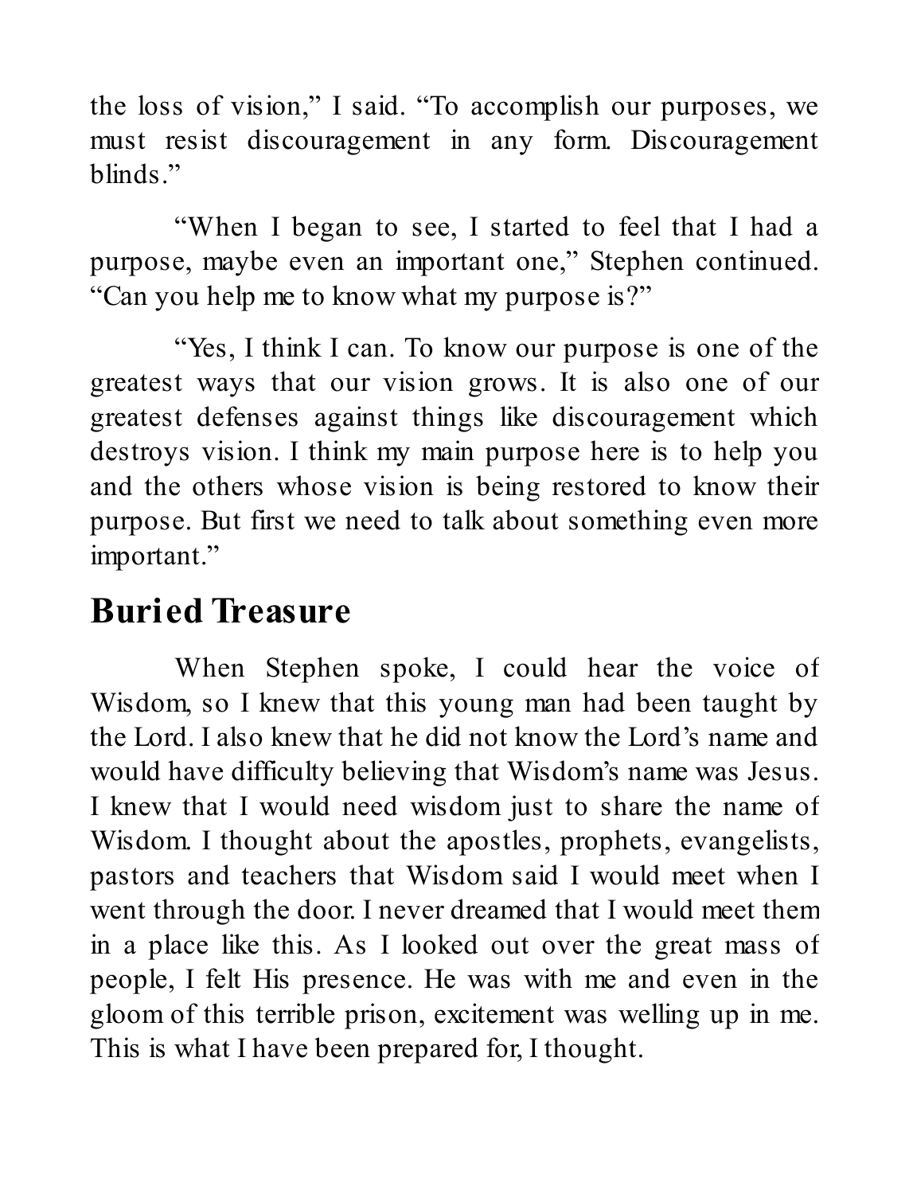the loss of vision," I said. "To accomplish our purposes, we must resist discouragement in any form. Discouragement blinds."

"When I began to see, I started to feel that I had a purpose, maybe even an important one," Stephen continued. "Can you help me to know what my purpose is?"

"Yes, I think I can. To know our purpose is one of the greatest ways that our vision grows. It is also one of our greatest defenses against things like discouragement which destroys vision. I think my main purpose here is to help you and the others whose vision is being restored to know their purpose. But first we need to talk about something even more important."

## Buried Treasure

When Stephen spoke, I could hear the voice of Wisdom, so I knew that this young man had been taught by the Lord. I also knew that he did not know the Lord's name and would have difficulty believing that Wisdom's name was Jesus. I knew that I would need wisdom just to share the name of Wisdom. I thought about the apostles, prophets, evangelists, pastors and teachers that Wisdom said I would meet when I went through the door. I never dreamed that I would meet them in a place like this. As I looked out over the great mass of people, I felt His presence. He was with me and even in the gloom of this terrible prison, excitement was welling up in me. This is what I have been prepared for, I thought.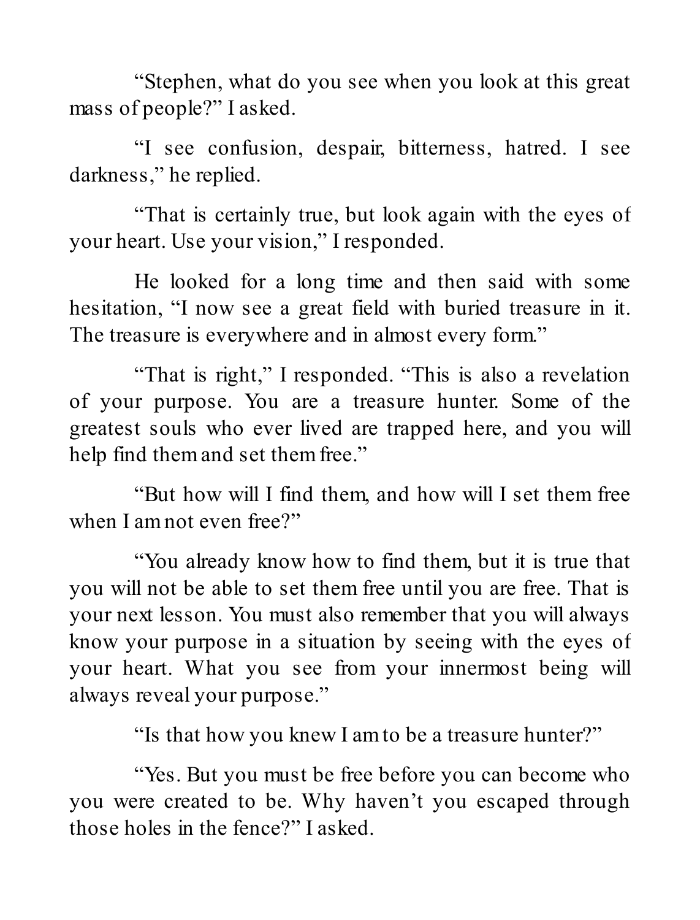“Stephen, what do you see when you look at this great mass of people?” I asked.

“I see confusion, despair, bitterness, hatred. I see darkness,” he replied.

“That is certainly true, but look again with the eyes of your heart. Use your vision,” I responded.

He looked for a long time and then said with some hesitation, “I now see a great field with buried treasure in it. The treasure is everywhere and in almost every form.”

“That is right,” I responded. “This is also a revelation of your purpose. You are a treasure hunter. Some of the greatest souls who ever lived are trapped here, and you will help find them and set them free.”

“But how will I find them, and how will I set them free when I am not even free?”

“You already know how to find them, but it is true that you will not be able to set them free until you are free. That is your next lesson. You must also remember that you will always know your purpose in a situation by seeing with the eyes of your heart. What you see from your innermost being will always reveal your purpose.”

“Is that how you knew I am to be a treasure hunter?”

“Yes. But you must be free before you can become who you were created to be. Why haven’t you escaped through those holes in the fence?” I asked.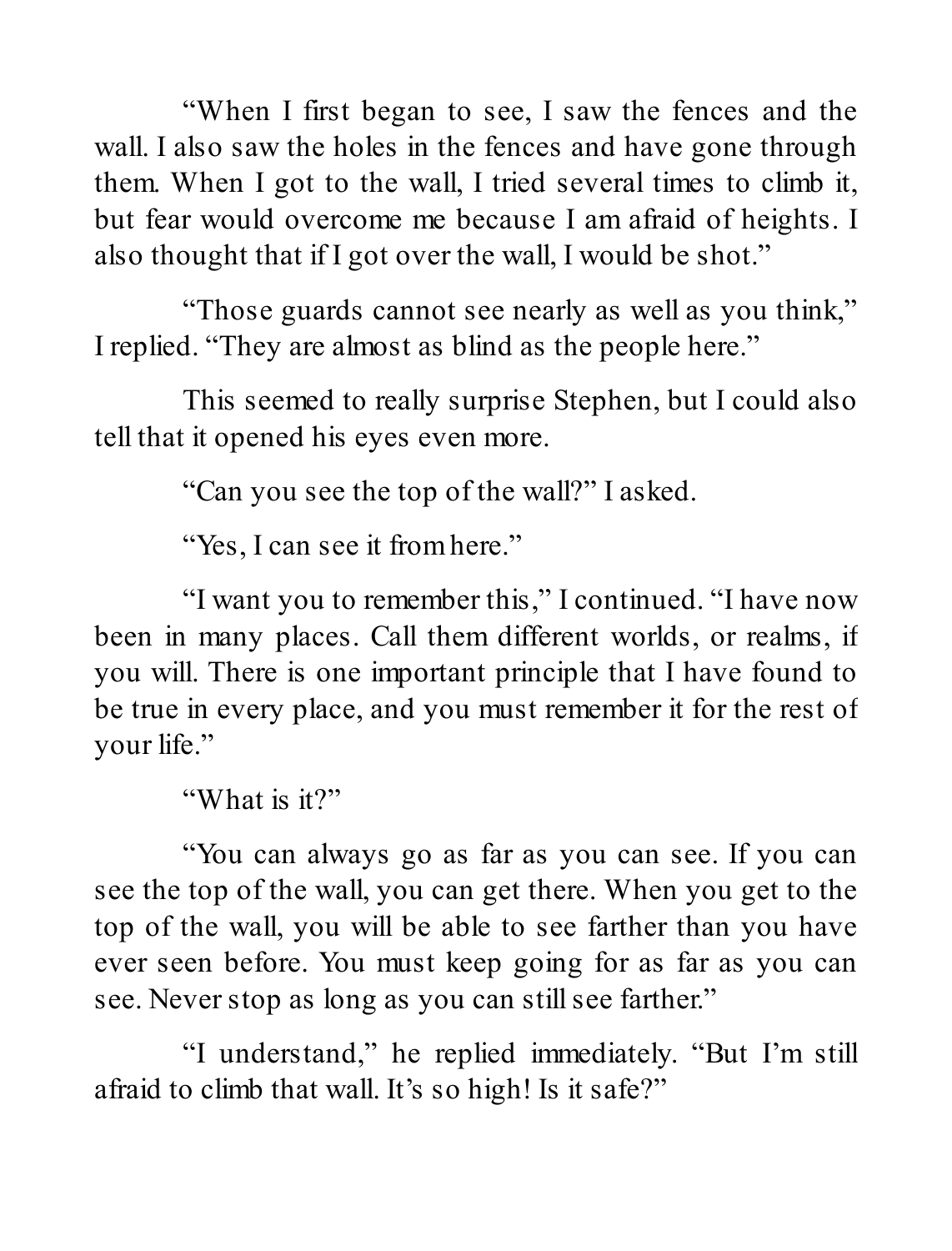"When I first began to see, I saw the fences and the wall. I also saw the holes in the fences and have gone through them. When I got to the wall, I tried several times to climb it, but fear would overcome me because I am afraid of heights. I also thought that if I got over the wall, I would be shot."

"Those guards cannot see nearly as well as you think," I replied. "They are almost as blind as the people here."

This seemed to really surprise Stephen, but I could also tell that it opened his eyes even more.

"Can you see the top of the wall?" I asked.

"Yes, I can see it from here."

"I want you to remember this," I continued. "I have now been in many places. Call them different worlds, or realms, if you will. There is one important principle that I have found to be true in every place, and you must remember it for the rest of your life."

"What is it?"

"You can always go as far as you can see. If you can see the top of the wall, you can get there. When you get to the top of the wall, you will be able to see farther than you have ever seen before. You must keep going for as far as you can see. Never stop as long as you can still see farther."

"I understand," he replied immediately. "But I'm still afraid to climb that wall. It's so high! Is it safe?"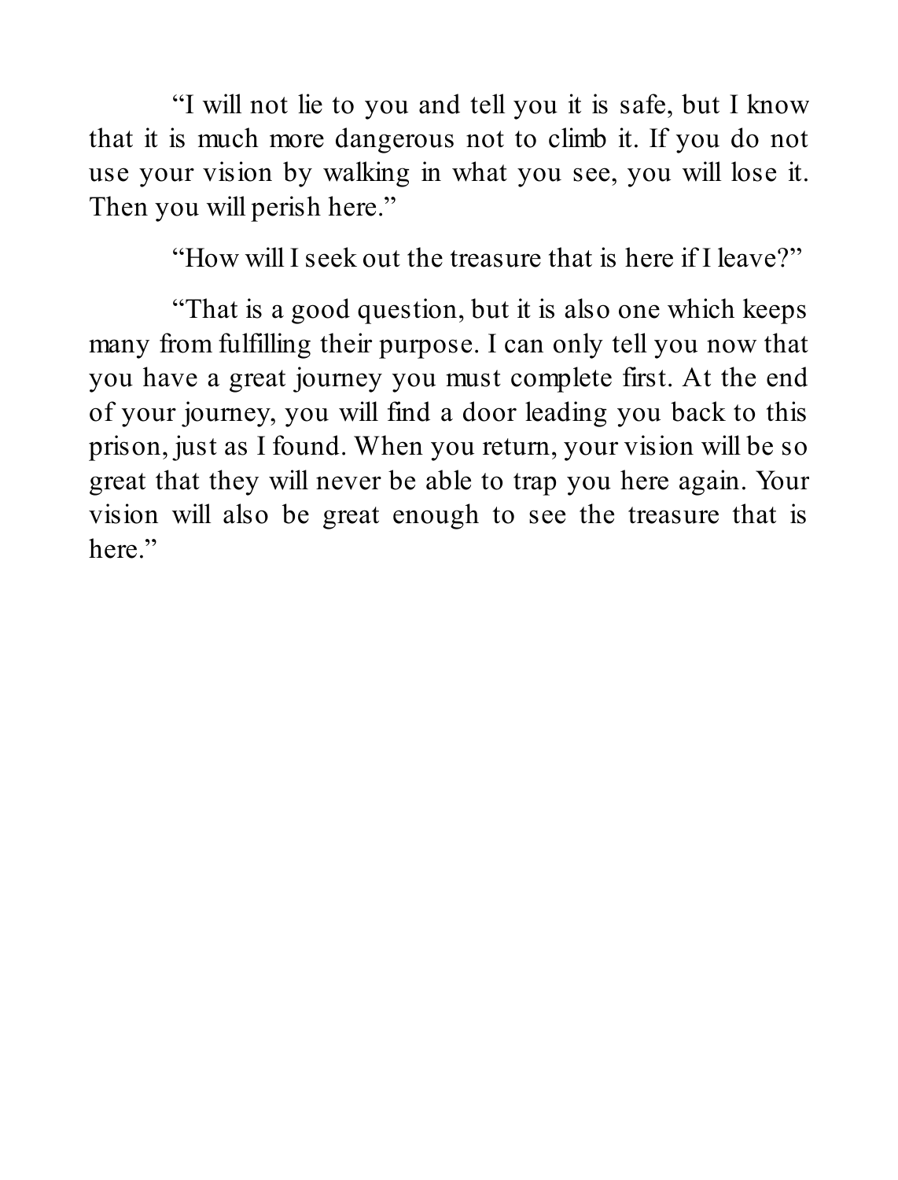"I will not lie to you and tell you it is safe, but I know that it is much more dangerous not to climb it. If you do not use your vision by walking in what you see, you will lose it. Then you will perish here."

"How will I seek out the treasure that is here if I leave?"

"That is a good question, but it is also one which keeps many from fulfilling their purpose. I can only tell you now that you have a great journey you must complete first. At the end of your journey, you will find a door leading you back to this prison, just as I found. When you return, your vision will be so great that they will never be able to trap you here again. Your vision will also be great enough to see the treasure that is here."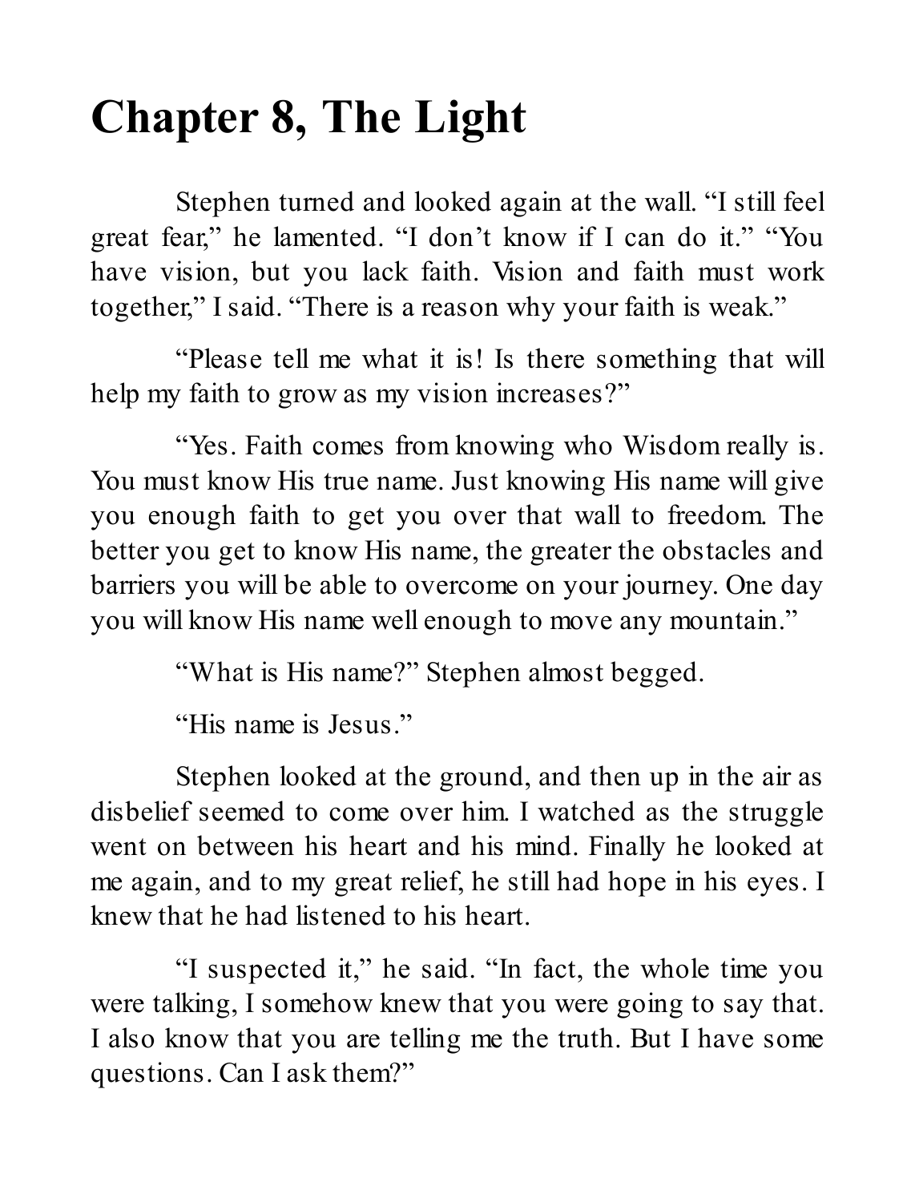# Chapter 8, The Light

Stephen turned and looked again at the wall. "I still feel great fear," he lamented. "I don't know if I can do it." "You have vision, but you lack faith. Vision and faith must work together," I said. "There is a reason why your faith is weak."

"Please tell me what it is! Is there something that will help my faith to grow as my vision increases?"

"Yes. Faith comes from knowing who Wisdom really is. You must know His true name. Just knowing His name will give you enough faith to get you over that wall to freedom. The better you get to know His name, the greater the obstacles and barriers you will be able to overcome on your journey. One day you will know His name well enough to move any mountain."

"What is His name?" Stephen almost begged.

"His name is Jesus."

Stephen looked at the ground, and then up in the air as disbelief seemed to come over him. I watched as the struggle went on between his heart and his mind. Finally he looked at me again, and to my great relief, he still had hope in his eyes. I knew that he had listened to his heart.

"I suspected it," he said. "In fact, the whole time you were talking, I somehow knew that you were going to say that. I also know that you are telling me the truth. But I have some questions. Can I ask them?"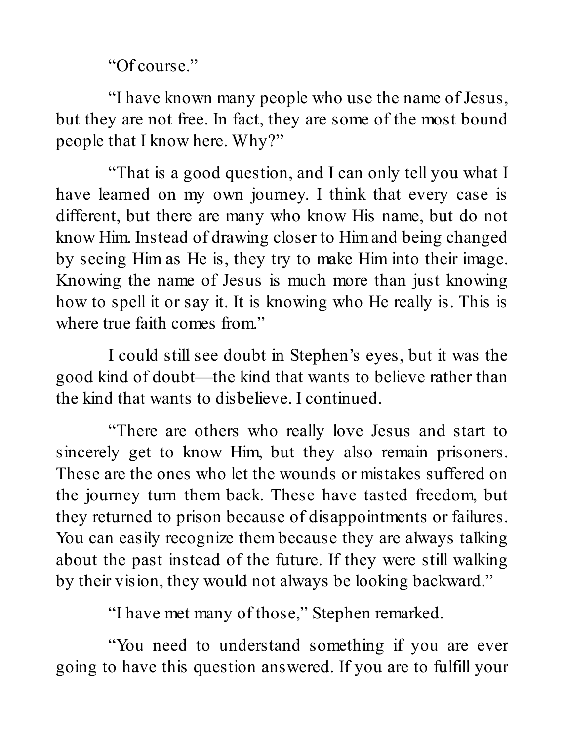"Of course."

"I have known many people who use the name of Jesus, but they are not free. In fact, they are some of the most bound people that I know here. Why?"

"That is a good question, and I can only tell you what I have learned on my own journey. I think that every case is different, but there are many who know His name, but do not know Him. Instead of drawing closer to Him and being changed by seeing Him as He is, they try to make Him into their image. Knowing the name of Jesus is much more than just knowing how to spell it or say it. It is knowing who He really is. This is where true faith comes from."

I could still see doubt in Stephen's eyes, but it was the good kind of doubt—the kind that wants to believe rather than the kind that wants to disbelieve. I continued.

"There are others who really love Jesus and start to sincerely get to know Him, but they also remain prisoners. These are the ones who let the wounds or mistakes suffered on the journey turn them back. These have tasted freedom, but they returned to prison because of disappointments or failures. You can easily recognize them because they are always talking about the past instead of the future. If they were still walking by their vision, they would not always be looking backward."

"I have met many of those," Stephen remarked.

"You need to understand something if you are ever going to have this question answered. If you are to fulfill your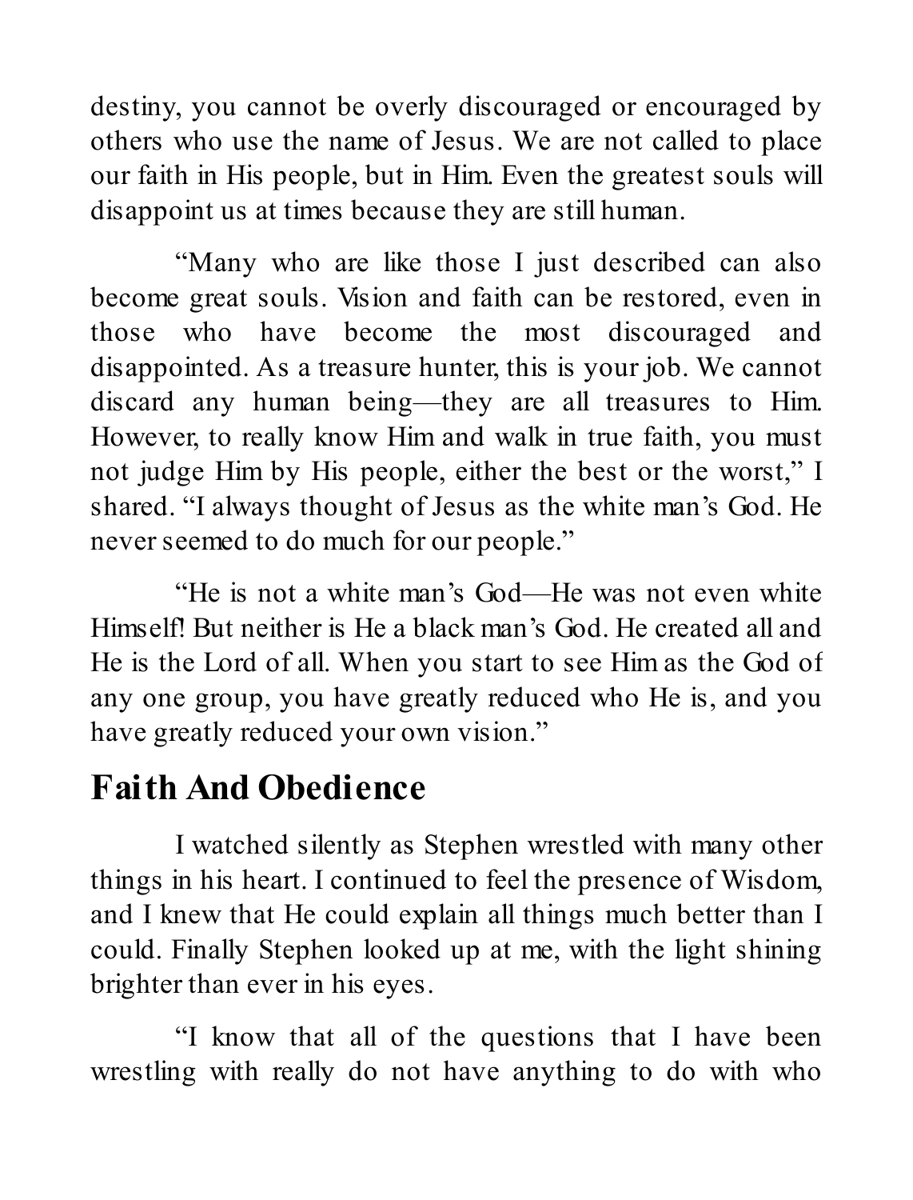destiny, you cannot be overly discouraged or encouraged by others who use the name of Jesus. We are not called to place our faith in His people, but in Him. Even the greatest souls will disappoint us at times because they are still human.

"Many who are like those I just described can also become great souls. Vision and faith can be restored, even in those who have become the most discouraged and disappointed. As a treasure hunter, this is your job. We cannot discard any human being—they are all treasures to Him. However, to really know Him and walk in true faith, you must not judge Him by His people, either the best or the worst," I shared. "I always thought of Jesus as the white man's God. He never seemed to do much for our people."

"He is not a white man's God—He was not even white Himself! But neither is He a black man's God. He created all and He is the Lord of all. When you start to see Him as the God of any one group, you have greatly reduced who He is, and you have greatly reduced your own vision."

## Faith And Obedience

I watched silently as Stephen wrestled with many other things in his heart. I continued to feel the presence of Wisdom, and I knew that He could explain all things much better than I could. Finally Stephen looked up at me, with the light shining brighter than ever in his eyes.

"I know that all of the questions that I have been wrestling with really do not have anything to do with who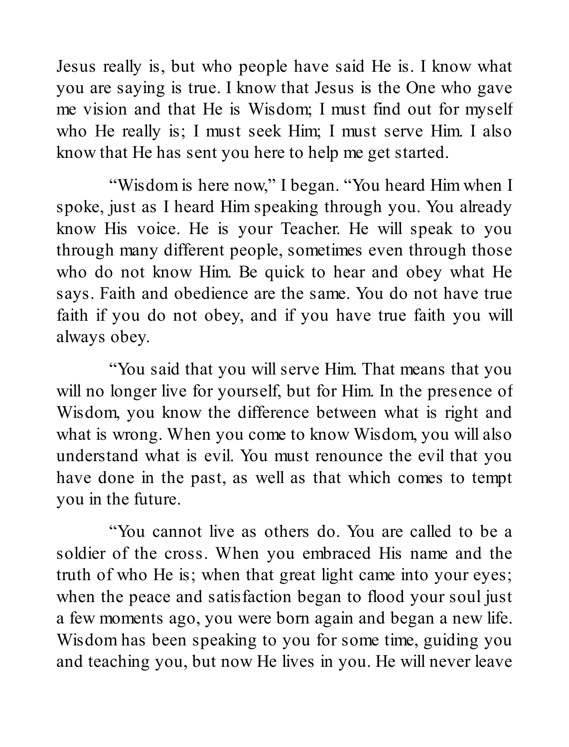Jesus really is, but who people have said He is. I know what you are saying is true. I know that Jesus is the One who gave me vision and that He is Wisdom; I must find out for myself who He really is; I must seek Him; I must serve Him. I also know that He has sent you here to help me get started.

"Wisdom is here now," I began. "You heard Him when I spoke, just as I heard Him speaking through you. You already know His voice. He is your Teacher. He will speak to you through many different people, sometimes even through those who do not know Him. Be quick to hear and obey what He says. Faith and obedience are the same. You do not have true faith if you do not obey, and if you have true faith you will always obey.

"You said that you will serve Him. That means that you will no longer live for yourself, but for Him. In the presence of Wisdom, you know the difference between what is right and what is wrong. When you come to know Wisdom, you will also understand what is evil. You must renounce the evil that you have done in the past, as well as that which comes to tempt you in the future.

"You cannot live as others do. You are called to be a soldier of the cross. When you embraced His name and the truth of who He is; when that great light came into your eyes; when the peace and satisfaction began to flood your soul just a few moments ago, you were born again and began a new life. Wisdom has been speaking to you for some time, guiding you and teaching you, but now He lives in you. He will never leave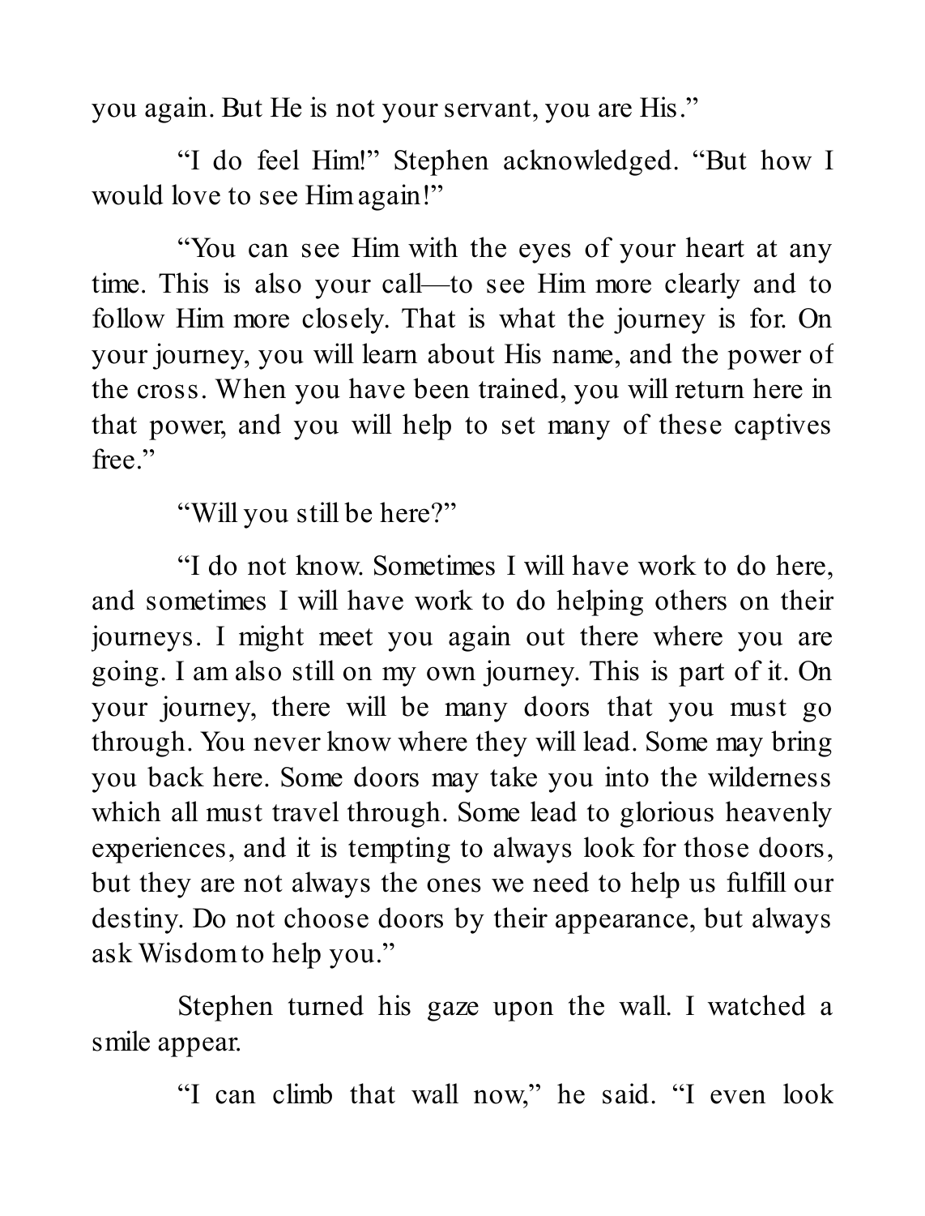you again. But He is not your servant, you are His."

"I do feel Him!" Stephen acknowledged. "But how I would love to see Him again!"

"You can see Him with the eyes of your heart at any time. This is also your call—to see Him more clearly and to follow Him more closely. That is what the journey is for. On your journey, you will learn about His name, and the power of the cross. When you have been trained, you will return here in that power, and you will help to set many of these captives free."

"Will you still be here?"

"I do not know. Sometimes I will have work to do here, and sometimes I will have work to do helping others on their journeys. I might meet you again out there where you are going. I am also still on my own journey. This is part of it. On your journey, there will be many doors that you must go through. You never know where they will lead. Some may bring you back here. Some doors may take you into the wilderness which all must travel through. Some lead to glorious heavenly experiences, and it is tempting to always look for those doors, but they are not always the ones we need to help us fulfill our destiny. Do not choose doors by their appearance, but always ask Wisdom to help you."

Stephen turned his gaze upon the wall. I watched a smile appear.

"I can climb that wall now," he said. "I even look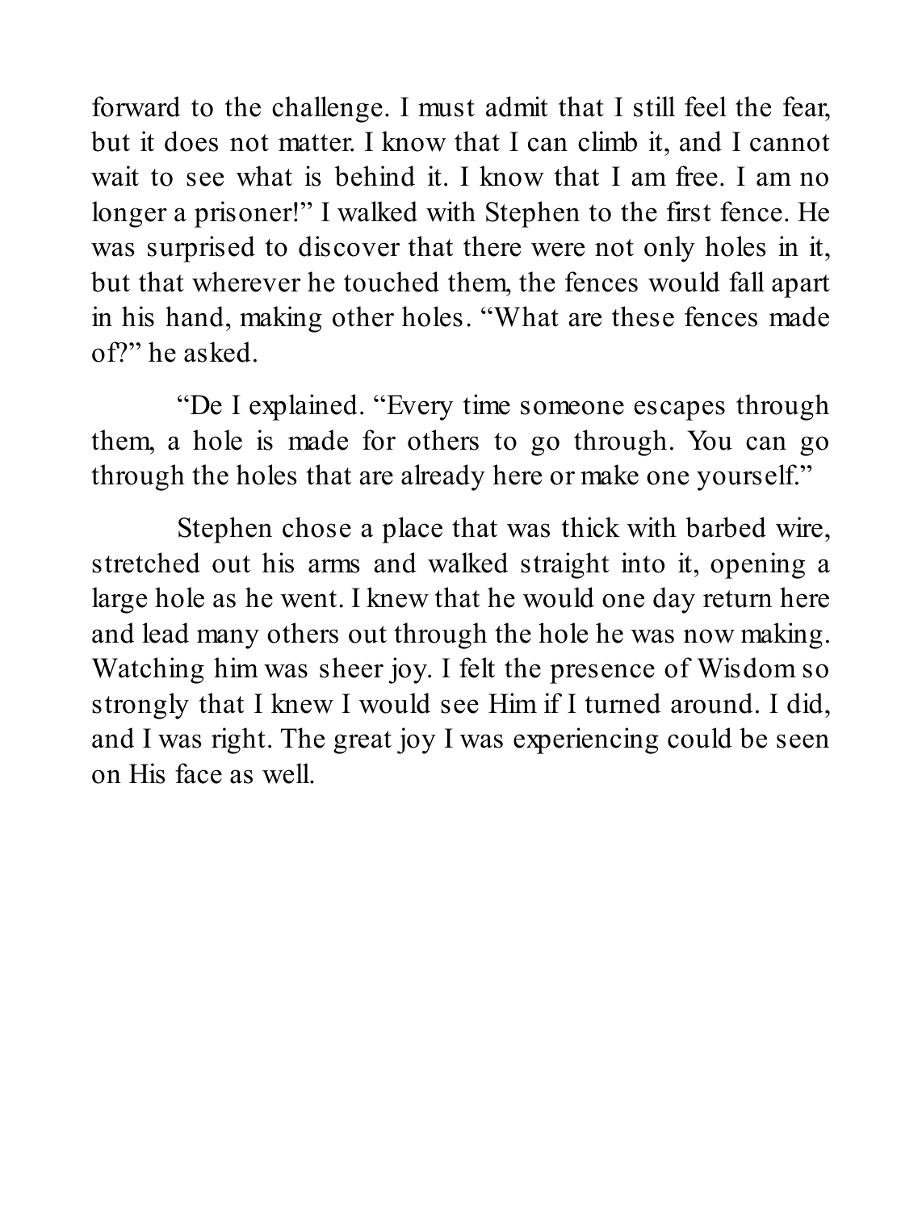forward to the challenge. I must admit that I still feel the fear, but it does not matter. I know that I can climb it, and I cannot wait to see what is behind it. I know that I am free. I am no longer a prisoner!" I walked with Stephen to the first fence. He was surprised to discover that there were not only holes in it, but that wherever he touched them, the fences would fall apart in his hand, making other holes. "What are these fences made of?" he asked.

"De I explained. "Every time someone escapes through them, a hole is made for others to go through. You can go through the holes that are already here or make one yourself."

Stephen chose a place that was thick with barbed wire, stretched out his arms and walked straight into it, opening a large hole as he went. I knew that he would one day return here and lead many others out through the hole he was now making. Watching him was sheer joy. I felt the presence of Wisdom so strongly that I knew I would see Him if I turned around. I did, and I was right. The great joy I was experiencing could be seen on His face as well.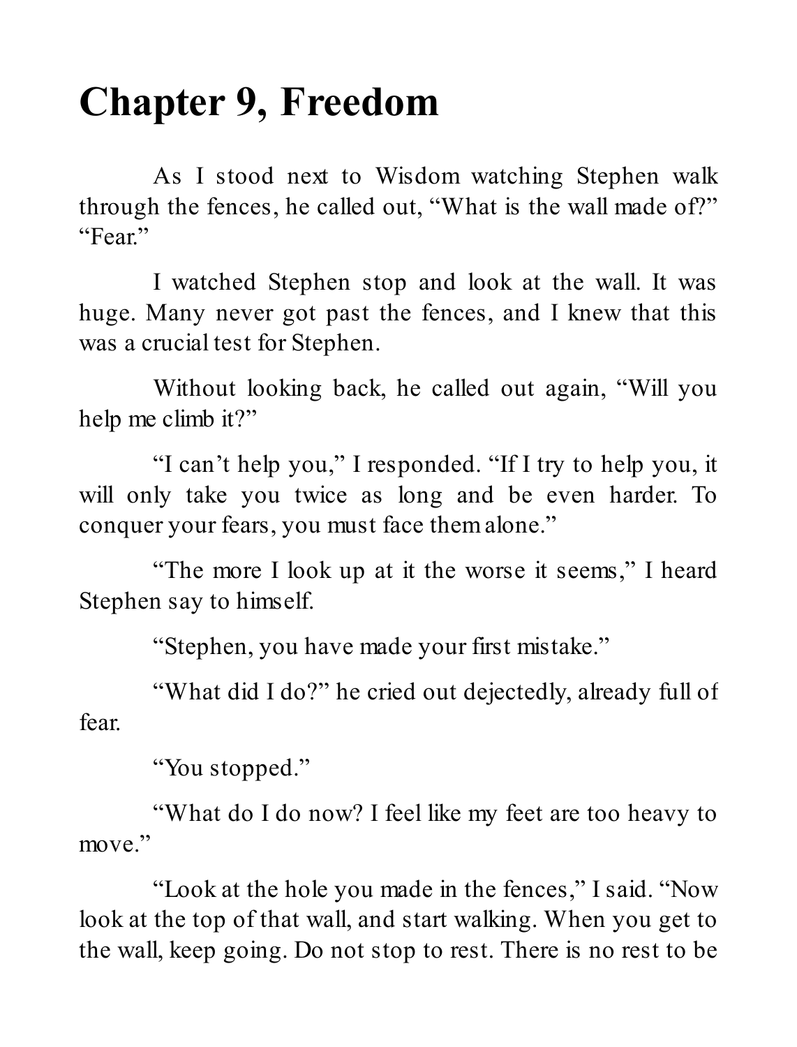# Chapter 9, Freedom

As I stood next to Wisdom watching Stephen walk through the fences, he called out, "What is the wall made of?"
"Fear."

I watched Stephen stop and look at the wall. It was huge. Many never got past the fences, and I knew that this was a crucial test for Stephen.

Without looking back, he called out again, "Will you help me climb it?"

"I can't help you," I responded. "If I try to help you, it will only take you twice as long and be even harder. To conquer your fears, you must face them alone."

"The more I look up at it the worse it seems," I heard Stephen say to himself.

"Stephen, you have made your first mistake."

"What did I do?" he cried out dejectedly, already full of fear.

"You stopped."

"What do I do now? I feel like my feet are too heavy to move."

"Look at the hole you made in the fences," I said. "Now look at the top of that wall, and start walking. When you get to the wall, keep going. Do not stop to rest. There is no rest to be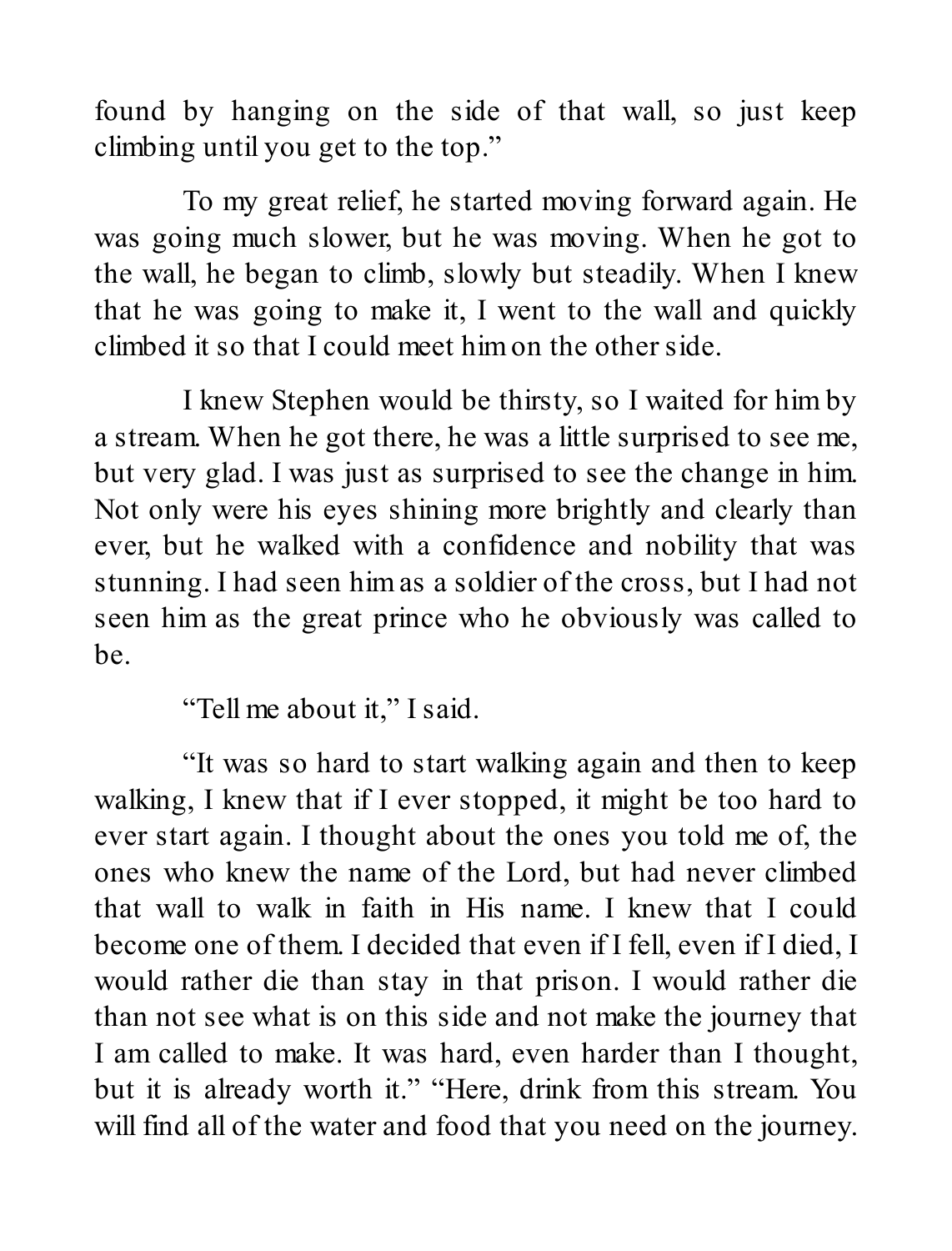found by hanging on the side of that wall, so just keep climbing until you get to the top."

To my great relief, he started moving forward again. He was going much slower, but he was moving. When he got to the wall, he began to climb, slowly but steadily. When I knew that he was going to make it, I went to the wall and quickly climbed it so that I could meet him on the other side.

I knew Stephen would be thirsty, so I waited for him by a stream. When he got there, he was a little surprised to see me, but very glad. I was just as surprised to see the change in him. Not only were his eyes shining more brightly and clearly than ever, but he walked with a confidence and nobility that was stunning. I had seen him as a soldier of the cross, but I had not seen him as the great prince who he obviously was called to be.

"Tell me about it," I said.

"It was so hard to start walking again and then to keep walking, I knew that if I ever stopped, it might be too hard to ever start again. I thought about the ones you told me of, the ones who knew the name of the Lord, but had never climbed that wall to walk in faith in His name. I knew that I could become one of them. I decided that even if I fell, even if I died, I would rather die than stay in that prison. I would rather die than not see what is on this side and not make the journey that I am called to make. It was hard, even harder than I thought, but it is already worth it." "Here, drink from this stream. You will find all of the water and food that you need on the journey.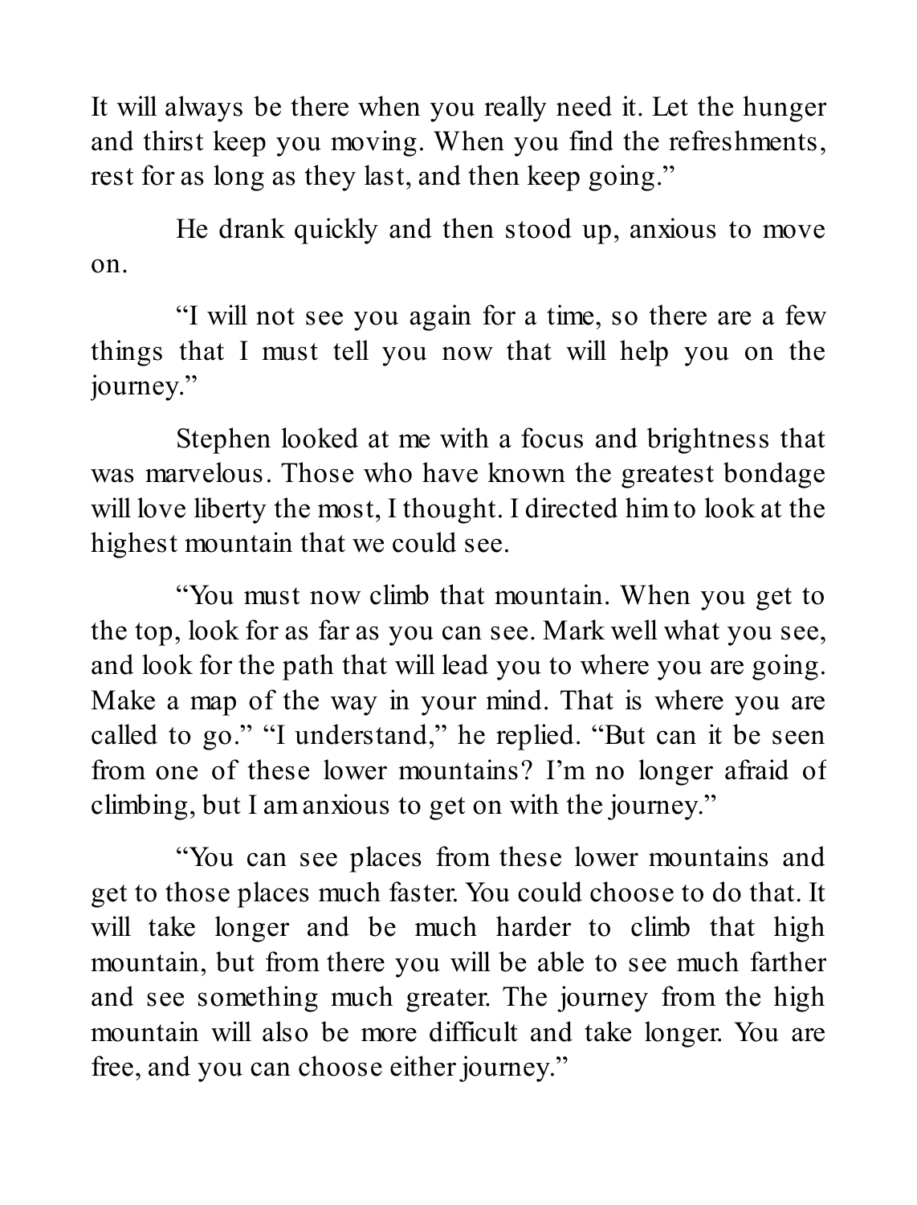It will always be there when you really need it. Let the hunger and thirst keep you moving. When you find the refreshments, rest for as long as they last, and then keep going."

He drank quickly and then stood up, anxious to move on.

"I will not see you again for a time, so there are a few things that I must tell you now that will help you on the journey."

Stephen looked at me with a focus and brightness that was marvelous. Those who have known the greatest bondage will love liberty the most, I thought. I directed him to look at the highest mountain that we could see.

"You must now climb that mountain. When you get to the top, look for as far as you can see. Mark well what you see, and look for the path that will lead you to where you are going. Make a map of the way in your mind. That is where you are called to go." "I understand," he replied. "But can it be seen from one of these lower mountains? I'm no longer afraid of climbing, but I am anxious to get on with the journey."

"You can see places from these lower mountains and get to those places much faster. You could choose to do that. It will take longer and be much harder to climb that high mountain, but from there you will be able to see much farther and see something much greater. The journey from the high mountain will also be more difficult and take longer. You are free, and you can choose either journey."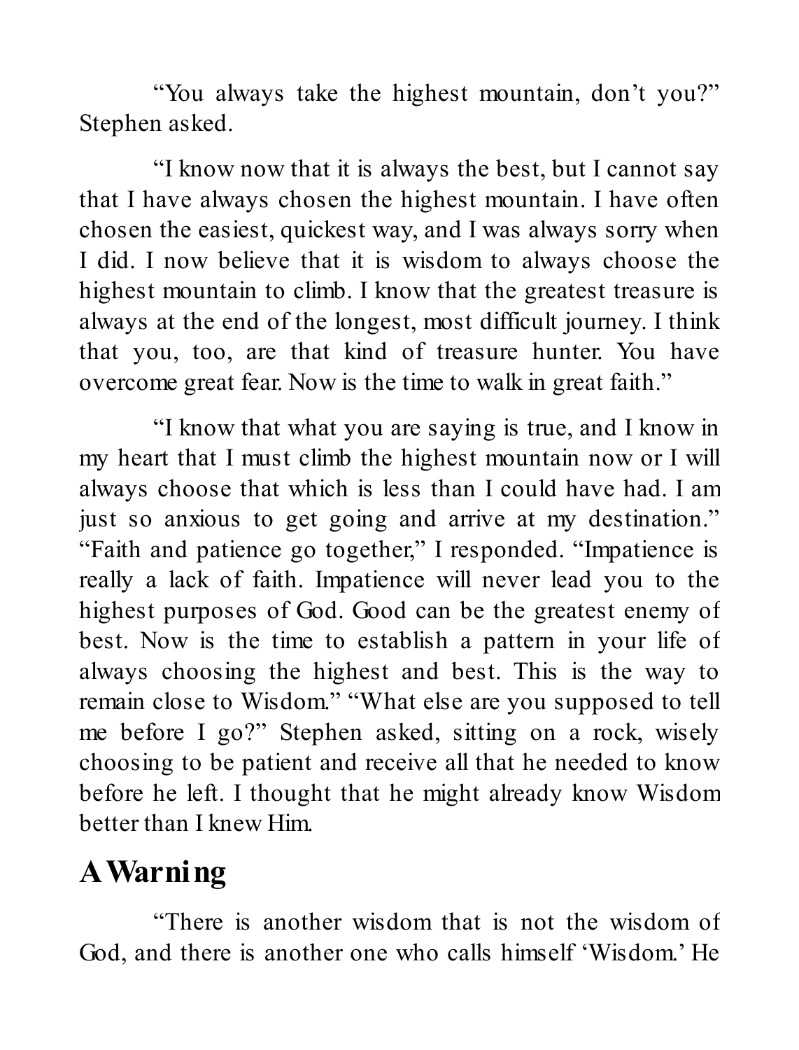"You always take the highest mountain, don't you?" Stephen asked.

"I know now that it is always the best, but I cannot say that I have always chosen the highest mountain. I have often chosen the easiest, quickest way, and I was always sorry when I did. I now believe that it is wisdom to always choose the highest mountain to climb. I know that the greatest treasure is always at the end of the longest, most difficult journey. I think that you, too, are that kind of treasure hunter. You have overcome great fear. Now is the time to walk in great faith."

"I know that what you are saying is true, and I know in my heart that I must climb the highest mountain now or I will always choose that which is less than I could have had. I am just so anxious to get going and arrive at my destination." "Faith and patience go together," I responded. "Impatience is really a lack of faith. Impatience will never lead you to the highest purposes of God. Good can be the greatest enemy of best. Now is the time to establish a pattern in your life of always choosing the highest and best. This is the way to remain close to Wisdom." "What else are you supposed to tell me before I go?" Stephen asked, sitting on a rock, wisely choosing to be patient and receive all that he needed to know before he left. I thought that he might already know Wisdom better than I knew Him.

## A Warning

"There is another wisdom that is not the wisdom of God, and there is another one who calls himself 'Wisdom.' He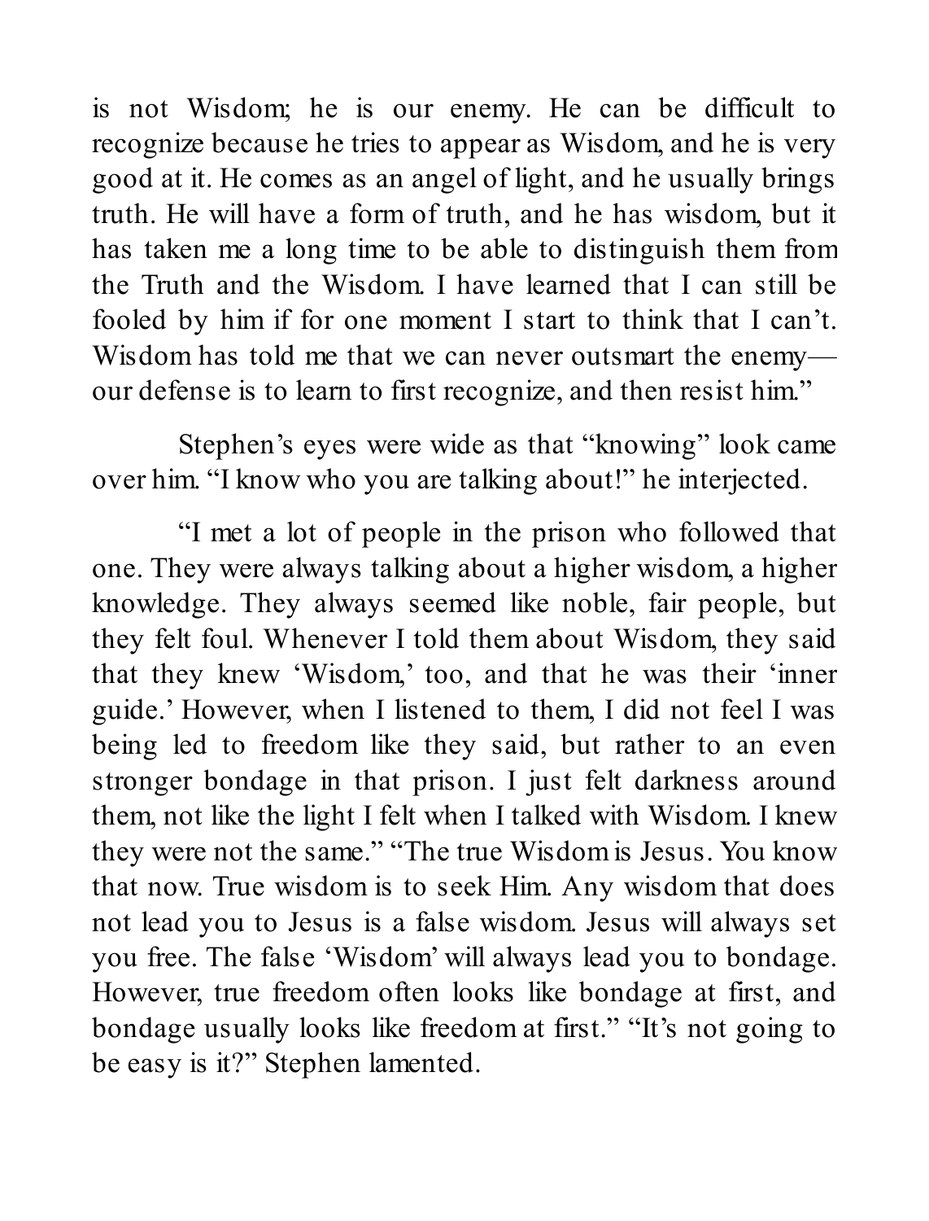is not Wisdom; he is our enemy. He can be difficult to recognize because he tries to appear as Wisdom, and he is very good at it. He comes as an angel of light, and he usually brings truth. He will have a form of truth, and he has wisdom, but it has taken me a long time to be able to distinguish them from the Truth and the Wisdom. I have learned that I can still be fooled by him if for one moment I start to think that I can't. Wisdom has told me that we can never outsmart the enemy—our defense is to learn to first recognize, and then resist him."

Stephen's eyes were wide as that "knowing" look came over him. "I know who you are talking about!" he interjected.

"I met a lot of people in the prison who followed that one. They were always talking about a higher wisdom, a higher knowledge. They always seemed like noble, fair people, but they felt foul. Whenever I told them about Wisdom, they said that they knew 'Wisdom,' too, and that he was their 'inner guide.' However, when I listened to them, I did not feel I was being led to freedom like they said, but rather to an even stronger bondage in that prison. I just felt darkness around them, not like the light I felt when I talked with Wisdom. I knew they were not the same." "The true Wisdom is Jesus. You know that now. True wisdom is to seek Him. Any wisdom that does not lead you to Jesus is a false wisdom. Jesus will always set you free. The false 'Wisdom' will always lead you to bondage. However, true freedom often looks like bondage at first, and bondage usually looks like freedom at first." "It's not going to be easy is it?" Stephen lamented.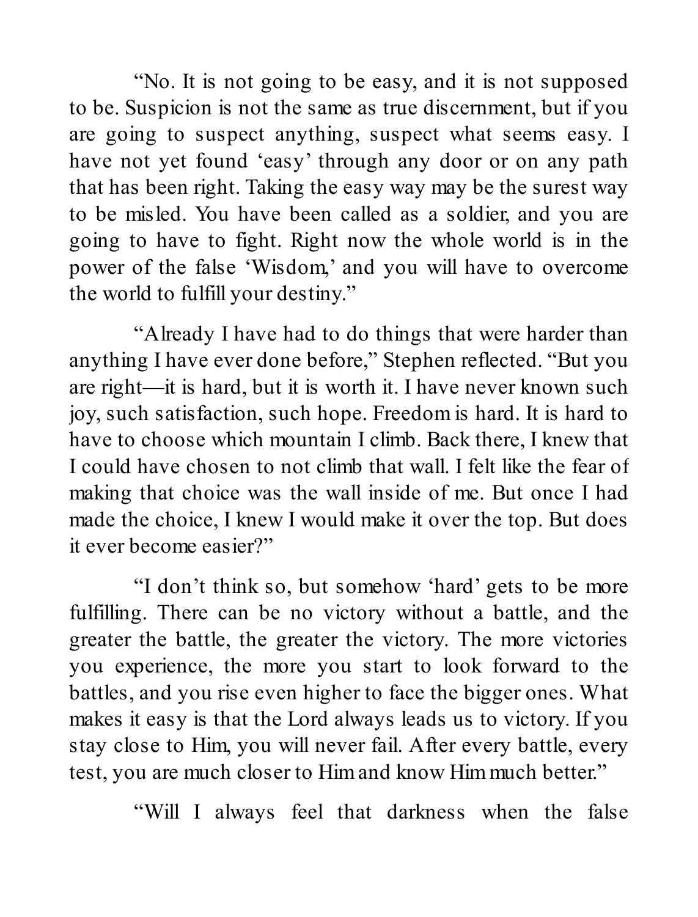"No. It is not going to be easy, and it is not supposed to be. Suspicion is not the same as true discernment, but if you are going to suspect anything, suspect what seems easy. I have not yet found 'easy' through any door or on any path that has been right. Taking the easy way may be the surest way to be misled. You have been called as a soldier, and you are going to have to fight. Right now the whole world is in the power of the false 'Wisdom,' and you will have to overcome the world to fulfill your destiny."

"Already I have had to do things that were harder than anything I have ever done before," Stephen reflected. "But you are right—it is hard, but it is worth it. I have never known such joy, such satisfaction, such hope. Freedom is hard. It is hard to have to choose which mountain I climb. Back there, I knew that I could have chosen to not climb that wall. I felt like the fear of making that choice was the wall inside of me. But once I had made the choice, I knew I would make it over the top. But does it ever become easier?"

"I don't think so, but somehow 'hard' gets to be more fulfilling. There can be no victory without a battle, and the greater the battle, the greater the victory. The more victories you experience, the more you start to look forward to the battles, and you rise even higher to face the bigger ones. What makes it easy is that the Lord always leads us to victory. If you stay close to Him, you will never fail. After every battle, every test, you are much closer to Him and know Him much better."

"Will I always feel that darkness when the false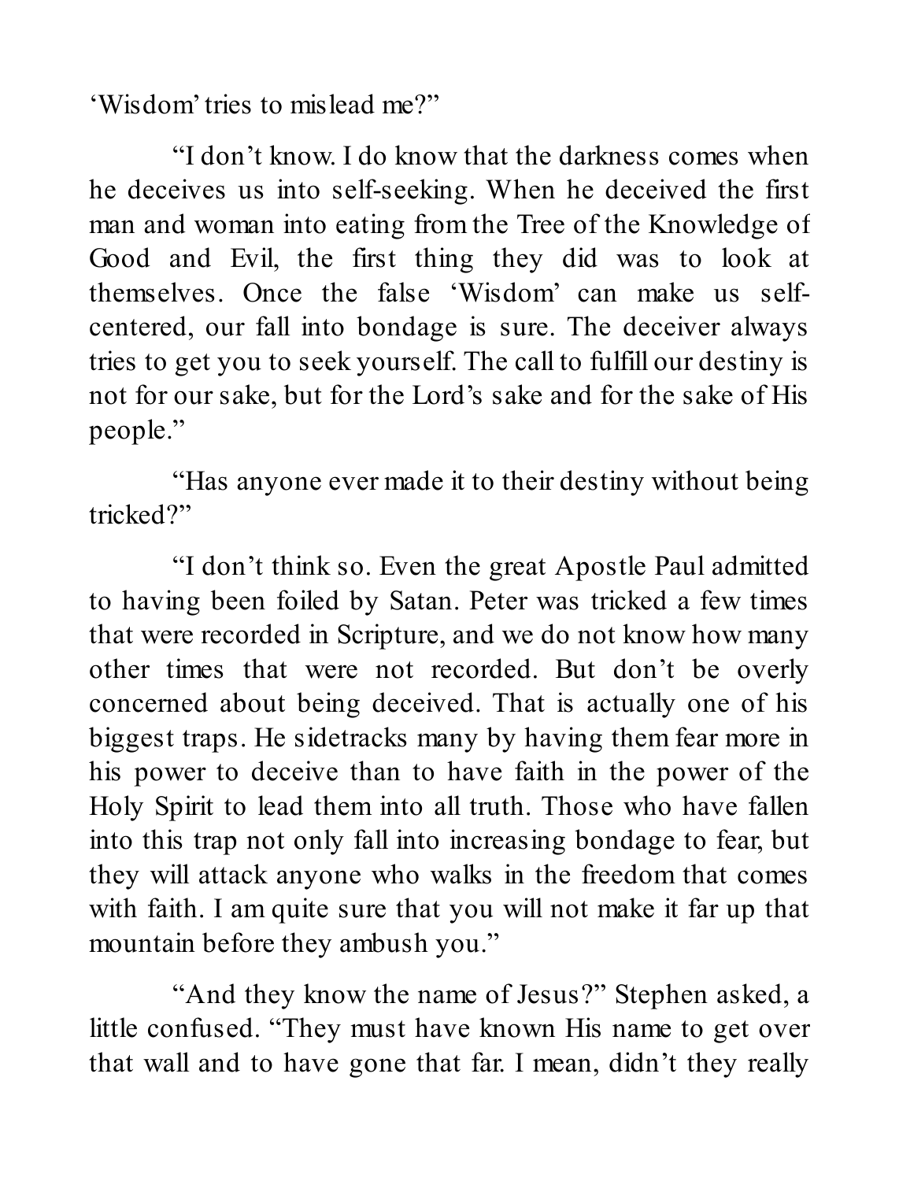'Wisdom' tries to mislead me?"

"I don't know. I do know that the darkness comes when he deceives us into self-seeking. When he deceived the first man and woman into eating from the Tree of the Knowledge of Good and Evil, the first thing they did was to look at themselves. Once the false 'Wisdom' can make us self-centered, our fall into bondage is sure. The deceiver always tries to get you to seek yourself. The call to fulfill our destiny is not for our sake, but for the Lord's sake and for the sake of His people."

"Has anyone ever made it to their destiny without being tricked?"

"I don't think so. Even the great Apostle Paul admitted to having been foiled by Satan. Peter was tricked a few times that were recorded in Scripture, and we do not know how many other times that were not recorded. But don't be overly concerned about being deceived. That is actually one of his biggest traps. He sidetracks many by having them fear more in his power to deceive than to have faith in the power of the Holy Spirit to lead them into all truth. Those who have fallen into this trap not only fall into increasing bondage to fear, but they will attack anyone who walks in the freedom that comes with faith. I am quite sure that you will not make it far up that mountain before they ambush you."

"And they know the name of Jesus?" Stephen asked, a little confused. "They must have known His name to get over that wall and to have gone that far. I mean, didn't they really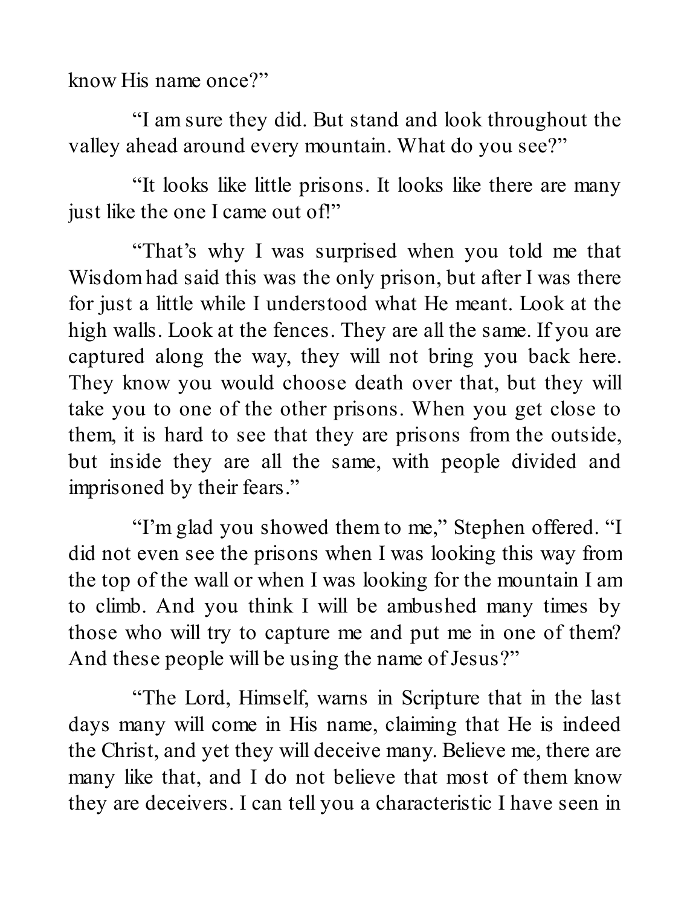know His name once?"

"I am sure they did. But stand and look throughout the valley ahead around every mountain. What do you see?"

"It looks like little prisons. It looks like there are many just like the one I came out of!"

"That's why I was surprised when you told me that Wisdom had said this was the only prison, but after I was there for just a little while I understood what He meant. Look at the high walls. Look at the fences. They are all the same. If you are captured along the way, they will not bring you back here. They know you would choose death over that, but they will take you to one of the other prisons. When you get close to them, it is hard to see that they are prisons from the outside, but inside they are all the same, with people divided and imprisoned by their fears."

"I'm glad you showed them to me," Stephen offered. "I did not even see the prisons when I was looking this way from the top of the wall or when I was looking for the mountain I am to climb. And you think I will be ambushed many times by those who will try to capture me and put me in one of them? And these people will be using the name of Jesus?"

"The Lord, Himself, warns in Scripture that in the last days many will come in His name, claiming that He is indeed the Christ, and yet they will deceive many. Believe me, there are many like that, and I do not believe that most of them know they are deceivers. I can tell you a characteristic I have seen in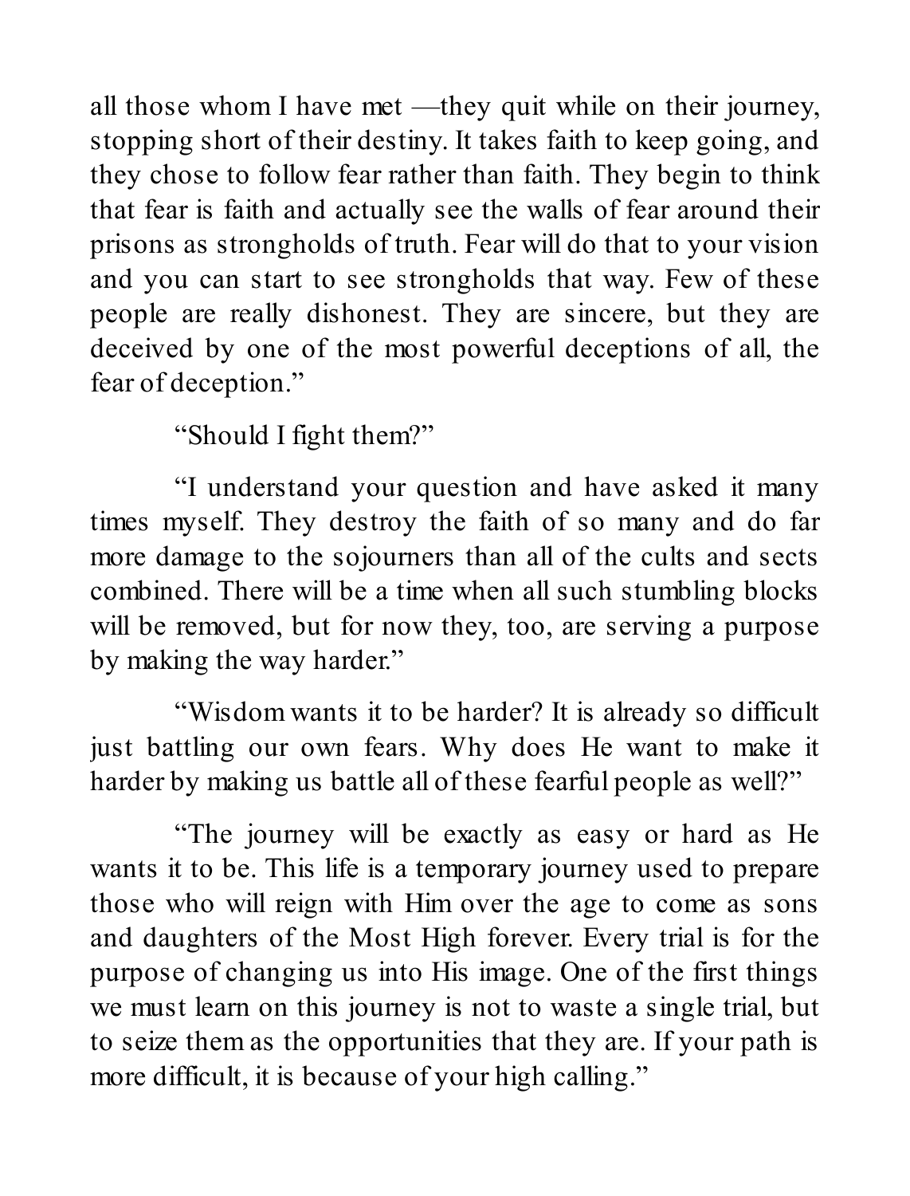all those whom I have met —they quit while on their journey, stopping short of their destiny. It takes faith to keep going, and they chose to follow fear rather than faith. They begin to think that fear is faith and actually see the walls of fear around their prisons as strongholds of truth. Fear will do that to your vision and you can start to see strongholds that way. Few of these people are really dishonest. They are sincere, but they are deceived by one of the most powerful deceptions of all, the fear of deception."

"Should I fight them?"

"I understand your question and have asked it many times myself. They destroy the faith of so many and do far more damage to the sojourners than all of the cults and sects combined. There will be a time when all such stumbling blocks will be removed, but for now they, too, are serving a purpose by making the way harder."

"Wisdom wants it to be harder? It is already so difficult just battling our own fears. Why does He want to make it harder by making us battle all of these fearful people as well?"

"The journey will be exactly as easy or hard as He wants it to be. This life is a temporary journey used to prepare those who will reign with Him over the age to come as sons and daughters of the Most High forever. Every trial is for the purpose of changing us into His image. One of the first things we must learn on this journey is not to waste a single trial, but to seize them as the opportunities that they are. If your path is more difficult, it is because of your high calling."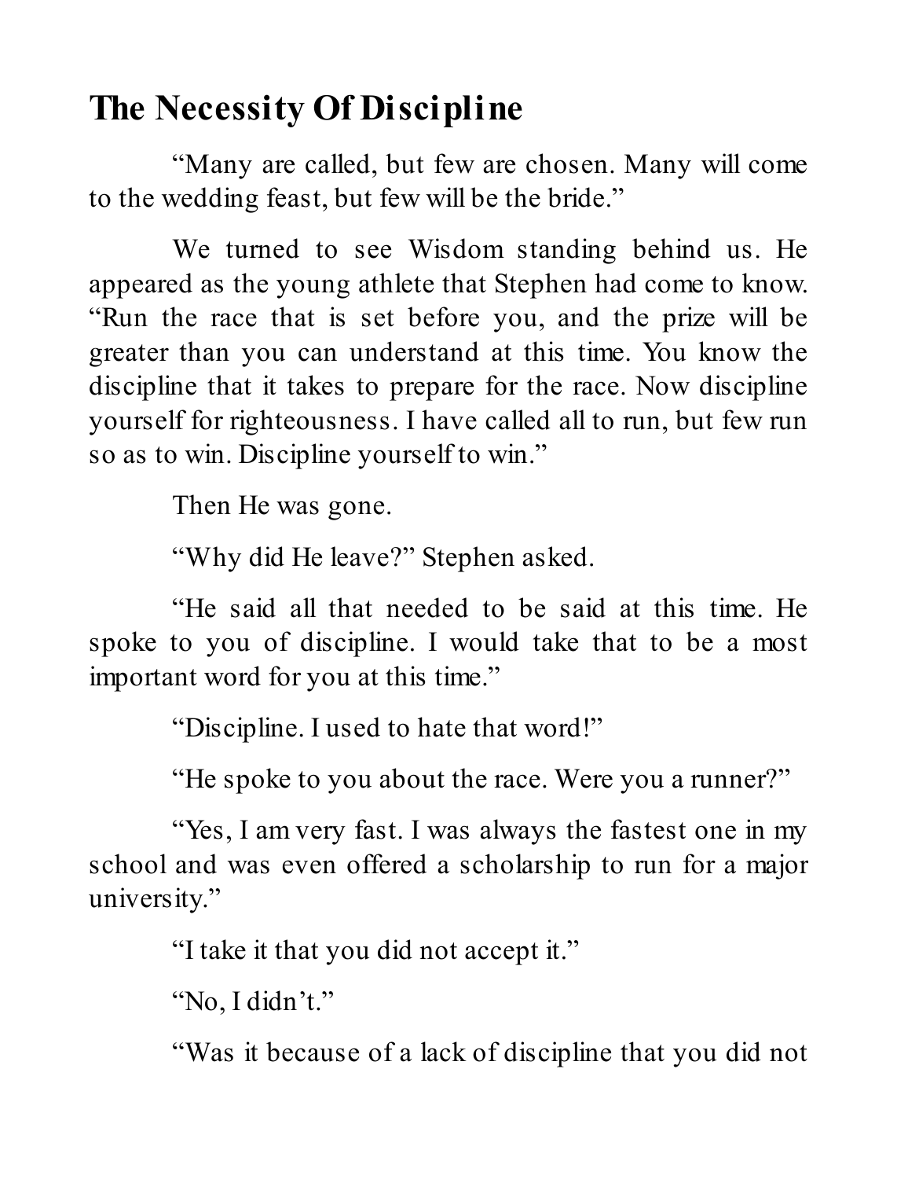## The Necessity Of Discipline

"Many are called, but few are chosen. Many will come to the wedding feast, but few will be the bride."

We turned to see Wisdom standing behind us. He appeared as the young athlete that Stephen had come to know. "Run the race that is set before you, and the prize will be greater than you can understand at this time. You know the discipline that it takes to prepare for the race. Now discipline yourself for righteousness. I have called all to run, but few run so as to win. Discipline yourself to win."

Then He was gone.

"Why did He leave?" Stephen asked.

"He said all that needed to be said at this time. He spoke to you of discipline. I would take that to be a most important word for you at this time."

"Discipline. I used to hate that word!"

"He spoke to you about the race. Were you a runner?"

"Yes, I am very fast. I was always the fastest one in my school and was even offered a scholarship to run for a major university."

"I take it that you did not accept it."

"No, I didn't."

"Was it because of a lack of discipline that you did not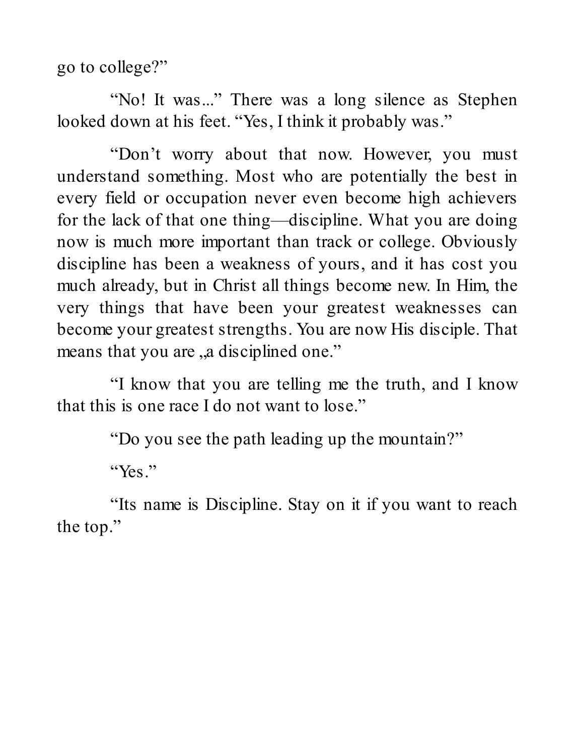go to college?"

"No! It was..." There was a long silence as Stephen looked down at his feet. "Yes, I think it probably was."

"Don't worry about that now. However, you must understand something. Most who are potentially the best in every field or occupation never even become high achievers for the lack of that one thing—discipline. What you are doing now is much more important than track or college. Obviously discipline has been a weakness of yours, and it has cost you much already, but in Christ all things become new. In Him, the very things that have been your greatest weaknesses can become your greatest strengths. You are now His disciple. That means that you are „a disciplined one."

"I know that you are telling me the truth, and I know that this is one race I do not want to lose."

"Do you see the path leading up the mountain?"

"Yes."

"Its name is Discipline. Stay on it if you want to reach the top."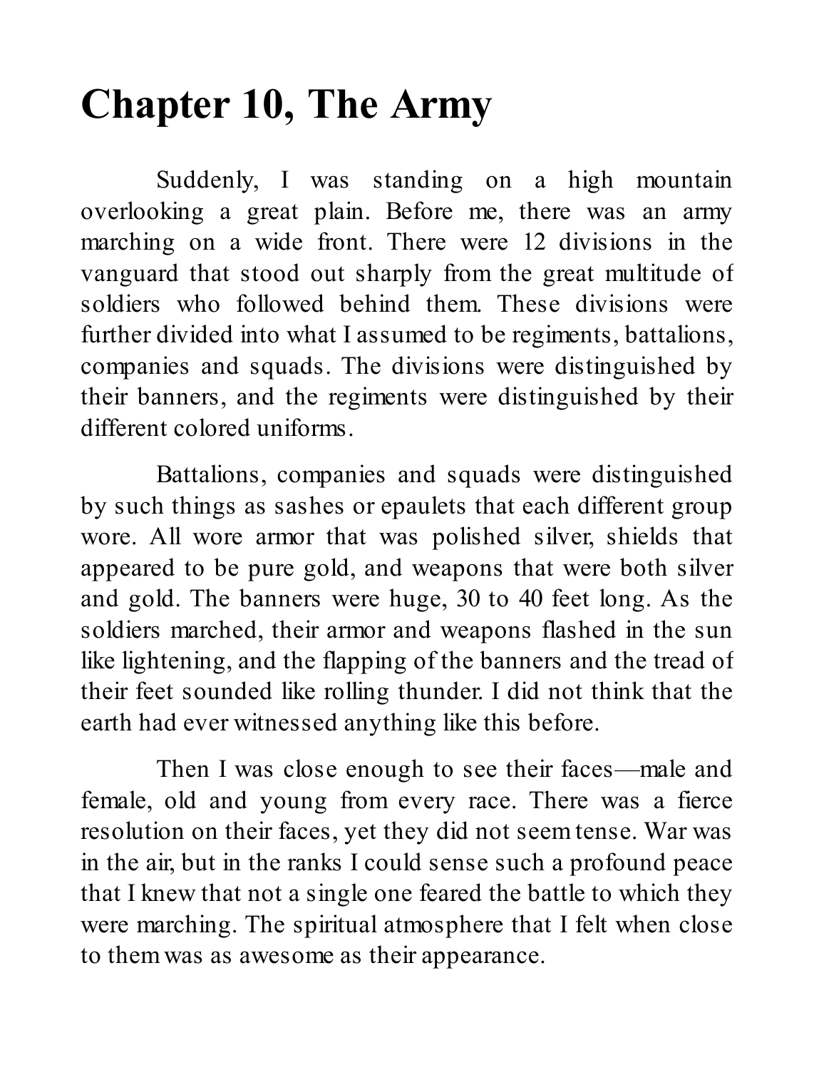# Chapter 10, The Army

Suddenly, I was standing on a high mountain overlooking a great plain. Before me, there was an army marching on a wide front. There were 12 divisions in the vanguard that stood out sharply from the great multitude of soldiers who followed behind them. These divisions were further divided into what I assumed to be regiments, battalions, companies and squads. The divisions were distinguished by their banners, and the regiments were distinguished by their different colored uniforms.

Battalions, companies and squads were distinguished by such things as sashes or epaulets that each different group wore. All wore armor that was polished silver, shields that appeared to be pure gold, and weapons that were both silver and gold. The banners were huge, 30 to 40 feet long. As the soldiers marched, their armor and weapons flashed in the sun like lightening, and the flapping of the banners and the tread of their feet sounded like rolling thunder. I did not think that the earth had ever witnessed anything like this before.

Then I was close enough to see their faces—male and female, old and young from every race. There was a fierce resolution on their faces, yet they did not seem tense. War was in the air, but in the ranks I could sense such a profound peace that I knew that not a single one feared the battle to which they were marching. The spiritual atmosphere that I felt when close to them was as awesome as their appearance.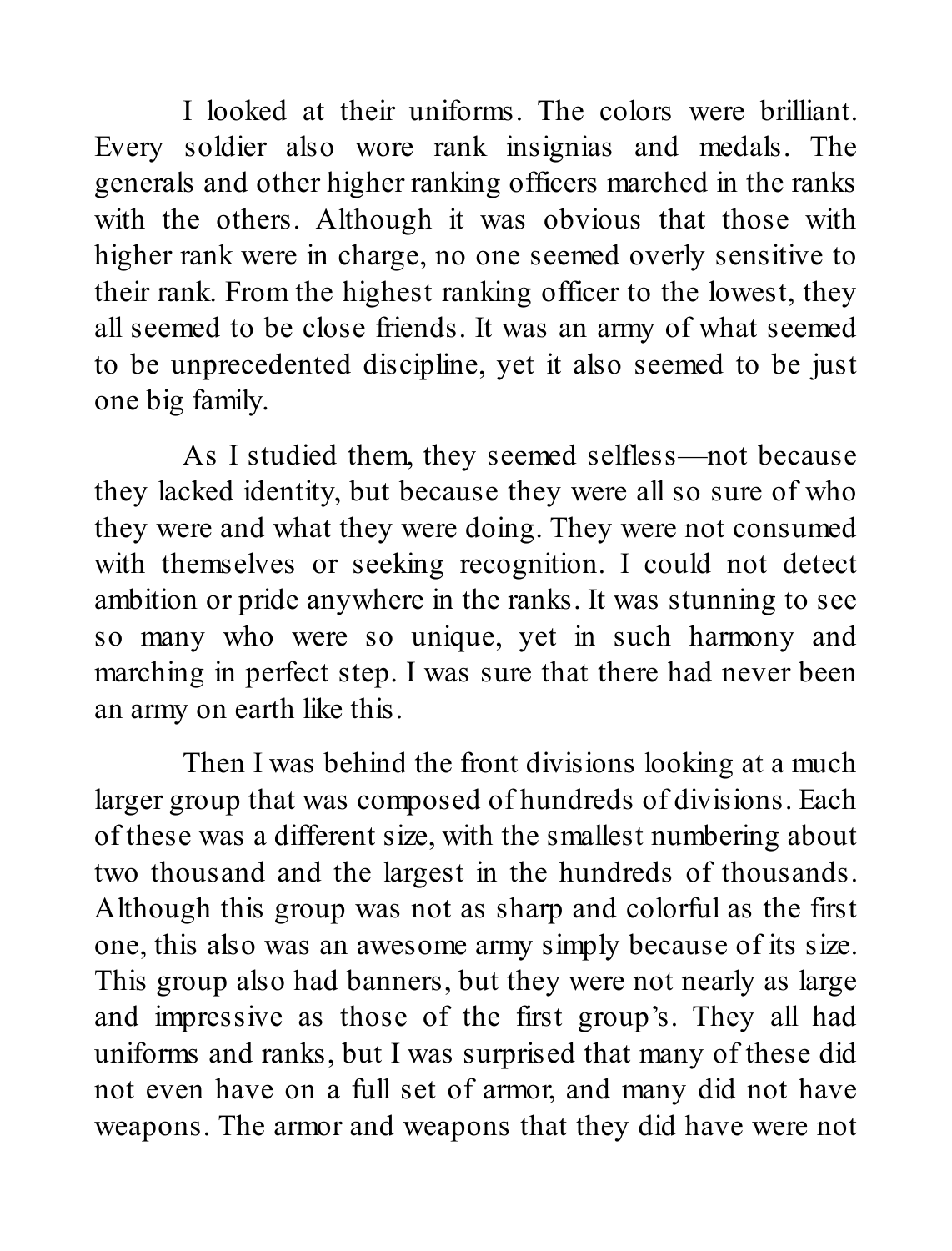I looked at their uniforms. The colors were brilliant. Every soldier also wore rank insignias and medals. The generals and other higher ranking officers marched in the ranks with the others. Although it was obvious that those with higher rank were in charge, no one seemed overly sensitive to their rank. From the highest ranking officer to the lowest, they all seemed to be close friends. It was an army of what seemed to be unprecedented discipline, yet it also seemed to be just one big family.

As I studied them, they seemed selfless—not because they lacked identity, but because they were all so sure of who they were and what they were doing. They were not consumed with themselves or seeking recognition. I could not detect ambition or pride anywhere in the ranks. It was stunning to see so many who were so unique, yet in such harmony and marching in perfect step. I was sure that there had never been an army on earth like this.

Then I was behind the front divisions looking at a much larger group that was composed of hundreds of divisions. Each of these was a different size, with the smallest numbering about two thousand and the largest in the hundreds of thousands. Although this group was not as sharp and colorful as the first one, this also was an awesome army simply because of its size. This group also had banners, but they were not nearly as large and impressive as those of the first group's. They all had uniforms and ranks, but I was surprised that many of these did not even have on a full set of armor, and many did not have weapons. The armor and weapons that they did have were not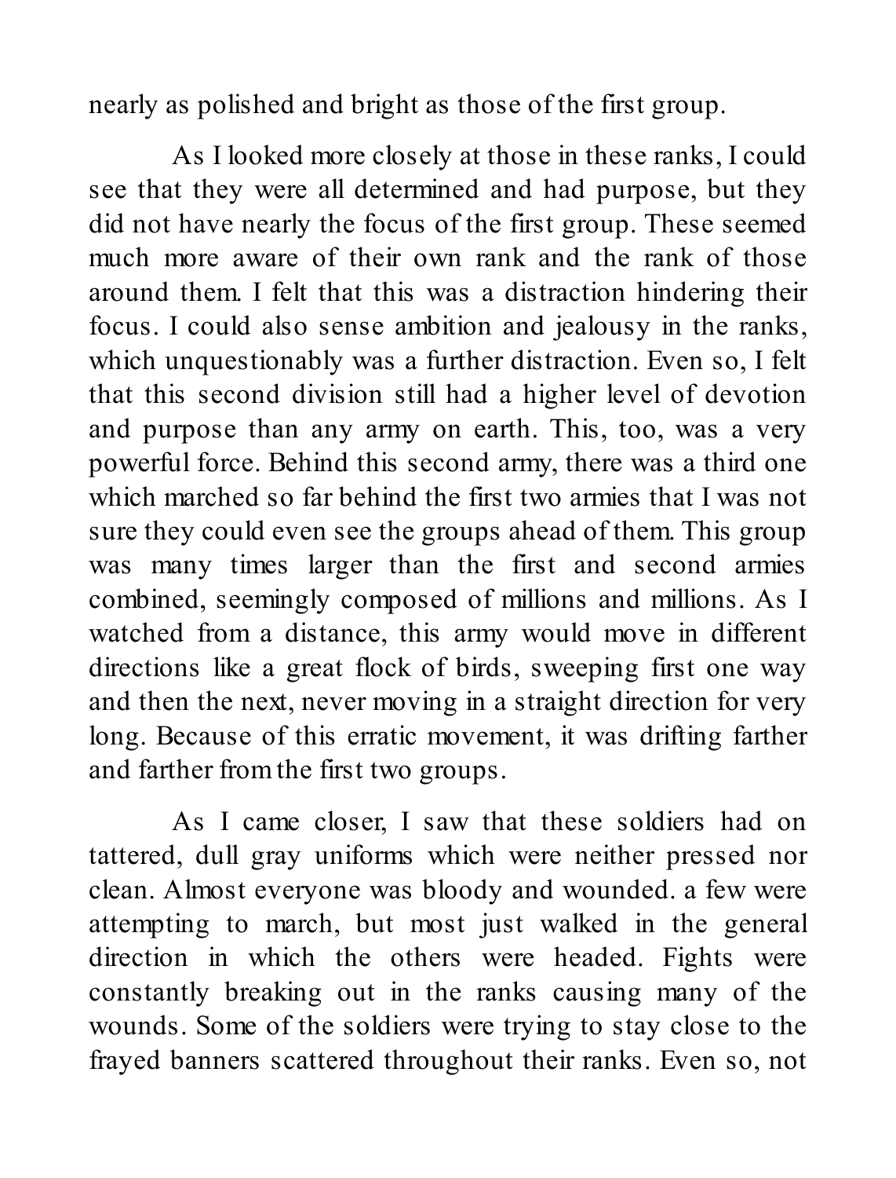nearly as polished and bright as those of the first group.

As I looked more closely at those in these ranks, I could see that they were all determined and had purpose, but they did not have nearly the focus of the first group. These seemed much more aware of their own rank and the rank of those around them. I felt that this was a distraction hindering their focus. I could also sense ambition and jealousy in the ranks, which unquestionably was a further distraction. Even so, I felt that this second division still had a higher level of devotion and purpose than any army on earth. This, too, was a very powerful force. Behind this second army, there was a third one which marched so far behind the first two armies that I was not sure they could even see the groups ahead of them. This group was many times larger than the first and second armies combined, seemingly composed of millions and millions. As I watched from a distance, this army would move in different directions like a great flock of birds, sweeping first one way and then the next, never moving in a straight direction for very long. Because of this erratic movement, it was drifting farther and farther from the first two groups.

As I came closer, I saw that these soldiers had on tattered, dull gray uniforms which were neither pressed nor clean. Almost everyone was bloody and wounded. a few were attempting to march, but most just walked in the general direction in which the others were headed. Fights were constantly breaking out in the ranks causing many of the wounds. Some of the soldiers were trying to stay close to the frayed banners scattered throughout their ranks. Even so, not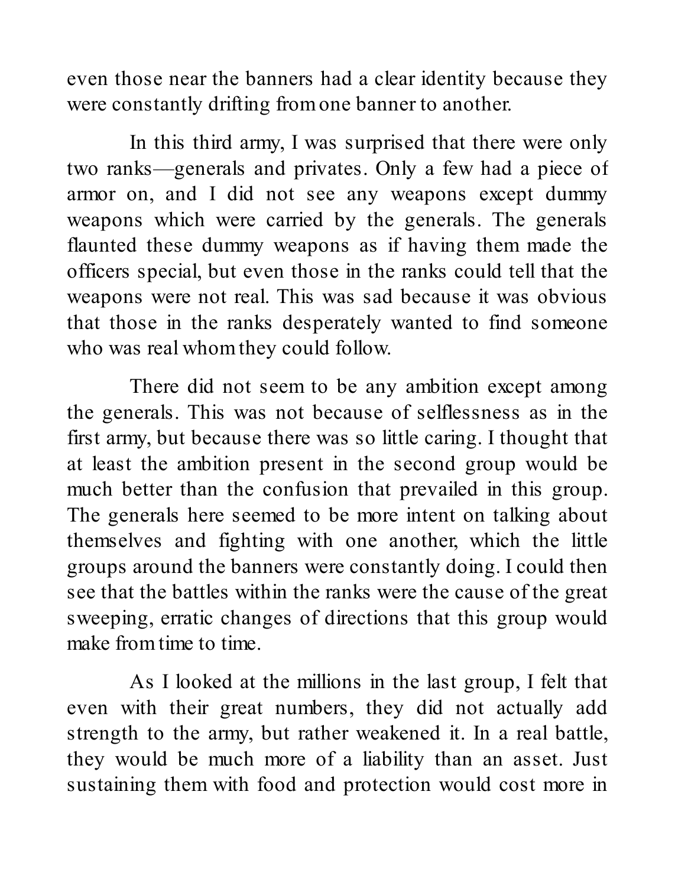even those near the banners had a clear identity because they were constantly drifting from one banner to another.

In this third army, I was surprised that there were only two ranks—generals and privates. Only a few had a piece of armor on, and I did not see any weapons except dummy weapons which were carried by the generals. The generals flaunted these dummy weapons as if having them made the officers special, but even those in the ranks could tell that the weapons were not real. This was sad because it was obvious that those in the ranks desperately wanted to find someone who was real whom they could follow.

There did not seem to be any ambition except among the generals. This was not because of selflessness as in the first army, but because there was so little caring. I thought that at least the ambition present in the second group would be much better than the confusion that prevailed in this group. The generals here seemed to be more intent on talking about themselves and fighting with one another, which the little groups around the banners were constantly doing. I could then see that the battles within the ranks were the cause of the great sweeping, erratic changes of directions that this group would make from time to time.

As I looked at the millions in the last group, I felt that even with their great numbers, they did not actually add strength to the army, but rather weakened it. In a real battle, they would be much more of a liability than an asset. Just sustaining them with food and protection would cost more in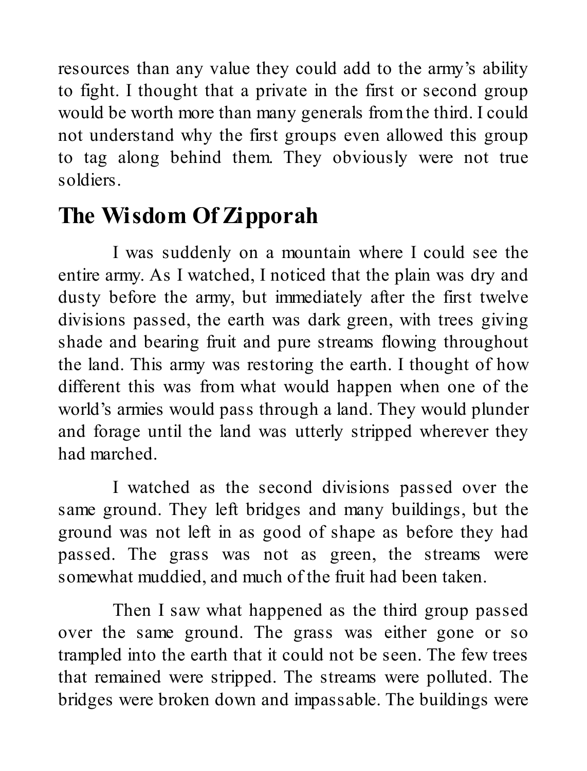resources than any value they could add to the army's ability to fight. I thought that a private in the first or second group would be worth more than many generals from the third. I could not understand why the first groups even allowed this group to tag along behind them. They obviously were not true soldiers.

## The Wisdom Of Zipporah

I was suddenly on a mountain where I could see the entire army. As I watched, I noticed that the plain was dry and dusty before the army, but immediately after the first twelve divisions passed, the earth was dark green, with trees giving shade and bearing fruit and pure streams flowing throughout the land. This army was restoring the earth. I thought of how different this was from what would happen when one of the world's armies would pass through a land. They would plunder and forage until the land was utterly stripped wherever they had marched.

I watched as the second divisions passed over the same ground. They left bridges and many buildings, but the ground was not left in as good of shape as before they had passed. The grass was not as green, the streams were somewhat muddied, and much of the fruit had been taken.

Then I saw what happened as the third group passed over the same ground. The grass was either gone or so trampled into the earth that it could not be seen. The few trees that remained were stripped. The streams were polluted. The bridges were broken down and impassable. The buildings were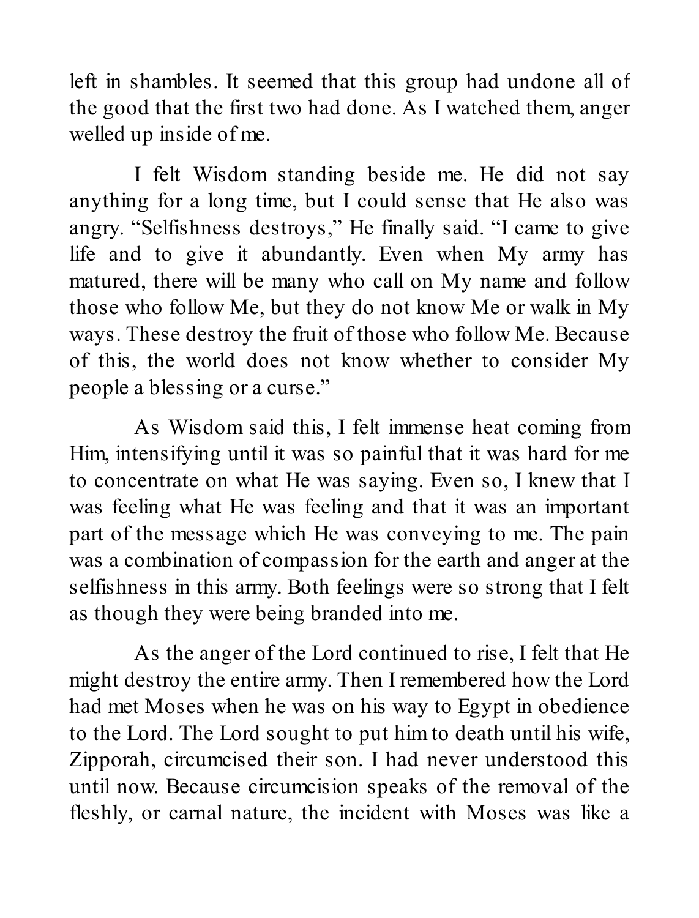left in shambles. It seemed that this group had undone all of the good that the first two had done. As I watched them, anger welled up inside of me.

I felt Wisdom standing beside me. He did not say anything for a long time, but I could sense that He also was angry. "Selfishness destroys," He finally said. "I came to give life and to give it abundantly. Even when My army has matured, there will be many who call on My name and follow those who follow Me, but they do not know Me or walk in My ways. These destroy the fruit of those who follow Me. Because of this, the world does not know whether to consider My people a blessing or a curse."

As Wisdom said this, I felt immense heat coming from Him, intensifying until it was so painful that it was hard for me to concentrate on what He was saying. Even so, I knew that I was feeling what He was feeling and that it was an important part of the message which He was conveying to me. The pain was a combination of compassion for the earth and anger at the selfishness in this army. Both feelings were so strong that I felt as though they were being branded into me.

As the anger of the Lord continued to rise, I felt that He might destroy the entire army. Then I remembered how the Lord had met Moses when he was on his way to Egypt in obedience to the Lord. The Lord sought to put him to death until his wife, Zipporah, circumcised their son. I had never understood this until now. Because circumcision speaks of the removal of the fleshly, or carnal nature, the incident with Moses was like a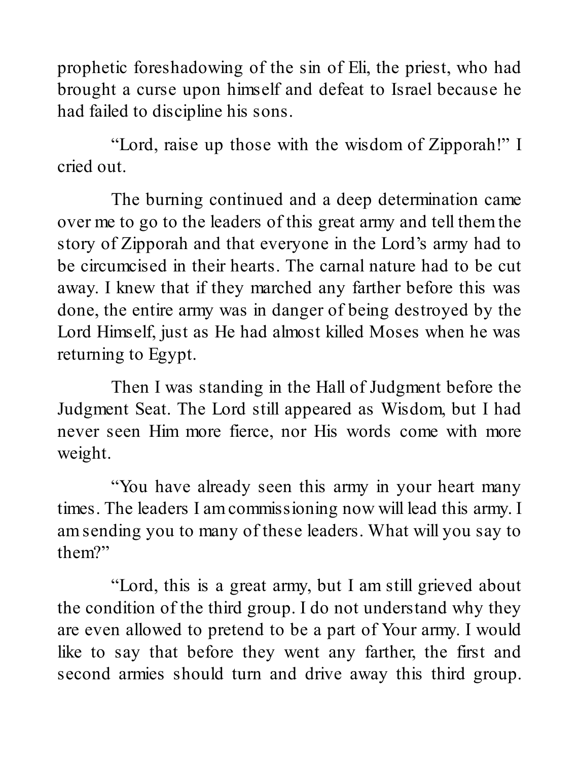prophetic foreshadowing of the sin of Eli, the priest, who had brought a curse upon himself and defeat to Israel because he had failed to discipline his sons.

"Lord, raise up those with the wisdom of Zipporah!" I cried out.

The burning continued and a deep determination came over me to go to the leaders of this great army and tell them the story of Zipporah and that everyone in the Lord's army had to be circumcised in their hearts. The carnal nature had to be cut away. I knew that if they marched any farther before this was done, the entire army was in danger of being destroyed by the Lord Himself, just as He had almost killed Moses when he was returning to Egypt.

Then I was standing in the Hall of Judgment before the Judgment Seat. The Lord still appeared as Wisdom, but I had never seen Him more fierce, nor His words come with more weight.

"You have already seen this army in your heart many times. The leaders I am commissioning now will lead this army. I am sending you to many of these leaders. What will you say to them?"

"Lord, this is a great army, but I am still grieved about the condition of the third group. I do not understand why they are even allowed to pretend to be a part of Your army. I would like to say that before they went any farther, the first and second armies should turn and drive away this third group.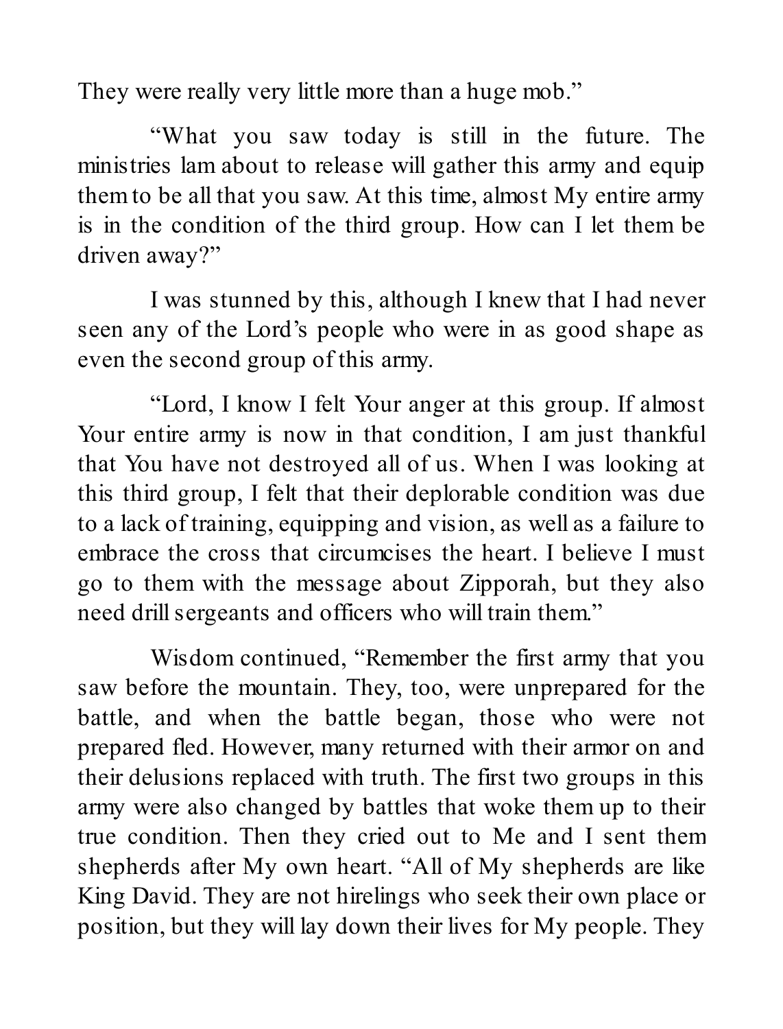They were really very little more than a huge mob."

"What you saw today is still in the future. The ministries lam about to release will gather this army and equip them to be all that you saw. At this time, almost My entire army is in the condition of the third group. How can I let them be driven away?"

I was stunned by this, although I knew that I had never seen any of the Lord's people who were in as good shape as even the second group of this army.

"Lord, I know I felt Your anger at this group. If almost Your entire army is now in that condition, I am just thankful that You have not destroyed all of us. When I was looking at this third group, I felt that their deplorable condition was due to a lack of training, equipping and vision, as well as a failure to embrace the cross that circumcises the heart. I believe I must go to them with the message about Zipporah, but they also need drill sergeants and officers who will train them."

Wisdom continued, "Remember the first army that you saw before the mountain. They, too, were unprepared for the battle, and when the battle began, those who were not prepared fled. However, many returned with their armor on and their delusions replaced with truth. The first two groups in this army were also changed by battles that woke them up to their true condition. Then they cried out to Me and I sent them shepherds after My own heart. "All of My shepherds are like King David. They are not hirelings who seek their own place or position, but they will lay down their lives for My people. They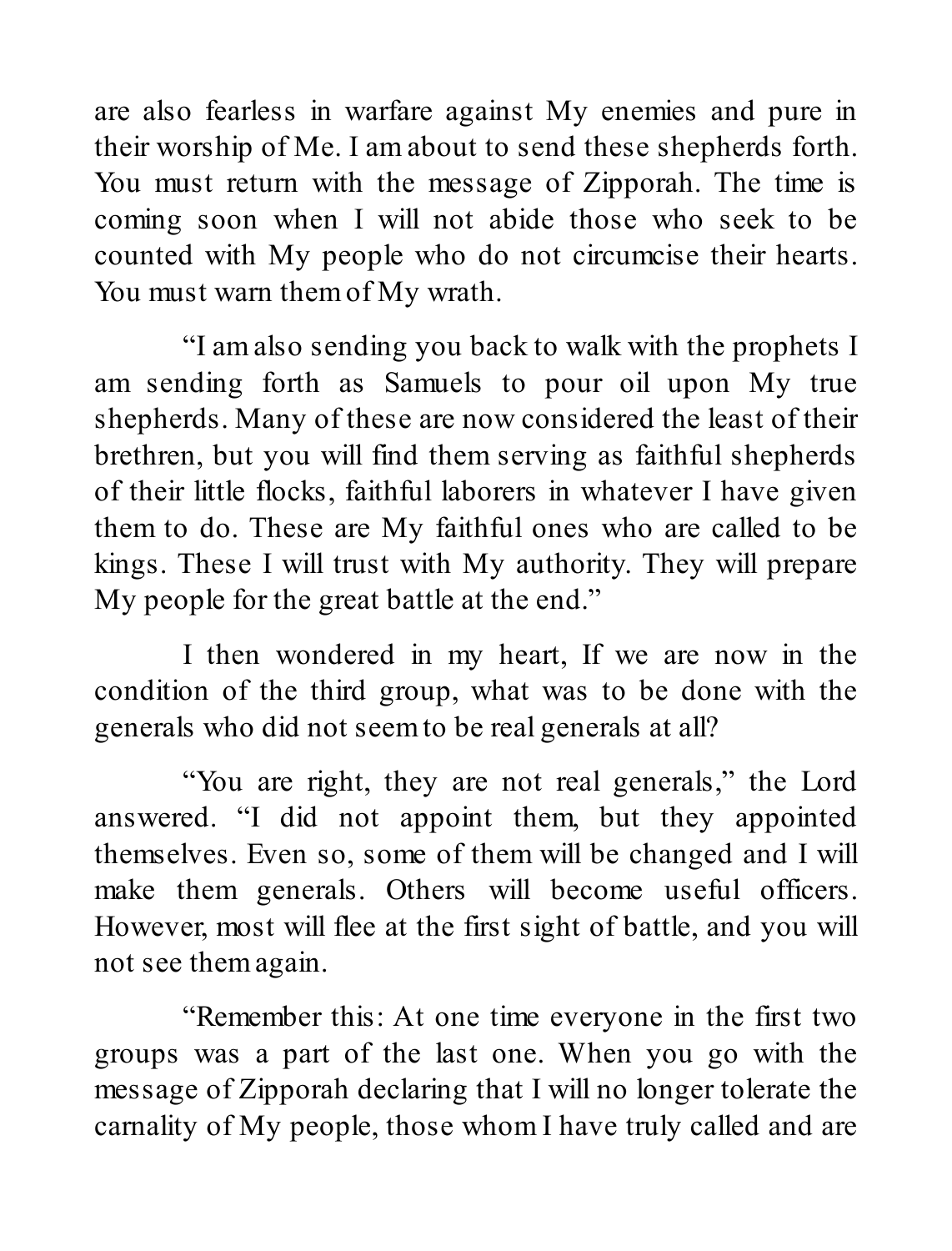are also fearless in warfare against My enemies and pure in their worship of Me. I am about to send these shepherds forth. You must return with the message of Zipporah. The time is coming soon when I will not abide those who seek to be counted with My people who do not circumcise their hearts. You must warn them of My wrath.

"I am also sending you back to walk with the prophets I am sending forth as Samuels to pour oil upon My true shepherds. Many of these are now considered the least of their brethren, but you will find them serving as faithful shepherds of their little flocks, faithful laborers in whatever I have given them to do. These are My faithful ones who are called to be kings. These I will trust with My authority. They will prepare My people for the great battle at the end."

I then wondered in my heart, If we are now in the condition of the third group, what was to be done with the generals who did not seem to be real generals at all?

"You are right, they are not real generals," the Lord answered. "I did not appoint them, but they appointed themselves. Even so, some of them will be changed and I will make them generals. Others will become useful officers. However, most will flee at the first sight of battle, and you will not see them again.

"Remember this: At one time everyone in the first two groups was a part of the last one. When you go with the message of Zipporah declaring that I will no longer tolerate the carnality of My people, those whom I have truly called and are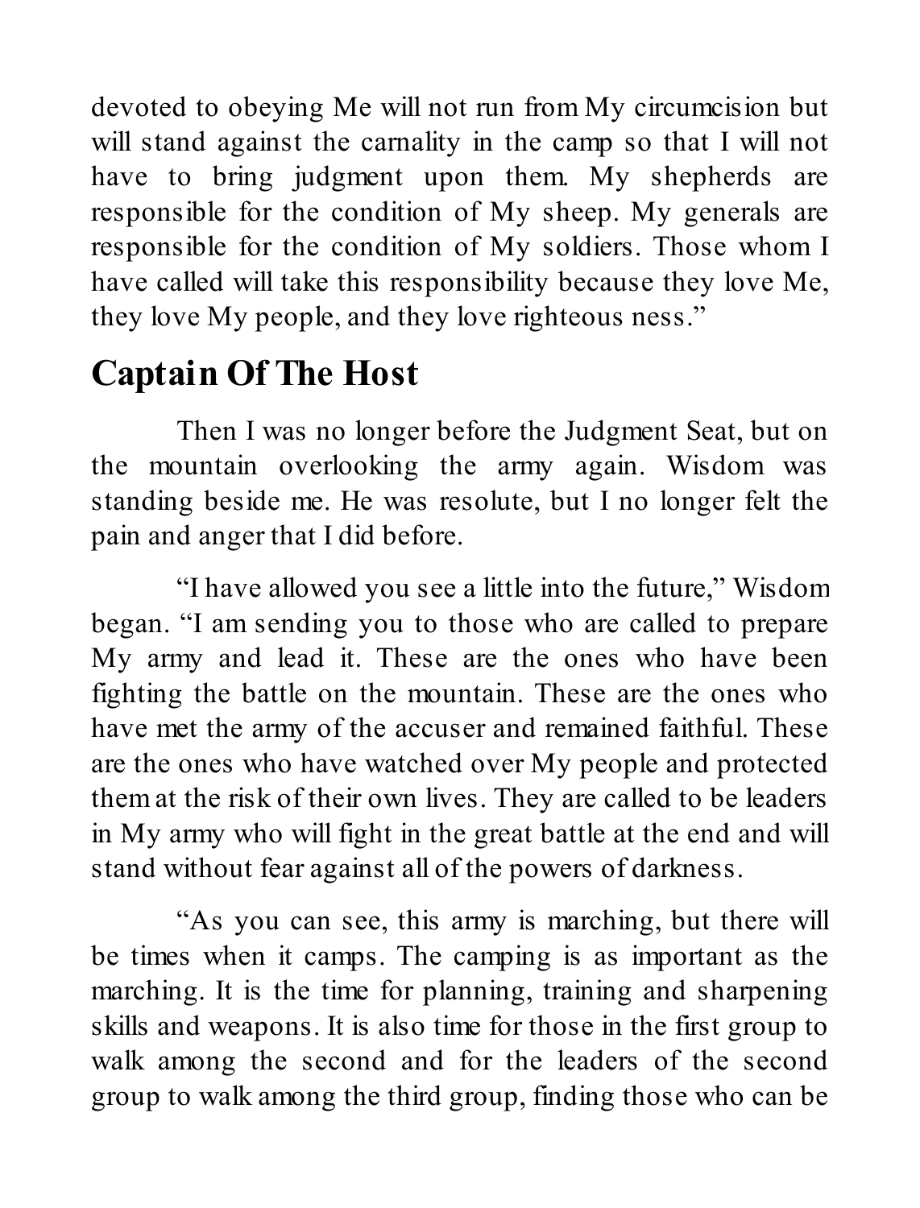devoted to obeying Me will not run from My circumcision but will stand against the carnality in the camp so that I will not have to bring judgment upon them. My shepherds are responsible for the condition of My sheep. My generals are responsible for the condition of My soldiers. Those whom I have called will take this responsibility because they love Me, they love My people, and they love righteous ness."

## Captain Of The Host

Then I was no longer before the Judgment Seat, but on the mountain overlooking the army again. Wisdom was standing beside me. He was resolute, but I no longer felt the pain and anger that I did before.

"I have allowed you see a little into the future," Wisdom began. "I am sending you to those who are called to prepare My army and lead it. These are the ones who have been fighting the battle on the mountain. These are the ones who have met the army of the accuser and remained faithful. These are the ones who have watched over My people and protected them at the risk of their own lives. They are called to be leaders in My army who will fight in the great battle at the end and will stand without fear against all of the powers of darkness.

"As you can see, this army is marching, but there will be times when it camps. The camping is as important as the marching. It is the time for planning, training and sharpening skills and weapons. It is also time for those in the first group to walk among the second and for the leaders of the second group to walk among the third group, finding those who can be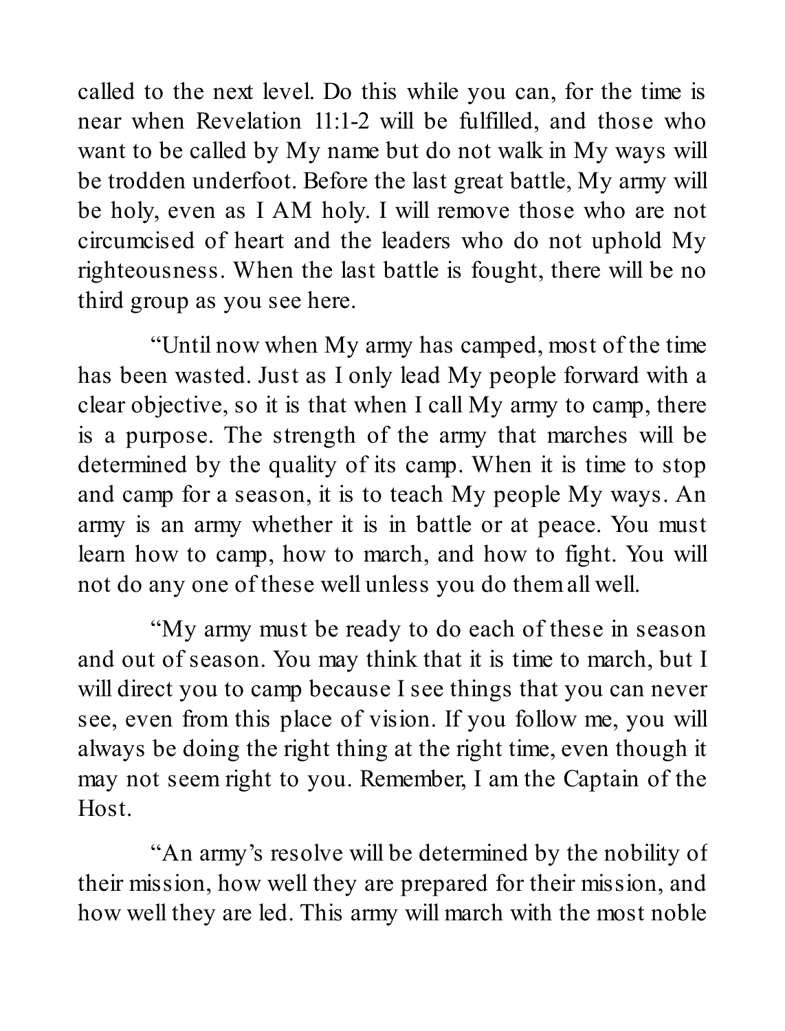called to the next level. Do this while you can, for the time is near when Revelation 11:1-2 will be fulfilled, and those who want to be called by My name but do not walk in My ways will be trodden underfoot. Before the last great battle, My army will be holy, even as I AM holy. I will remove those who are not circumcised of heart and the leaders who do not uphold My righteousness. When the last battle is fought, there will be no third group as you see here.

"Until now when My army has camped, most of the time has been wasted. Just as I only lead My people forward with a clear objective, so it is that when I call My army to camp, there is a purpose. The strength of the army that marches will be determined by the quality of its camp. When it is time to stop and camp for a season, it is to teach My people My ways. An army is an army whether it is in battle or at peace. You must learn how to camp, how to march, and how to fight. You will not do any one of these well unless you do them all well.

"My army must be ready to do each of these in season and out of season. You may think that it is time to march, but I will direct you to camp because I see things that you can never see, even from this place of vision. If you follow me, you will always be doing the right thing at the right time, even though it may not seem right to you. Remember, I am the Captain of the Host.

"An army's resolve will be determined by the nobility of their mission, how well they are prepared for their mission, and how well they are led. This army will march with the most noble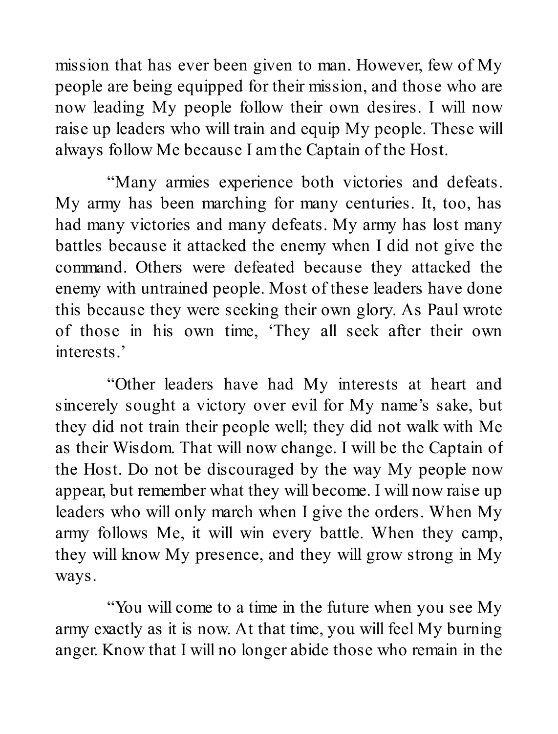mission that has ever been given to man. However, few of My people are being equipped for their mission, and those who are now leading My people follow their own desires. I will now raise up leaders who will train and equip My people. These will always follow Me because I am the Captain of the Host.

"Many armies experience both victories and defeats. My army has been marching for many centuries. It, too, has had many victories and many defeats. My army has lost many battles because it attacked the enemy when I did not give the command. Others were defeated because they attacked the enemy with untrained people. Most of these leaders have done this because they were seeking their own glory. As Paul wrote of those in his own time, 'They all seek after their own interests.'

"Other leaders have had My interests at heart and sincerely sought a victory over evil for My name's sake, but they did not train their people well; they did not walk with Me as their Wisdom. That will now change. I will be the Captain of the Host. Do not be discouraged by the way My people now appear, but remember what they will become. I will now raise up leaders who will only march when I give the orders. When My army follows Me, it will win every battle. When they camp, they will know My presence, and they will grow strong in My ways.

"You will come to a time in the future when you see My army exactly as it is now. At that time, you will feel My burning anger. Know that I will no longer abide those who remain in the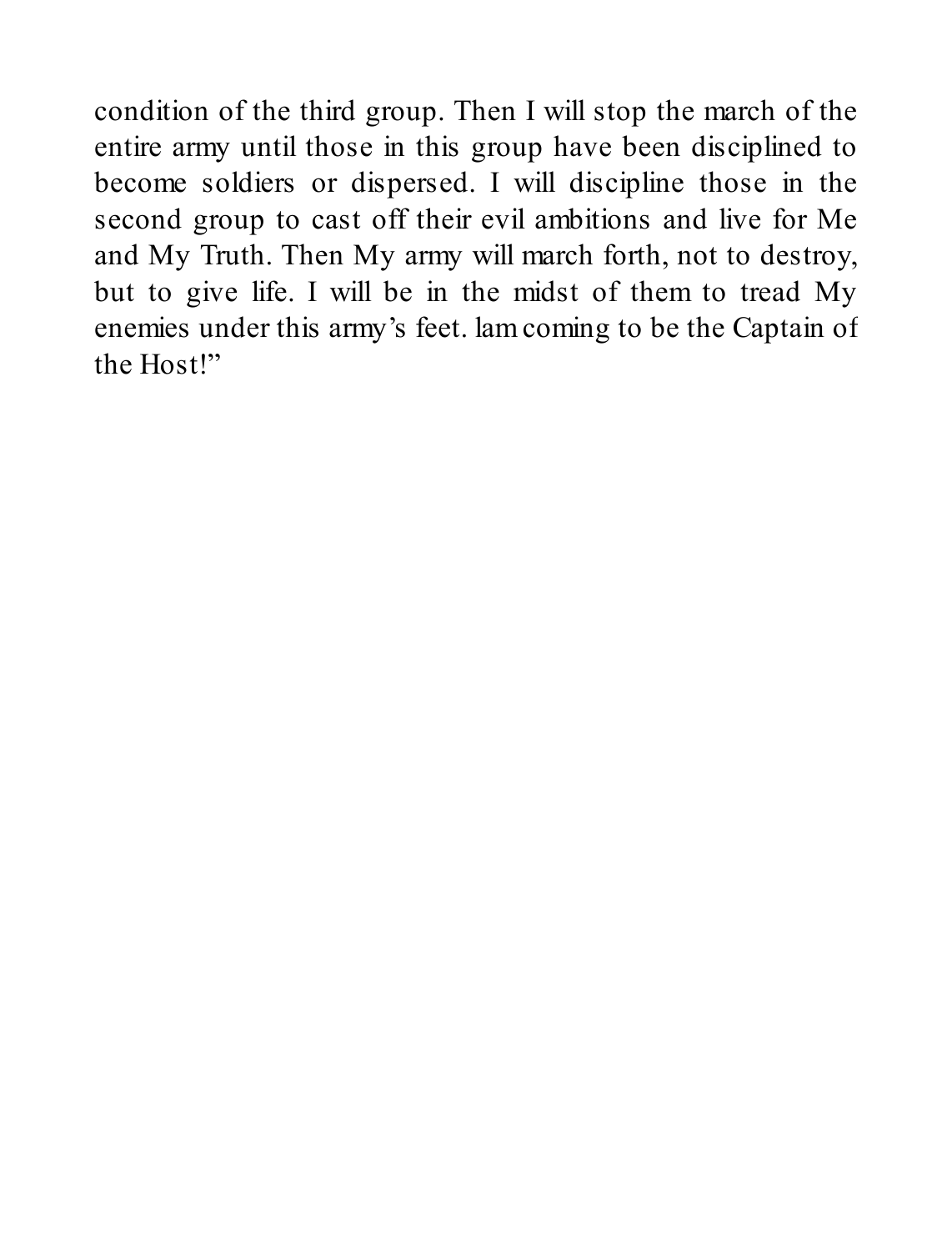condition of the third group. Then I will stop the march of the entire army until those in this group have been disciplined to become soldiers or dispersed. I will discipline those in the second group to cast off their evil ambitions and live for Me and My Truth. Then My army will march forth, not to destroy, but to give life. I will be in the midst of them to tread My enemies under this army's feet. lam coming to be the Captain of the Host!"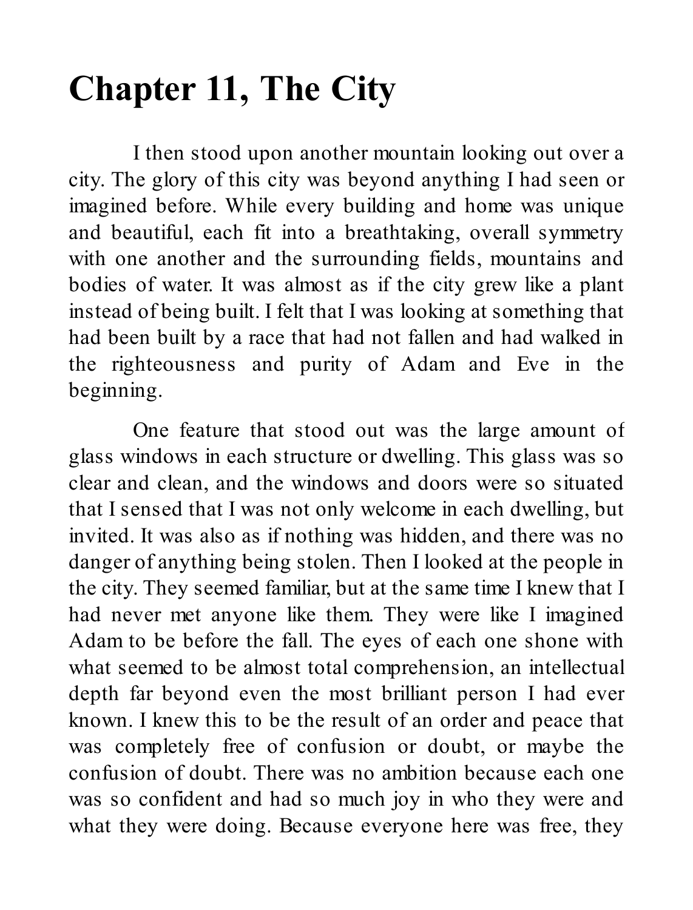# Chapter 11, The City

I then stood upon another mountain looking out over a city. The glory of this city was beyond anything I had seen or imagined before. While every building and home was unique and beautiful, each fit into a breathtaking, overall symmetry with one another and the surrounding fields, mountains and bodies of water. It was almost as if the city grew like a plant instead of being built. I felt that I was looking at something that had been built by a race that had not fallen and had walked in the righteousness and purity of Adam and Eve in the beginning.

One feature that stood out was the large amount of glass windows in each structure or dwelling. This glass was so clear and clean, and the windows and doors were so situated that I sensed that I was not only welcome in each dwelling, but invited. It was also as if nothing was hidden, and there was no danger of anything being stolen. Then I looked at the people in the city. They seemed familiar, but at the same time I knew that I had never met anyone like them. They were like I imagined Adam to be before the fall. The eyes of each one shone with what seemed to be almost total comprehension, an intellectual depth far beyond even the most brilliant person I had ever known. I knew this to be the result of an order and peace that was completely free of confusion or doubt, or maybe the confusion of doubt. There was no ambition because each one was so confident and had so much joy in who they were and what they were doing. Because everyone here was free, they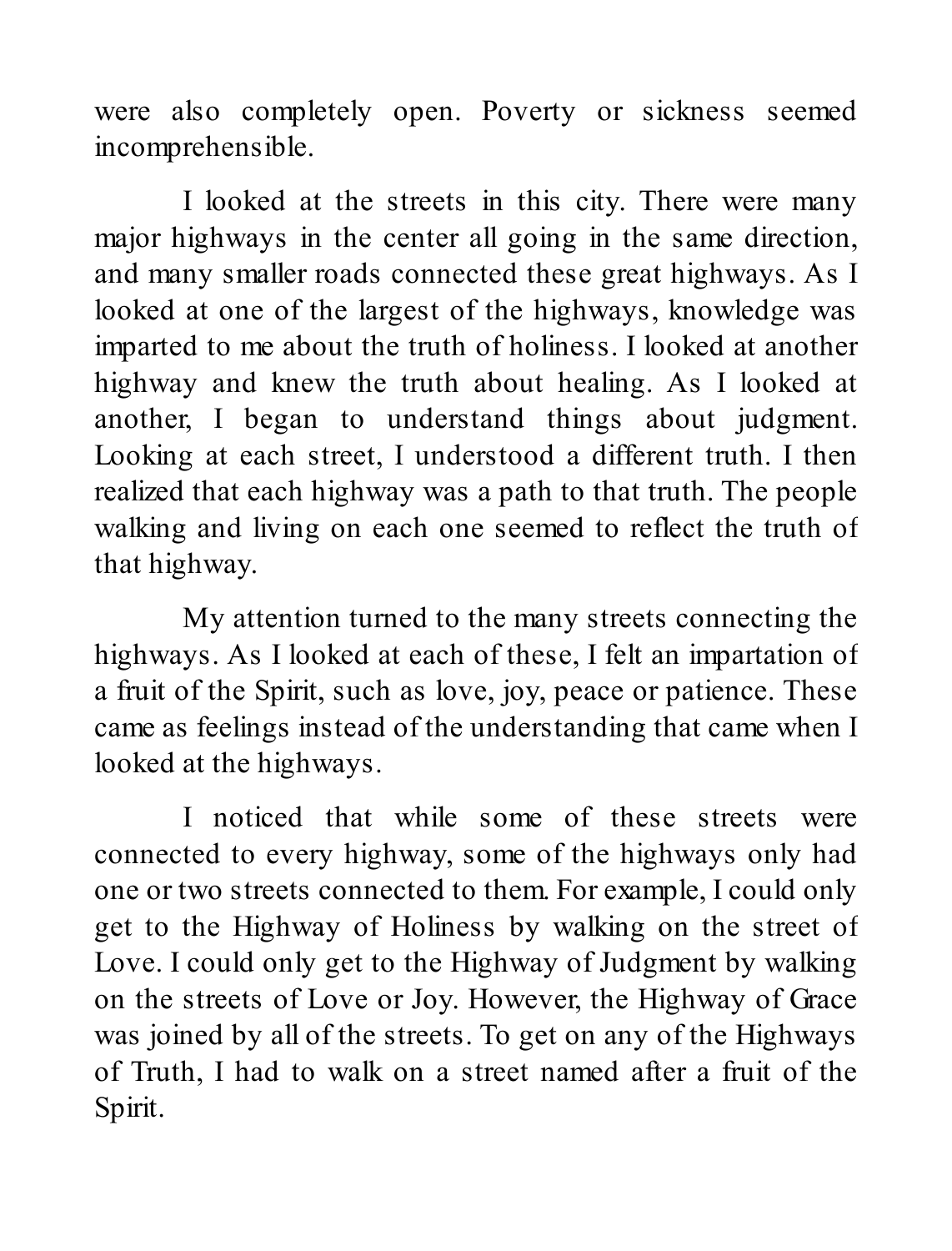were also completely open. Poverty or sickness seemed incomprehensible.

I looked at the streets in this city. There were many major highways in the center all going in the same direction, and many smaller roads connected these great highways. As I looked at one of the largest of the highways, knowledge was imparted to me about the truth of holiness. I looked at another highway and knew the truth about healing. As I looked at another, I began to understand things about judgment. Looking at each street, I understood a different truth. I then realized that each highway was a path to that truth. The people walking and living on each one seemed to reflect the truth of that highway.

My attention turned to the many streets connecting the highways. As I looked at each of these, I felt an impartation of a fruit of the Spirit, such as love, joy, peace or patience. These came as feelings instead of the understanding that came when I looked at the highways.

I noticed that while some of these streets were connected to every highway, some of the highways only had one or two streets connected to them. For example, I could only get to the Highway of Holiness by walking on the street of Love. I could only get to the Highway of Judgment by walking on the streets of Love or Joy. However, the Highway of Grace was joined by all of the streets. To get on any of the Highways of Truth, I had to walk on a street named after a fruit of the Spirit.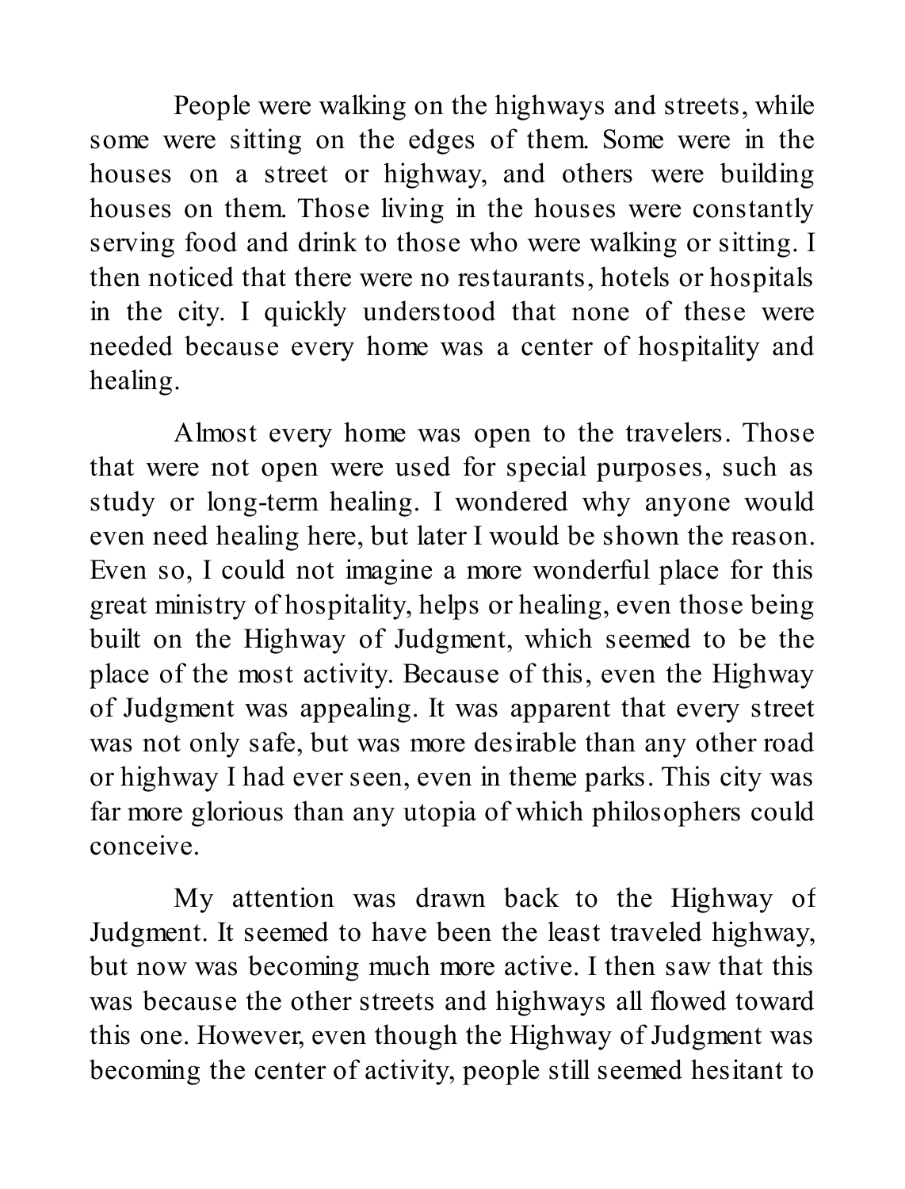People were walking on the highways and streets, while some were sitting on the edges of them. Some were in the houses on a street or highway, and others were building houses on them. Those living in the houses were constantly serving food and drink to those who were walking or sitting. I then noticed that there were no restaurants, hotels or hospitals in the city. I quickly understood that none of these were needed because every home was a center of hospitality and healing.

Almost every home was open to the travelers. Those that were not open were used for special purposes, such as study or long-term healing. I wondered why anyone would even need healing here, but later I would be shown the reason. Even so, I could not imagine a more wonderful place for this great ministry of hospitality, helps or healing, even those being built on the Highway of Judgment, which seemed to be the place of the most activity. Because of this, even the Highway of Judgment was appealing. It was apparent that every street was not only safe, but was more desirable than any other road or highway I had ever seen, even in theme parks. This city was far more glorious than any utopia of which philosophers could conceive.

My attention was drawn back to the Highway of Judgment. It seemed to have been the least traveled highway, but now was becoming much more active. I then saw that this was because the other streets and highways all flowed toward this one. However, even though the Highway of Judgment was becoming the center of activity, people still seemed hesitant to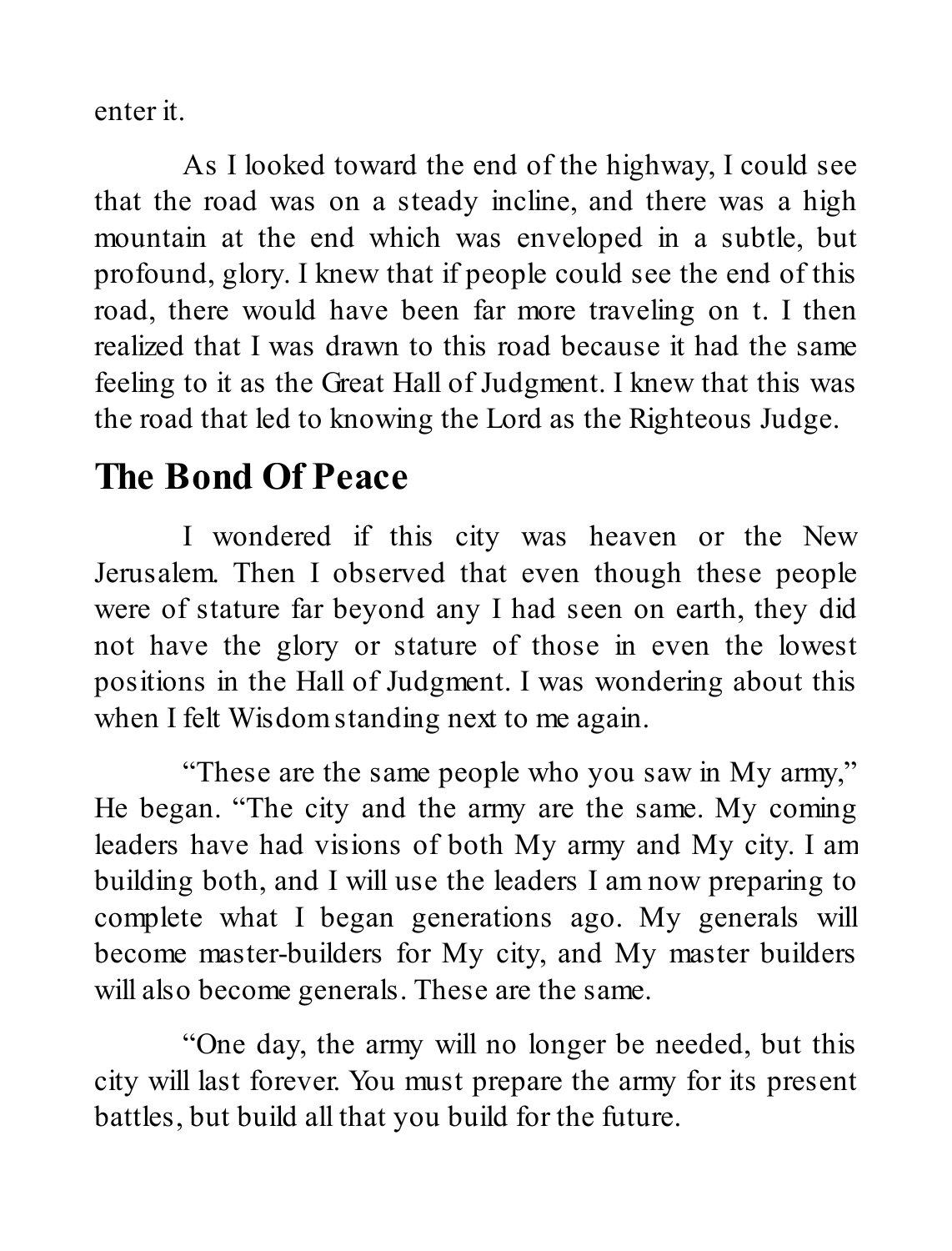enter it.

As I looked toward the end of the highway, I could see that the road was on a steady incline, and there was a high mountain at the end which was enveloped in a subtle, but profound, glory. I knew that if people could see the end of this road, there would have been far more traveling on t. I then realized that I was drawn to this road because it had the same feeling to it as the Great Hall of Judgment. I knew that this was the road that led to knowing the Lord as the Righteous Judge.

## The Bond Of Peace

I wondered if this city was heaven or the New Jerusalem. Then I observed that even though these people were of stature far beyond any I had seen on earth, they did not have the glory or stature of those in even the lowest positions in the Hall of Judgment. I was wondering about this when I felt Wisdom standing next to me again.

"These are the same people who you saw in My army," He began. "The city and the army are the same. My coming leaders have had visions of both My army and My city. I am building both, and I will use the leaders I am now preparing to complete what I began generations ago. My generals will become master-builders for My city, and My master builders will also become generals. These are the same.

"One day, the army will no longer be needed, but this city will last forever. You must prepare the army for its present battles, but build all that you build for the future.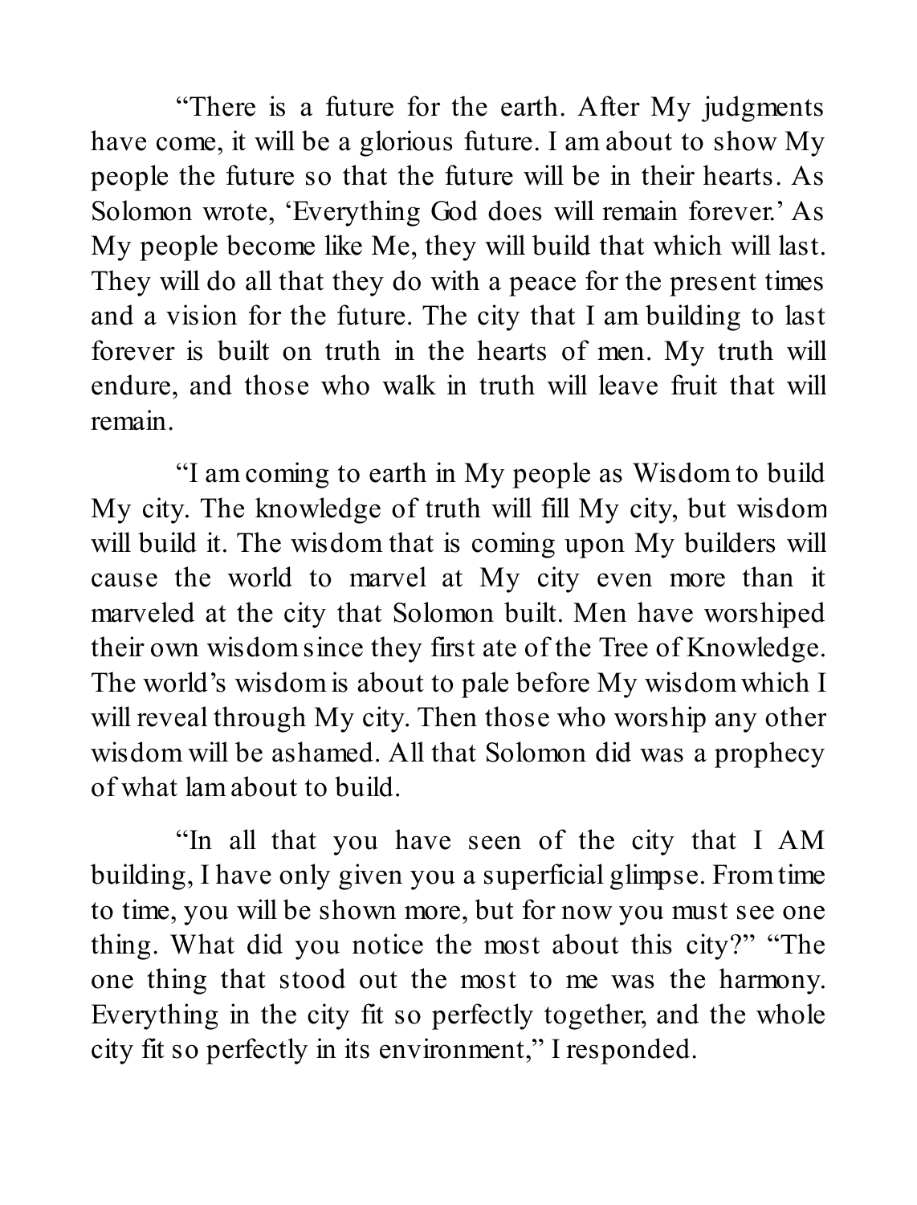"There is a future for the earth. After My judgments have come, it will be a glorious future. I am about to show My people the future so that the future will be in their hearts. As Solomon wrote, 'Everything God does will remain forever.' As My people become like Me, they will build that which will last. They will do all that they do with a peace for the present times and a vision for the future. The city that I am building to last forever is built on truth in the hearts of men. My truth will endure, and those who walk in truth will leave fruit that will remain.

"I am coming to earth in My people as Wisdom to build My city. The knowledge of truth will fill My city, but wisdom will build it. The wisdom that is coming upon My builders will cause the world to marvel at My city even more than it marveled at the city that Solomon built. Men have worshiped their own wisdom since they first ate of the Tree of Knowledge. The world's wisdom is about to pale before My wisdom which I will reveal through My city. Then those who worship any other wisdom will be ashamed. All that Solomon did was a prophecy of what lam about to build.

"In all that you have seen of the city that I AM building, I have only given you a superficial glimpse. From time to time, you will be shown more, but for now you must see one thing. What did you notice the most about this city?" "The one thing that stood out the most to me was the harmony. Everything in the city fit so perfectly together, and the whole city fit so perfectly in its environment," I responded.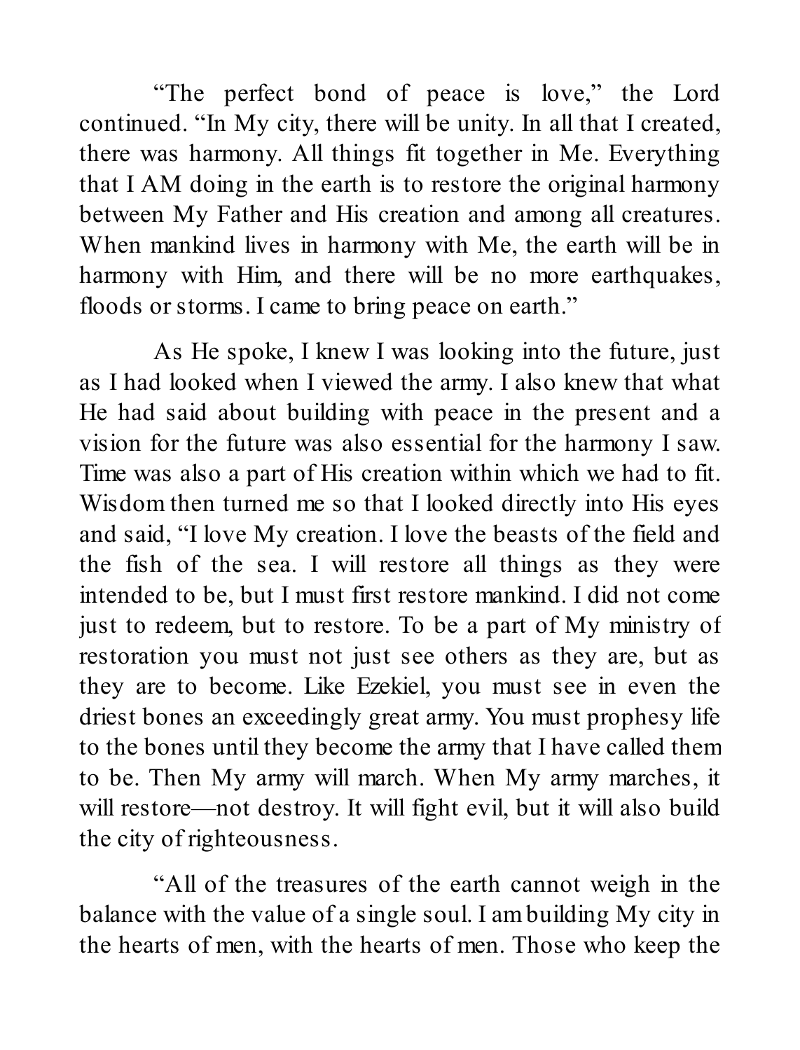"The perfect bond of peace is love," the Lord continued. "In My city, there will be unity. In all that I created, there was harmony. All things fit together in Me. Everything that I AM doing in the earth is to restore the original harmony between My Father and His creation and among all creatures. When mankind lives in harmony with Me, the earth will be in harmony with Him, and there will be no more earthquakes, floods or storms. I came to bring peace on earth."

As He spoke, I knew I was looking into the future, just as I had looked when I viewed the army. I also knew that what He had said about building with peace in the present and a vision for the future was also essential for the harmony I saw. Time was also a part of His creation within which we had to fit. Wisdom then turned me so that I looked directly into His eyes and said, "I love My creation. I love the beasts of the field and the fish of the sea. I will restore all things as they were intended to be, but I must first restore mankind. I did not come just to redeem, but to restore. To be a part of My ministry of restoration you must not just see others as they are, but as they are to become. Like Ezekiel, you must see in even the driest bones an exceedingly great army. You must prophesy life to the bones until they become the army that I have called them to be. Then My army will march. When My army marches, it will restore—not destroy. It will fight evil, but it will also build the city of righteousness.

"All of the treasures of the earth cannot weigh in the balance with the value of a single soul. I am building My city in the hearts of men, with the hearts of men. Those who keep the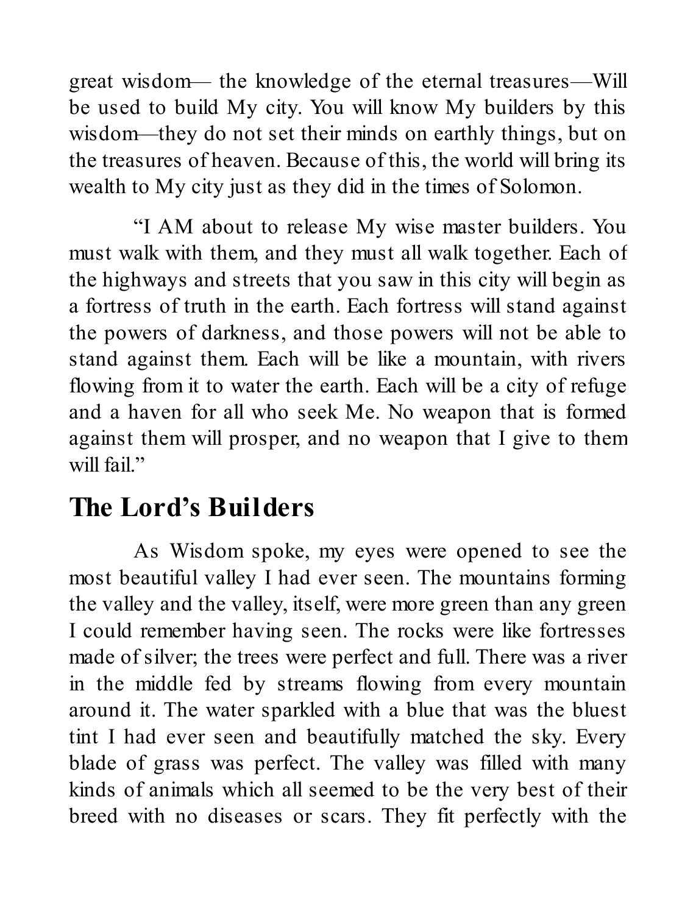great wisdom— the knowledge of the eternal treasures—Will be used to build My city. You will know My builders by this wisdom—they do not set their minds on earthly things, but on the treasures of heaven. Because of this, the world will bring its wealth to My city just as they did in the times of Solomon.

"I AM about to release My wise master builders. You must walk with them, and they must all walk together. Each of the highways and streets that you saw in this city will begin as a fortress of truth in the earth. Each fortress will stand against the powers of darkness, and those powers will not be able to stand against them. Each will be like a mountain, with rivers flowing from it to water the earth. Each will be a city of refuge and a haven for all who seek Me. No weapon that is formed against them will prosper, and no weapon that I give to them will fail."

## The Lord's Builders

As Wisdom spoke, my eyes were opened to see the most beautiful valley I had ever seen. The mountains forming the valley and the valley, itself, were more green than any green I could remember having seen. The rocks were like fortresses made of silver; the trees were perfect and full. There was a river in the middle fed by streams flowing from every mountain around it. The water sparkled with a blue that was the bluest tint I had ever seen and beautifully matched the sky. Every blade of grass was perfect. The valley was filled with many kinds of animals which all seemed to be the very best of their breed with no diseases or scars. They fit perfectly with the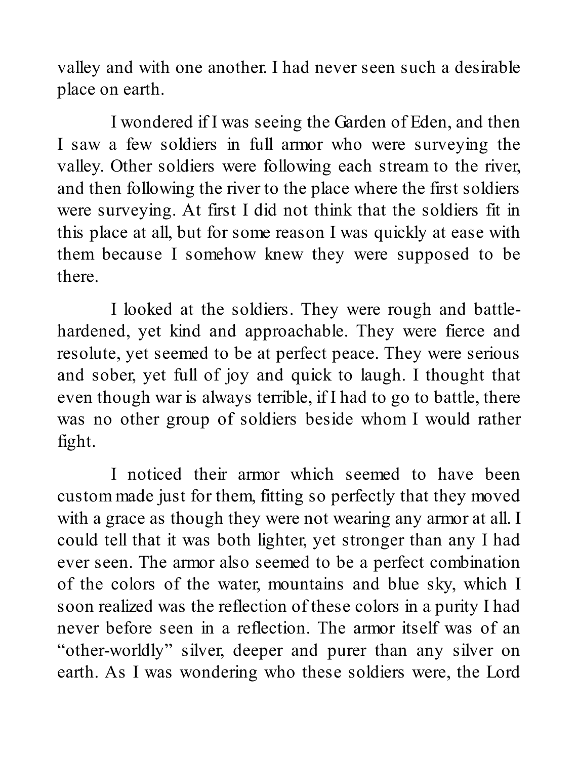valley and with one another. I had never seen such a desirable place on earth.

I wondered if I was seeing the Garden of Eden, and then I saw a few soldiers in full armor who were surveying the valley. Other soldiers were following each stream to the river, and then following the river to the place where the first soldiers were surveying. At first I did not think that the soldiers fit in this place at all, but for some reason I was quickly at ease with them because I somehow knew they were supposed to be there.

I looked at the soldiers. They were rough and battle-hardened, yet kind and approachable. They were fierce and resolute, yet seemed to be at perfect peace. They were serious and sober, yet full of joy and quick to laugh. I thought that even though war is always terrible, if I had to go to battle, there was no other group of soldiers beside whom I would rather fight.

I noticed their armor which seemed to have been custom made just for them, fitting so perfectly that they moved with a grace as though they were not wearing any armor at all. I could tell that it was both lighter, yet stronger than any I had ever seen. The armor also seemed to be a perfect combination of the colors of the water, mountains and blue sky, which I soon realized was the reflection of these colors in a purity I had never before seen in a reflection. The armor itself was of an "other-worldly" silver, deeper and purer than any silver on earth. As I was wondering who these soldiers were, the Lord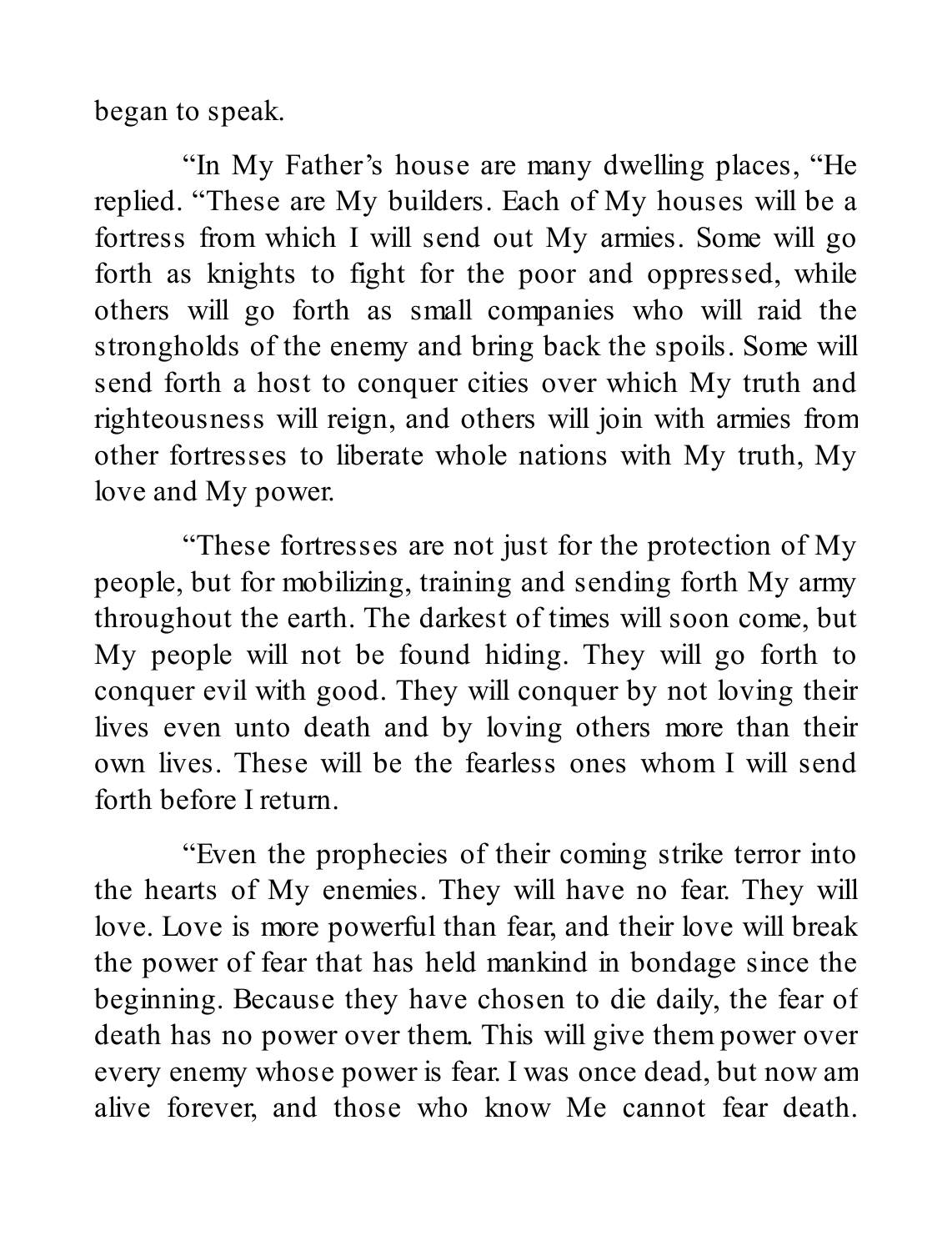began to speak.

"In My Father's house are many dwelling places, "He replied. "These are My builders. Each of My houses will be a fortress from which I will send out My armies. Some will go forth as knights to fight for the poor and oppressed, while others will go forth as small companies who will raid the strongholds of the enemy and bring back the spoils. Some will send forth a host to conquer cities over which My truth and righteousness will reign, and others will join with armies from other fortresses to liberate whole nations with My truth, My love and My power.

"These fortresses are not just for the protection of My people, but for mobilizing, training and sending forth My army throughout the earth. The darkest of times will soon come, but My people will not be found hiding. They will go forth to conquer evil with good. They will conquer by not loving their lives even unto death and by loving others more than their own lives. These will be the fearless ones whom I will send forth before I return.

"Even the prophecies of their coming strike terror into the hearts of My enemies. They will have no fear. They will love. Love is more powerful than fear, and their love will break the power of fear that has held mankind in bondage since the beginning. Because they have chosen to die daily, the fear of death has no power over them. This will give them power over every enemy whose power is fear. I was once dead, but now am alive forever, and those who know Me cannot fear death.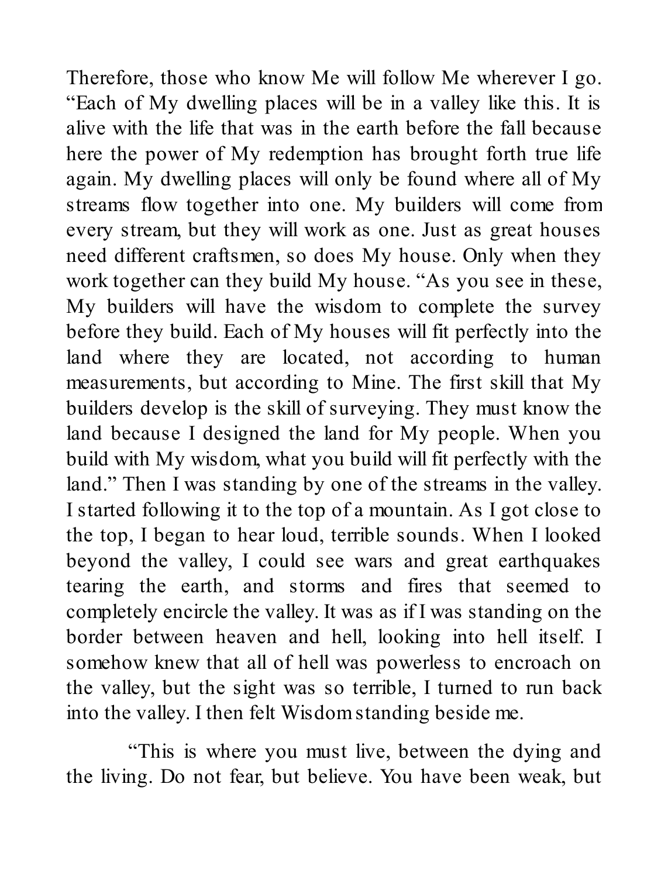Therefore, those who know Me will follow Me wherever I go. “Each of My dwelling places will be in a valley like this. It is alive with the life that was in the earth before the fall because here the power of My redemption has brought forth true life again. My dwelling places will only be found where all of My streams flow together into one. My builders will come from every stream, but they will work as one. Just as great houses need different craftsmen, so does My house. Only when they work together can they build My house. “As you see in these, My builders will have the wisdom to complete the survey before they build. Each of My houses will fit perfectly into the land where they are located, not according to human measurements, but according to Mine. The first skill that My builders develop is the skill of surveying. They must know the land because I designed the land for My people. When you build with My wisdom, what you build will fit perfectly with the land.” Then I was standing by one of the streams in the valley. I started following it to the top of a mountain. As I got close to the top, I began to hear loud, terrible sounds. When I looked beyond the valley, I could see wars and great earthquakes tearing the earth, and storms and fires that seemed to completely encircle the valley. It was as if I was standing on the border between heaven and hell, looking into hell itself. I somehow knew that all of hell was powerless to encroach on the valley, but the sight was so terrible, I turned to run back into the valley. I then felt Wisdom standing beside me.

“This is where you must live, between the dying and the living. Do not fear, but believe. You have been weak, but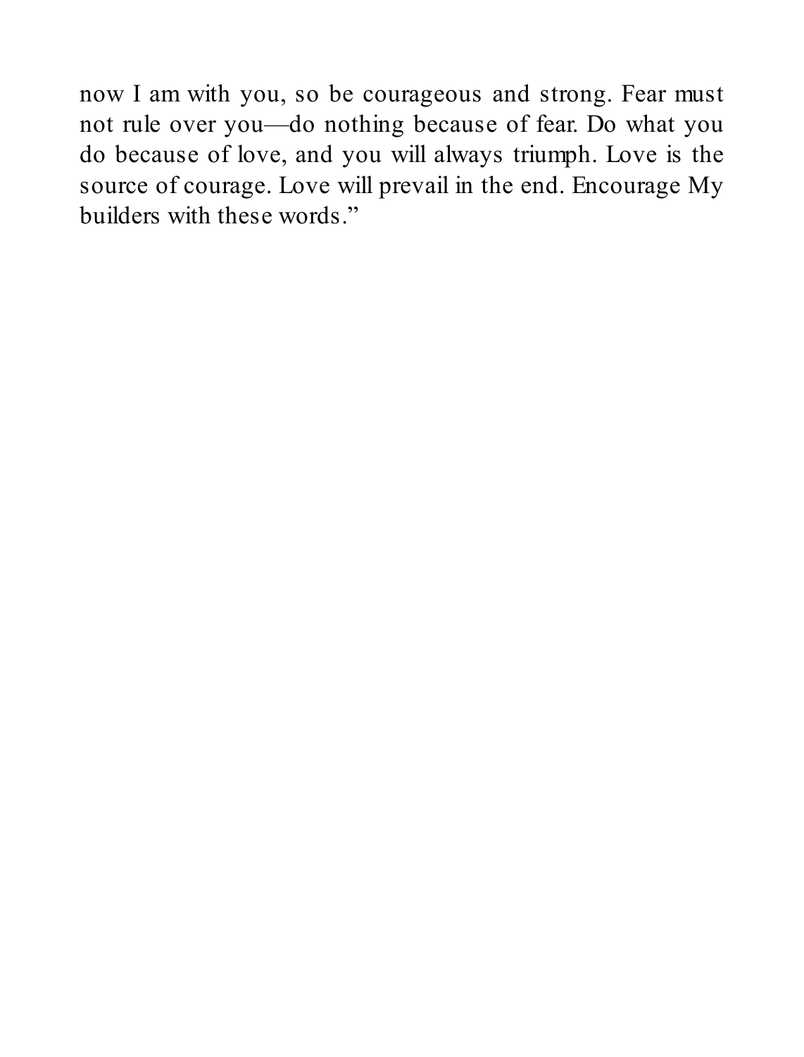now I am with you, so be courageous and strong. Fear must not rule over you—do nothing because of fear. Do what you do because of love, and you will always triumph. Love is the source of courage. Love will prevail in the end. Encourage My builders with these words."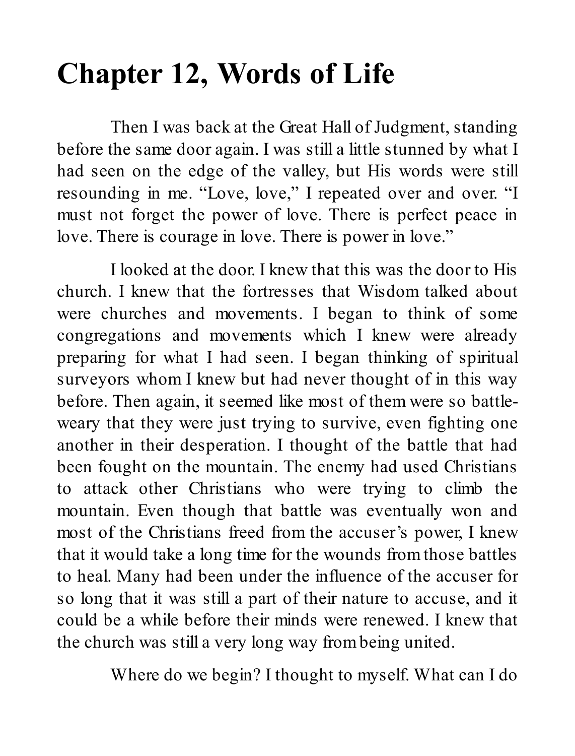# Chapter 12, Words of Life

Then I was back at the Great Hall of Judgment, standing before the same door again. I was still a little stunned by what I had seen on the edge of the valley, but His words were still resounding in me. "Love, love," I repeated over and over. "I must not forget the power of love. There is perfect peace in love. There is courage in love. There is power in love."

I looked at the door. I knew that this was the door to His church. I knew that the fortresses that Wisdom talked about were churches and movements. I began to think of some congregations and movements which I knew were already preparing for what I had seen. I began thinking of spiritual surveyors whom I knew but had never thought of in this way before. Then again, it seemed like most of them were so battle-weary that they were just trying to survive, even fighting one another in their desperation. I thought of the battle that had been fought on the mountain. The enemy had used Christians to attack other Christians who were trying to climb the mountain. Even though that battle was eventually won and most of the Christians freed from the accuser's power, I knew that it would take a long time for the wounds from those battles to heal. Many had been under the influence of the accuser for so long that it was still a part of their nature to accuse, and it could be a while before their minds were renewed. I knew that the church was still a very long way from being united.

Where do we begin? I thought to myself. What can I do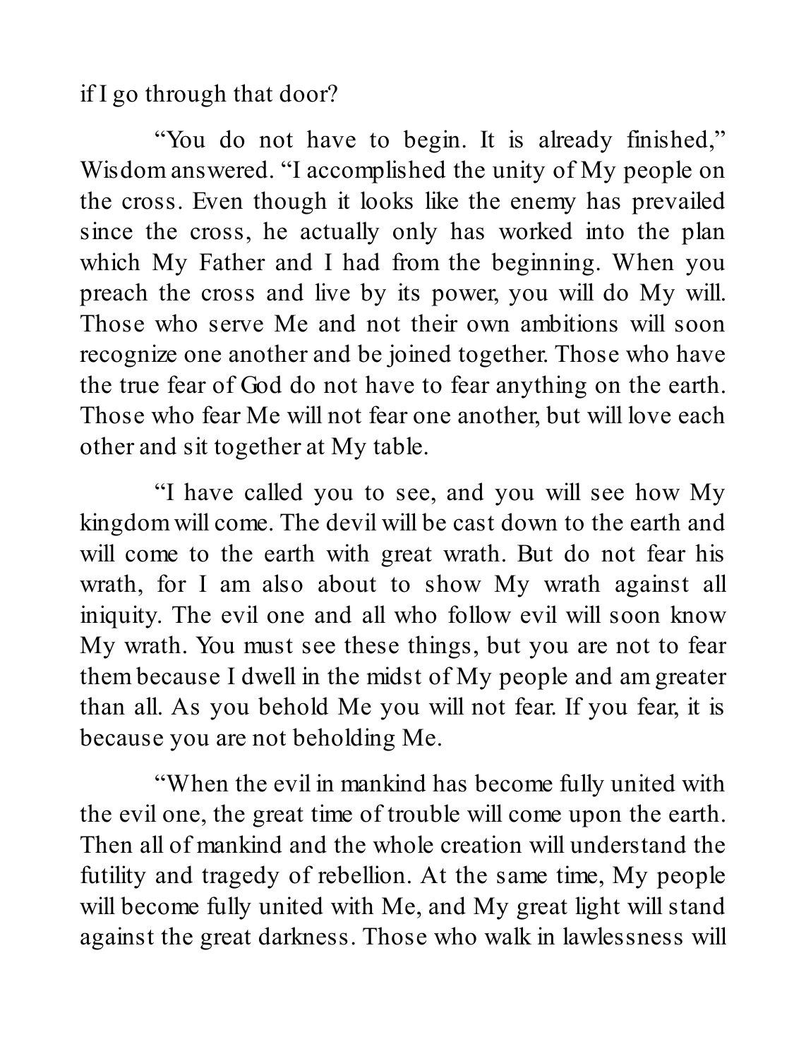if I go through that door?

"You do not have to begin. It is already finished," Wisdom answered. "I accomplished the unity of My people on the cross. Even though it looks like the enemy has prevailed since the cross, he actually only has worked into the plan which My Father and I had from the beginning. When you preach the cross and live by its power, you will do My will. Those who serve Me and not their own ambitions will soon recognize one another and be joined together. Those who have the true fear of God do not have to fear anything on the earth. Those who fear Me will not fear one another, but will love each other and sit together at My table.

"I have called you to see, and you will see how My kingdom will come. The devil will be cast down to the earth and will come to the earth with great wrath. But do not fear his wrath, for I am also about to show My wrath against all iniquity. The evil one and all who follow evil will soon know My wrath. You must see these things, but you are not to fear them because I dwell in the midst of My people and am greater than all. As you behold Me you will not fear. If you fear, it is because you are not beholding Me.

"When the evil in mankind has become fully united with the evil one, the great time of trouble will come upon the earth. Then all of mankind and the whole creation will understand the futility and tragedy of rebellion. At the same time, My people will become fully united with Me, and My great light will stand against the great darkness. Those who walk in lawlessness will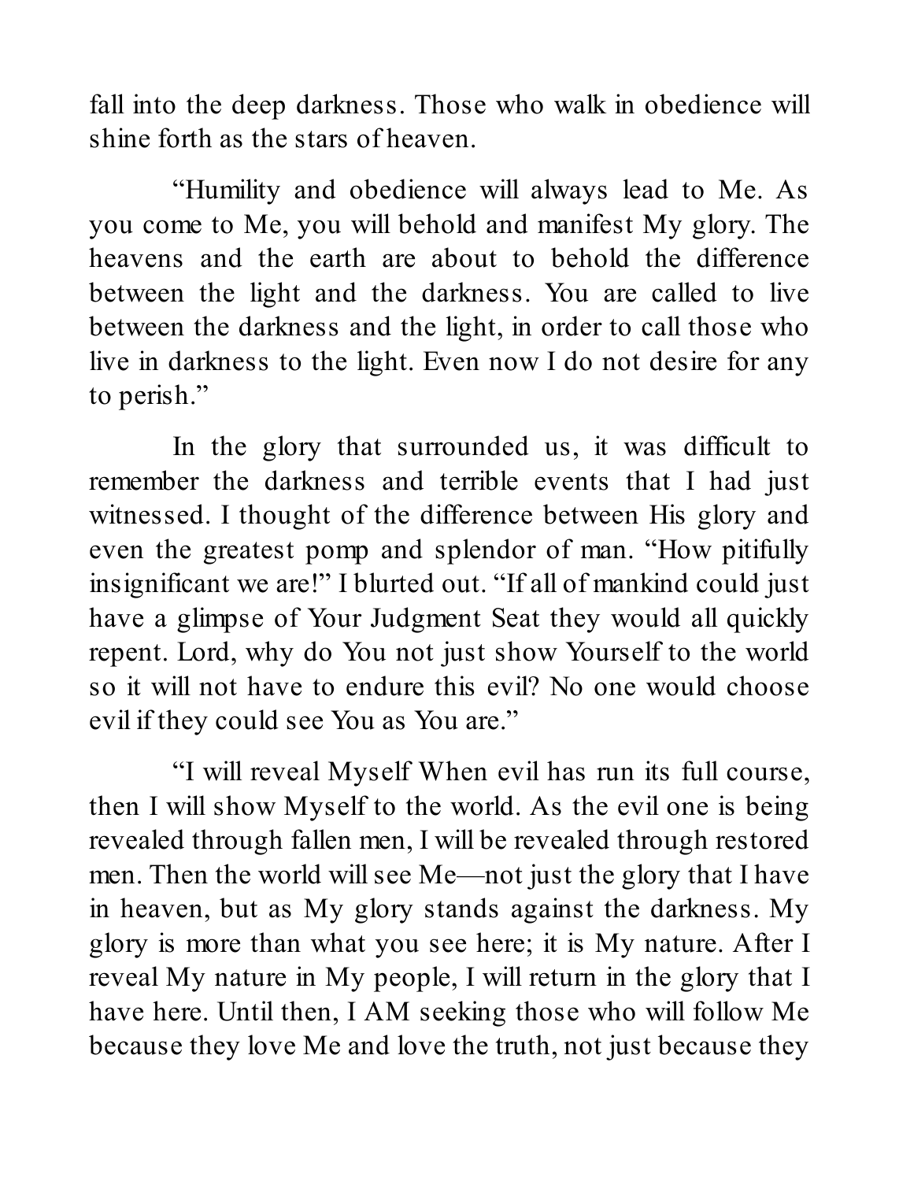fall into the deep darkness. Those who walk in obedience will shine forth as the stars of heaven.

"Humility and obedience will always lead to Me. As you come to Me, you will behold and manifest My glory. The heavens and the earth are about to behold the difference between the light and the darkness. You are called to live between the darkness and the light, in order to call those who live in darkness to the light. Even now I do not desire for any to perish."

In the glory that surrounded us, it was difficult to remember the darkness and terrible events that I had just witnessed. I thought of the difference between His glory and even the greatest pomp and splendor of man. "How pitifully insignificant we are!" I blurted out. "If all of mankind could just have a glimpse of Your Judgment Seat they would all quickly repent. Lord, why do You not just show Yourself to the world so it will not have to endure this evil? No one would choose evil if they could see You as You are."

"I will reveal Myself When evil has run its full course, then I will show Myself to the world. As the evil one is being revealed through fallen men, I will be revealed through restored men. Then the world will see Me—not just the glory that I have in heaven, but as My glory stands against the darkness. My glory is more than what you see here; it is My nature. After I reveal My nature in My people, I will return in the glory that I have here. Until then, I AM seeking those who will follow Me because they love Me and love the truth, not just because they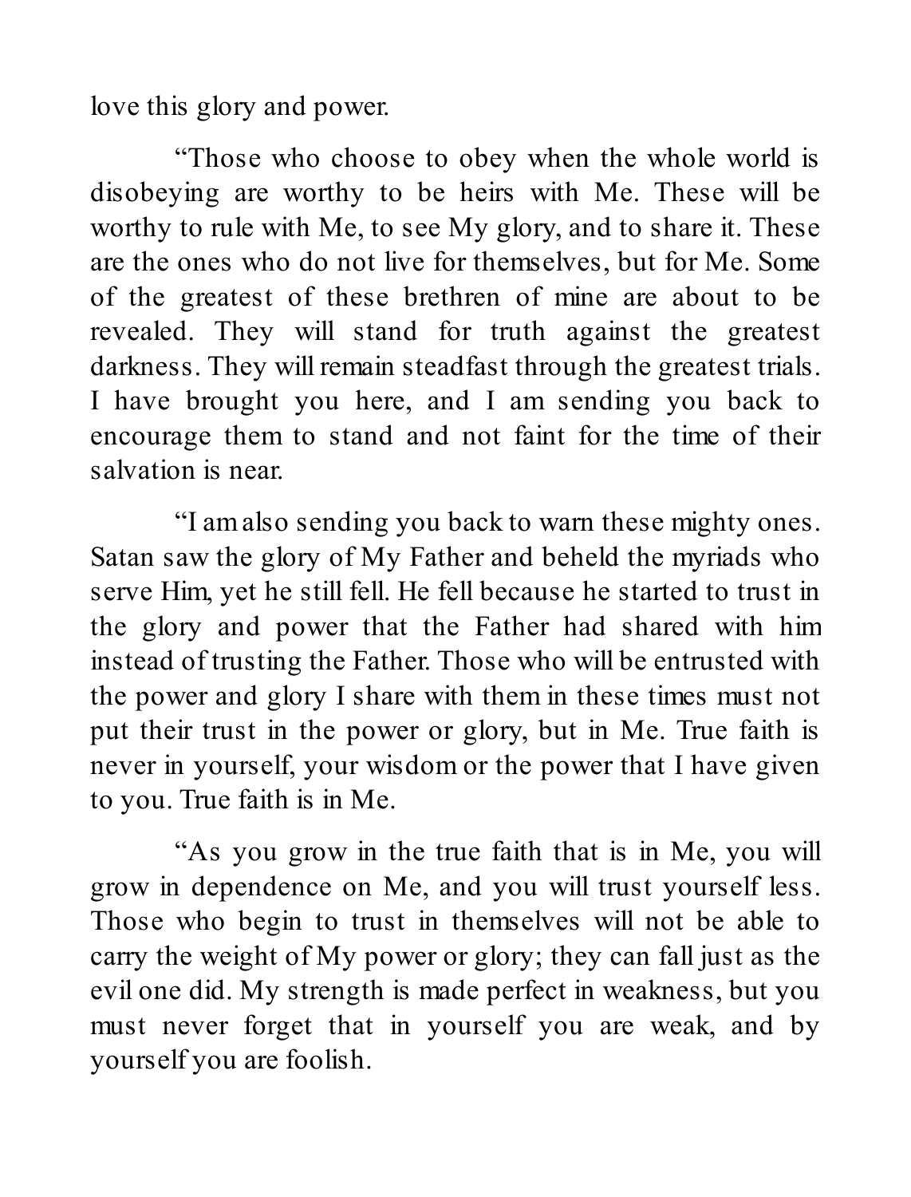love this glory and power.

“Those who choose to obey when the whole world is disobeying are worthy to be heirs with Me. These will be worthy to rule with Me, to see My glory, and to share it. These are the ones who do not live for themselves, but for Me. Some of the greatest of these brethren of mine are about to be revealed. They will stand for truth against the greatest darkness. They will remain steadfast through the greatest trials. I have brought you here, and I am sending you back to encourage them to stand and not faint for the time of their salvation is near.

“I am also sending you back to warn these mighty ones. Satan saw the glory of My Father and beheld the myriads who serve Him, yet he still fell. He fell because he started to trust in the glory and power that the Father had shared with him instead of trusting the Father. Those who will be entrusted with the power and glory I share with them in these times must not put their trust in the power or glory, but in Me. True faith is never in yourself, your wisdom or the power that I have given to you. True faith is in Me.

“As you grow in the true faith that is in Me, you will grow in dependence on Me, and you will trust yourself less. Those who begin to trust in themselves will not be able to carry the weight of My power or glory; they can fall just as the evil one did. My strength is made perfect in weakness, but you must never forget that in yourself you are weak, and by yourself you are foolish.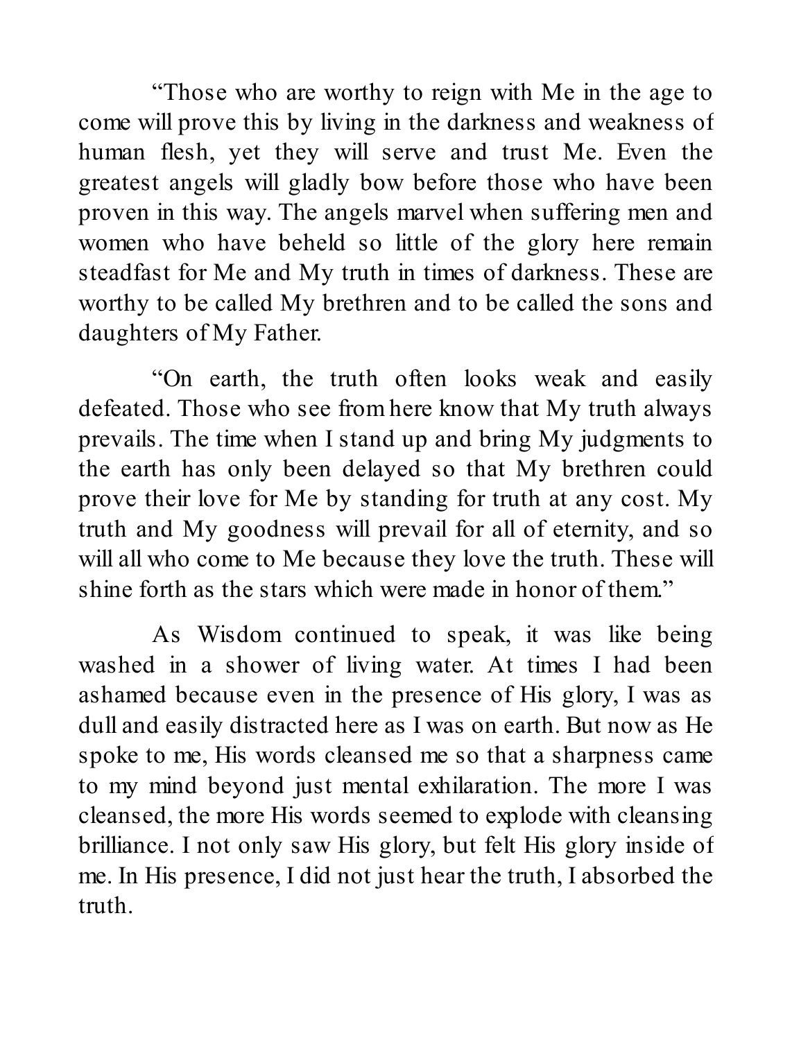"Those who are worthy to reign with Me in the age to come will prove this by living in the darkness and weakness of human flesh, yet they will serve and trust Me. Even the greatest angels will gladly bow before those who have been proven in this way. The angels marvel when suffering men and women who have beheld so little of the glory here remain steadfast for Me and My truth in times of darkness. These are worthy to be called My brethren and to be called the sons and daughters of My Father.

"On earth, the truth often looks weak and easily defeated. Those who see from here know that My truth always prevails. The time when I stand up and bring My judgments to the earth has only been delayed so that My brethren could prove their love for Me by standing for truth at any cost. My truth and My goodness will prevail for all of eternity, and so will all who come to Me because they love the truth. These will shine forth as the stars which were made in honor of them."

As Wisdom continued to speak, it was like being washed in a shower of living water. At times I had been ashamed because even in the presence of His glory, I was as dull and easily distracted here as I was on earth. But now as He spoke to me, His words cleansed me so that a sharpness came to my mind beyond just mental exhilaration. The more I was cleansed, the more His words seemed to explode with cleansing brilliance. I not only saw His glory, but felt His glory inside of me. In His presence, I did not just hear the truth, I absorbed the truth.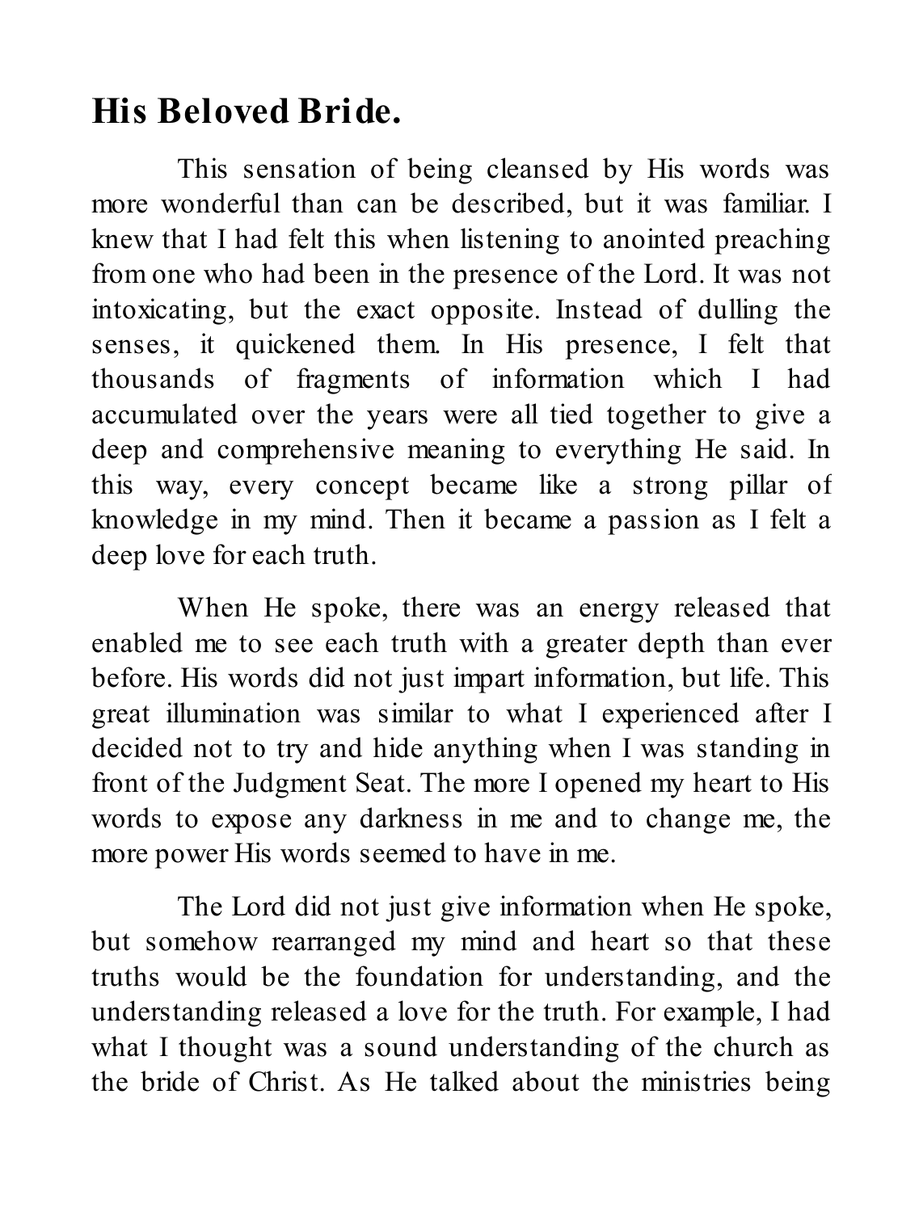## His Beloved Bride.

This sensation of being cleansed by His words was more wonderful than can be described, but it was familiar. I knew that I had felt this when listening to anointed preaching from one who had been in the presence of the Lord. It was not intoxicating, but the exact opposite. Instead of dulling the senses, it quickened them. In His presence, I felt that thousands of fragments of information which I had accumulated over the years were all tied together to give a deep and comprehensive meaning to everything He said. In this way, every concept became like a strong pillar of knowledge in my mind. Then it became a passion as I felt a deep love for each truth.

When He spoke, there was an energy released that enabled me to see each truth with a greater depth than ever before. His words did not just impart information, but life. This great illumination was similar to what I experienced after I decided not to try and hide anything when I was standing in front of the Judgment Seat. The more I opened my heart to His words to expose any darkness in me and to change me, the more power His words seemed to have in me.

The Lord did not just give information when He spoke, but somehow rearranged my mind and heart so that these truths would be the foundation for understanding, and the understanding released a love for the truth. For example, I had what I thought was a sound understanding of the church as the bride of Christ. As He talked about the ministries being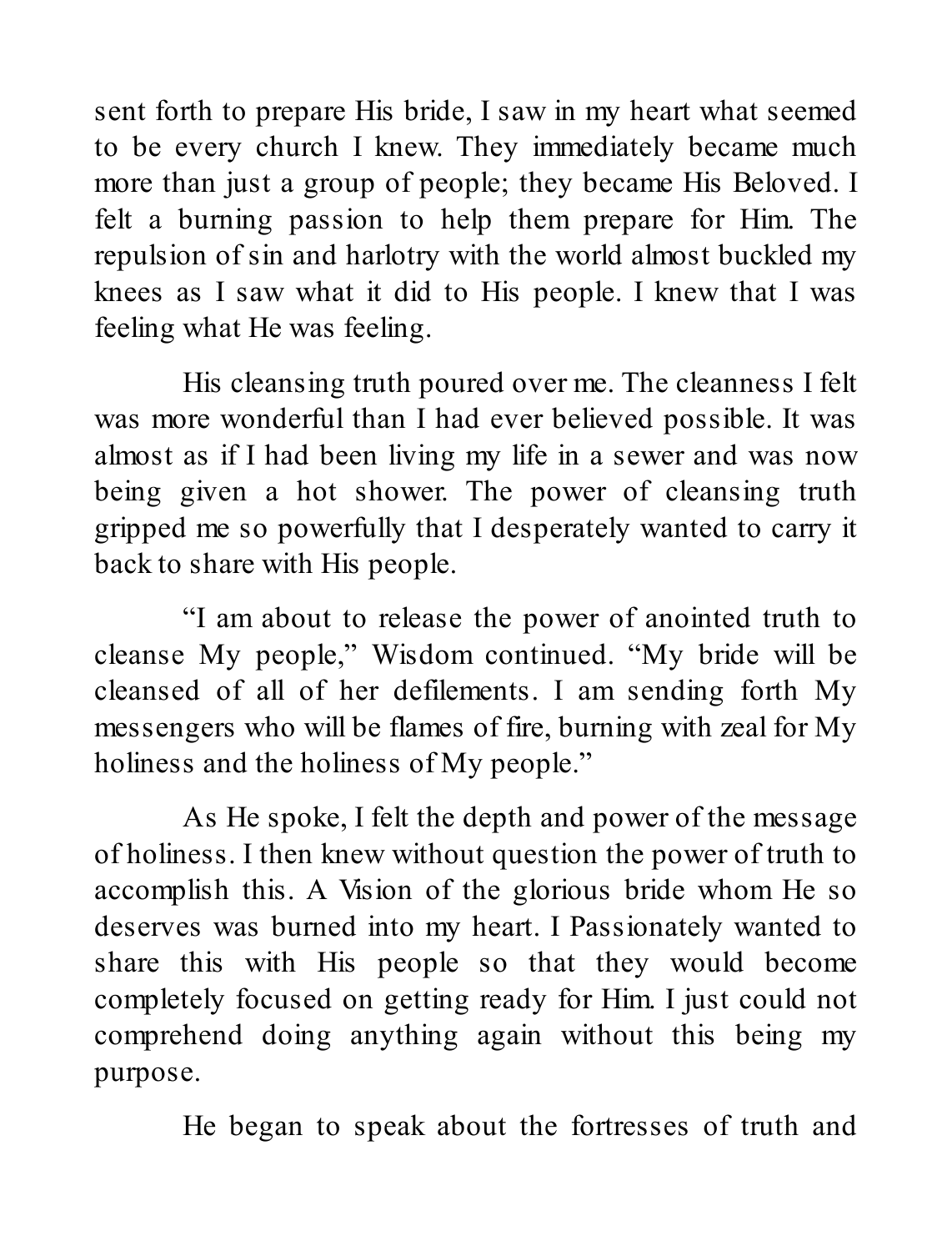sent forth to prepare His bride, I saw in my heart what seemed to be every church I knew. They immediately became much more than just a group of people; they became His Beloved. I felt a burning passion to help them prepare for Him. The repulsion of sin and harlotry with the world almost buckled my knees as I saw what it did to His people. I knew that I was feeling what He was feeling.

His cleansing truth poured over me. The cleanness I felt was more wonderful than I had ever believed possible. It was almost as if I had been living my life in a sewer and was now being given a hot shower. The power of cleansing truth gripped me so powerfully that I desperately wanted to carry it back to share with His people.

"I am about to release the power of anointed truth to cleanse My people," Wisdom continued. "My bride will be cleansed of all of her defilements. I am sending forth My messengers who will be flames of fire, burning with zeal for My holiness and the holiness of My people."

As He spoke, I felt the depth and power of the message of holiness. I then knew without question the power of truth to accomplish this. A Vision of the glorious bride whom He so deserves was burned into my heart. I Passionately wanted to share this with His people so that they would become completely focused on getting ready for Him. I just could not comprehend doing anything again without this being my purpose.

He began to speak about the fortresses of truth and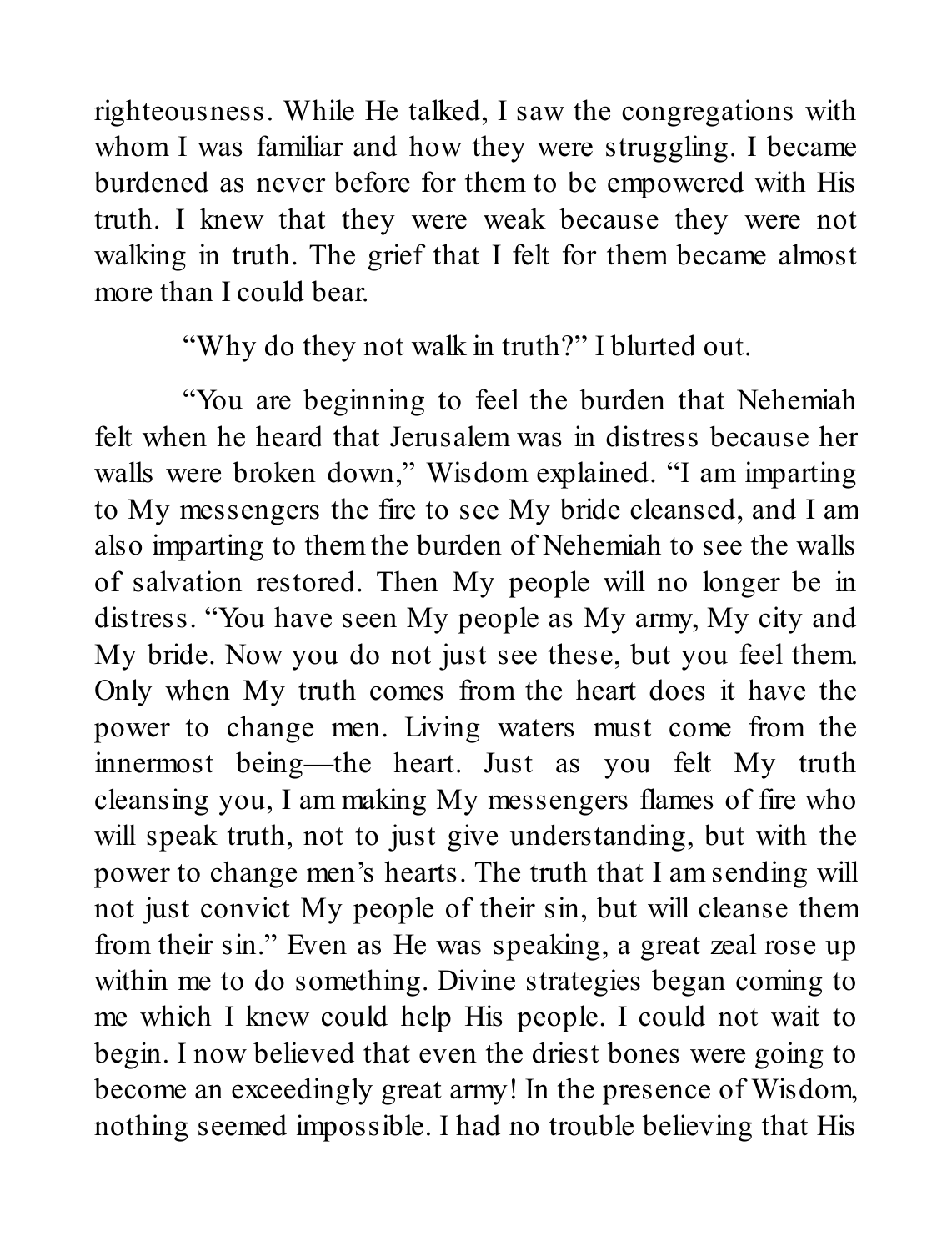righteousness. While He talked, I saw the congregations with whom I was familiar and how they were struggling. I became burdened as never before for them to be empowered with His truth. I knew that they were weak because they were not walking in truth. The grief that I felt for them became almost more than I could bear.

"Why do they not walk in truth?" I blurted out.

"You are beginning to feel the burden that Nehemiah felt when he heard that Jerusalem was in distress because her walls were broken down," Wisdom explained. "I am imparting to My messengers the fire to see My bride cleansed, and I am also imparting to them the burden of Nehemiah to see the walls of salvation restored. Then My people will no longer be in distress. "You have seen My people as My army, My city and My bride. Now you do not just see these, but you feel them. Only when My truth comes from the heart does it have the power to change men. Living waters must come from the innermost being—the heart. Just as you felt My truth cleansing you, I am making My messengers flames of fire who will speak truth, not to just give understanding, but with the power to change men's hearts. The truth that I am sending will not just convict My people of their sin, but will cleanse them from their sin." Even as He was speaking, a great zeal rose up within me to do something. Divine strategies began coming to me which I knew could help His people. I could not wait to begin. I now believed that even the driest bones were going to become an exceedingly great army! In the presence of Wisdom, nothing seemed impossible. I had no trouble believing that His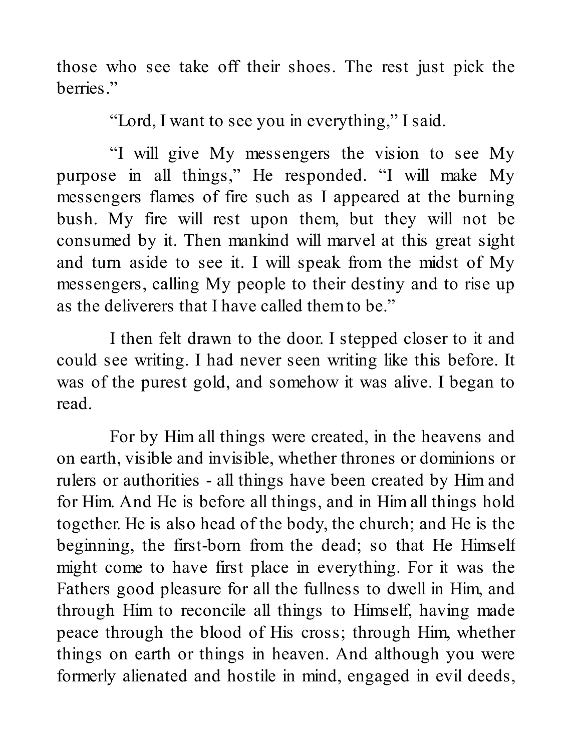those who see take off their shoes. The rest just pick the berries."

"Lord, I want to see you in everything," I said.

"I will give My messengers the vision to see My purpose in all things," He responded. "I will make My messengers flames of fire such as I appeared at the burning bush. My fire will rest upon them, but they will not be consumed by it. Then mankind will marvel at this great sight and turn aside to see it. I will speak from the midst of My messengers, calling My people to their destiny and to rise up as the deliverers that I have called them to be."

I then felt drawn to the door. I stepped closer to it and could see writing. I had never seen writing like this before. It was of the purest gold, and somehow it was alive. I began to read.

For by Him all things were created, in the heavens and on earth, visible and invisible, whether thrones or dominions or rulers or authorities - all things have been created by Him and for Him. And He is before all things, and in Him all things hold together. He is also head of the body, the church; and He is the beginning, the first-born from the dead; so that He Himself might come to have first place in everything. For it was the Fathers good pleasure for all the fullness to dwell in Him, and through Him to reconcile all things to Himself, having made peace through the blood of His cross; through Him, whether things on earth or things in heaven. And although you were formerly alienated and hostile in mind, engaged in evil deeds,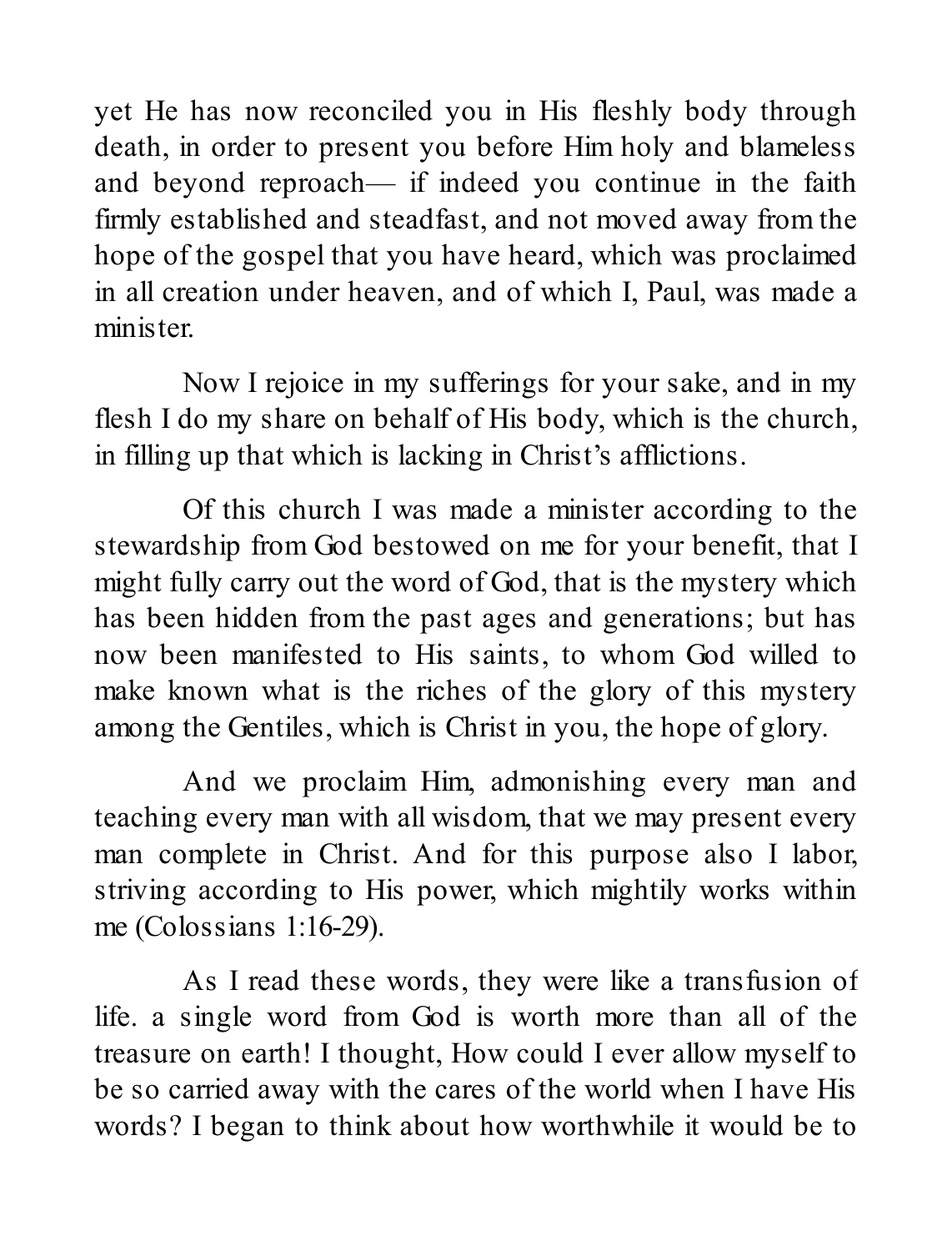yet He has now reconciled you in His fleshly body through death, in order to present you before Him holy and blameless and beyond reproach— if indeed you continue in the faith firmly established and steadfast, and not moved away from the hope of the gospel that you have heard, which was proclaimed in all creation under heaven, and of which I, Paul, was made a minister.

Now I rejoice in my sufferings for your sake, and in my flesh I do my share on behalf of His body, which is the church, in filling up that which is lacking in Christ's afflictions.

Of this church I was made a minister according to the stewardship from God bestowed on me for your benefit, that I might fully carry out the word of God, that is the mystery which has been hidden from the past ages and generations; but has now been manifested to His saints, to whom God willed to make known what is the riches of the glory of this mystery among the Gentiles, which is Christ in you, the hope of glory.

And we proclaim Him, admonishing every man and teaching every man with all wisdom, that we may present every man complete in Christ. And for this purpose also I labor, striving according to His power, which mightily works within me (Colossians 1:16-29).

As I read these words, they were like a transfusion of life. a single word from God is worth more than all of the treasure on earth! I thought, How could I ever allow myself to be so carried away with the cares of the world when I have His words? I began to think about how worthwhile it would be to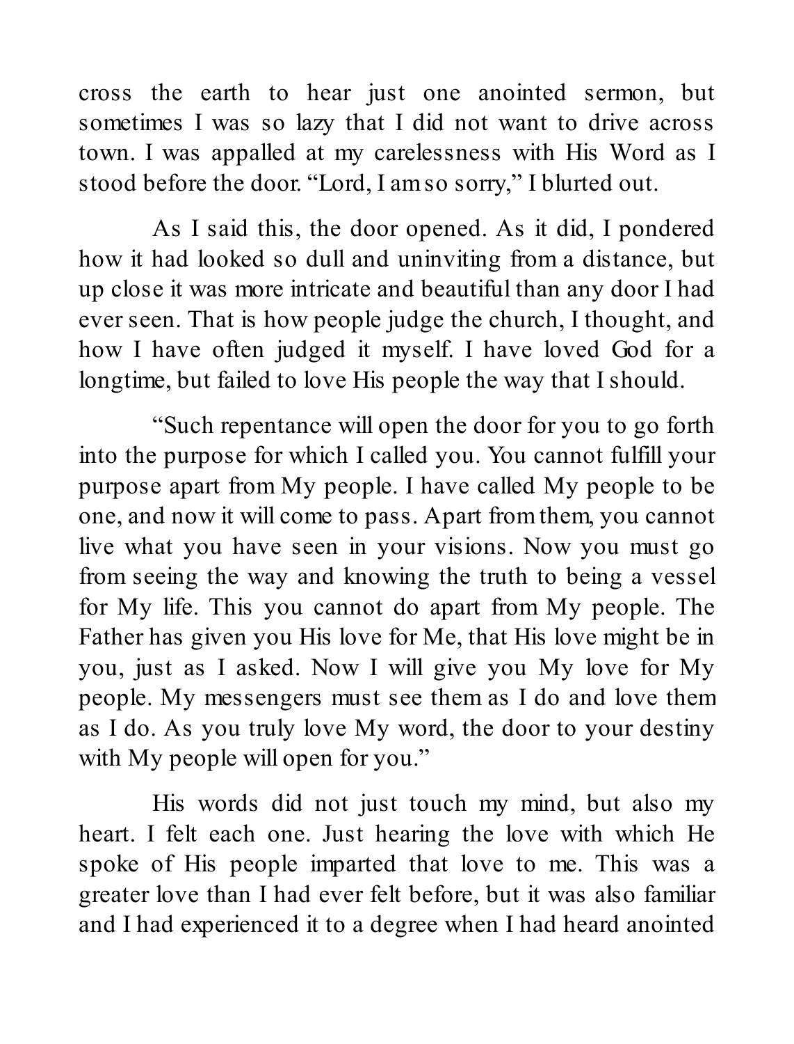cross the earth to hear just one anointed sermon, but sometimes I was so lazy that I did not want to drive across town. I was appalled at my carelessness with His Word as I stood before the door. "Lord, I am so sorry," I blurted out.

As I said this, the door opened. As it did, I pondered how it had looked so dull and uninviting from a distance, but up close it was more intricate and beautiful than any door I had ever seen. That is how people judge the church, I thought, and how I have often judged it myself. I have loved God for a longtime, but failed to love His people the way that I should.

"Such repentance will open the door for you to go forth into the purpose for which I called you. You cannot fulfill your purpose apart from My people. I have called My people to be one, and now it will come to pass. Apart from them, you cannot live what you have seen in your visions. Now you must go from seeing the way and knowing the truth to being a vessel for My life. This you cannot do apart from My people. The Father has given you His love for Me, that His love might be in you, just as I asked. Now I will give you My love for My people. My messengers must see them as I do and love them as I do. As you truly love My word, the door to your destiny with My people will open for you."

His words did not just touch my mind, but also my heart. I felt each one. Just hearing the love with which He spoke of His people imparted that love to me. This was a greater love than I had ever felt before, but it was also familiar and I had experienced it to a degree when I had heard anointed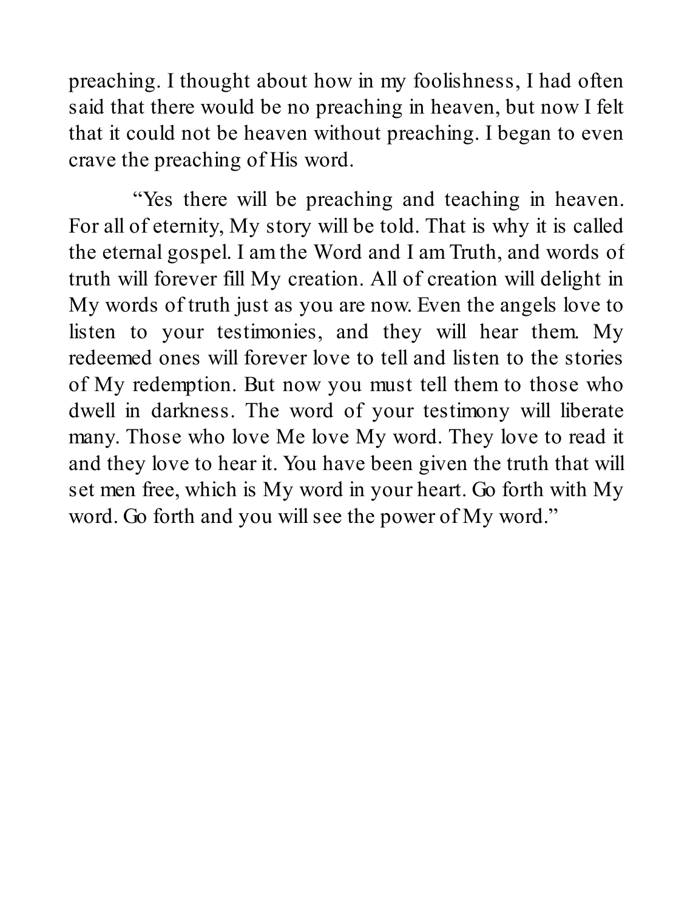preaching. I thought about how in my foolishness, I had often said that there would be no preaching in heaven, but now I felt that it could not be heaven without preaching. I began to even crave the preaching of His word.

"Yes there will be preaching and teaching in heaven. For all of eternity, My story will be told. That is why it is called the eternal gospel. I am the Word and I am Truth, and words of truth will forever fill My creation. All of creation will delight in My words of truth just as you are now. Even the angels love to listen to your testimonies, and they will hear them. My redeemed ones will forever love to tell and listen to the stories of My redemption. But now you must tell them to those who dwell in darkness. The word of your testimony will liberate many. Those who love Me love My word. They love to read it and they love to hear it. You have been given the truth that will set men free, which is My word in your heart. Go forth with My word. Go forth and you will see the power of My word."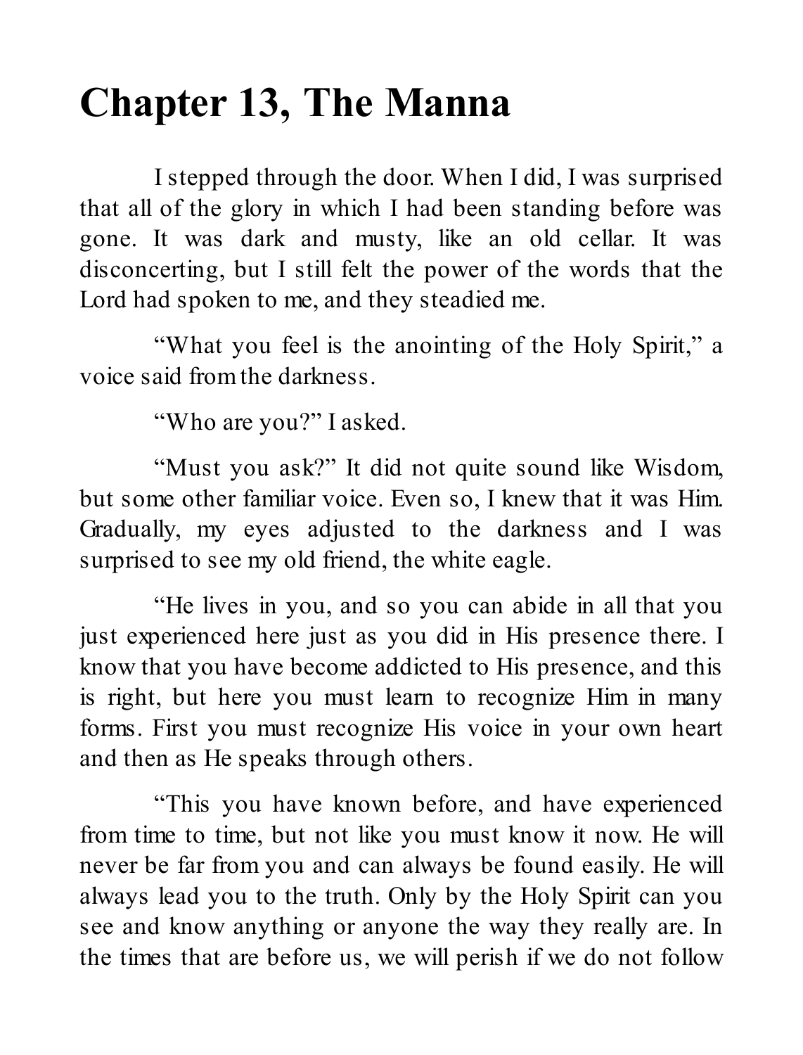# Chapter 13, The Manna

I stepped through the door. When I did, I was surprised that all of the glory in which I had been standing before was gone. It was dark and musty, like an old cellar. It was disconcerting, but I still felt the power of the words that the Lord had spoken to me, and they steadied me.

“What you feel is the anointing of the Holy Spirit,” a voice said from the darkness.

“Who are you?” I asked.

“Must you ask?” It did not quite sound like Wisdom, but some other familiar voice. Even so, I knew that it was Him. Gradually, my eyes adjusted to the darkness and I was surprised to see my old friend, the white eagle.

“He lives in you, and so you can abide in all that you just experienced here just as you did in His presence there. I know that you have become addicted to His presence, and this is right, but here you must learn to recognize Him in many forms. First you must recognize His voice in your own heart and then as He speaks through others.

“This you have known before, and have experienced from time to time, but not like you must know it now. He will never be far from you and can always be found easily. He will always lead you to the truth. Only by the Holy Spirit can you see and know anything or anyone the way they really are. In the times that are before us, we will perish if we do not follow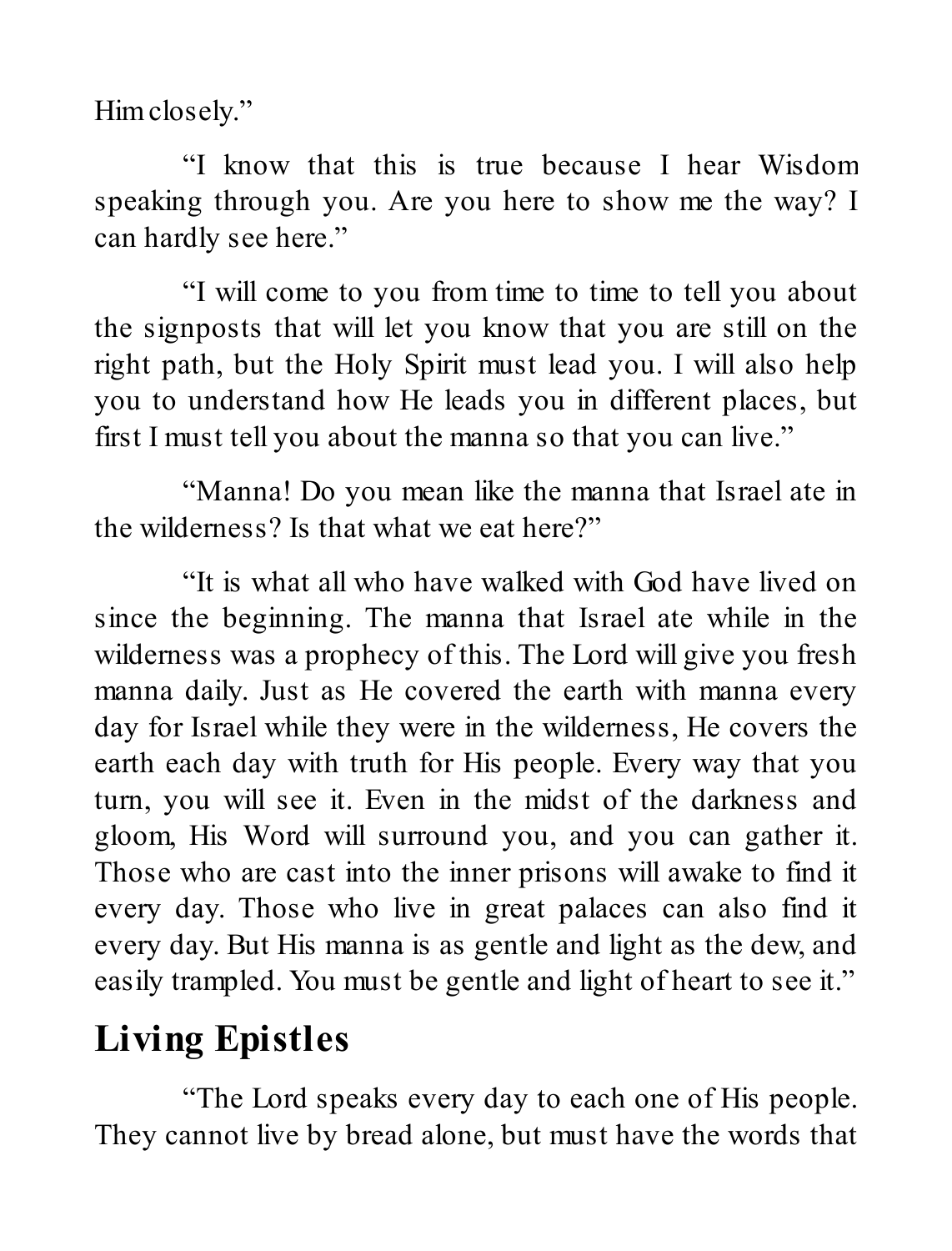Him closely."

"I know that this is true because I hear Wisdom speaking through you. Are you here to show me the way? I can hardly see here."

"I will come to you from time to time to tell you about the signposts that will let you know that you are still on the right path, but the Holy Spirit must lead you. I will also help you to understand how He leads you in different places, but first I must tell you about the manna so that you can live."

"Manna! Do you mean like the manna that Israel ate in the wilderness? Is that what we eat here?"

"It is what all who have walked with God have lived on since the beginning. The manna that Israel ate while in the wilderness was a prophecy of this. The Lord will give you fresh manna daily. Just as He covered the earth with manna every day for Israel while they were in the wilderness, He covers the earth each day with truth for His people. Every way that you turn, you will see it. Even in the midst of the darkness and gloom, His Word will surround you, and you can gather it. Those who are cast into the inner prisons will awake to find it every day. Those who live in great palaces can also find it every day. But His manna is as gentle and light as the dew, and easily trampled. You must be gentle and light of heart to see it."

## Living Epistles

"The Lord speaks every day to each one of His people. They cannot live by bread alone, but must have the words that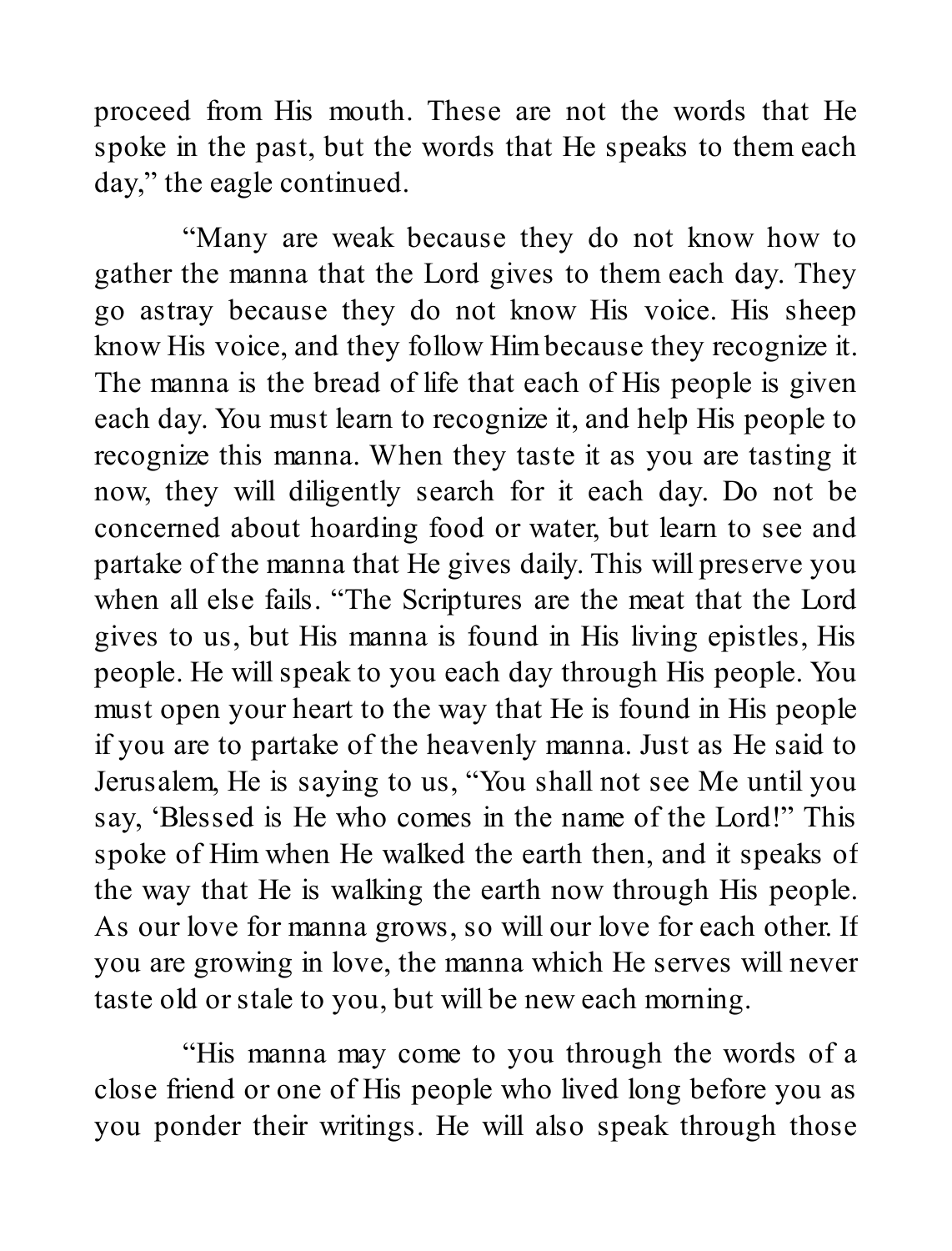proceed from His mouth. These are not the words that He spoke in the past, but the words that He speaks to them each day," the eagle continued.

"Many are weak because they do not know how to gather the manna that the Lord gives to them each day. They go astray because they do not know His voice. His sheep know His voice, and they follow Him because they recognize it. The manna is the bread of life that each of His people is given each day. You must learn to recognize it, and help His people to recognize this manna. When they taste it as you are tasting it now, they will diligently search for it each day. Do not be concerned about hoarding food or water, but learn to see and partake of the manna that He gives daily. This will preserve you when all else fails. "The Scriptures are the meat that the Lord gives to us, but His manna is found in His living epistles, His people. He will speak to you each day through His people. You must open your heart to the way that He is found in His people if you are to partake of the heavenly manna. Just as He said to Jerusalem, He is saying to us, "You shall not see Me until you say, 'Blessed is He who comes in the name of the Lord!" This spoke of Him when He walked the earth then, and it speaks of the way that He is walking the earth now through His people. As our love for manna grows, so will our love for each other. If you are growing in love, the manna which He serves will never taste old or stale to you, but will be new each morning.

"His manna may come to you through the words of a close friend or one of His people who lived long before you as you ponder their writings. He will also speak through those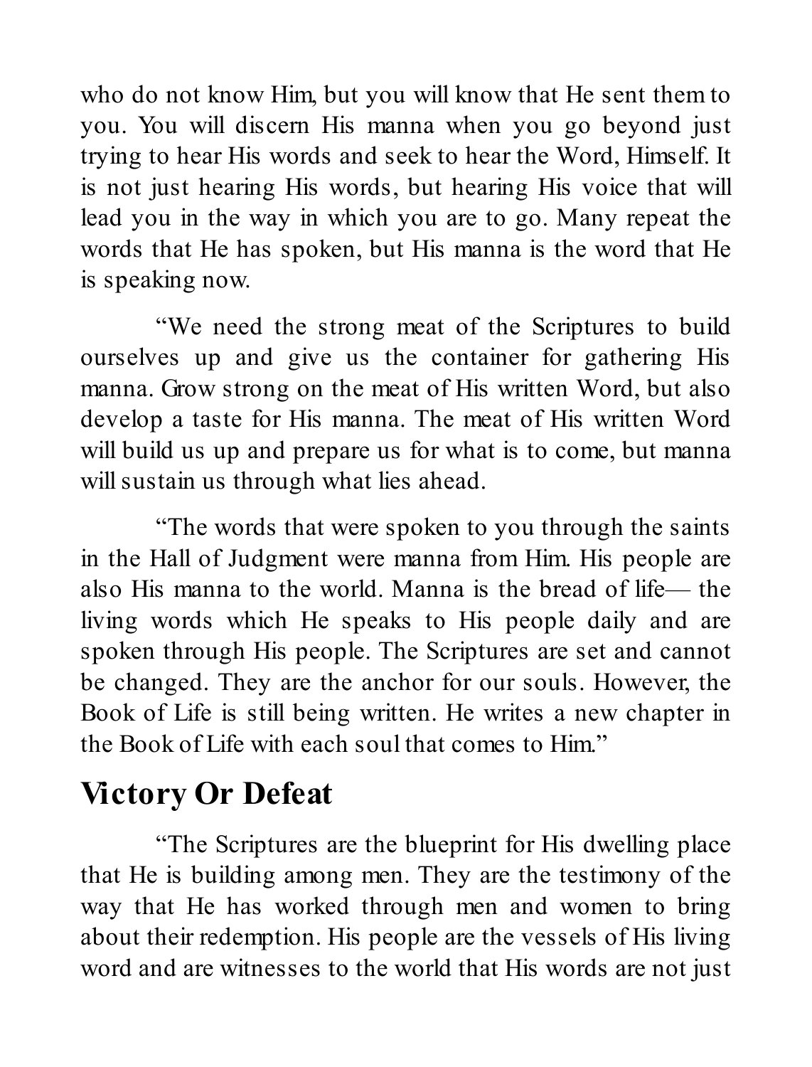who do not know Him, but you will know that He sent them to you. You will discern His manna when you go beyond just trying to hear His words and seek to hear the Word, Himself. It is not just hearing His words, but hearing His voice that will lead you in the way in which you are to go. Many repeat the words that He has spoken, but His manna is the word that He is speaking now.

"We need the strong meat of the Scriptures to build ourselves up and give us the container for gathering His manna. Grow strong on the meat of His written Word, but also develop a taste for His manna. The meat of His written Word will build us up and prepare us for what is to come, but manna will sustain us through what lies ahead.

"The words that were spoken to you through the saints in the Hall of Judgment were manna from Him. His people are also His manna to the world. Manna is the bread of life— the living words which He speaks to His people daily and are spoken through His people. The Scriptures are set and cannot be changed. They are the anchor for our souls. However, the Book of Life is still being written. He writes a new chapter in the Book of Life with each soul that comes to Him."

## Victory Or Defeat

"The Scriptures are the blueprint for His dwelling place that He is building among men. They are the testimony of the way that He has worked through men and women to bring about their redemption. His people are the vessels of His living word and are witnesses to the world that His words are not just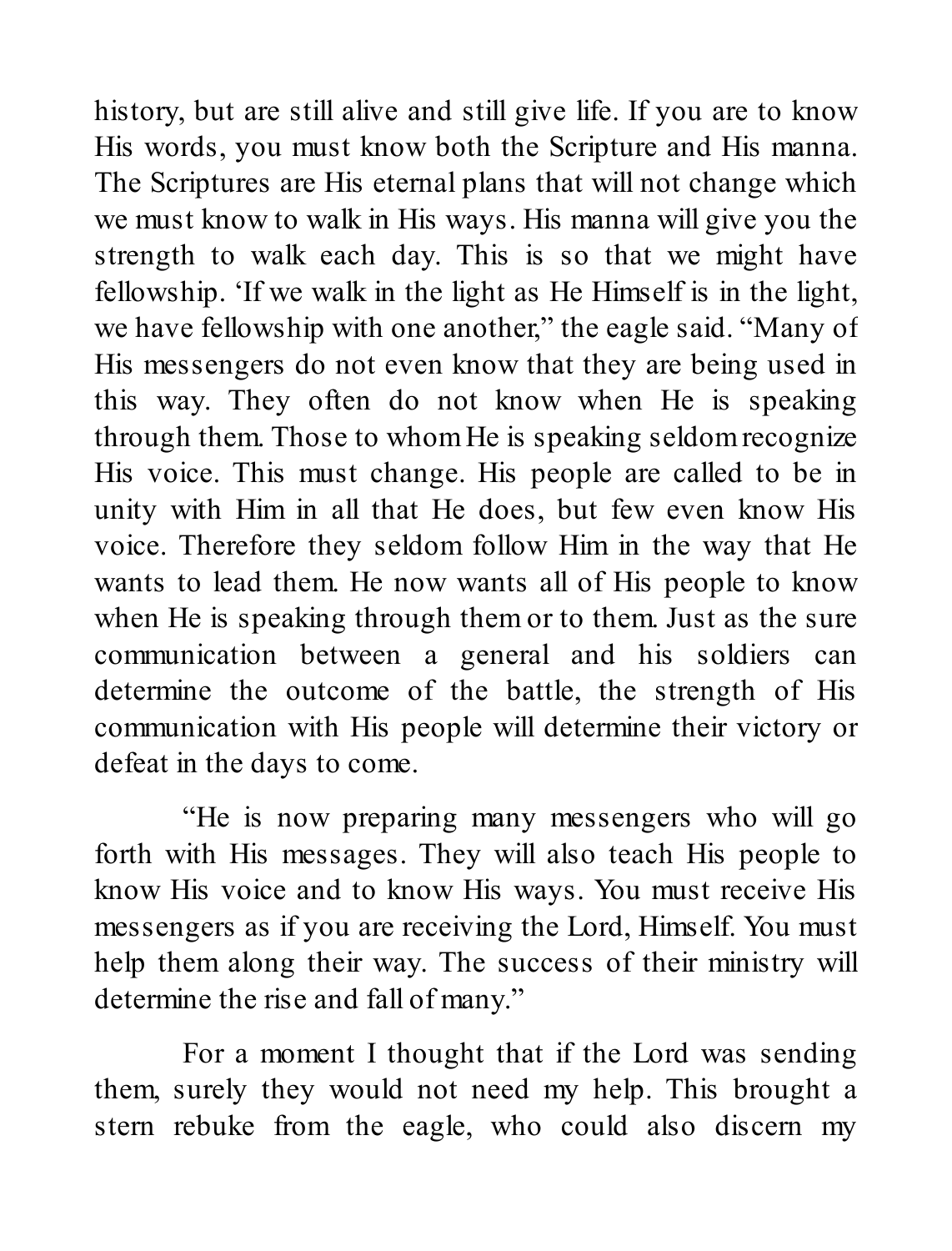history, but are still alive and still give life. If you are to know His words, you must know both the Scripture and His manna. The Scriptures are His eternal plans that will not change which we must know to walk in His ways. His manna will give you the strength to walk each day. This is so that we might have fellowship. 'If we walk in the light as He Himself is in the light, we have fellowship with one another," the eagle said. "Many of His messengers do not even know that they are being used in this way. They often do not know when He is speaking through them. Those to whom He is speaking seldom recognize His voice. This must change. His people are called to be in unity with Him in all that He does, but few even know His voice. Therefore they seldom follow Him in the way that He wants to lead them. He now wants all of His people to know when He is speaking through them or to them. Just as the sure communication between a general and his soldiers can determine the outcome of the battle, the strength of His communication with His people will determine their victory or defeat in the days to come.

"He is now preparing many messengers who will go forth with His messages. They will also teach His people to know His voice and to know His ways. You must receive His messengers as if you are receiving the Lord, Himself. You must help them along their way. The success of their ministry will determine the rise and fall of many."

For a moment I thought that if the Lord was sending them, surely they would not need my help. This brought a stern rebuke from the eagle, who could also discern my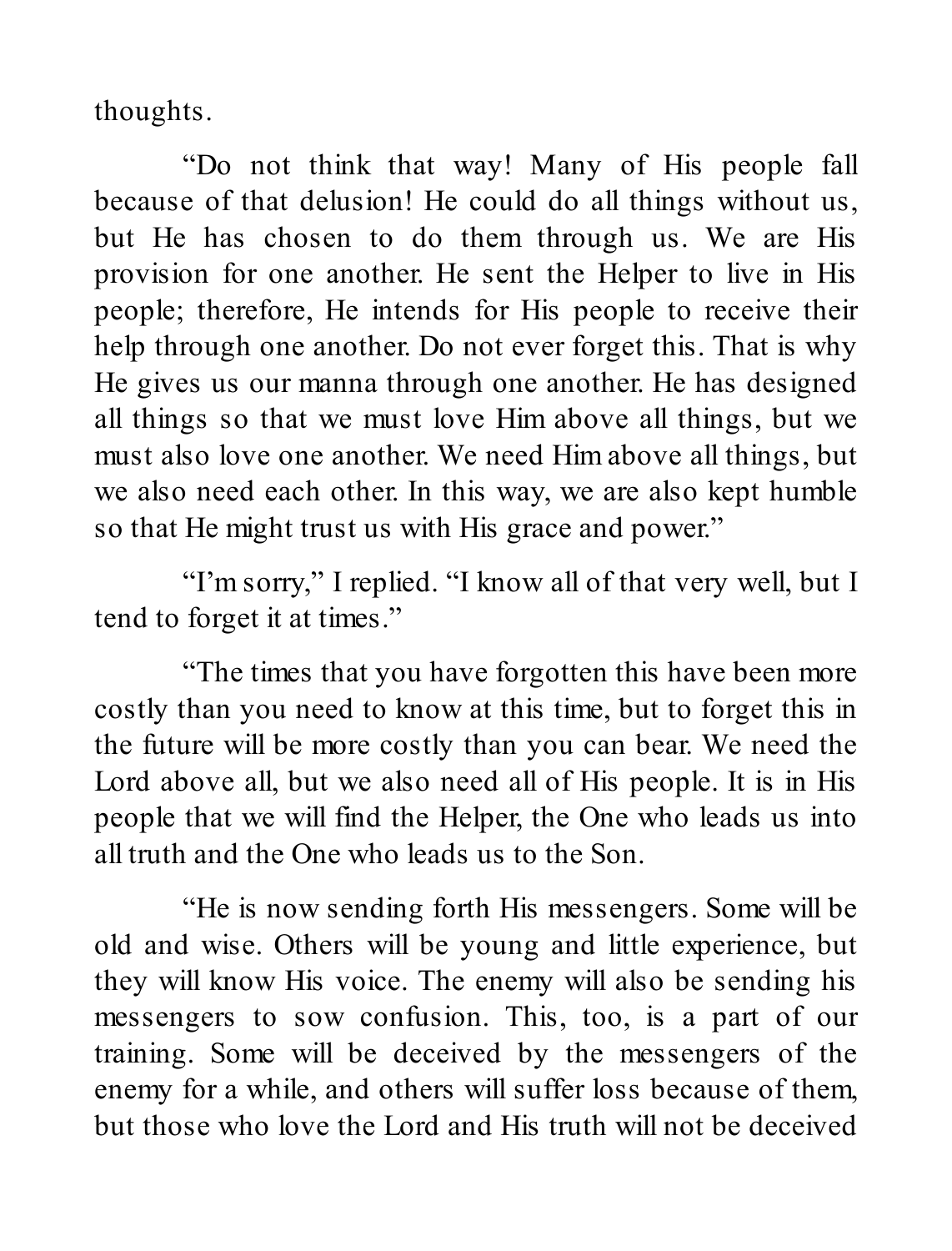thoughts.

"Do not think that way! Many of His people fall because of that delusion! He could do all things without us, but He has chosen to do them through us. We are His provision for one another. He sent the Helper to live in His people; therefore, He intends for His people to receive their help through one another. Do not ever forget this. That is why He gives us our manna through one another. He has designed all things so that we must love Him above all things, but we must also love one another. We need Him above all things, but we also need each other. In this way, we are also kept humble so that He might trust us with His grace and power."

"I'm sorry," I replied. "I know all of that very well, but I tend to forget it at times."

"The times that you have forgotten this have been more costly than you need to know at this time, but to forget this in the future will be more costly than you can bear. We need the Lord above all, but we also need all of His people. It is in His people that we will find the Helper, the One who leads us into all truth and the One who leads us to the Son.

"He is now sending forth His messengers. Some will be old and wise. Others will be young and little experience, but they will know His voice. The enemy will also be sending his messengers to sow confusion. This, too, is a part of our training. Some will be deceived by the messengers of the enemy for a while, and others will suffer loss because of them, but those who love the Lord and His truth will not be deceived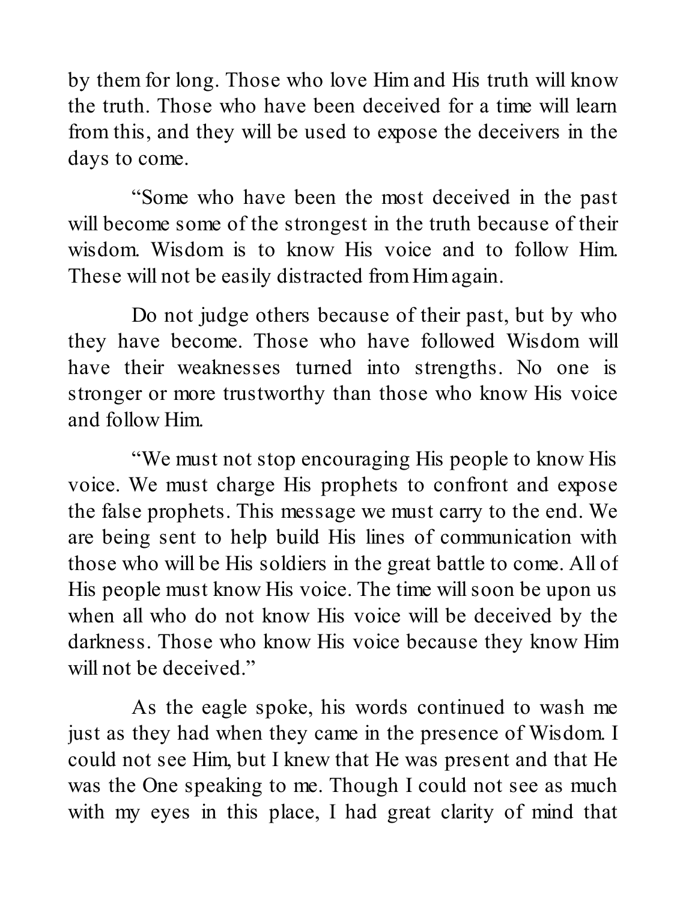by them for long. Those who love Him and His truth will know the truth. Those who have been deceived for a time will learn from this, and they will be used to expose the deceivers in the days to come.

"Some who have been the most deceived in the past will become some of the strongest in the truth because of their wisdom. Wisdom is to know His voice and to follow Him. These will not be easily distracted from Him again.

Do not judge others because of their past, but by who they have become. Those who have followed Wisdom will have their weaknesses turned into strengths. No one is stronger or more trustworthy than those who know His voice and follow Him.

"We must not stop encouraging His people to know His voice. We must charge His prophets to confront and expose the false prophets. This message we must carry to the end. We are being sent to help build His lines of communication with those who will be His soldiers in the great battle to come. All of His people must know His voice. The time will soon be upon us when all who do not know His voice will be deceived by the darkness. Those who know His voice because they know Him will not be deceived."

As the eagle spoke, his words continued to wash me just as they had when they came in the presence of Wisdom. I could not see Him, but I knew that He was present and that He was the One speaking to me. Though I could not see as much with my eyes in this place, I had great clarity of mind that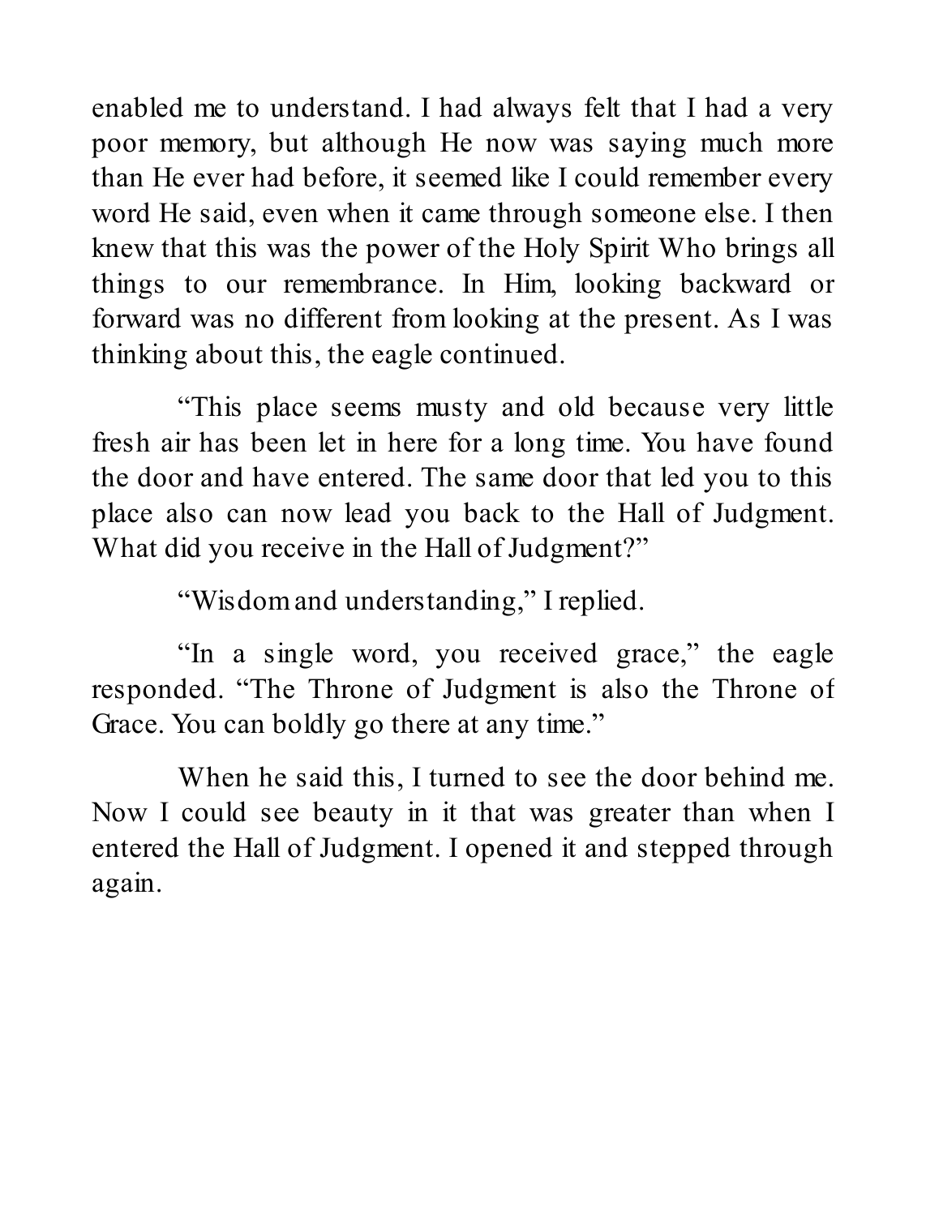enabled me to understand. I had always felt that I had a very poor memory, but although He now was saying much more than He ever had before, it seemed like I could remember every word He said, even when it came through someone else. I then knew that this was the power of the Holy Spirit Who brings all things to our remembrance. In Him, looking backward or forward was no different from looking at the present. As I was thinking about this, the eagle continued.

"This place seems musty and old because very little fresh air has been let in here for a long time. You have found the door and have entered. The same door that led you to this place also can now lead you back to the Hall of Judgment. What did you receive in the Hall of Judgment?"

"Wisdom and understanding," I replied.

"In a single word, you received grace," the eagle responded. "The Throne of Judgment is also the Throne of Grace. You can boldly go there at any time."

When he said this, I turned to see the door behind me. Now I could see beauty in it that was greater than when I entered the Hall of Judgment. I opened it and stepped through again.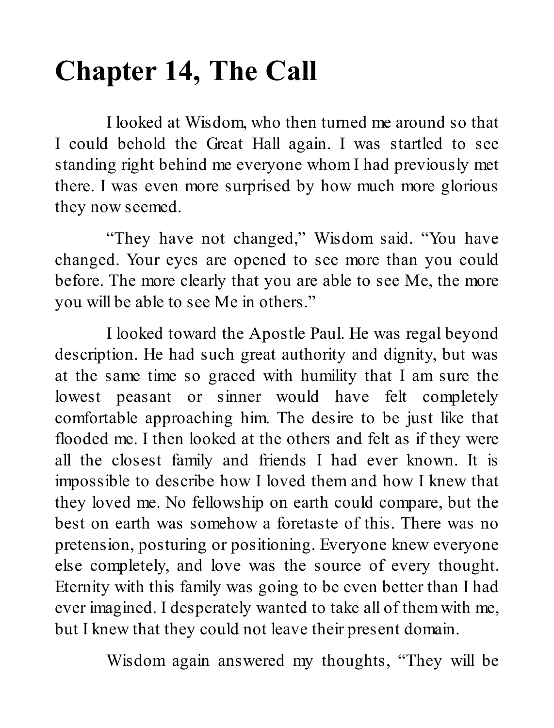# Chapter 14, The Call

I looked at Wisdom, who then turned me around so that I could behold the Great Hall again. I was startled to see standing right behind me everyone whom I had previously met there. I was even more surprised by how much more glorious they now seemed.

"They have not changed," Wisdom said. "You have changed. Your eyes are opened to see more than you could before. The more clearly that you are able to see Me, the more you will be able to see Me in others."

I looked toward the Apostle Paul. He was regal beyond description. He had such great authority and dignity, but was at the same time so graced with humility that I am sure the lowest peasant or sinner would have felt completely comfortable approaching him. The desire to be just like that flooded me. I then looked at the others and felt as if they were all the closest family and friends I had ever known. It is impossible to describe how I loved them and how I knew that they loved me. No fellowship on earth could compare, but the best on earth was somehow a foretaste of this. There was no pretension, posturing or positioning. Everyone knew everyone else completely, and love was the source of every thought. Eternity with this family was going to be even better than I had ever imagined. I desperately wanted to take all of them with me, but I knew that they could not leave their present domain.

Wisdom again answered my thoughts, "They will be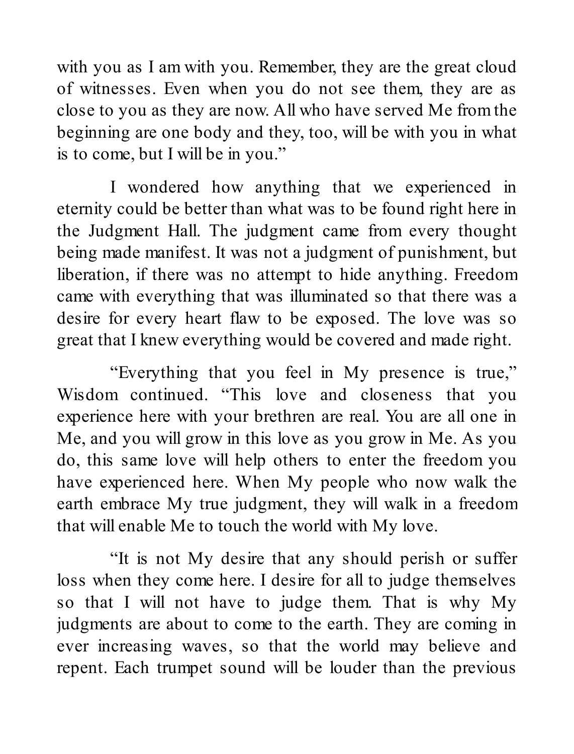with you as I am with you. Remember, they are the great cloud of witnesses. Even when you do not see them, they are as close to you as they are now. All who have served Me from the beginning are one body and they, too, will be with you in what is to come, but I will be in you."

I wondered how anything that we experienced in eternity could be better than what was to be found right here in the Judgment Hall. The judgment came from every thought being made manifest. It was not a judgment of punishment, but liberation, if there was no attempt to hide anything. Freedom came with everything that was illuminated so that there was a desire for every heart flaw to be exposed. The love was so great that I knew everything would be covered and made right.

"Everything that you feel in My presence is true," Wisdom continued. "This love and closeness that you experience here with your brethren are real. You are all one in Me, and you will grow in this love as you grow in Me. As you do, this same love will help others to enter the freedom you have experienced here. When My people who now walk the earth embrace My true judgment, they will walk in a freedom that will enable Me to touch the world with My love.

"It is not My desire that any should perish or suffer loss when they come here. I desire for all to judge themselves so that I will not have to judge them. That is why My judgments are about to come to the earth. They are coming in ever increasing waves, so that the world may believe and repent. Each trumpet sound will be louder than the previous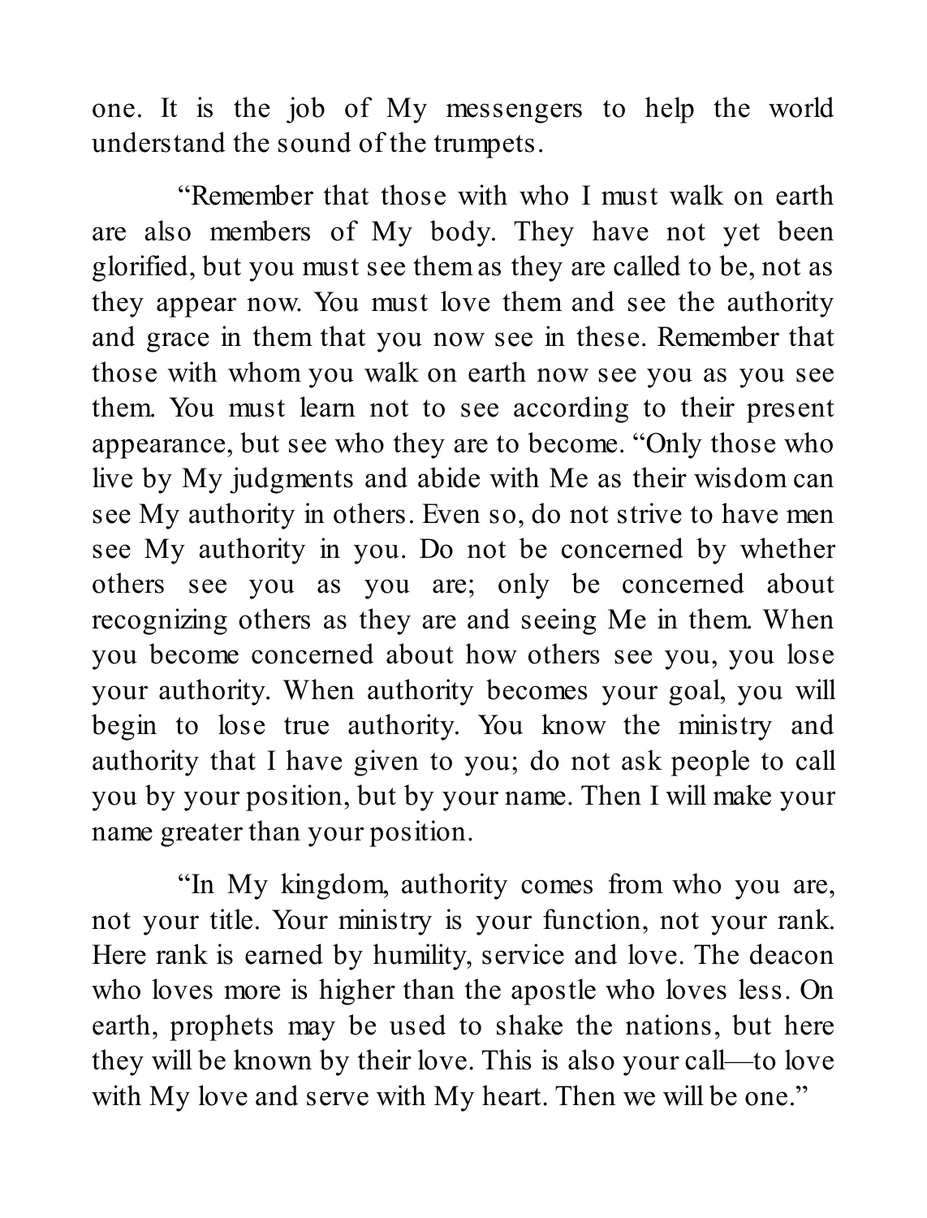one. It is the job of My messengers to help the world understand the sound of the trumpets.

"Remember that those with who I must walk on earth are also members of My body. They have not yet been glorified, but you must see them as they are called to be, not as they appear now. You must love them and see the authority and grace in them that you now see in these. Remember that those with whom you walk on earth now see you as you see them. You must learn not to see according to their present appearance, but see who they are to become. "Only those who live by My judgments and abide with Me as their wisdom can see My authority in others. Even so, do not strive to have men see My authority in you. Do not be concerned by whether others see you as you are; only be concerned about recognizing others as they are and seeing Me in them. When you become concerned about how others see you, you lose your authority. When authority becomes your goal, you will begin to lose true authority. You know the ministry and authority that I have given to you; do not ask people to call you by your position, but by your name. Then I will make your name greater than your position.

"In My kingdom, authority comes from who you are, not your title. Your ministry is your function, not your rank. Here rank is earned by humility, service and love. The deacon who loves more is higher than the apostle who loves less. On earth, prophets may be used to shake the nations, but here they will be known by their love. This is also your call—to love with My love and serve with My heart. Then we will be one."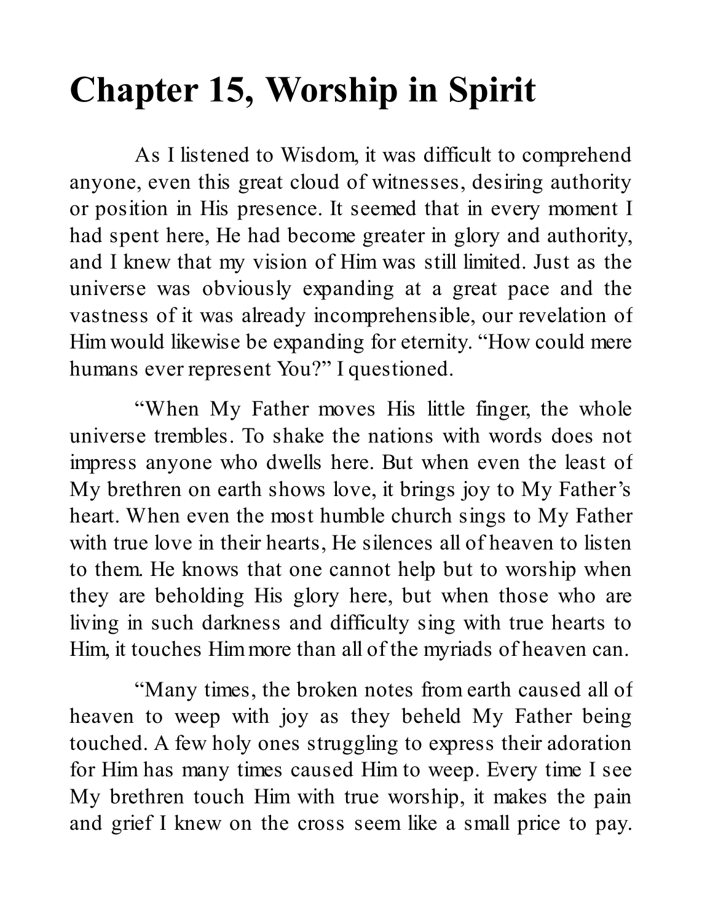# Chapter 15, Worship in Spirit

As I listened to Wisdom, it was difficult to comprehend anyone, even this great cloud of witnesses, desiring authority or position in His presence. It seemed that in every moment I had spent here, He had become greater in glory and authority, and I knew that my vision of Him was still limited. Just as the universe was obviously expanding at a great pace and the vastness of it was already incomprehensible, our revelation of Him would likewise be expanding for eternity. "How could mere humans ever represent You?" I questioned.

"When My Father moves His little finger, the whole universe trembles. To shake the nations with words does not impress anyone who dwells here. But when even the least of My brethren on earth shows love, it brings joy to My Father's heart. When even the most humble church sings to My Father with true love in their hearts, He silences all of heaven to listen to them. He knows that one cannot help but to worship when they are beholding His glory here, but when those who are living in such darkness and difficulty sing with true hearts to Him, it touches Him more than all of the myriads of heaven can.

"Many times, the broken notes from earth caused all of heaven to weep with joy as they beheld My Father being touched. A few holy ones struggling to express their adoration for Him has many times caused Him to weep. Every time I see My brethren touch Him with true worship, it makes the pain and grief I knew on the cross seem like a small price to pay.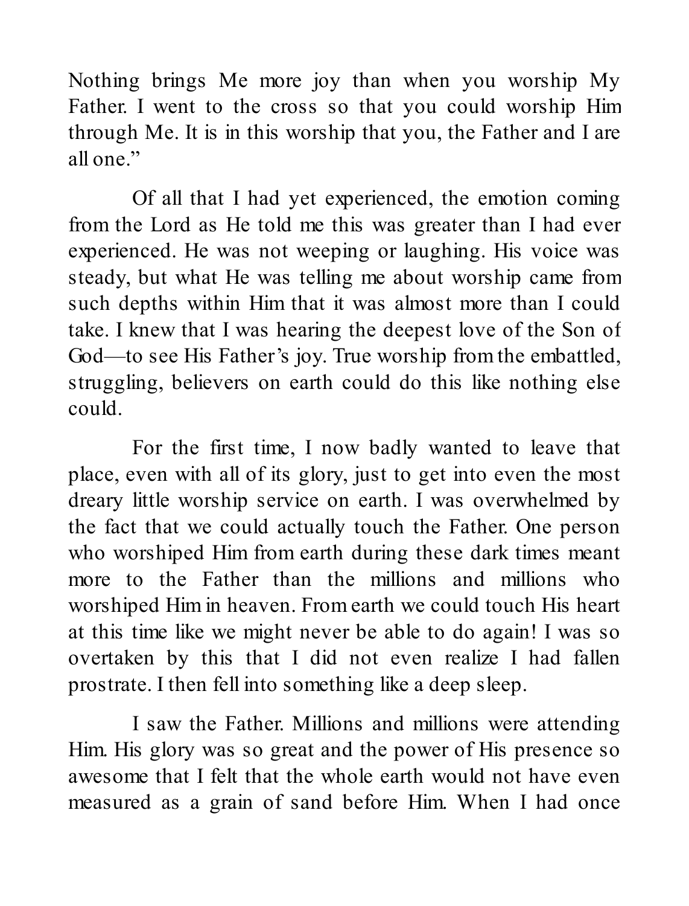Nothing brings Me more joy than when you worship My Father. I went to the cross so that you could worship Him through Me. It is in this worship that you, the Father and I are all one."

Of all that I had yet experienced, the emotion coming from the Lord as He told me this was greater than I had ever experienced. He was not weeping or laughing. His voice was steady, but what He was telling me about worship came from such depths within Him that it was almost more than I could take. I knew that I was hearing the deepest love of the Son of God—to see His Father's joy. True worship from the embattled, struggling, believers on earth could do this like nothing else could.

For the first time, I now badly wanted to leave that place, even with all of its glory, just to get into even the most dreary little worship service on earth. I was overwhelmed by the fact that we could actually touch the Father. One person who worshiped Him from earth during these dark times meant more to the Father than the millions and millions who worshiped Him in heaven. From earth we could touch His heart at this time like we might never be able to do again! I was so overtaken by this that I did not even realize I had fallen prostrate. I then fell into something like a deep sleep.

I saw the Father. Millions and millions were attending Him. His glory was so great and the power of His presence so awesome that I felt that the whole earth would not have even measured as a grain of sand before Him. When I had once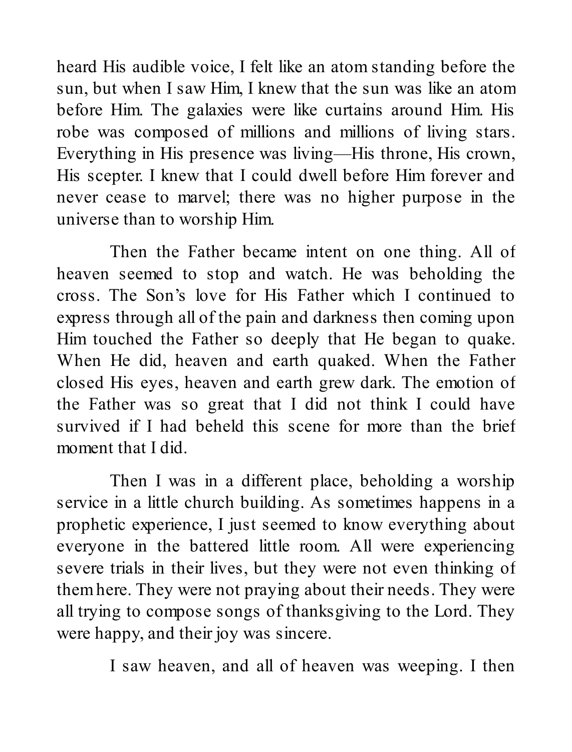heard His audible voice, I felt like an atom standing before the sun, but when I saw Him, I knew that the sun was like an atom before Him. The galaxies were like curtains around Him. His robe was composed of millions and millions of living stars. Everything in His presence was living—His throne, His crown, His scepter. I knew that I could dwell before Him forever and never cease to marvel; there was no higher purpose in the universe than to worship Him.

Then the Father became intent on one thing. All of heaven seemed to stop and watch. He was beholding the cross. The Son's love for His Father which I continued to express through all of the pain and darkness then coming upon Him touched the Father so deeply that He began to quake. When He did, heaven and earth quaked. When the Father closed His eyes, heaven and earth grew dark. The emotion of the Father was so great that I did not think I could have survived if I had beheld this scene for more than the brief moment that I did.

Then I was in a different place, beholding a worship service in a little church building. As sometimes happens in a prophetic experience, I just seemed to know everything about everyone in the battered little room. All were experiencing severe trials in their lives, but they were not even thinking of them here. They were not praying about their needs. They were all trying to compose songs of thanksgiving to the Lord. They were happy, and their joy was sincere.

I saw heaven, and all of heaven was weeping. I then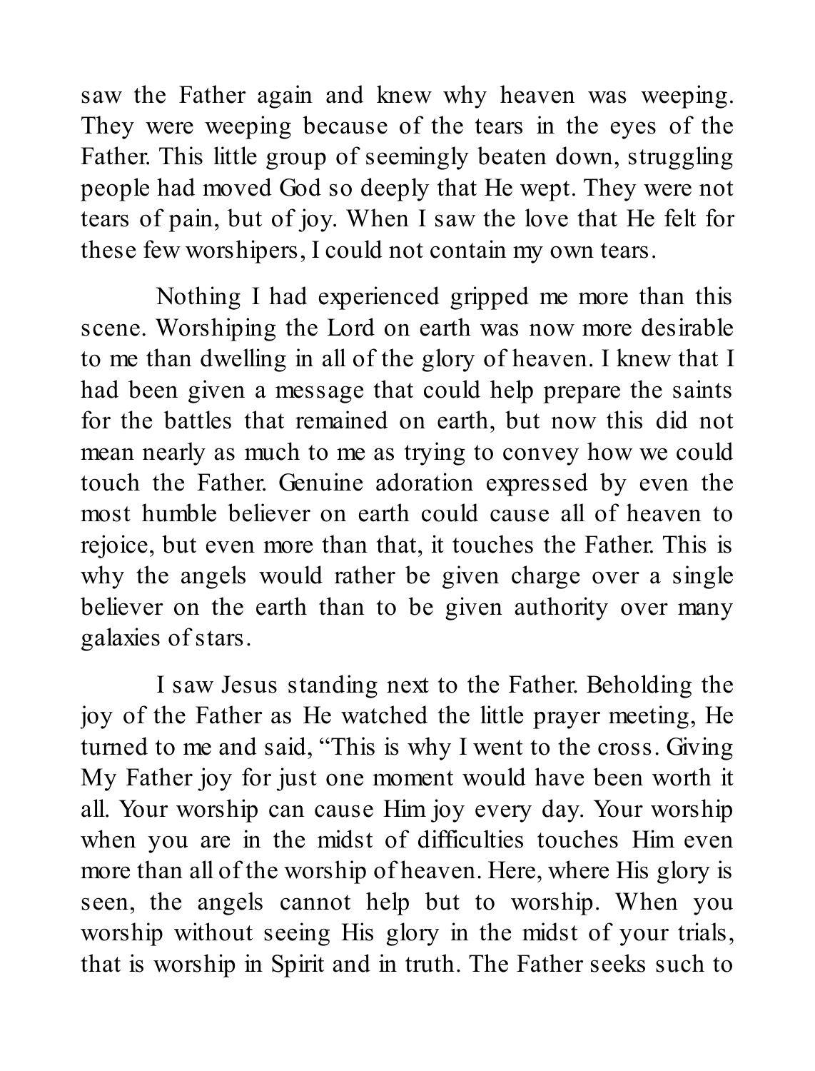saw the Father again and knew why heaven was weeping. They were weeping because of the tears in the eyes of the Father. This little group of seemingly beaten down, struggling people had moved God so deeply that He wept. They were not tears of pain, but of joy. When I saw the love that He felt for these few worshipers, I could not contain my own tears.

Nothing I had experienced gripped me more than this scene. Worshiping the Lord on earth was now more desirable to me than dwelling in all of the glory of heaven. I knew that I had been given a message that could help prepare the saints for the battles that remained on earth, but now this did not mean nearly as much to me as trying to convey how we could touch the Father. Genuine adoration expressed by even the most humble believer on earth could cause all of heaven to rejoice, but even more than that, it touches the Father. This is why the angels would rather be given charge over a single believer on the earth than to be given authority over many galaxies of stars.

I saw Jesus standing next to the Father. Beholding the joy of the Father as He watched the little prayer meeting, He turned to me and said, "This is why I went to the cross. Giving My Father joy for just one moment would have been worth it all. Your worship can cause Him joy every day. Your worship when you are in the midst of difficulties touches Him even more than all of the worship of heaven. Here, where His glory is seen, the angels cannot help but to worship. When you worship without seeing His glory in the midst of your trials, that is worship in Spirit and in truth. The Father seeks such to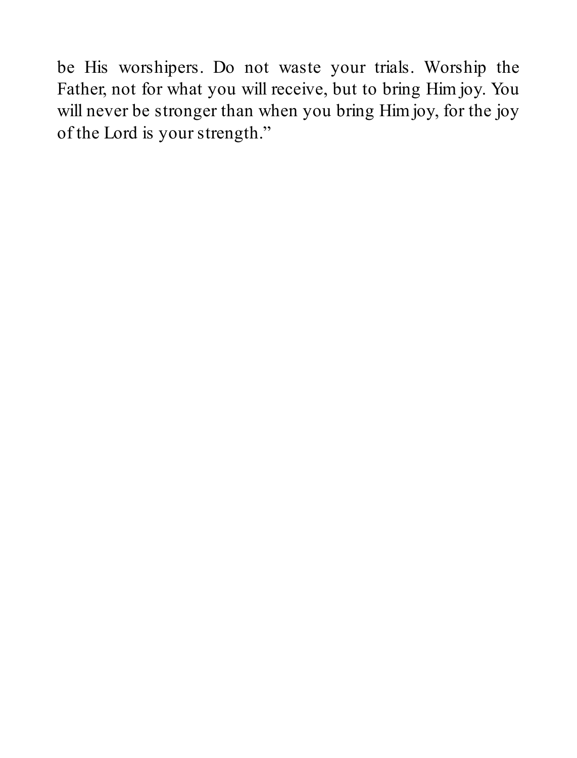be His worshipers. Do not waste your trials. Worship the Father, not for what you will receive, but to bring Him joy. You will never be stronger than when you bring Him joy, for the joy of the Lord is your strength."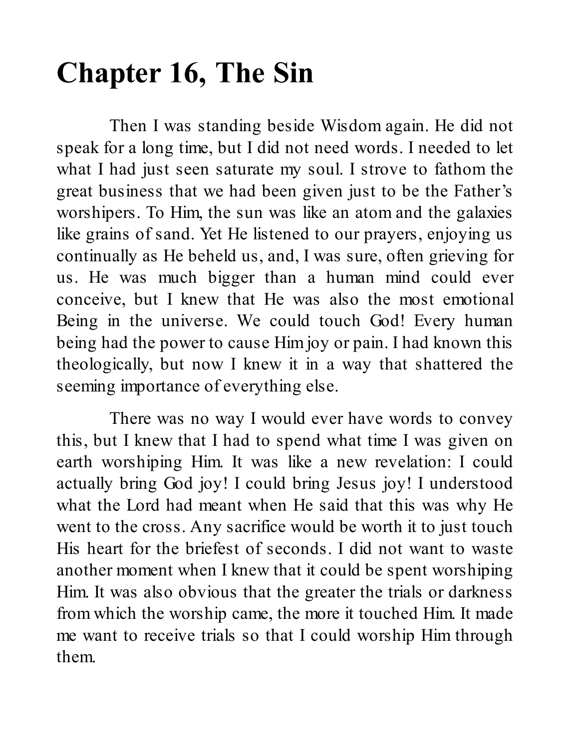# Chapter 16, The Sin

Then I was standing beside Wisdom again. He did not speak for a long time, but I did not need words. I needed to let what I had just seen saturate my soul. I strove to fathom the great business that we had been given just to be the Father's worshipers. To Him, the sun was like an atom and the galaxies like grains of sand. Yet He listened to our prayers, enjoying us continually as He beheld us, and, I was sure, often grieving for us. He was much bigger than a human mind could ever conceive, but I knew that He was also the most emotional Being in the universe. We could touch God! Every human being had the power to cause Him joy or pain. I had known this theologically, but now I knew it in a way that shattered the seeming importance of everything else.

There was no way I would ever have words to convey this, but I knew that I had to spend what time I was given on earth worshiping Him. It was like a new revelation: I could actually bring God joy! I could bring Jesus joy! I understood what the Lord had meant when He said that this was why He went to the cross. Any sacrifice would be worth it to just touch His heart for the briefest of seconds. I did not want to waste another moment when I knew that it could be spent worshiping Him. It was also obvious that the greater the trials or darkness from which the worship came, the more it touched Him. It made me want to receive trials so that I could worship Him through them.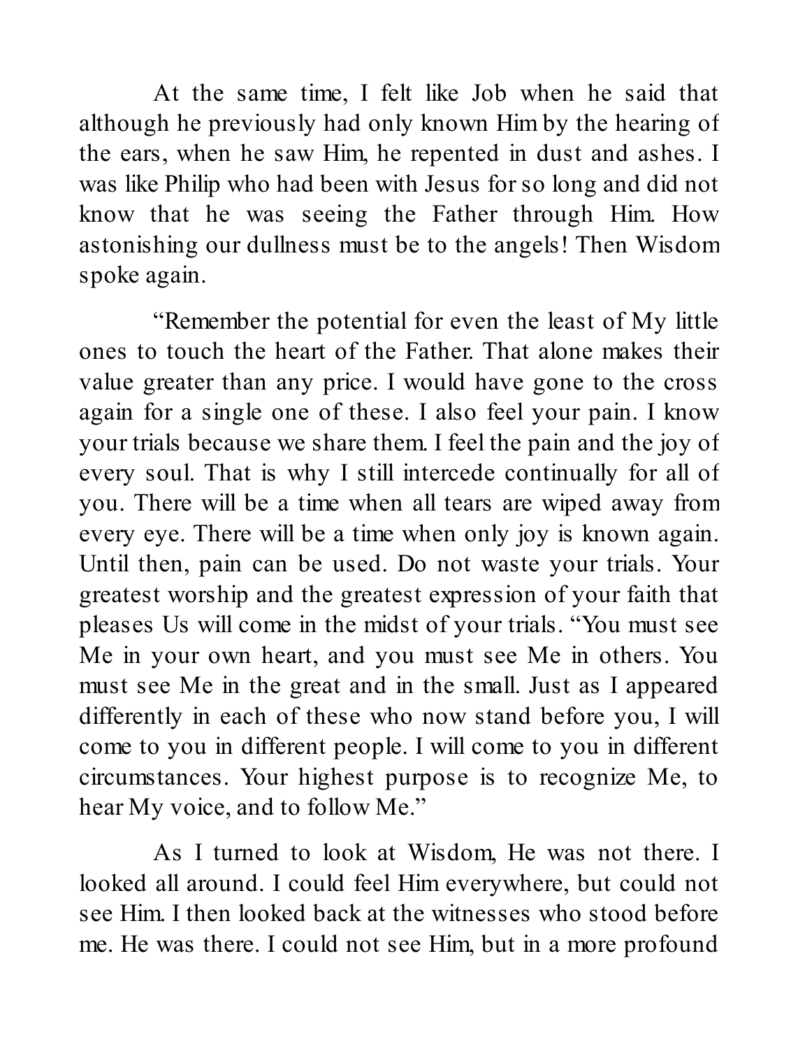At the same time, I felt like Job when he said that although he previously had only known Him by the hearing of the ears, when he saw Him, he repented in dust and ashes. I was like Philip who had been with Jesus for so long and did not know that he was seeing the Father through Him. How astonishing our dullness must be to the angels! Then Wisdom spoke again.

"Remember the potential for even the least of My little ones to touch the heart of the Father. That alone makes their value greater than any price. I would have gone to the cross again for a single one of these. I also feel your pain. I know your trials because we share them. I feel the pain and the joy of every soul. That is why I still intercede continually for all of you. There will be a time when all tears are wiped away from every eye. There will be a time when only joy is known again. Until then, pain can be used. Do not waste your trials. Your greatest worship and the greatest expression of your faith that pleases Us will come in the midst of your trials. "You must see Me in your own heart, and you must see Me in others. You must see Me in the great and in the small. Just as I appeared differently in each of these who now stand before you, I will come to you in different people. I will come to you in different circumstances. Your highest purpose is to recognize Me, to hear My voice, and to follow Me."

As I turned to look at Wisdom, He was not there. I looked all around. I could feel Him everywhere, but could not see Him. I then looked back at the witnesses who stood before me. He was there. I could not see Him, but in a more profound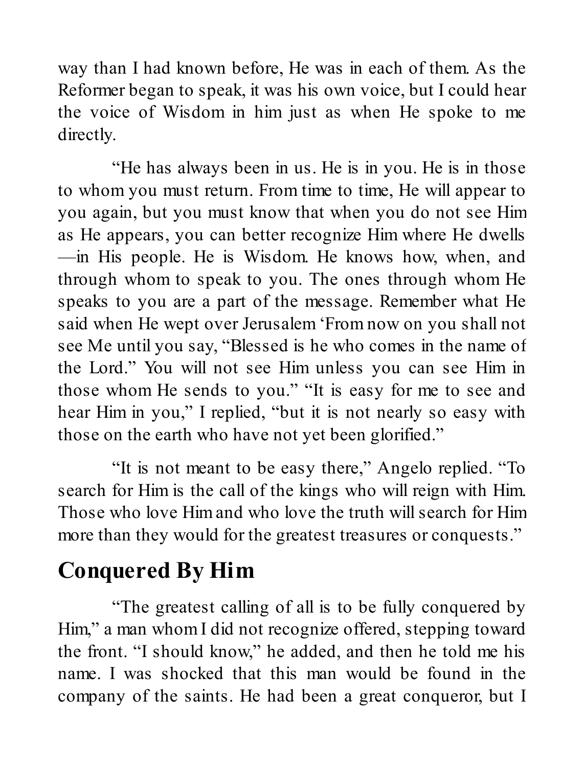way than I had known before, He was in each of them. As the Reformer began to speak, it was his own voice, but I could hear the voice of Wisdom in him just as when He spoke to me directly.

"He has always been in us. He is in you. He is in those to whom you must return. From time to time, He will appear to you again, but you must know that when you do not see Him as He appears, you can better recognize Him where He dwells —in His people. He is Wisdom. He knows how, when, and through whom to speak to you. The ones through whom He speaks to you are a part of the message. Remember what He said when He wept over Jerusalem 'From now on you shall not see Me until you say, "Blessed is he who comes in the name of the Lord." You will not see Him unless you can see Him in those whom He sends to you." "It is easy for me to see and hear Him in you," I replied, "but it is not nearly so easy with those on the earth who have not yet been glorified."

"It is not meant to be easy there," Angelo replied. "To search for Him is the call of the kings who will reign with Him. Those who love Him and who love the truth will search for Him more than they would for the greatest treasures or conquests."

## Conquered By Him

"The greatest calling of all is to be fully conquered by Him," a man whom I did not recognize offered, stepping toward the front. "I should know," he added, and then he told me his name. I was shocked that this man would be found in the company of the saints. He had been a great conqueror, but I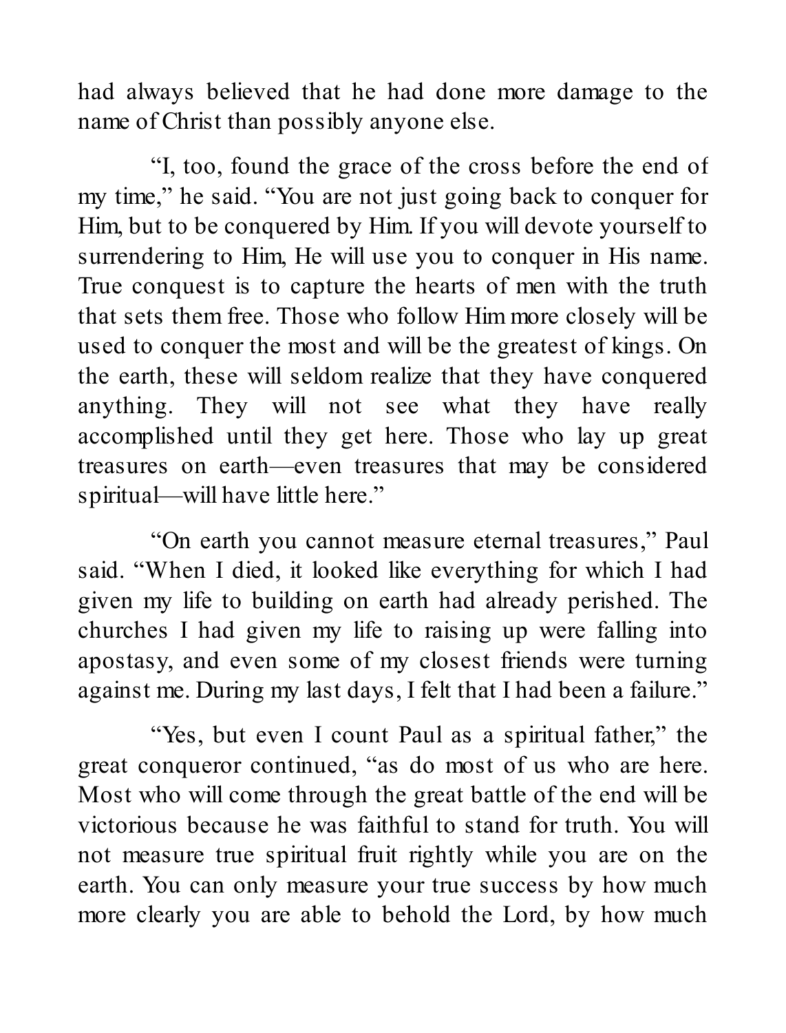had always believed that he had done more damage to the name of Christ than possibly anyone else.

"I, too, found the grace of the cross before the end of my time," he said. "You are not just going back to conquer for Him, but to be conquered by Him. If you will devote yourself to surrendering to Him, He will use you to conquer in His name. True conquest is to capture the hearts of men with the truth that sets them free. Those who follow Him more closely will be used to conquer the most and will be the greatest of kings. On the earth, these will seldom realize that they have conquered anything. They will not see what they have really accomplished until they get here. Those who lay up great treasures on earth—even treasures that may be considered spiritual—will have little here."

"On earth you cannot measure eternal treasures," Paul said. "When I died, it looked like everything for which I had given my life to building on earth had already perished. The churches I had given my life to raising up were falling into apostasy, and even some of my closest friends were turning against me. During my last days, I felt that I had been a failure."

"Yes, but even I count Paul as a spiritual father," the great conqueror continued, "as do most of us who are here. Most who will come through the great battle of the end will be victorious because he was faithful to stand for truth. You will not measure true spiritual fruit rightly while you are on the earth. You can only measure your true success by how much more clearly you are able to behold the Lord, by how much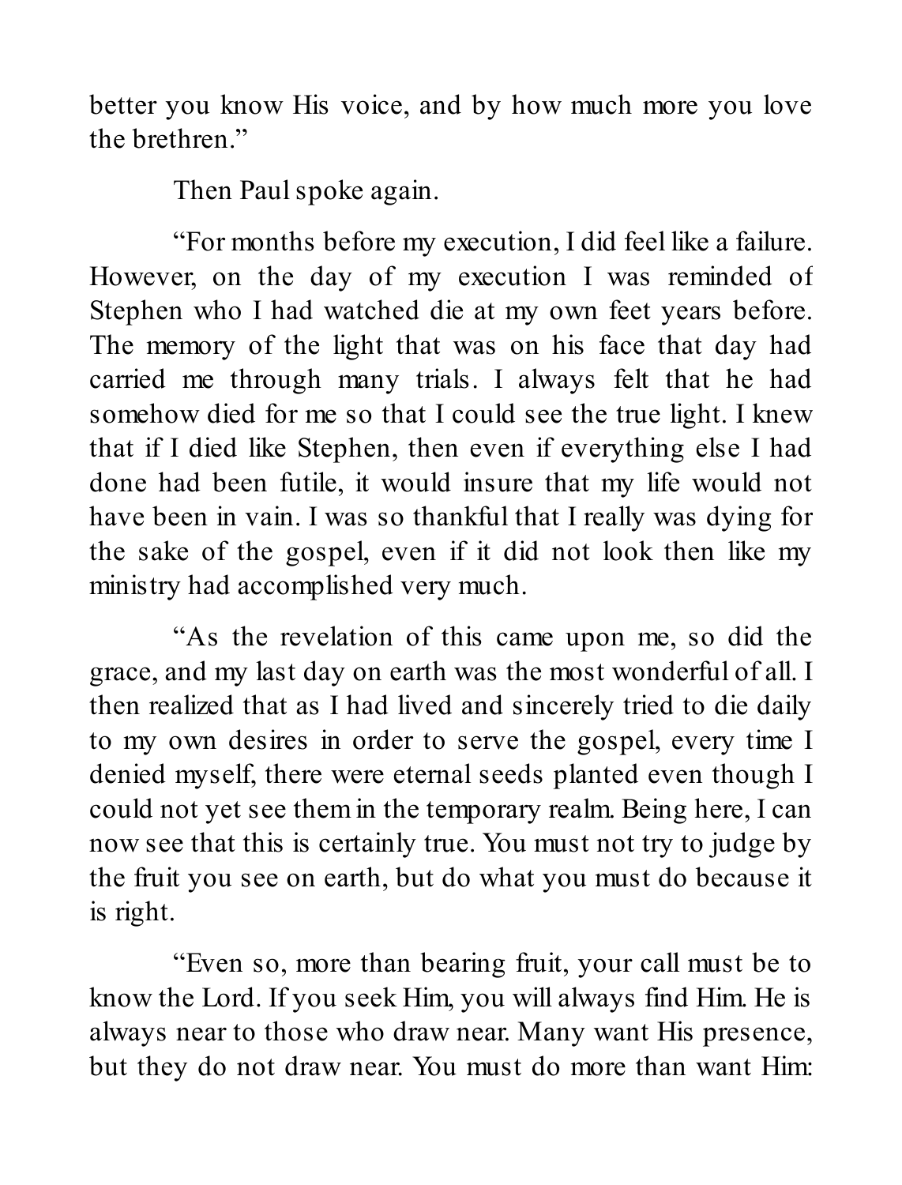better you know His voice, and by how much more you love the brethren."

Then Paul spoke again.

"For months before my execution, I did feel like a failure. However, on the day of my execution I was reminded of Stephen who I had watched die at my own feet years before. The memory of the light that was on his face that day had carried me through many trials. I always felt that he had somehow died for me so that I could see the true light. I knew that if I died like Stephen, then even if everything else I had done had been futile, it would insure that my life would not have been in vain. I was so thankful that I really was dying for the sake of the gospel, even if it did not look then like my ministry had accomplished very much.

"As the revelation of this came upon me, so did the grace, and my last day on earth was the most wonderful of all. I then realized that as I had lived and sincerely tried to die daily to my own desires in order to serve the gospel, every time I denied myself, there were eternal seeds planted even though I could not yet see them in the temporary realm. Being here, I can now see that this is certainly true. You must not try to judge by the fruit you see on earth, but do what you must do because it is right.

"Even so, more than bearing fruit, your call must be to know the Lord. If you seek Him, you will always find Him. He is always near to those who draw near. Many want His presence, but they do not draw near. You must do more than want Him: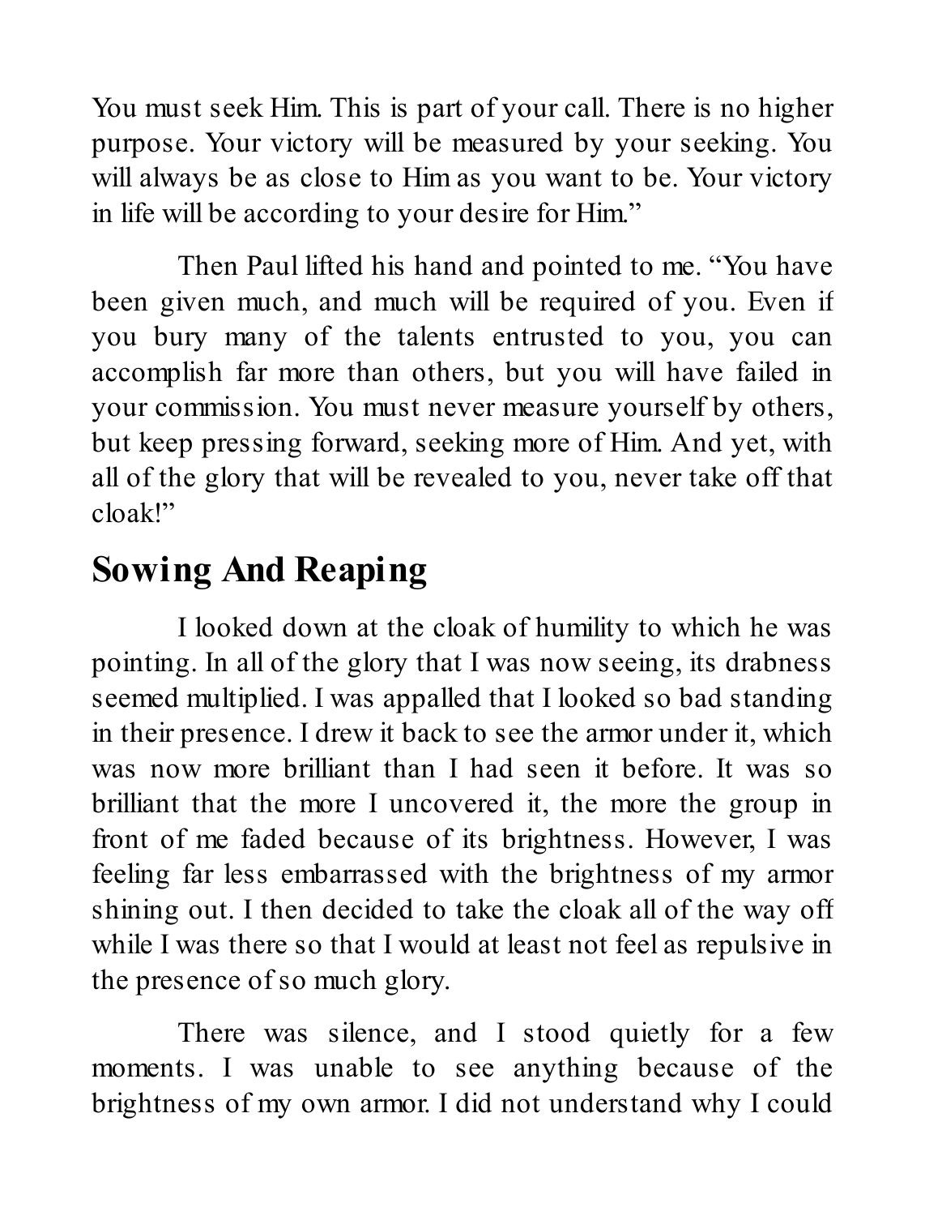You must seek Him. This is part of your call. There is no higher purpose. Your victory will be measured by your seeking. You will always be as close to Him as you want to be. Your victory in life will be according to your desire for Him."

Then Paul lifted his hand and pointed to me. "You have been given much, and much will be required of you. Even if you bury many of the talents entrusted to you, you can accomplish far more than others, but you will have failed in your commission. You must never measure yourself by others, but keep pressing forward, seeking more of Him. And yet, with all of the glory that will be revealed to you, never take off that cloak!"

## Sowing And Reaping

I looked down at the cloak of humility to which he was pointing. In all of the glory that I was now seeing, its drabness seemed multiplied. I was appalled that I looked so bad standing in their presence. I drew it back to see the armor under it, which was now more brilliant than I had seen it before. It was so brilliant that the more I uncovered it, the more the group in front of me faded because of its brightness. However, I was feeling far less embarrassed with the brightness of my armor shining out. I then decided to take the cloak all of the way off while I was there so that I would at least not feel as repulsive in the presence of so much glory.

There was silence, and I stood quietly for a few moments. I was unable to see anything because of the brightness of my own armor. I did not understand why I could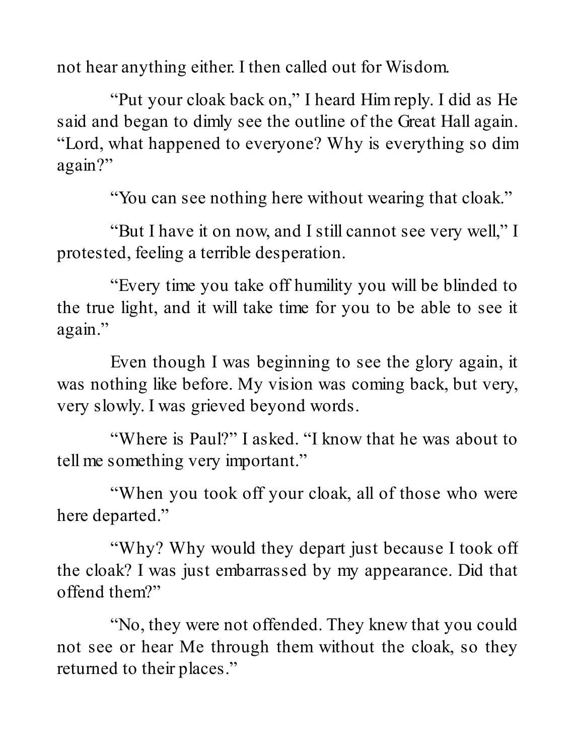not hear anything either. I then called out for Wisdom.

"Put your cloak back on," I heard Him reply. I did as He said and began to dimly see the outline of the Great Hall again. "Lord, what happened to everyone? Why is everything so dim again?"

"You can see nothing here without wearing that cloak."

"But I have it on now, and I still cannot see very well," I protested, feeling a terrible desperation.

"Every time you take off humility you will be blinded to the true light, and it will take time for you to be able to see it again."

Even though I was beginning to see the glory again, it was nothing like before. My vision was coming back, but very, very slowly. I was grieved beyond words.

"Where is Paul?" I asked. "I know that he was about to tell me something very important."

"When you took off your cloak, all of those who were here departed."

"Why? Why would they depart just because I took off the cloak? I was just embarrassed by my appearance. Did that offend them?"

"No, they were not offended. They knew that you could not see or hear Me through them without the cloak, so they returned to their places."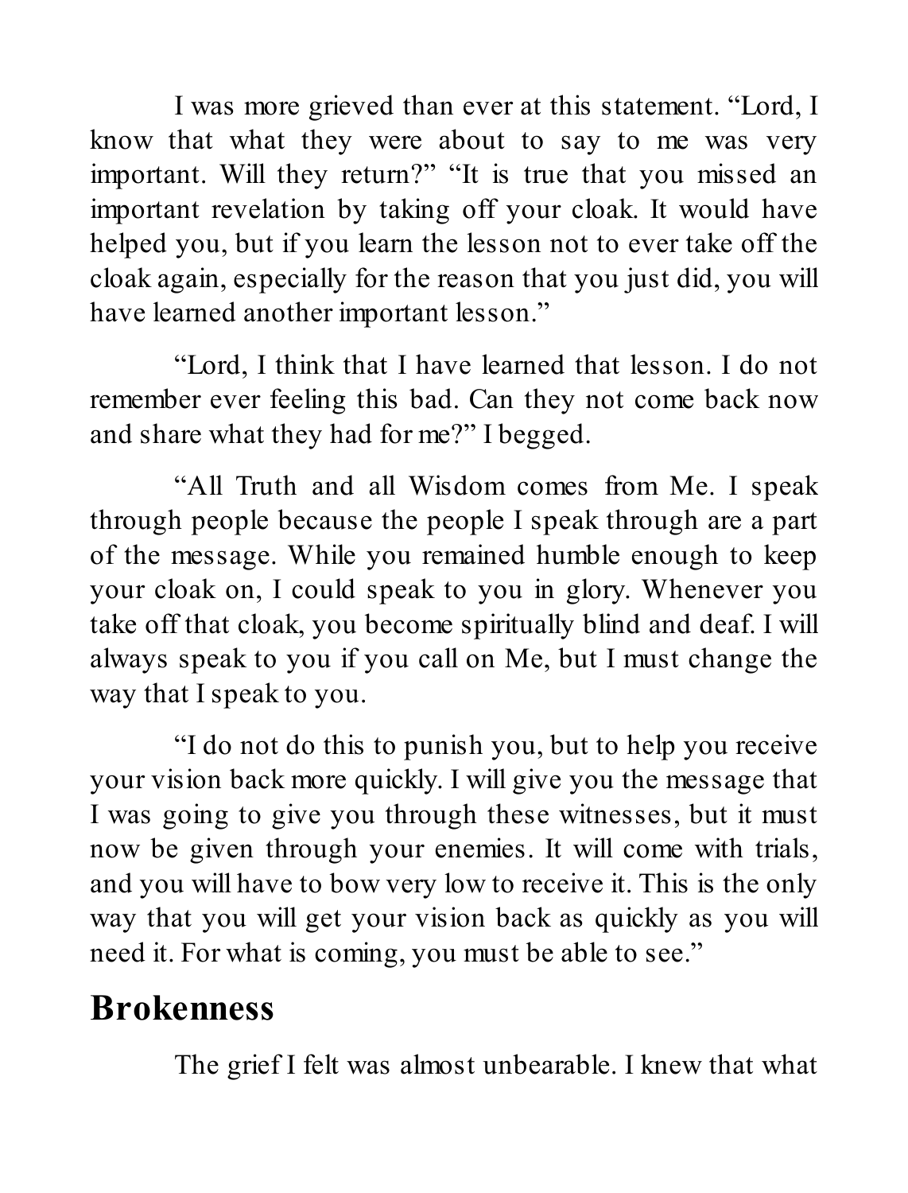I was more grieved than ever at this statement. “Lord, I know that what they were about to say to me was very important. Will they return?” “It is true that you missed an important revelation by taking off your cloak. It would have helped you, but if you learn the lesson not to ever take off the cloak again, especially for the reason that you just did, you will have learned another important lesson.”

“Lord, I think that I have learned that lesson. I do not remember ever feeling this bad. Can they not come back now and share what they had for me?” I begged.

“All Truth and all Wisdom comes from Me. I speak through people because the people I speak through are a part of the message. While you remained humble enough to keep your cloak on, I could speak to you in glory. Whenever you take off that cloak, you become spiritually blind and deaf. I will always speak to you if you call on Me, but I must change the way that I speak to you.

“I do not do this to punish you, but to help you receive your vision back more quickly. I will give you the message that I was going to give you through these witnesses, but it must now be given through your enemies. It will come with trials, and you will have to bow very low to receive it. This is the only way that you will get your vision back as quickly as you will need it. For what is coming, you must be able to see.”

## Brokenness

The grief I felt was almost unbearable. I knew that what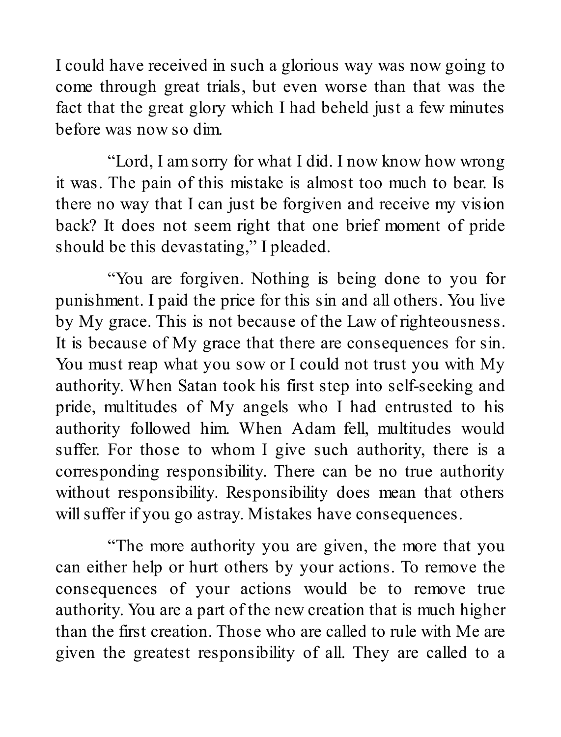I could have received in such a glorious way was now going to come through great trials, but even worse than that was the fact that the great glory which I had beheld just a few minutes before was now so dim.

"Lord, I am sorry for what I did. I now know how wrong it was. The pain of this mistake is almost too much to bear. Is there no way that I can just be forgiven and receive my vision back? It does not seem right that one brief moment of pride should be this devastating," I pleaded.

"You are forgiven. Nothing is being done to you for punishment. I paid the price for this sin and all others. You live by My grace. This is not because of the Law of righteousness. It is because of My grace that there are consequences for sin. You must reap what you sow or I could not trust you with My authority. When Satan took his first step into self-seeking and pride, multitudes of My angels who I had entrusted to his authority followed him. When Adam fell, multitudes would suffer. For those to whom I give such authority, there is a corresponding responsibility. There can be no true authority without responsibility. Responsibility does mean that others will suffer if you go astray. Mistakes have consequences.

"The more authority you are given, the more that you can either help or hurt others by your actions. To remove the consequences of your actions would be to remove true authority. You are a part of the new creation that is much higher than the first creation. Those who are called to rule with Me are given the greatest responsibility of all. They are called to a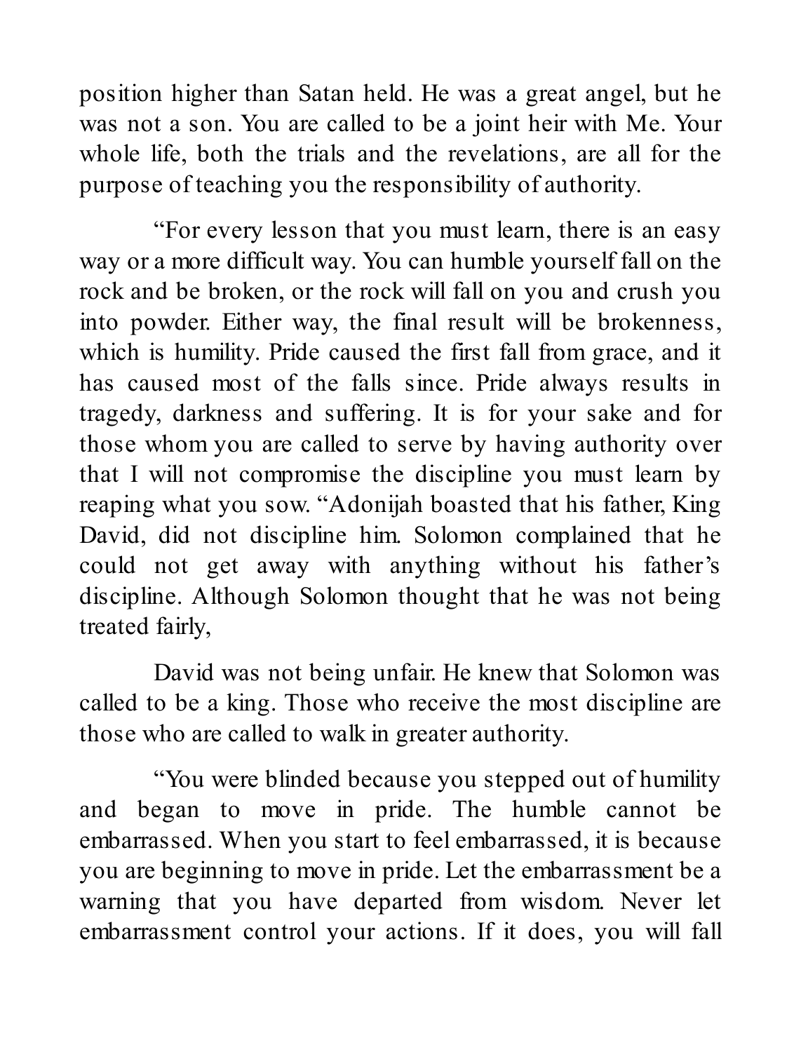position higher than Satan held. He was a great angel, but he was not a son. You are called to be a joint heir with Me. Your whole life, both the trials and the revelations, are all for the purpose of teaching you the responsibility of authority.

"For every lesson that you must learn, there is an easy way or a more difficult way. You can humble yourself fall on the rock and be broken, or the rock will fall on you and crush you into powder. Either way, the final result will be brokenness, which is humility. Pride caused the first fall from grace, and it has caused most of the falls since. Pride always results in tragedy, darkness and suffering. It is for your sake and for those whom you are called to serve by having authority over that I will not compromise the discipline you must learn by reaping what you sow. "Adonijah boasted that his father, King David, did not discipline him. Solomon complained that he could not get away with anything without his father's discipline. Although Solomon thought that he was not being treated fairly,

David was not being unfair. He knew that Solomon was called to be a king. Those who receive the most discipline are those who are called to walk in greater authority.

"You were blinded because you stepped out of humility and began to move in pride. The humble cannot be embarrassed. When you start to feel embarrassed, it is because you are beginning to move in pride. Let the embarrassment be a warning that you have departed from wisdom. Never let embarrassment control your actions. If it does, you will fall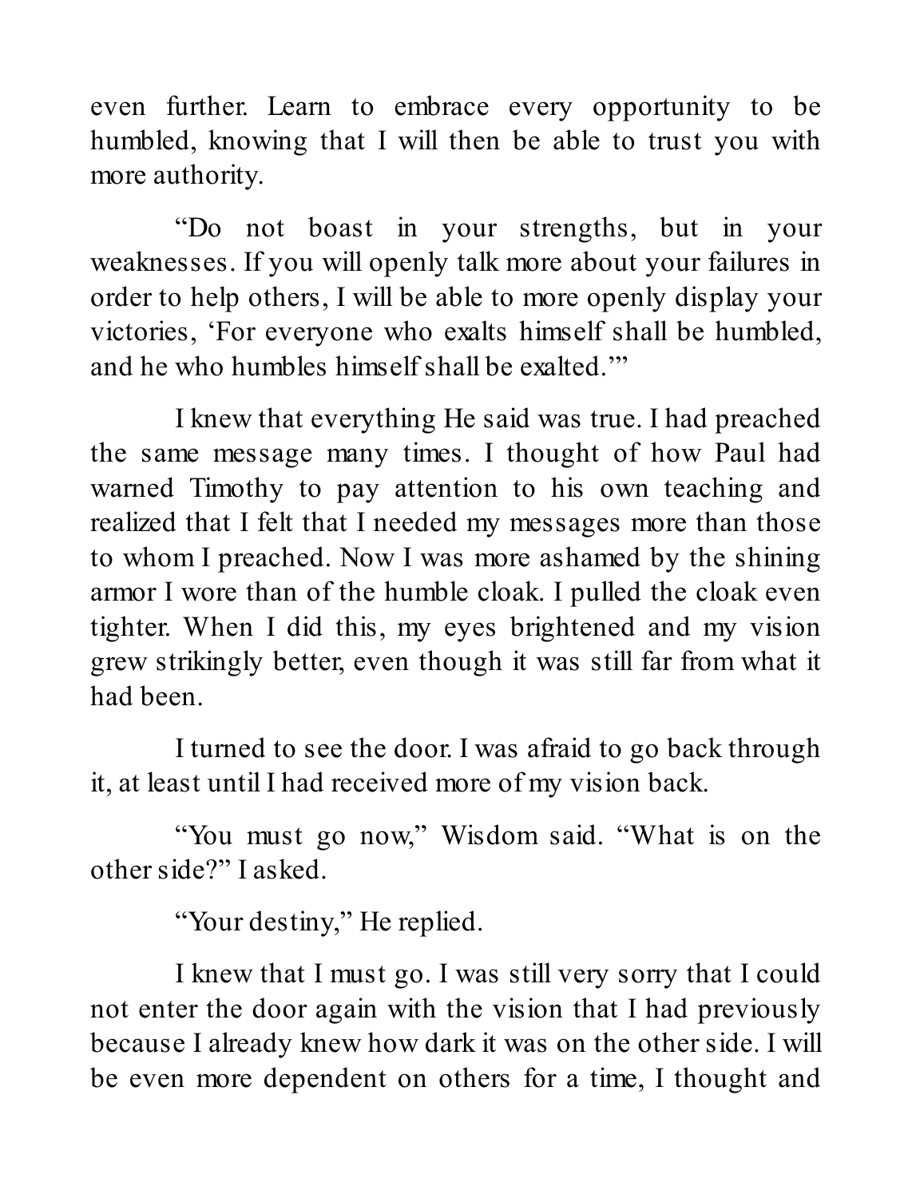even further. Learn to embrace every opportunity to be humbled, knowing that I will then be able to trust you with more authority.

"Do not boast in your strengths, but in your weaknesses. If you will openly talk more about your failures in order to help others, I will be able to more openly display your victories, 'For everyone who exalts himself shall be humbled, and he who humbles himself shall be exalted.'"

I knew that everything He said was true. I had preached the same message many times. I thought of how Paul had warned Timothy to pay attention to his own teaching and realized that I felt that I needed my messages more than those to whom I preached. Now I was more ashamed by the shining armor I wore than of the humble cloak. I pulled the cloak even tighter. When I did this, my eyes brightened and my vision grew strikingly better, even though it was still far from what it had been.

I turned to see the door. I was afraid to go back through it, at least until I had received more of my vision back.

"You must go now," Wisdom said. "What is on the other side?" I asked.

"Your destiny," He replied.

I knew that I must go. I was still very sorry that I could not enter the door again with the vision that I had previously because I already knew how dark it was on the other side. I will be even more dependent on others for a time, I thought and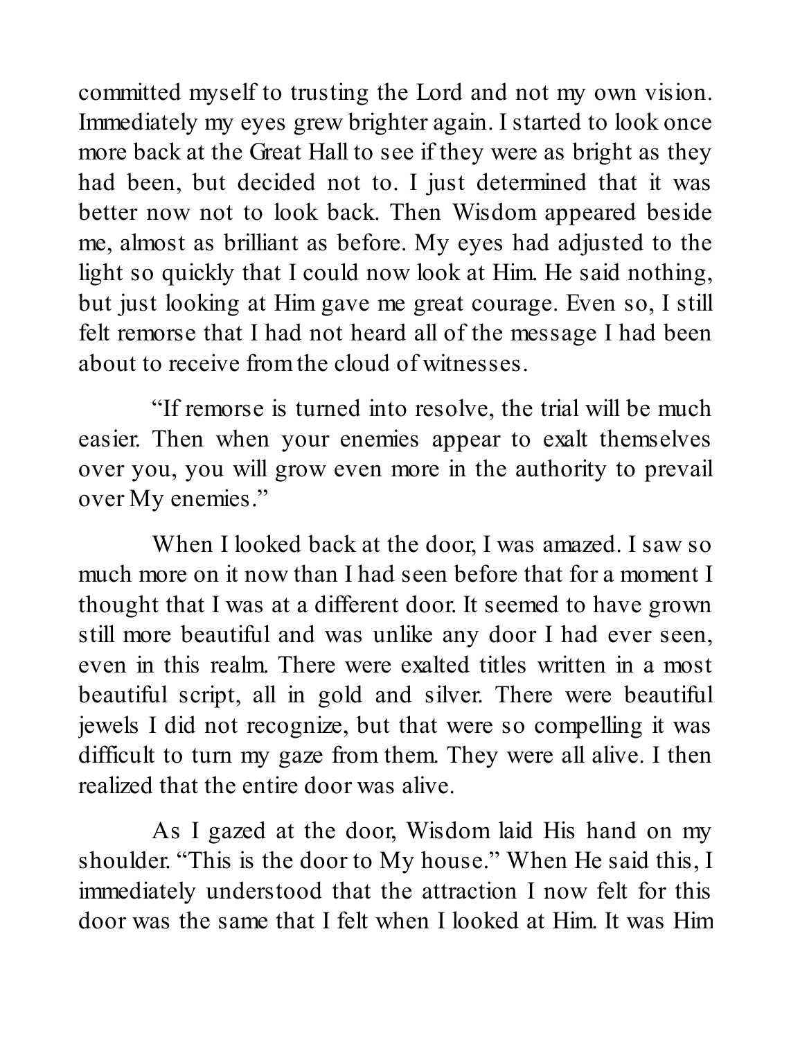committed myself to trusting the Lord and not my own vision. Immediately my eyes grew brighter again. I started to look once more back at the Great Hall to see if they were as bright as they had been, but decided not to. I just determined that it was better now not to look back. Then Wisdom appeared beside me, almost as brilliant as before. My eyes had adjusted to the light so quickly that I could now look at Him. He said nothing, but just looking at Him gave me great courage. Even so, I still felt remorse that I had not heard all of the message I had been about to receive from the cloud of witnesses.

"If remorse is turned into resolve, the trial will be much easier. Then when your enemies appear to exalt themselves over you, you will grow even more in the authority to prevail over My enemies."

When I looked back at the door, I was amazed. I saw so much more on it now than I had seen before that for a moment I thought that I was at a different door. It seemed to have grown still more beautiful and was unlike any door I had ever seen, even in this realm. There were exalted titles written in a most beautiful script, all in gold and silver. There were beautiful jewels I did not recognize, but that were so compelling it was difficult to turn my gaze from them. They were all alive. I then realized that the entire door was alive.

As I gazed at the door, Wisdom laid His hand on my shoulder. "This is the door to My house." When He said this, I immediately understood that the attraction I now felt for this door was the same that I felt when I looked at Him. It was Him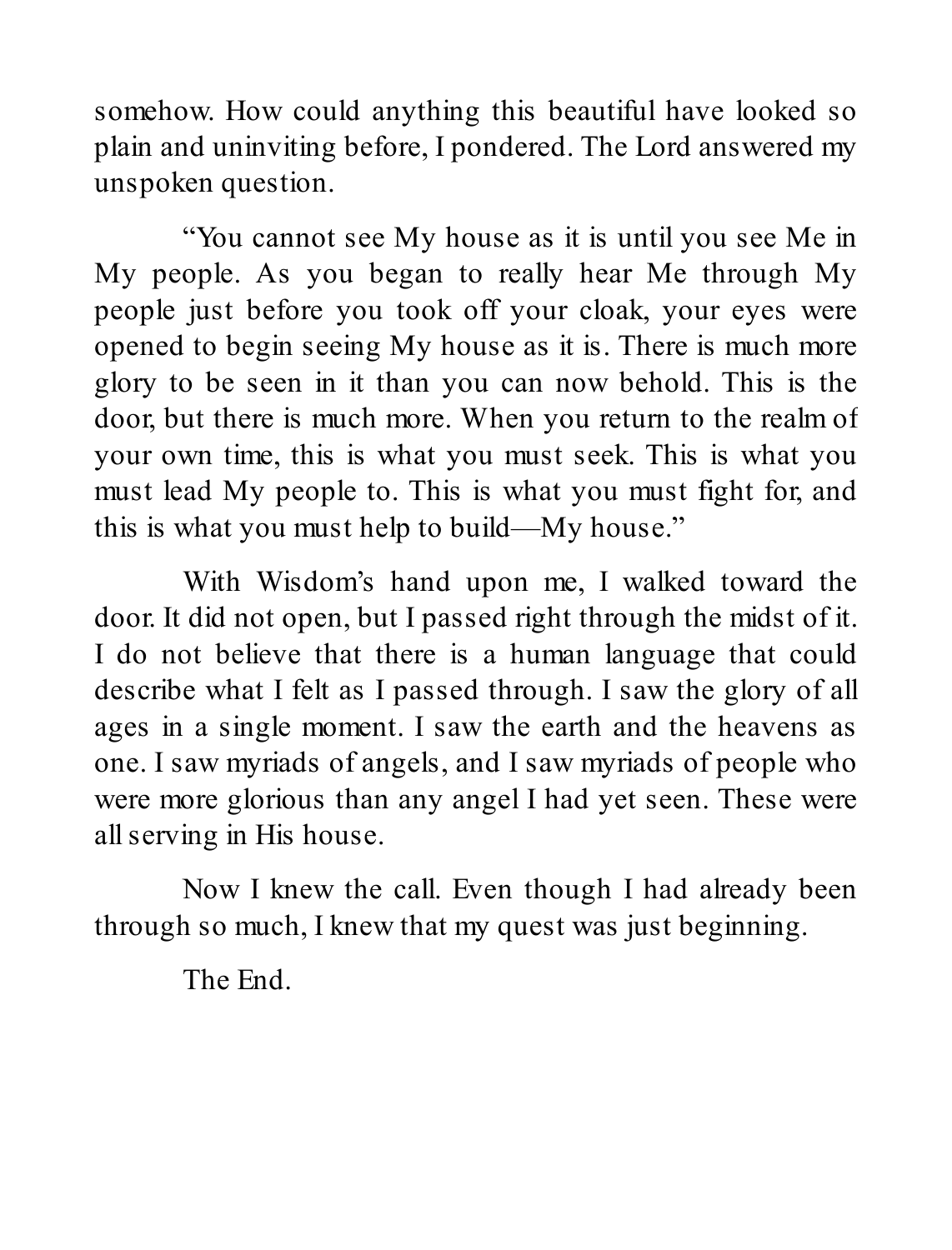somehow. How could anything this beautiful have looked so plain and uninviting before, I pondered. The Lord answered my unspoken question.

"You cannot see My house as it is until you see Me in My people. As you began to really hear Me through My people just before you took off your cloak, your eyes were opened to begin seeing My house as it is. There is much more glory to be seen in it than you can now behold. This is the door, but there is much more. When you return to the realm of your own time, this is what you must seek. This is what you must lead My people to. This is what you must fight for, and this is what you must help to build—My house."

With Wisdom's hand upon me, I walked toward the door. It did not open, but I passed right through the midst of it. I do not believe that there is a human language that could describe what I felt as I passed through. I saw the glory of all ages in a single moment. I saw the earth and the heavens as one. I saw myriads of angels, and I saw myriads of people who were more glorious than any angel I had yet seen. These were all serving in His house.

Now I knew the call. Even though I had already been through so much, I knew that my quest was just beginning.

The End.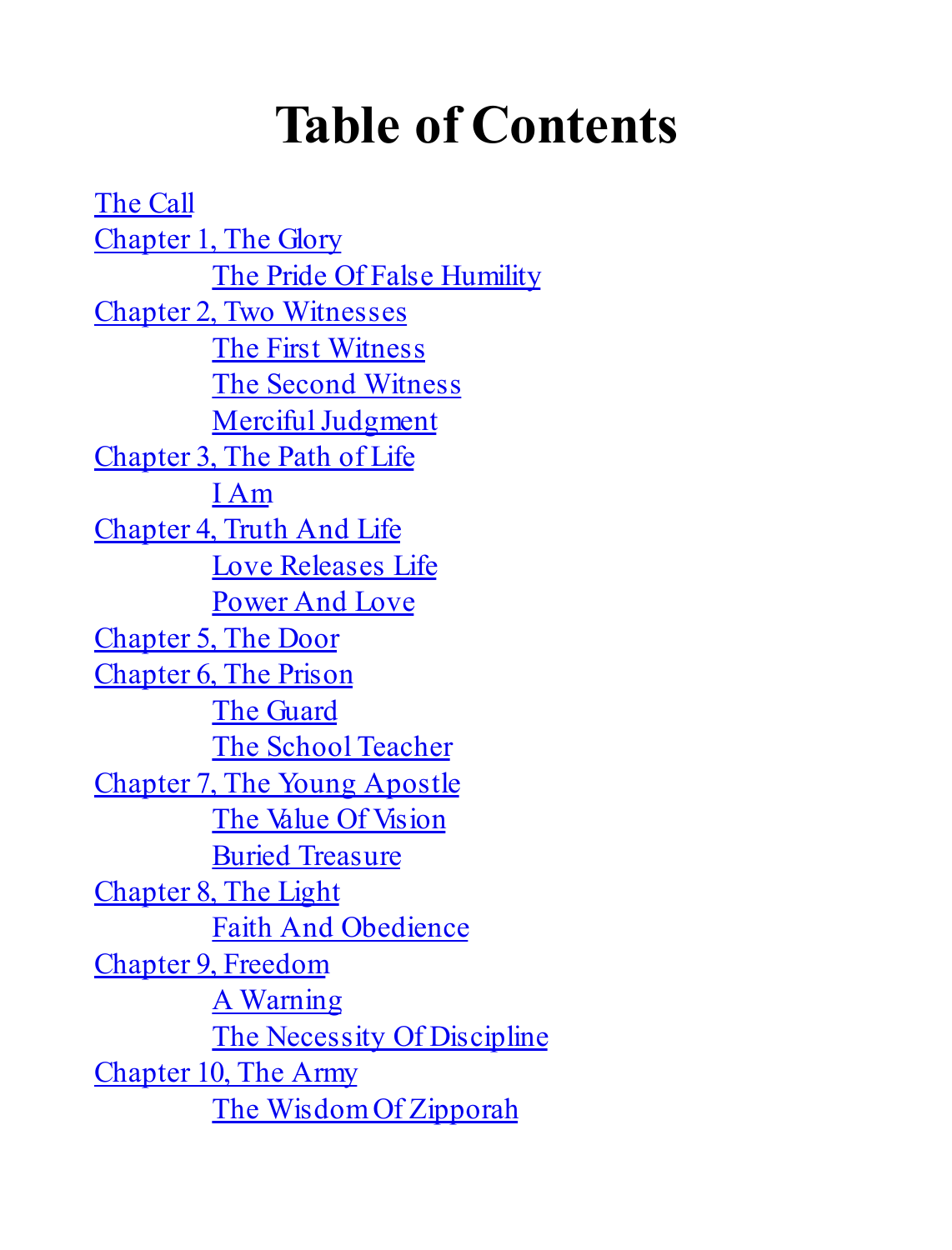# Table of Contents

- The Call
- Chapter 1, The Glory
  - The Pride Of False Humility
- Chapter 2, Two Witnesses
  - The First Witness
  - The Second Witness
  - Merciful Judgment
- Chapter 3, The Path of Life
  - I Am
- Chapter 4, Truth And Life
  - Love Releases Life
  - Power And Love
- Chapter 5, The Door
- Chapter 6, The Prison
  - The Guard
  - The School Teacher
- Chapter 7, The Young Apostle
  - The Value Of Vision
  - Buried Treasure
- Chapter 8, The Light
  - Faith And Obedience
- Chapter 9, Freedom
  - A Warning
  - The Necessity Of Discipline
- Chapter 10, The Army
  - The Wisdom Of Zipporah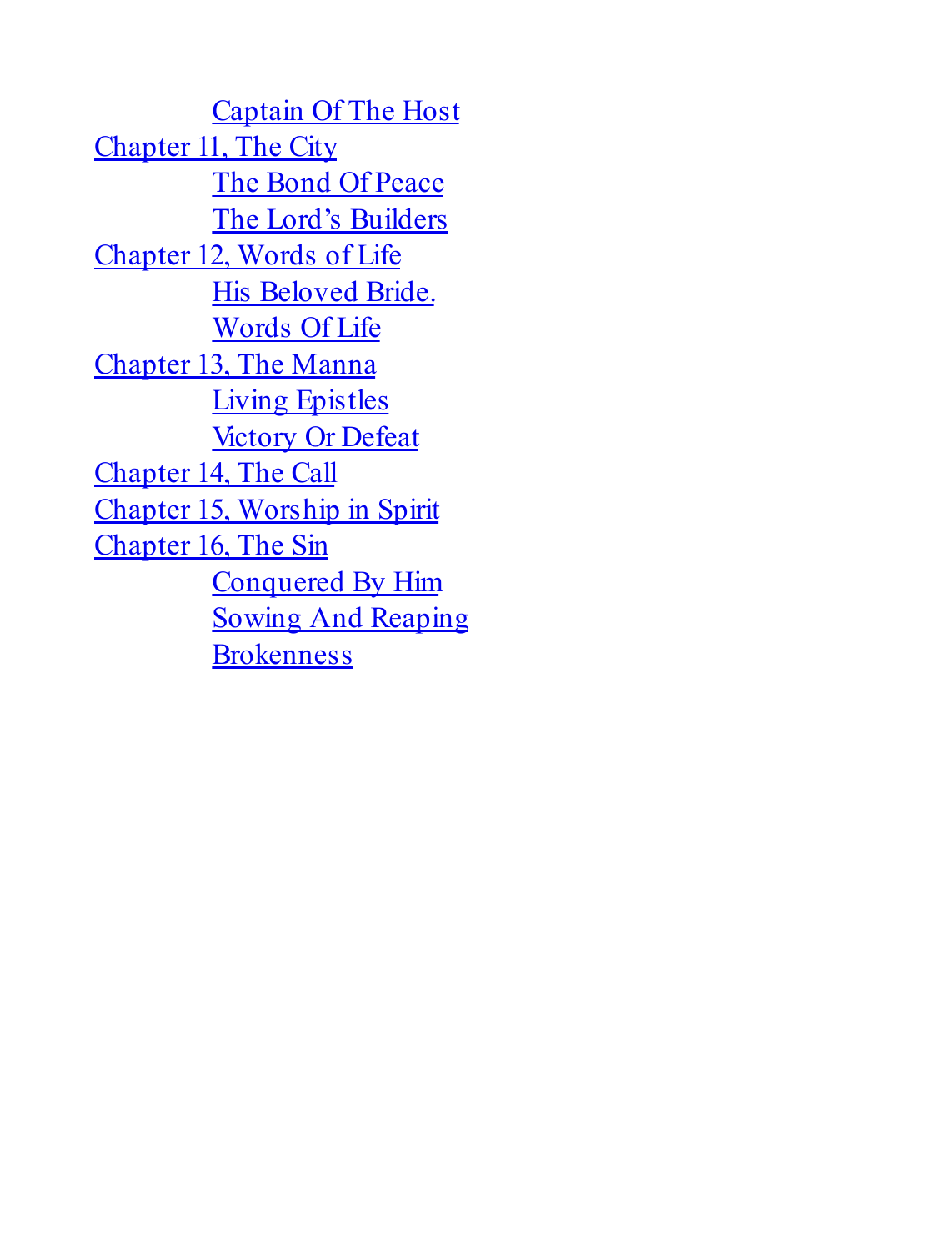- Captain Of The Host

- Chapter 11, The City
  - The Bond Of Peace
  - The Lord's Builders
- Chapter 12, Words of Life
  - His Beloved Bride.
  - Words Of Life
- Chapter 13, The Manna
  - Living Epistles
  - Victory Or Defeat
- Chapter 14, The Call
- Chapter 15, Worship in Spirit
- Chapter 16, The Sin
  - Conquered By Him
  - Sowing And Reaping
  - Brokenness